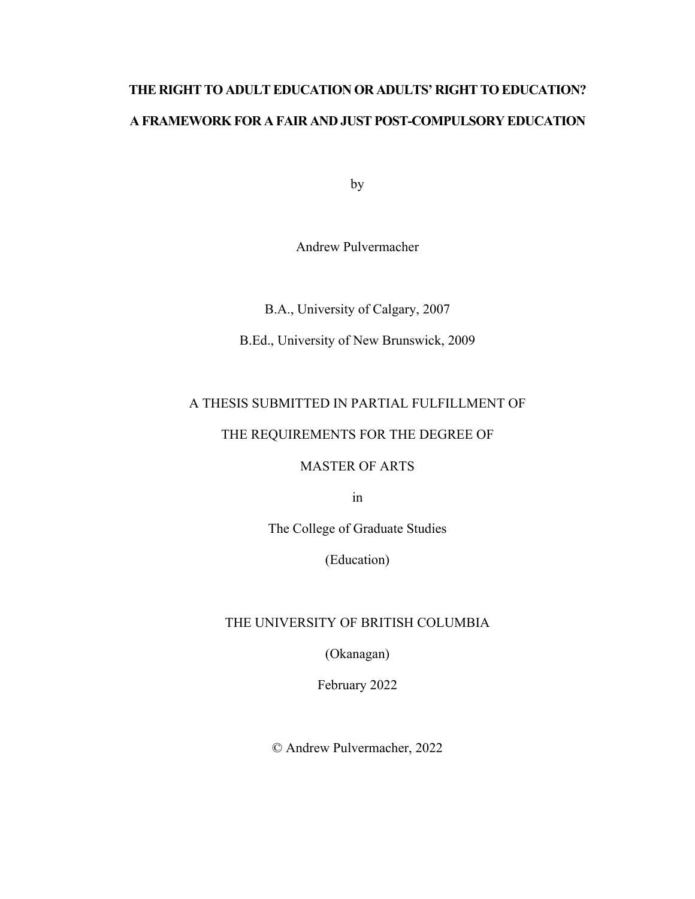# THE RIGHT TO ADULT EDUCATION OR ADULTS' RIGHT TO EDUCATION? A FRAMEWORK FOR A FAIR AND JUST POST-COMPULSORY EDUCATION

by

Andrew Pulvermacher

B.A., University of Calgary, 2007

B.Ed., University of New Brunswick, 2009

A THESIS SUBMITTED IN PARTIAL FULFILLMENT OF

THE REQUIREMENTS FOR THE DEGREE OF

MASTER OF ARTS

in

The College of Graduate Studies

(Education)

THE UNIVERSITY OF BRITISH COLUMBIA

(Okanagan)

February 2022

© Andrew Pulvermacher, 2022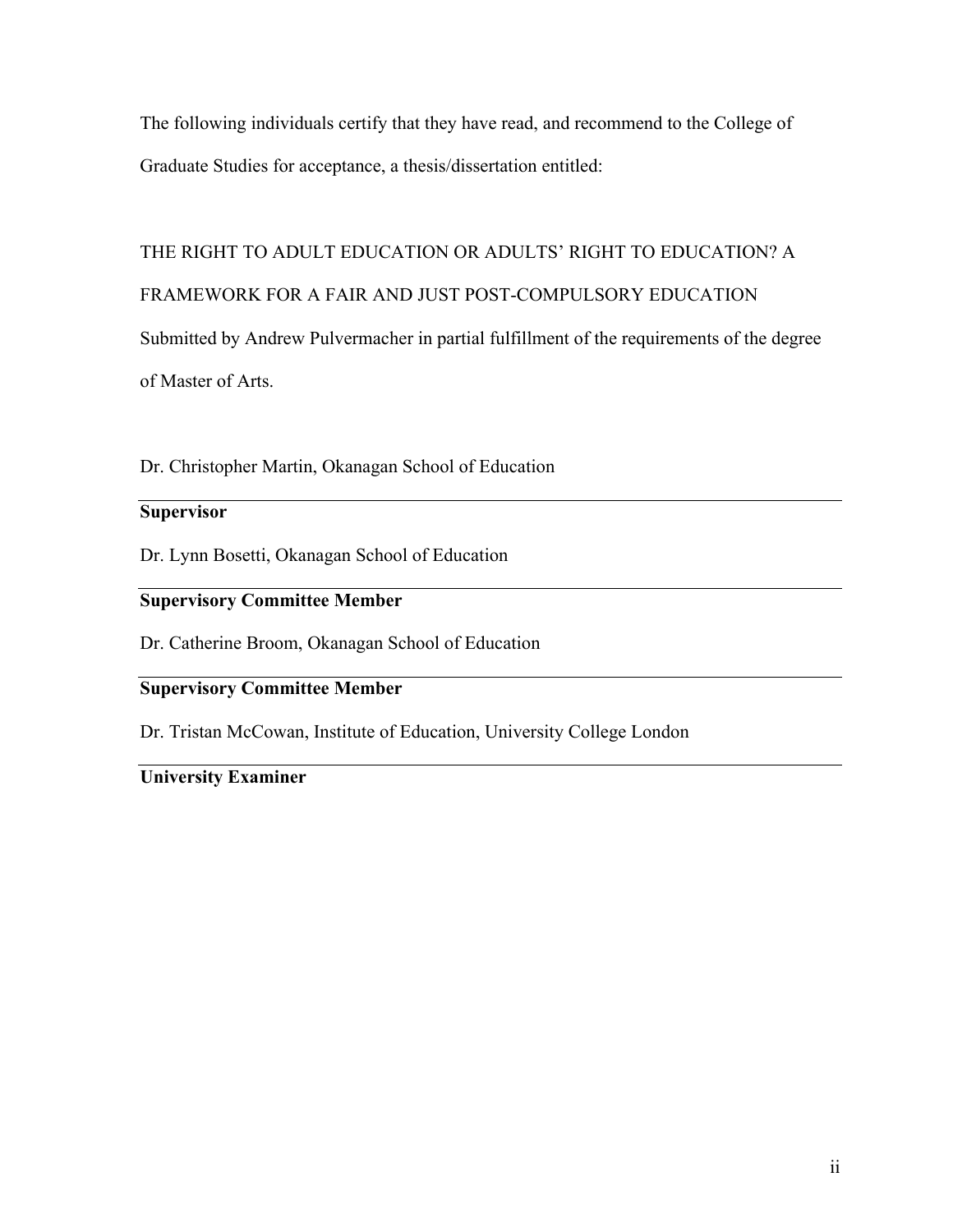The following individuals certify that they have read, and recommend to the College of Graduate Studies for acceptance, a thesis/dissertation entitled:

THE RIGHT TO ADULT EDUCATION OR ADULTS' RIGHT TO EDUCATION? A FRAMEWORK FOR A FAIR AND JUST POST-COMPULSORY EDUCATION

Submitted by Andrew Pulvermacher in partial fulfillment of the requirements of the degree of Master of Arts.

Dr. Christopher Martin, Okanagan School of Education

**Supervisor**

Dr. Lynn Bosetti, Okanagan School of Education

**Supervisory Committee Member**

Dr. Catherine Broom, Okanagan School of Education

**Supervisory Committee Member**

Dr. Tristan McCowan, Institute of Education, University College London

**University Examiner**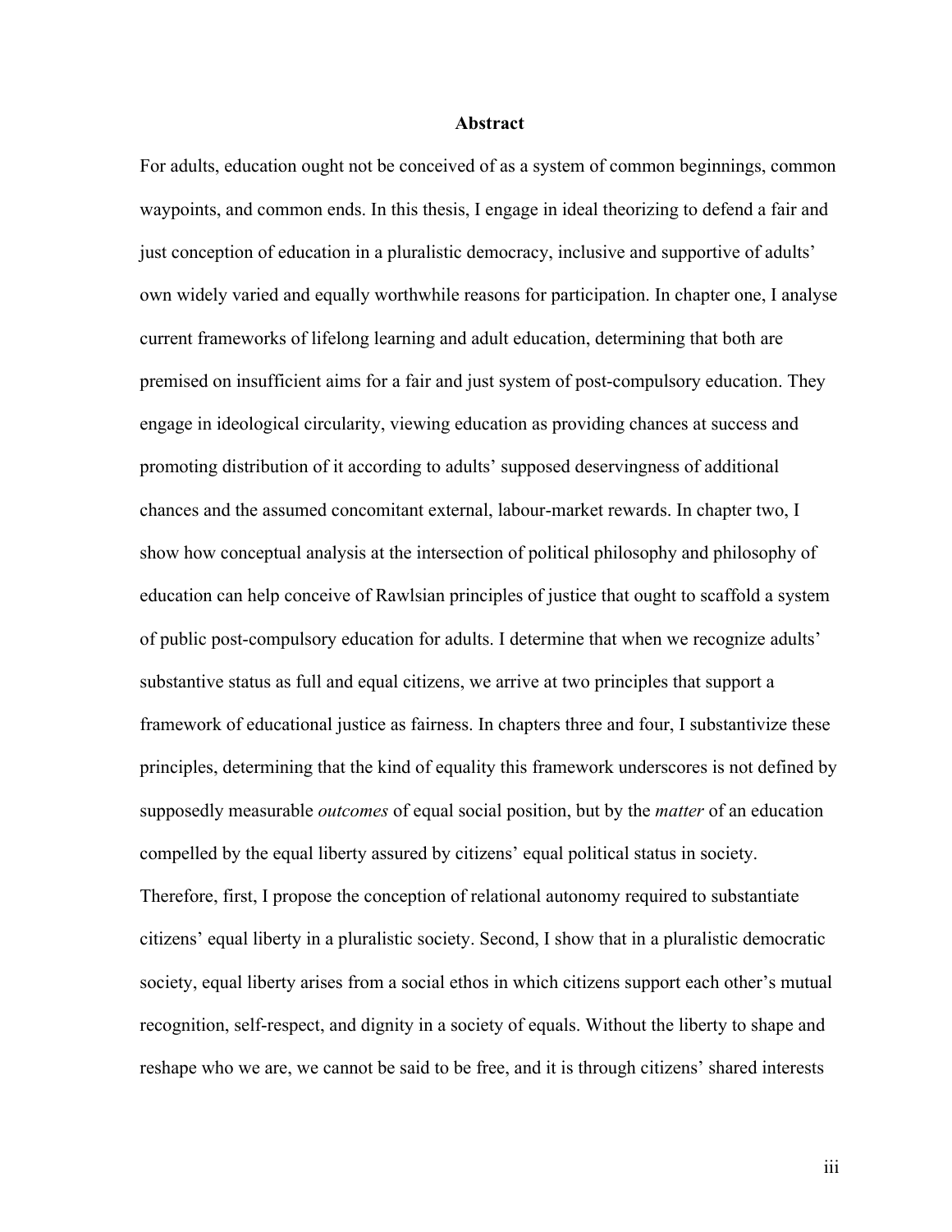# Abstract

For adults, education ought not be conceived of as a system of common beginnings, common waypoints, and common ends. In this thesis, I engage in ideal theorizing to defend a fair and just conception of education in a pluralistic democracy, inclusive and supportive of adults' own widely varied and equally worthwhile reasons for participation. In chapter one, I analyse current frameworks of lifelong learning and adult education, determining that both are premised on insufficient aims for a fair and just system of post-compulsory education. They engage in ideological circularity, viewing education as providing chances at success and promoting distribution of it according to adults' supposed deservingness of additional chances and the assumed concomitant external, labour-market rewards. In chapter two, I show how conceptual analysis at the intersection of political philosophy and philosophy of education can help conceive of Rawlsian principles of justice that ought to scaffold a system of public post-compulsory education for adults. I determine that when we recognize adults' substantive status as full and equal citizens, we arrive at two principles that support a framework of educational justice as fairness. In chapters three and four, I substantivize these principles, determining that the kind of equality this framework underscores is not defined by supposedly measurable *outcomes* of equal social position, but by the *matter* of an education compelled by the equal liberty assured by citizens' equal political status in society. Therefore, first, I propose the conception of relational autonomy required to substantiate citizens' equal liberty in a pluralistic society. Second, I show that in a pluralistic democratic society, equal liberty arises from a social ethos in which citizens support each other's mutual recognition, self-respect, and dignity in a society of equals. Without the liberty to shape and reshape who we are, we cannot be said to be free, and it is through citizens' shared interests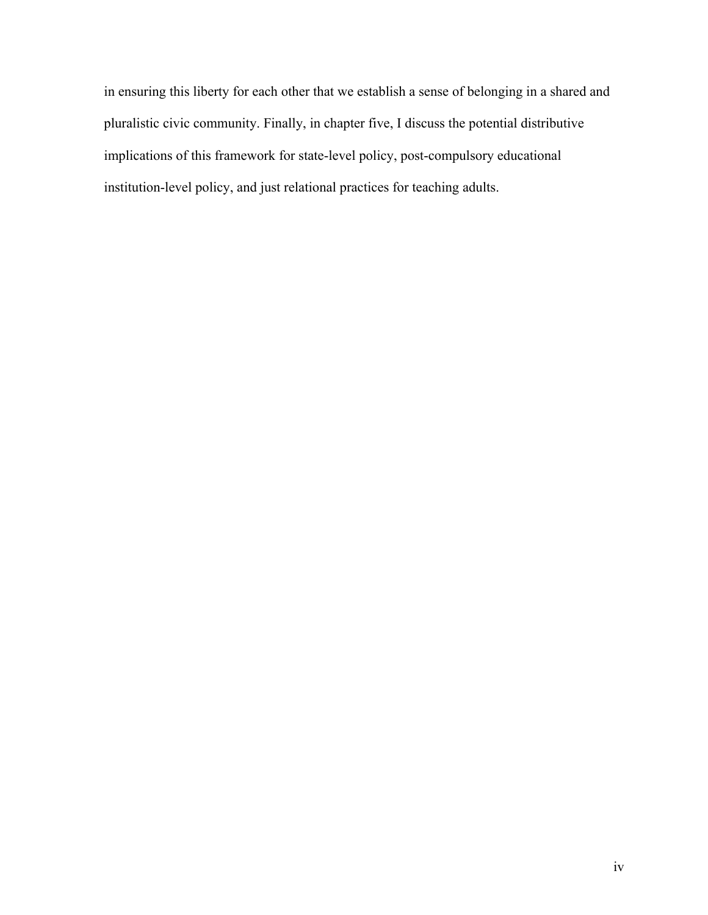in ensuring this liberty for each other that we establish a sense of belonging in a shared and pluralistic civic community. Finally, in chapter five, I discuss the potential distributive implications of this framework for state-level policy, post-compulsory educational institution-level policy, and just relational practices for teaching adults.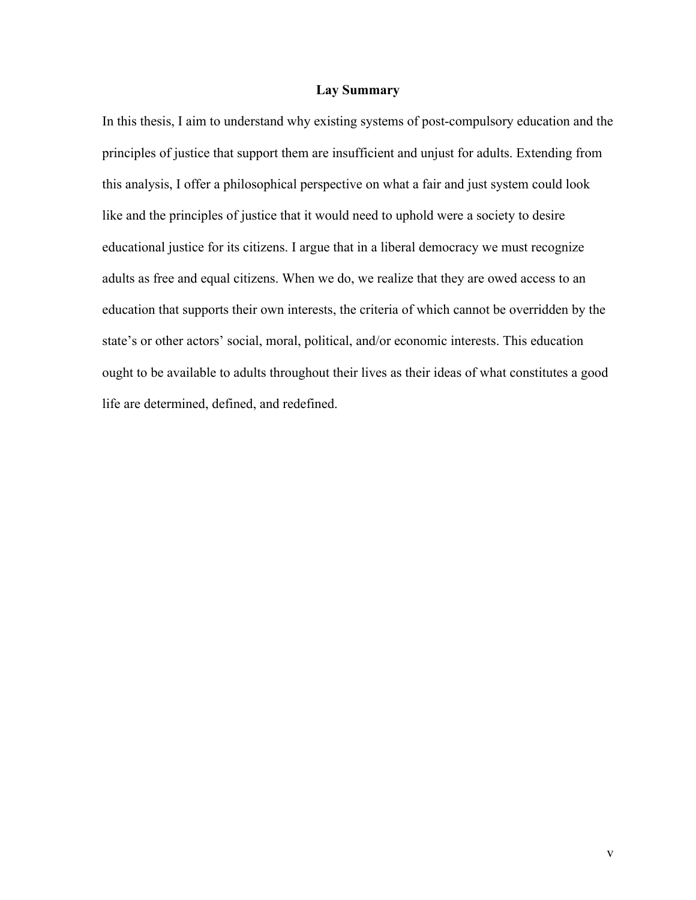## Lay Summary

In this thesis, I aim to understand why existing systems of post-compulsory education and the principles of justice that support them are insufficient and unjust for adults. Extending from this analysis, I offer a philosophical perspective on what a fair and just system could look like and the principles of justice that it would need to uphold were a society to desire educational justice for its citizens. I argue that in a liberal democracy we must recognize adults as free and equal citizens. When we do, we realize that they are owed access to an education that supports their own interests, the criteria of which cannot be overridden by the state's or other actors' social, moral, political, and/or economic interests. This education ought to be available to adults throughout their lives as their ideas of what constitutes a good life are determined, defined, and redefined.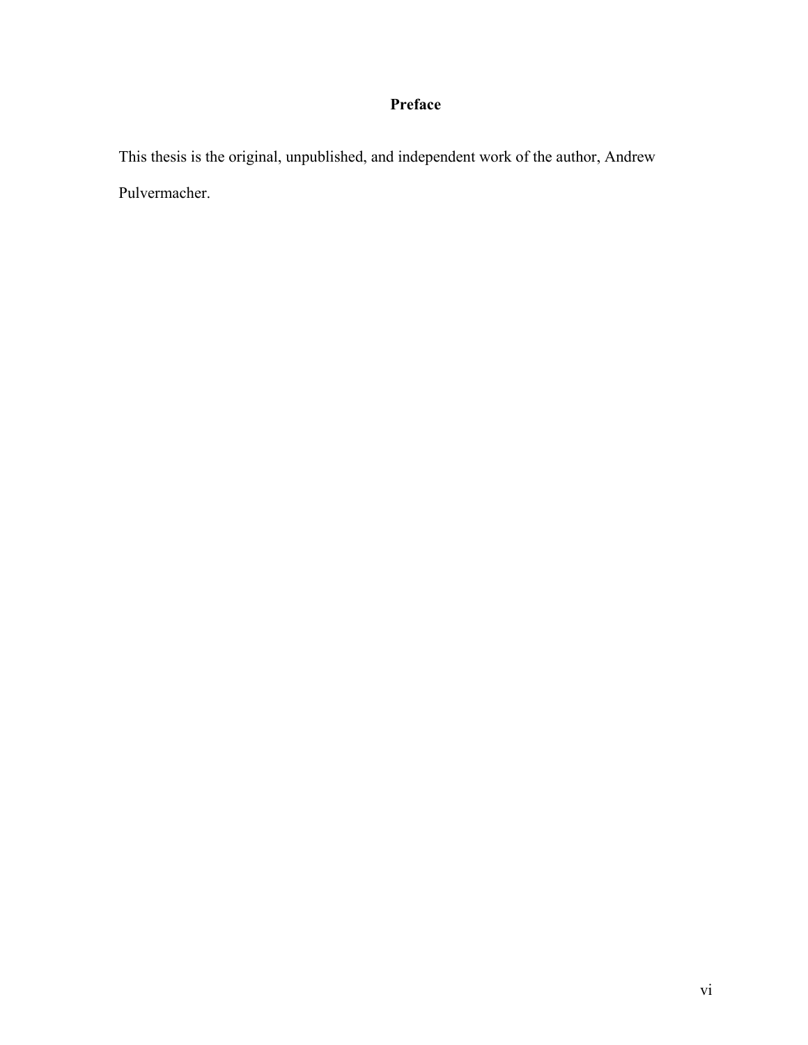## Preface

This thesis is the original, unpublished, and independent work of the author, Andrew Pulvermacher.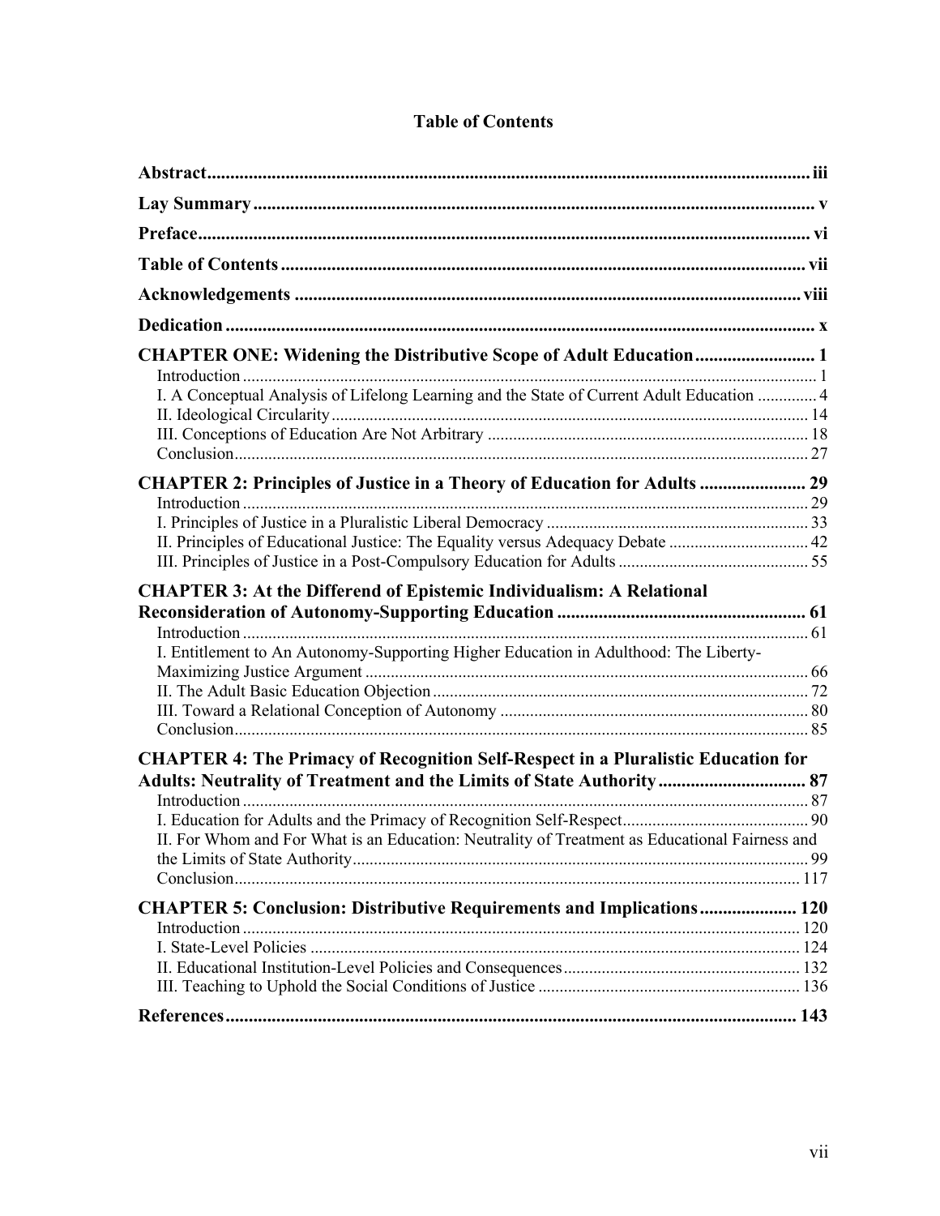# Table of Contents

**Abstract** .......... iii

**Lay Summary** .......... v

**Preface** .......... vi

**Table of Contents** .......... vii

**Acknowledgements** .......... viii

**Dedication** .......... x

**CHAPTER ONE: Widening the Distributive Scope of Adult Education** .......... 1

- Introduction .......... 1
- I. A Conceptual Analysis of Lifelong Learning and the State of Current Adult Education .......... 4
- II. Ideological Circularity .......... 14
- III. Conceptions of Education Are Not Arbitrary .......... 18
- Conclusion .......... 27

**CHAPTER 2: Principles of Justice in a Theory of Education for Adults** .......... 29

- Introduction .......... 29
- I. Principles of Justice in a Pluralistic Liberal Democracy .......... 33
- II. Principles of Educational Justice: The Equality versus Adequacy Debate .......... 42
- III. Principles of Justice in a Post-Compulsory Education for Adults .......... 55

**CHAPTER 3: At the Differend of Epistemic Individualism: A Relational Reconsideration of Autonomy-Supporting Education** .......... 61

- Introduction .......... 61
- I. Entitlement to An Autonomy-Supporting Higher Education in Adulthood: The Liberty-Maximizing Justice Argument .......... 66
- II. The Adult Basic Education Objection .......... 72
- III. Toward a Relational Conception of Autonomy .......... 80
- Conclusion .......... 85

**CHAPTER 4: The Primacy of Recognition Self-Respect in a Pluralistic Education for Adults: Neutrality of Treatment and the Limits of State Authority** .......... 87

- Introduction .......... 87
- I. Education for Adults and the Primacy of Recognition Self-Respect .......... 90
- II. For Whom and For What is an Education: Neutrality of Treatment as Educational Fairness and the Limits of State Authority .......... 99
- Conclusion .......... 117

**CHAPTER 5: Conclusion: Distributive Requirements and Implications** .......... 120

- Introduction .......... 120
- I. State-Level Policies .......... 124
- II. Educational Institution-Level Policies and Consequences .......... 132
- III. Teaching to Uphold the Social Conditions of Justice .......... 136

**References** .......... 143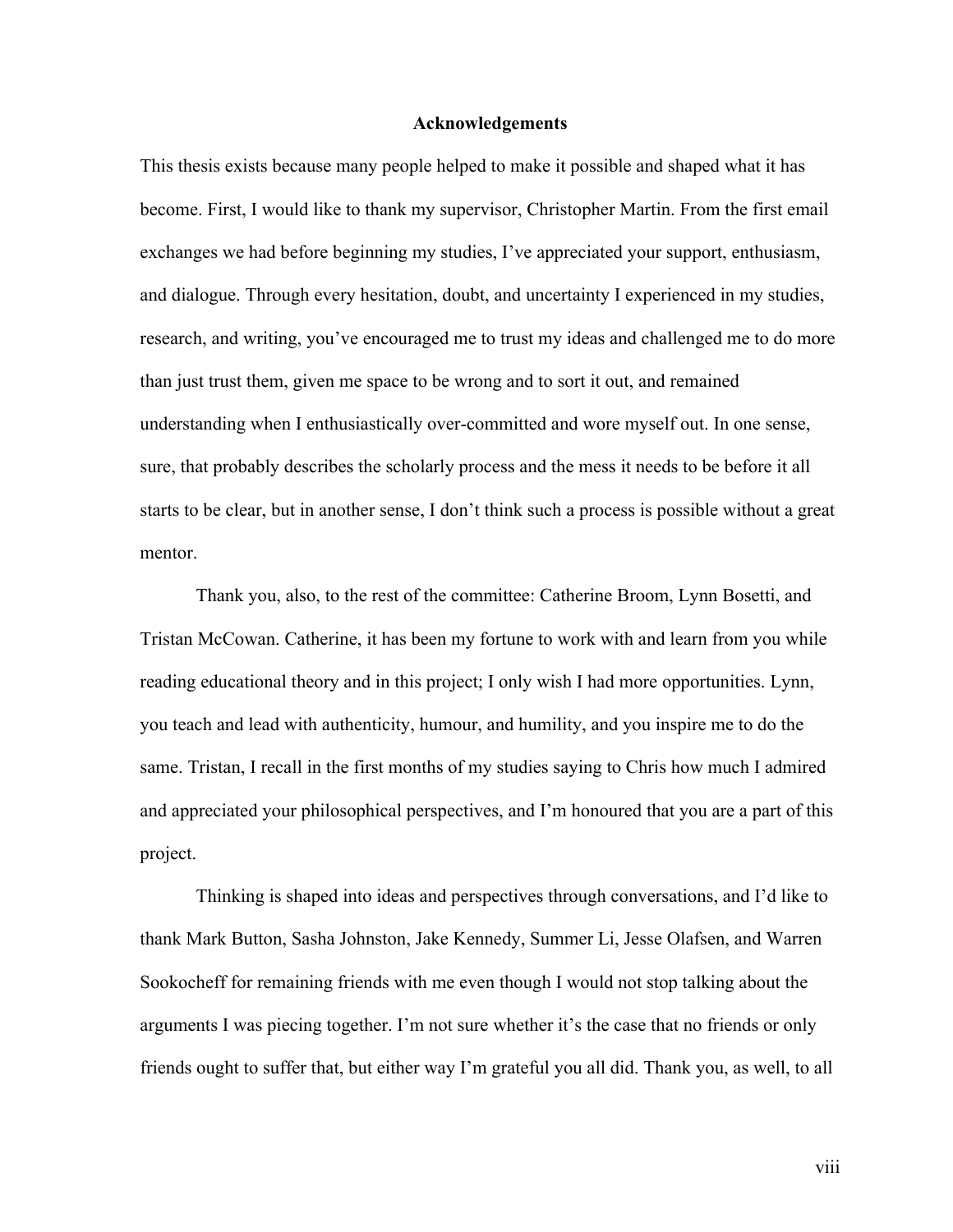## Acknowledgements

This thesis exists because many people helped to make it possible and shaped what it has become. First, I would like to thank my supervisor, Christopher Martin. From the first email exchanges we had before beginning my studies, I've appreciated your support, enthusiasm, and dialogue. Through every hesitation, doubt, and uncertainty I experienced in my studies, research, and writing, you've encouraged me to trust my ideas and challenged me to do more than just trust them, given me space to be wrong and to sort it out, and remained understanding when I enthusiastically over-committed and wore myself out. In one sense, sure, that probably describes the scholarly process and the mess it needs to be before it all starts to be clear, but in another sense, I don't think such a process is possible without a great mentor.

Thank you, also, to the rest of the committee: Catherine Broom, Lynn Bosetti, and Tristan McCowan. Catherine, it has been my fortune to work with and learn from you while reading educational theory and in this project; I only wish I had more opportunities. Lynn, you teach and lead with authenticity, humour, and humility, and you inspire me to do the same. Tristan, I recall in the first months of my studies saying to Chris how much I admired and appreciated your philosophical perspectives, and I'm honoured that you are a part of this project.

Thinking is shaped into ideas and perspectives through conversations, and I'd like to thank Mark Button, Sasha Johnston, Jake Kennedy, Summer Li, Jesse Olafsen, and Warren Sookocheff for remaining friends with me even though I would not stop talking about the arguments I was piecing together. I'm not sure whether it's the case that no friends or only friends ought to suffer that, but either way I'm grateful you all did. Thank you, as well, to all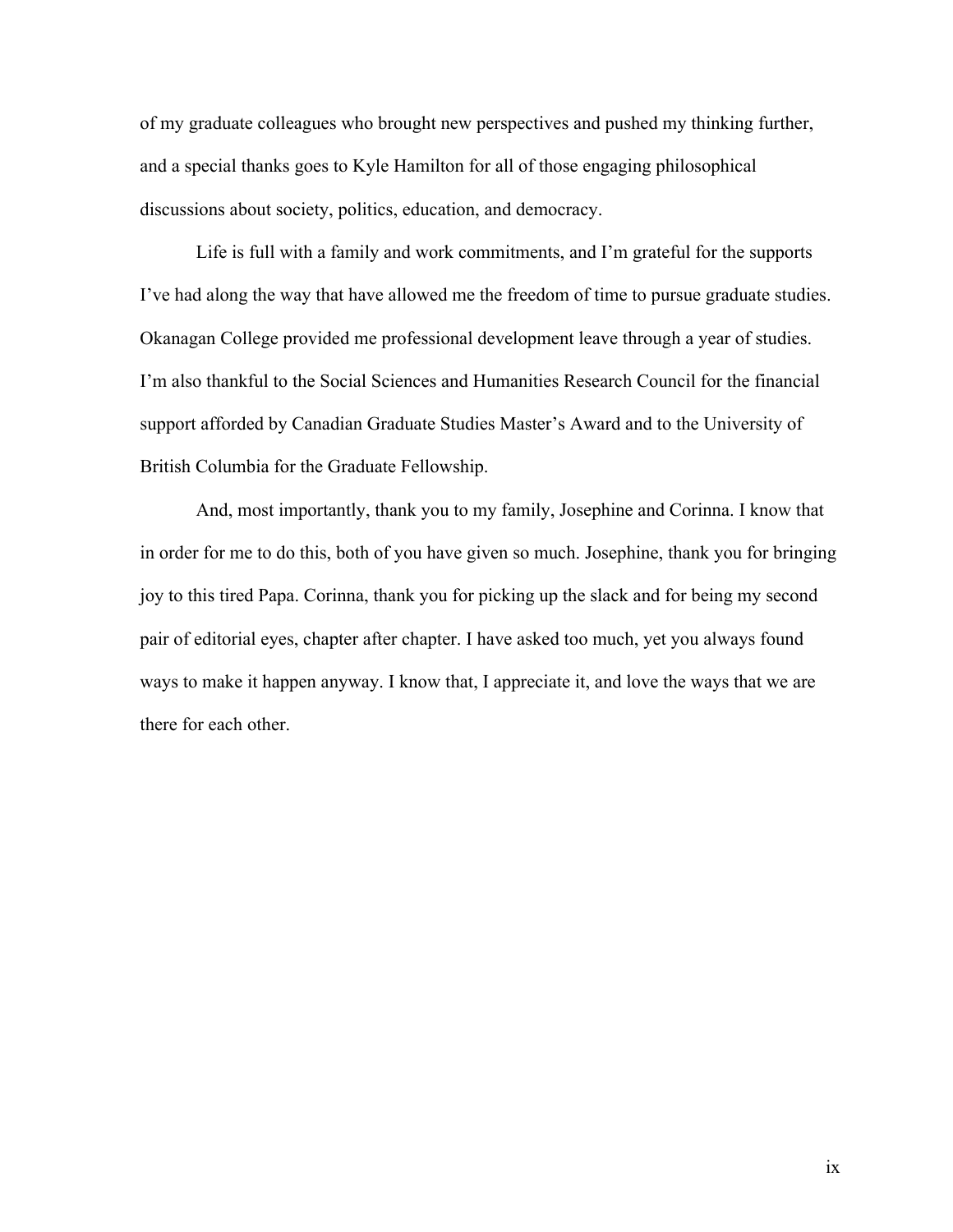of my graduate colleagues who brought new perspectives and pushed my thinking further, and a special thanks goes to Kyle Hamilton for all of those engaging philosophical discussions about society, politics, education, and democracy.

Life is full with a family and work commitments, and I'm grateful for the supports I've had along the way that have allowed me the freedom of time to pursue graduate studies. Okanagan College provided me professional development leave through a year of studies. I'm also thankful to the Social Sciences and Humanities Research Council for the financial support afforded by Canadian Graduate Studies Master's Award and to the University of British Columbia for the Graduate Fellowship.

And, most importantly, thank you to my family, Josephine and Corinna. I know that in order for me to do this, both of you have given so much. Josephine, thank you for bringing joy to this tired Papa. Corinna, thank you for picking up the slack and for being my second pair of editorial eyes, chapter after chapter. I have asked too much, yet you always found ways to make it happen anyway. I know that, I appreciate it, and love the ways that we are there for each other.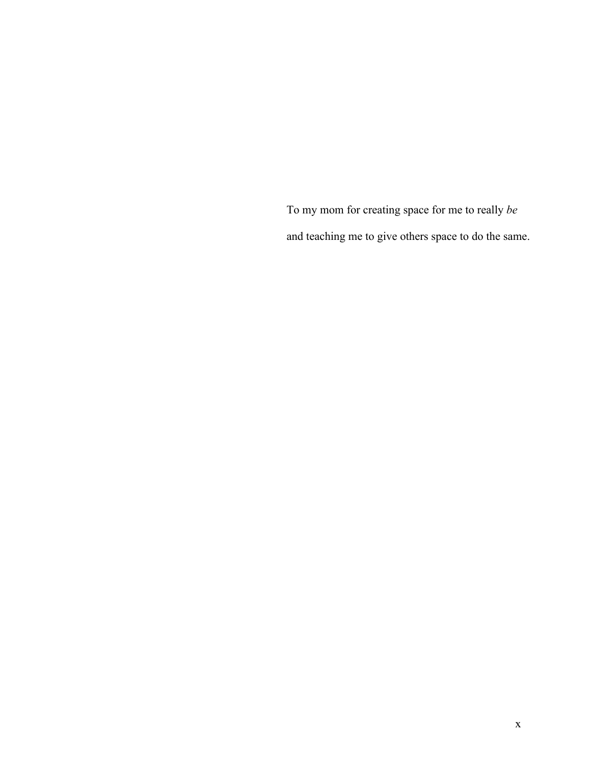To my mom for creating space for me to really *be*

and teaching me to give others space to do the same.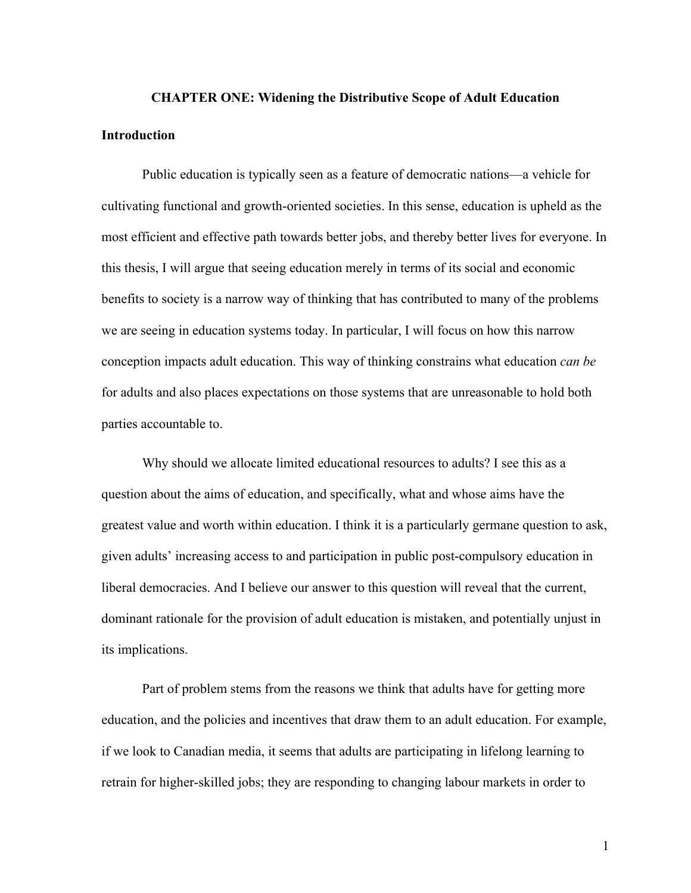## CHAPTER ONE: Widening the Distributive Scope of Adult Education

### Introduction

Public education is typically seen as a feature of democratic nations—a vehicle for cultivating functional and growth-oriented societies. In this sense, education is upheld as the most efficient and effective path towards better jobs, and thereby better lives for everyone. In this thesis, I will argue that seeing education merely in terms of its social and economic benefits to society is a narrow way of thinking that has contributed to many of the problems we are seeing in education systems today. In particular, I will focus on how this narrow conception impacts adult education. This way of thinking constrains what education *can be* for adults and also places expectations on those systems that are unreasonable to hold both parties accountable to.

Why should we allocate limited educational resources to adults? I see this as a question about the aims of education, and specifically, what and whose aims have the greatest value and worth within education. I think it is a particularly germane question to ask, given adults' increasing access to and participation in public post-compulsory education in liberal democracies. And I believe our answer to this question will reveal that the current, dominant rationale for the provision of adult education is mistaken, and potentially unjust in its implications.

Part of problem stems from the reasons we think that adults have for getting more education, and the policies and incentives that draw them to an adult education. For example, if we look to Canadian media, it seems that adults are participating in lifelong learning to retrain for higher-skilled jobs; they are responding to changing labour markets in order to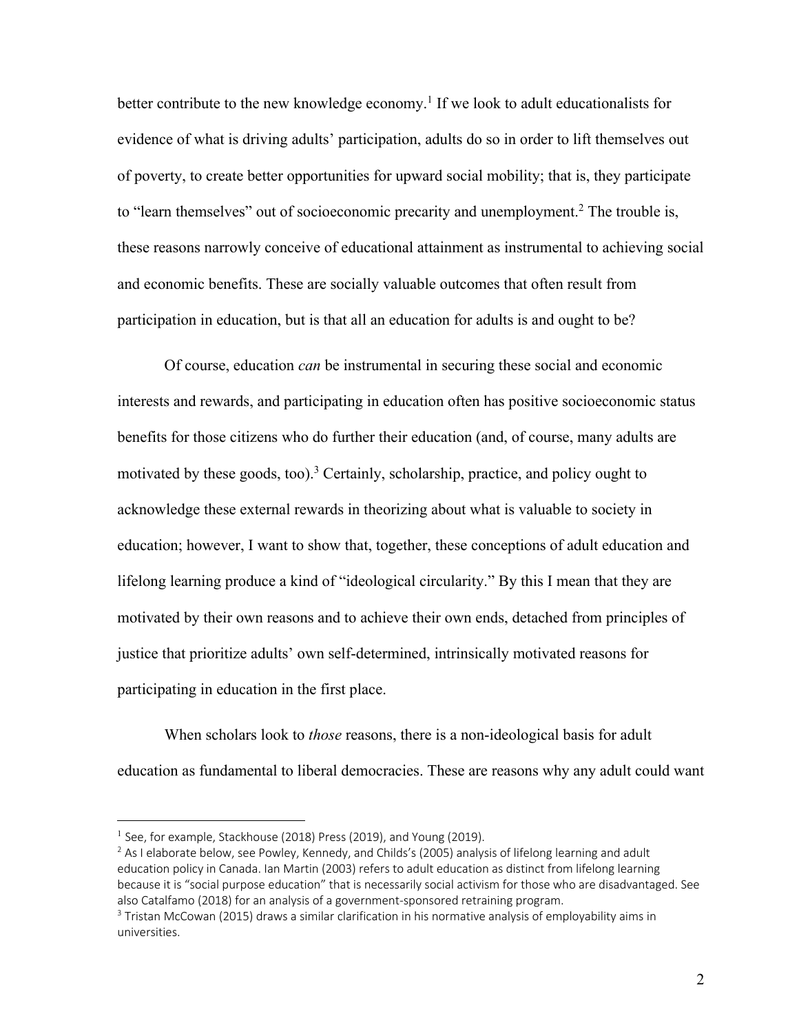better contribute to the new knowledge economy.[1] If we look to adult educationalists for evidence of what is driving adults' participation, adults do so in order to lift themselves out of poverty, to create better opportunities for upward social mobility; that is, they participate to "learn themselves" out of socioeconomic precarity and unemployment.[2] The trouble is, these reasons narrowly conceive of educational attainment as instrumental to achieving social and economic benefits. These are socially valuable outcomes that often result from participation in education, but is that all an education for adults is and ought to be?

Of course, education *can* be instrumental in securing these social and economic interests and rewards, and participating in education often has positive socioeconomic status benefits for those citizens who do further their education (and, of course, many adults are motivated by these goods, too).[3] Certainly, scholarship, practice, and policy ought to acknowledge these external rewards in theorizing about what is valuable to society in education; however, I want to show that, together, these conceptions of adult education and lifelong learning produce a kind of "ideological circularity." By this I mean that they are motivated by their own reasons and to achieve their own ends, detached from principles of justice that prioritize adults' own self-determined, intrinsically motivated reasons for participating in education in the first place.

When scholars look to *those* reasons, there is a non-ideological basis for adult education as fundamental to liberal democracies. These are reasons why any adult could want

[1] See, for example, Stackhouse (2018) Press (2019), and Young (2019).

[2] As I elaborate below, see Powley, Kennedy, and Childs's (2005) analysis of lifelong learning and adult education policy in Canada. Ian Martin (2003) refers to adult education as distinct from lifelong learning because it is "social purpose education" that is necessarily social activism for those who are disadvantaged. See also Catalfamo (2018) for an analysis of a government-sponsored retraining program.

[3] Tristan McCowan (2015) draws a similar clarification in his normative analysis of employability aims in universities.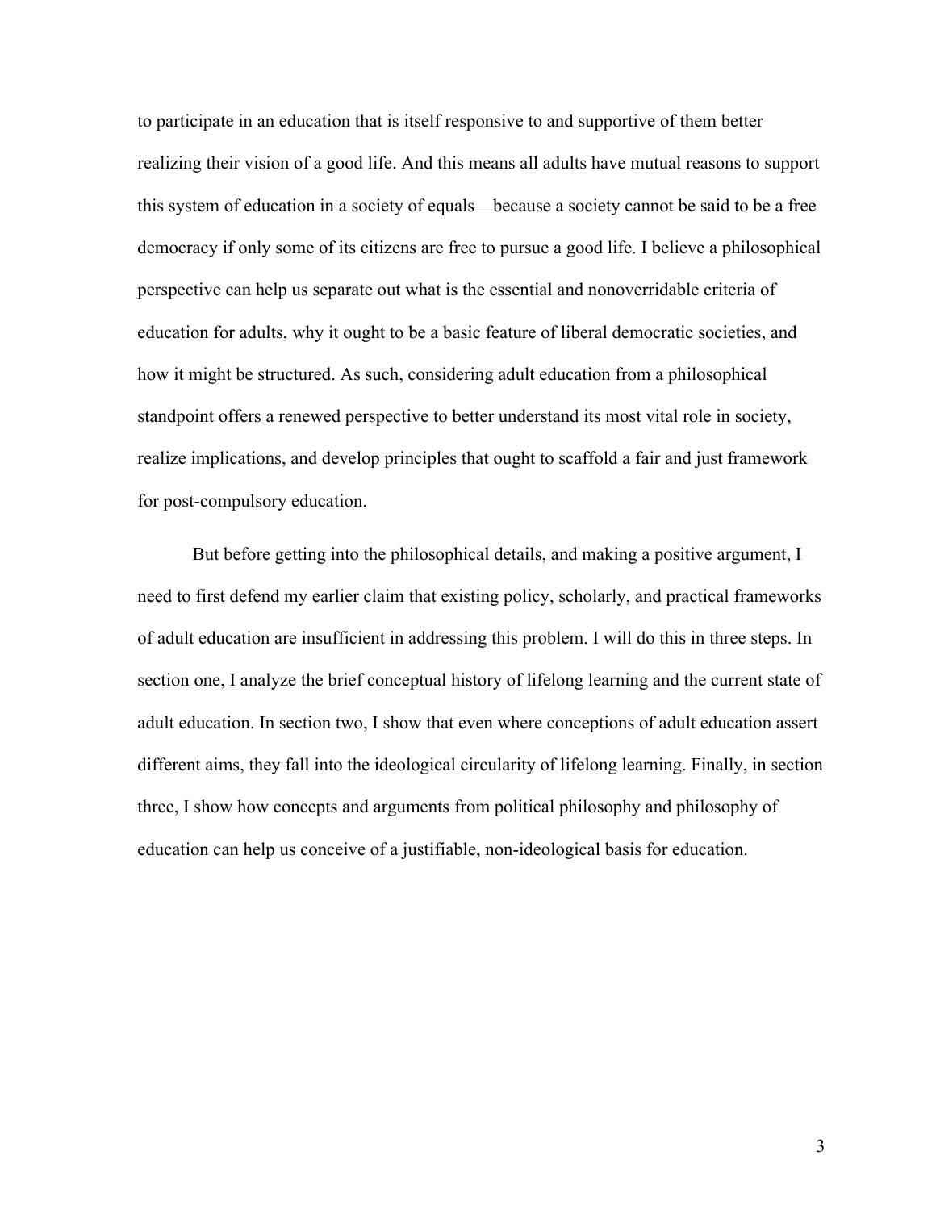to participate in an education that is itself responsive to and supportive of them better realizing their vision of a good life. And this means all adults have mutual reasons to support this system of education in a society of equals—because a society cannot be said to be a free democracy if only some of its citizens are free to pursue a good life. I believe a philosophical perspective can help us separate out what is the essential and nonoverridable criteria of education for adults, why it ought to be a basic feature of liberal democratic societies, and how it might be structured. As such, considering adult education from a philosophical standpoint offers a renewed perspective to better understand its most vital role in society, realize implications, and develop principles that ought to scaffold a fair and just framework for post-compulsory education.

But before getting into the philosophical details, and making a positive argument, I need to first defend my earlier claim that existing policy, scholarly, and practical frameworks of adult education are insufficient in addressing this problem. I will do this in three steps. In section one, I analyze the brief conceptual history of lifelong learning and the current state of adult education. In section two, I show that even where conceptions of adult education assert different aims, they fall into the ideological circularity of lifelong learning. Finally, in section three, I show how concepts and arguments from political philosophy and philosophy of education can help us conceive of a justifiable, non-ideological basis for education.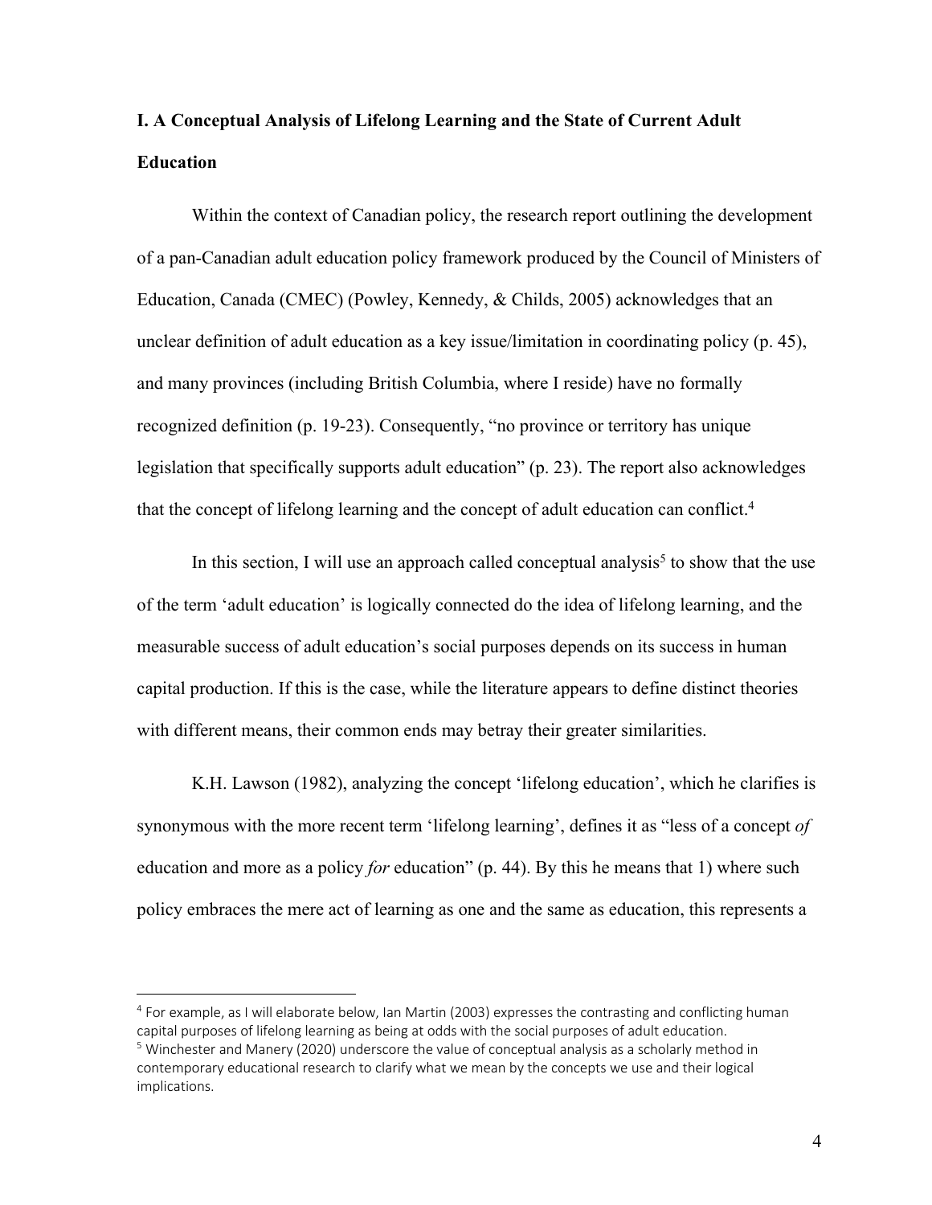## I. A Conceptual Analysis of Lifelong Learning and the State of Current Adult Education

Within the context of Canadian policy, the research report outlining the development of a pan-Canadian adult education policy framework produced by the Council of Ministers of Education, Canada (CMEC) (Powley, Kennedy, & Childs, 2005) acknowledges that an unclear definition of adult education as a key issue/limitation in coordinating policy (p. 45), and many provinces (including British Columbia, where I reside) have no formally recognized definition (p. 19-23). Consequently, "no province or territory has unique legislation that specifically supports adult education" (p. 23). The report also acknowledges that the concept of lifelong learning and the concept of adult education can conflict.[4]

In this section, I will use an approach called conceptual analysis[5] to show that the use of the term 'adult education' is logically connected do the idea of lifelong learning, and the measurable success of adult education's social purposes depends on its success in human capital production. If this is the case, while the literature appears to define distinct theories with different means, their common ends may betray their greater similarities.

K.H. Lawson (1982), analyzing the concept 'lifelong education', which he clarifies is synonymous with the more recent term 'lifelong learning', defines it as "less of a concept *of* education and more as a policy *for* education" (p. 44). By this he means that 1) where such policy embraces the mere act of learning as one and the same as education, this represents a

---

[4] For example, as I will elaborate below, Ian Martin (2003) expresses the contrasting and conflicting human capital purposes of lifelong learning as being at odds with the social purposes of adult education.

[5] Winchester and Manery (2020) underscore the value of conceptual analysis as a scholarly method in contemporary educational research to clarify what we mean by the concepts we use and their logical implications.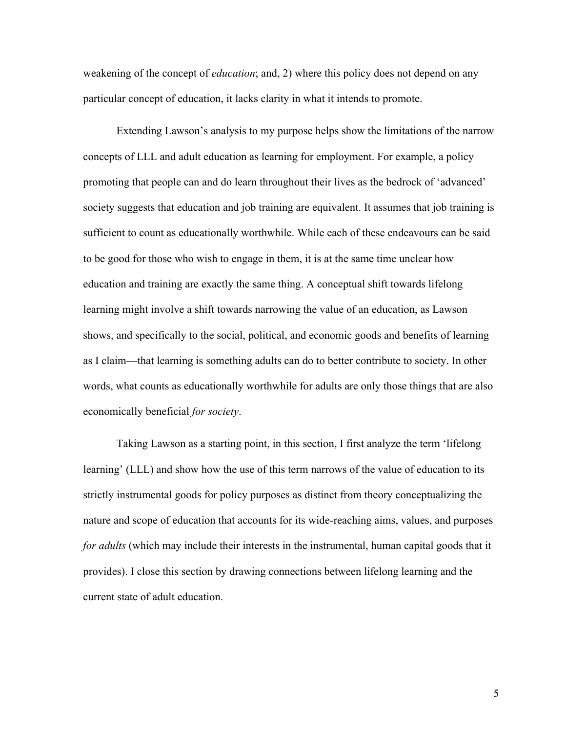weakening of the concept of *education*; and, 2) where this policy does not depend on any particular concept of education, it lacks clarity in what it intends to promote.

Extending Lawson's analysis to my purpose helps show the limitations of the narrow concepts of LLL and adult education as learning for employment. For example, a policy promoting that people can and do learn throughout their lives as the bedrock of 'advanced' society suggests that education and job training are equivalent. It assumes that job training is sufficient to count as educationally worthwhile. While each of these endeavours can be said to be good for those who wish to engage in them, it is at the same time unclear how education and training are exactly the same thing. A conceptual shift towards lifelong learning might involve a shift towards narrowing the value of an education, as Lawson shows, and specifically to the social, political, and economic goods and benefits of learning as I claim—that learning is something adults can do to better contribute to society. In other words, what counts as educationally worthwhile for adults are only those things that are also economically beneficial *for society*.

Taking Lawson as a starting point, in this section, I first analyze the term 'lifelong learning' (LLL) and show how the use of this term narrows of the value of education to its strictly instrumental goods for policy purposes as distinct from theory conceptualizing the nature and scope of education that accounts for its wide-reaching aims, values, and purposes *for adults* (which may include their interests in the instrumental, human capital goods that it provides). I close this section by drawing connections between lifelong learning and the current state of adult education.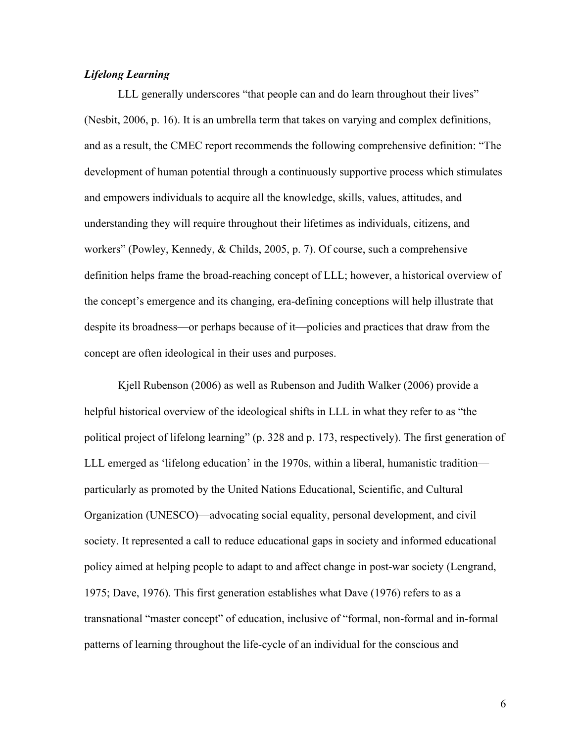***Lifelong Learning***

LLL generally underscores “that people can and do learn throughout their lives” (Nesbit, 2006, p. 16). It is an umbrella term that takes on varying and complex definitions, and as a result, the CMEC report recommends the following comprehensive definition: “The development of human potential through a continuously supportive process which stimulates and empowers individuals to acquire all the knowledge, skills, values, attitudes, and understanding they will require throughout their lifetimes as individuals, citizens, and workers” (Powley, Kennedy, & Childs, 2005, p. 7). Of course, such a comprehensive definition helps frame the broad-reaching concept of LLL; however, a historical overview of the concept’s emergence and its changing, era-defining conceptions will help illustrate that despite its broadness—or perhaps because of it—policies and practices that draw from the concept are often ideological in their uses and purposes.

Kjell Rubenson (2006) as well as Rubenson and Judith Walker (2006) provide a helpful historical overview of the ideological shifts in LLL in what they refer to as “the political project of lifelong learning” (p. 328 and p. 173, respectively). The first generation of LLL emerged as ‘lifelong education’ in the 1970s, within a liberal, humanistic tradition—particularly as promoted by the United Nations Educational, Scientific, and Cultural Organization (UNESCO)—advocating social equality, personal development, and civil society. It represented a call to reduce educational gaps in society and informed educational policy aimed at helping people to adapt to and affect change in post-war society (Lengrand, 1975; Dave, 1976). This first generation establishes what Dave (1976) refers to as a transnational “master concept” of education, inclusive of “formal, non-formal and in-formal patterns of learning throughout the life-cycle of an individual for the conscious and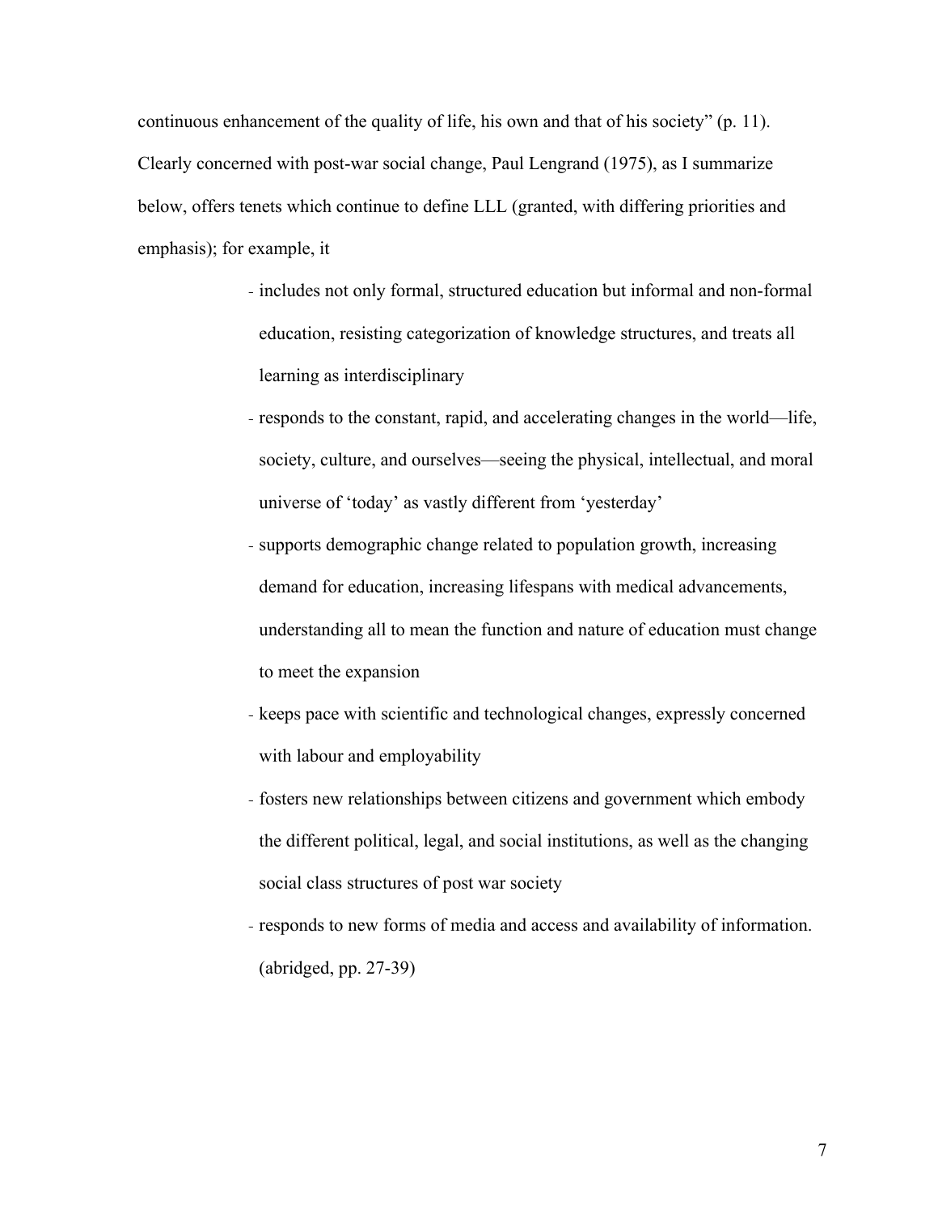continuous enhancement of the quality of life, his own and that of his society" (p. 11). Clearly concerned with post-war social change, Paul Lengrand (1975), as I summarize below, offers tenets which continue to define LLL (granted, with differing priorities and emphasis); for example, it

- includes not only formal, structured education but informal and non-formal education, resisting categorization of knowledge structures, and treats all learning as interdisciplinary
- responds to the constant, rapid, and accelerating changes in the world—life, society, culture, and ourselves—seeing the physical, intellectual, and moral universe of 'today' as vastly different from 'yesterday'
- supports demographic change related to population growth, increasing demand for education, increasing lifespans with medical advancements, understanding all to mean the function and nature of education must change to meet the expansion
- keeps pace with scientific and technological changes, expressly concerned with labour and employability
- fosters new relationships between citizens and government which embody the different political, legal, and social institutions, as well as the changing social class structures of post war society
- responds to new forms of media and access and availability of information. (abridged, pp. 27-39)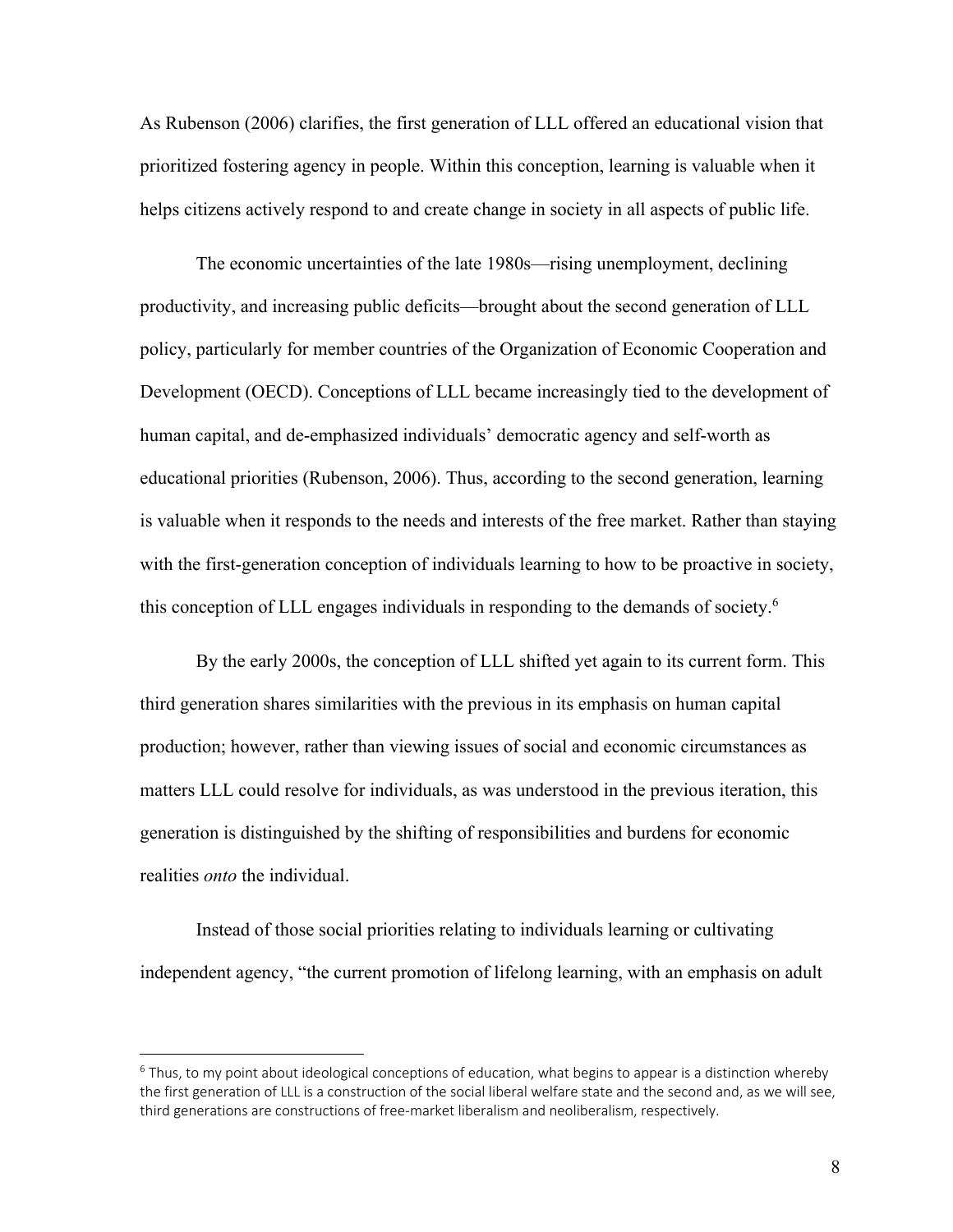As Rubenson (2006) clarifies, the first generation of LLL offered an educational vision that prioritized fostering agency in people. Within this conception, learning is valuable when it helps citizens actively respond to and create change in society in all aspects of public life.

The economic uncertainties of the late 1980s—rising unemployment, declining productivity, and increasing public deficits—brought about the second generation of LLL policy, particularly for member countries of the Organization of Economic Cooperation and Development (OECD). Conceptions of LLL became increasingly tied to the development of human capital, and de-emphasized individuals' democratic agency and self-worth as educational priorities (Rubenson, 2006). Thus, according to the second generation, learning is valuable when it responds to the needs and interests of the free market. Rather than staying with the first-generation conception of individuals learning to how to be proactive in society, this conception of LLL engages individuals in responding to the demands of society.[6]

By the early 2000s, the conception of LLL shifted yet again to its current form. This third generation shares similarities with the previous in its emphasis on human capital production; however, rather than viewing issues of social and economic circumstances as matters LLL could resolve for individuals, as was understood in the previous iteration, this generation is distinguished by the shifting of responsibilities and burdens for economic realities *onto* the individual.

Instead of those social priorities relating to individuals learning or cultivating independent agency, "the current promotion of lifelong learning, with an emphasis on adult

---

[6] Thus, to my point about ideological conceptions of education, what begins to appear is a distinction whereby the first generation of LLL is a construction of the social liberal welfare state and the second and, as we will see, third generations are constructions of free-market liberalism and neoliberalism, respectively.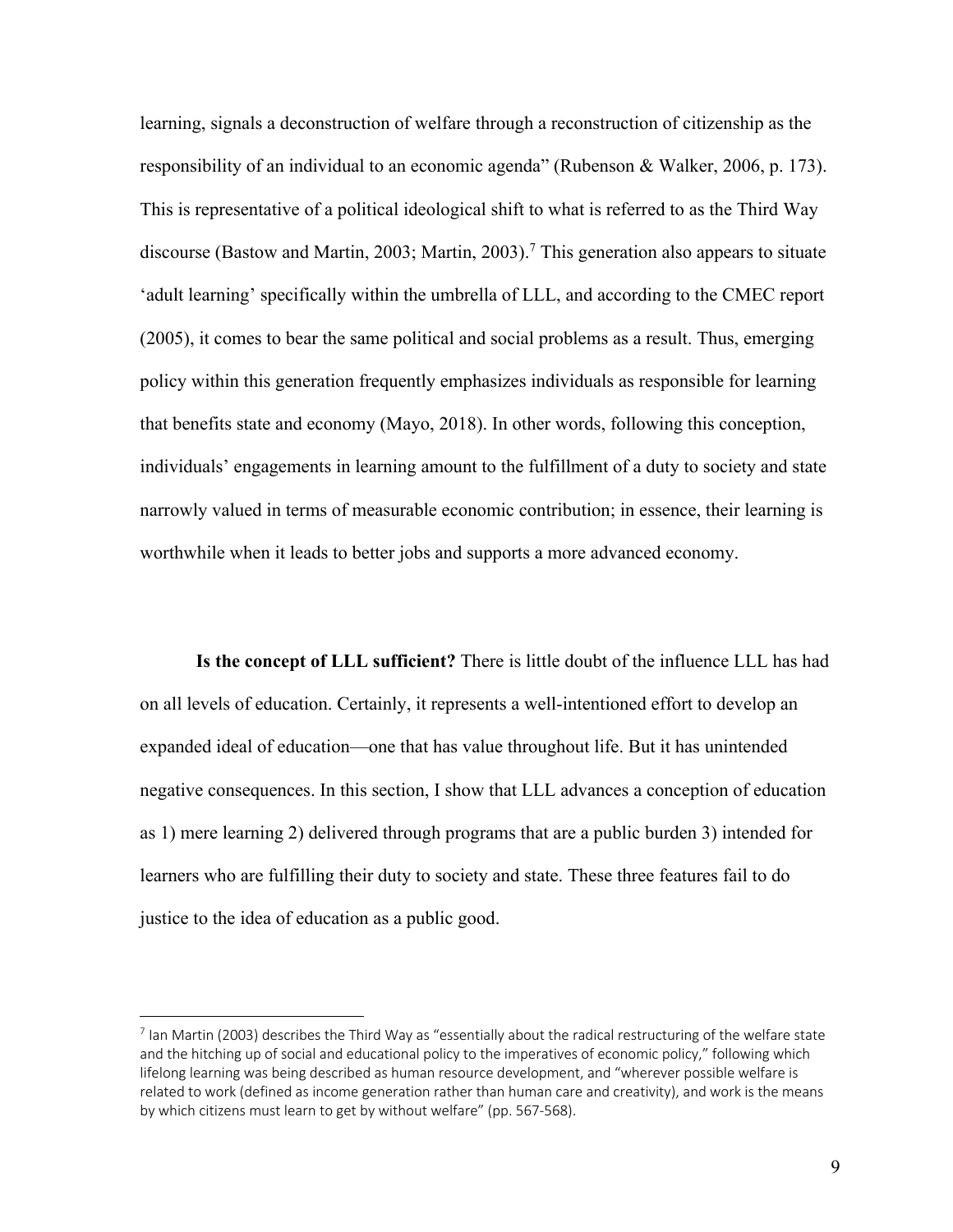learning, signals a deconstruction of welfare through a reconstruction of citizenship as the responsibility of an individual to an economic agenda" (Rubenson & Walker, 2006, p. 173). This is representative of a political ideological shift to what is referred to as the Third Way discourse (Bastow and Martin, 2003; Martin, 2003).[7] This generation also appears to situate 'adult learning' specifically within the umbrella of LLL, and according to the CMEC report (2005), it comes to bear the same political and social problems as a result. Thus, emerging policy within this generation frequently emphasizes individuals as responsible for learning that benefits state and economy (Mayo, 2018). In other words, following this conception, individuals' engagements in learning amount to the fulfillment of a duty to society and state narrowly valued in terms of measurable economic contribution; in essence, their learning is worthwhile when it leads to better jobs and supports a more advanced economy.

**Is the concept of LLL sufficient?** There is little doubt of the influence LLL has had on all levels of education. Certainly, it represents a well-intentioned effort to develop an expanded ideal of education—one that has value throughout life. But it has unintended negative consequences. In this section, I show that LLL advances a conception of education as 1) mere learning 2) delivered through programs that are a public burden 3) intended for learners who are fulfilling their duty to society and state. These three features fail to do justice to the idea of education as a public good.

[7] Ian Martin (2003) describes the Third Way as "essentially about the radical restructuring of the welfare state and the hitching up of social and educational policy to the imperatives of economic policy," following which lifelong learning was being described as human resource development, and "wherever possible welfare is related to work (defined as income generation rather than human care and creativity), and work is the means by which citizens must learn to get by without welfare" (pp. 567-568).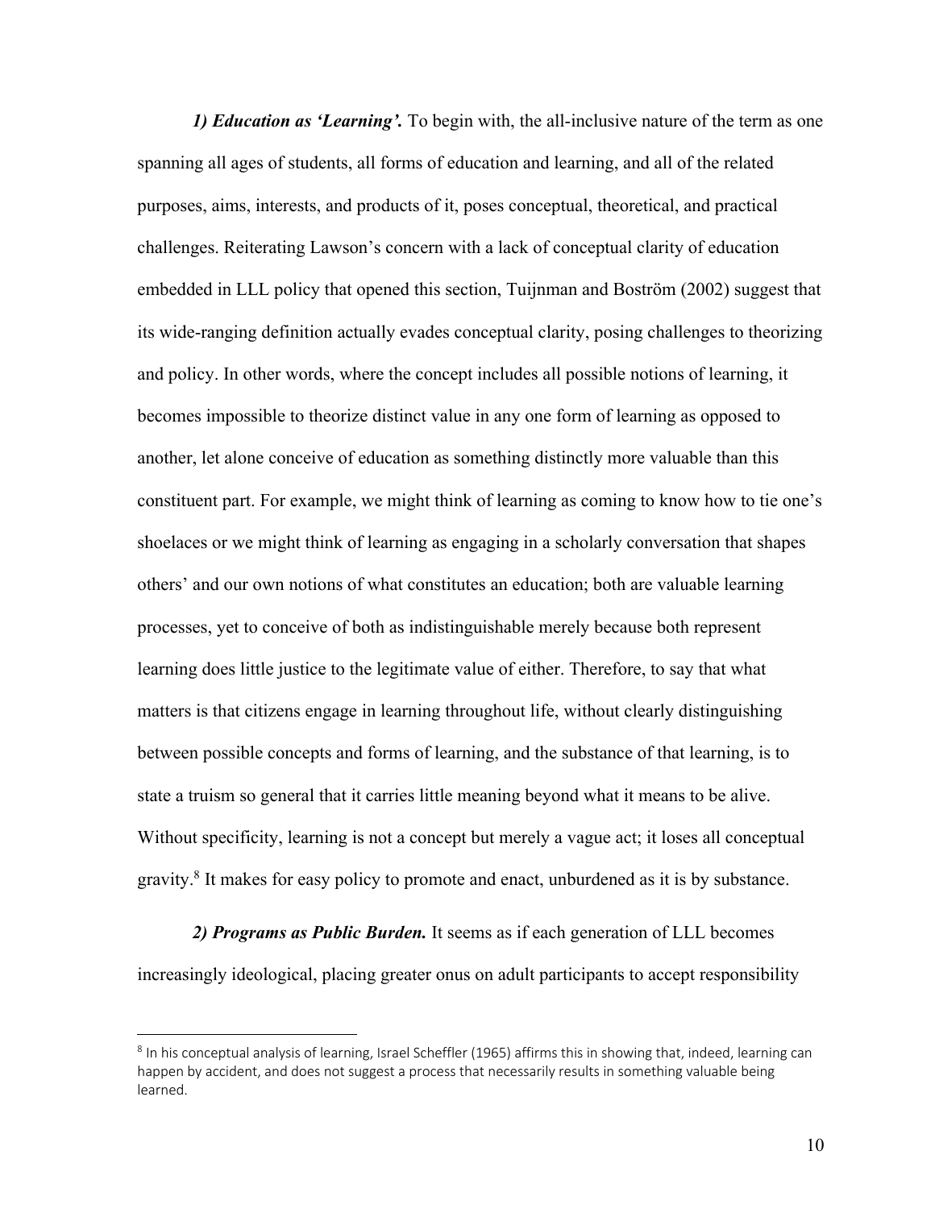***1) Education as 'Learning'.*** To begin with, the all-inclusive nature of the term as one spanning all ages of students, all forms of education and learning, and all of the related purposes, aims, interests, and products of it, poses conceptual, theoretical, and practical challenges. Reiterating Lawson's concern with a lack of conceptual clarity of education embedded in LLL policy that opened this section, Tuijnman and Boström (2002) suggest that its wide-ranging definition actually evades conceptual clarity, posing challenges to theorizing and policy. In other words, where the concept includes all possible notions of learning, it becomes impossible to theorize distinct value in any one form of learning as opposed to another, let alone conceive of education as something distinctly more valuable than this constituent part. For example, we might think of learning as coming to know how to tie one's shoelaces or we might think of learning as engaging in a scholarly conversation that shapes others' and our own notions of what constitutes an education; both are valuable learning processes, yet to conceive of both as indistinguishable merely because both represent learning does little justice to the legitimate value of either. Therefore, to say that what matters is that citizens engage in learning throughout life, without clearly distinguishing between possible concepts and forms of learning, and the substance of that learning, is to state a truism so general that it carries little meaning beyond what it means to be alive. Without specificity, learning is not a concept but merely a vague act; it loses all conceptual gravity.[8] It makes for easy policy to promote and enact, unburdened as it is by substance.

***2) Programs as Public Burden.*** It seems as if each generation of LLL becomes increasingly ideological, placing greater onus on adult participants to accept responsibility

[8] In his conceptual analysis of learning, Israel Scheffler (1965) affirms this in showing that, indeed, learning can happen by accident, and does not suggest a process that necessarily results in something valuable being learned.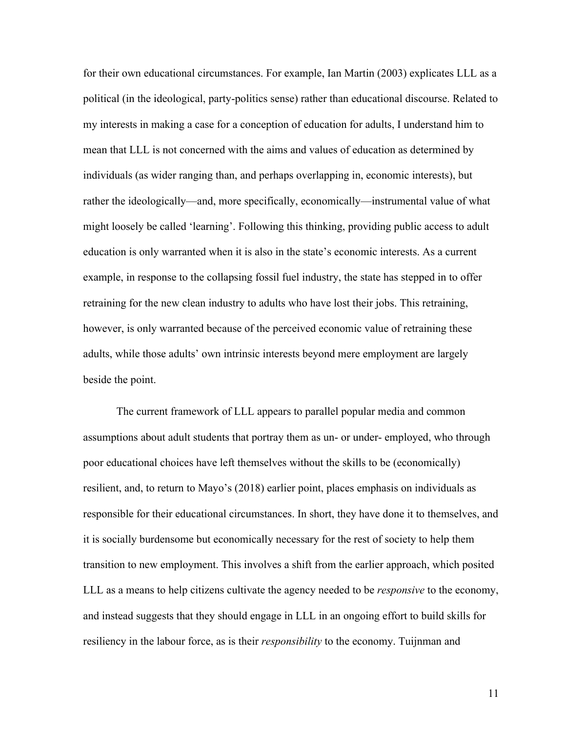for their own educational circumstances. For example, Ian Martin (2003) explicates LLL as a political (in the ideological, party-politics sense) rather than educational discourse. Related to my interests in making a case for a conception of education for adults, I understand him to mean that LLL is not concerned with the aims and values of education as determined by individuals (as wider ranging than, and perhaps overlapping in, economic interests), but rather the ideologically—and, more specifically, economically—instrumental value of what might loosely be called 'learning'. Following this thinking, providing public access to adult education is only warranted when it is also in the state's economic interests. As a current example, in response to the collapsing fossil fuel industry, the state has stepped in to offer retraining for the new clean industry to adults who have lost their jobs. This retraining, however, is only warranted because of the perceived economic value of retraining these adults, while those adults' own intrinsic interests beyond mere employment are largely beside the point.

The current framework of LLL appears to parallel popular media and common assumptions about adult students that portray them as un- or under- employed, who through poor educational choices have left themselves without the skills to be (economically) resilient, and, to return to Mayo's (2018) earlier point, places emphasis on individuals as responsible for their educational circumstances. In short, they have done it to themselves, and it is socially burdensome but economically necessary for the rest of society to help them transition to new employment. This involves a shift from the earlier approach, which posited LLL as a means to help citizens cultivate the agency needed to be *responsive* to the economy, and instead suggests that they should engage in LLL in an ongoing effort to build skills for resiliency in the labour force, as is their *responsibility* to the economy. Tuijnman and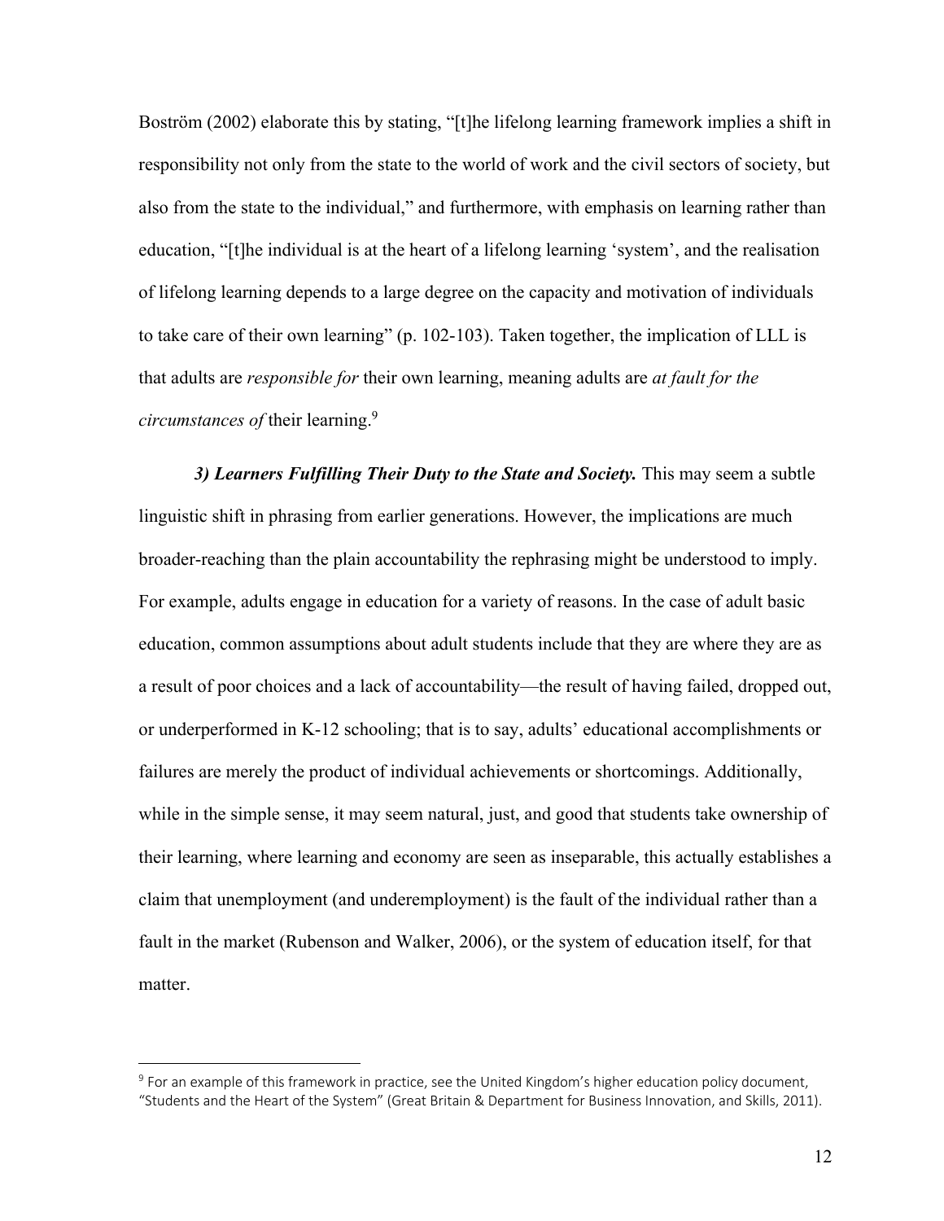Boström (2002) elaborate this by stating, "[t]he lifelong learning framework implies a shift in responsibility not only from the state to the world of work and the civil sectors of society, but also from the state to the individual," and furthermore, with emphasis on learning rather than education, "[t]he individual is at the heart of a lifelong learning 'system', and the realisation of lifelong learning depends to a large degree on the capacity and motivation of individuals to take care of their own learning" (p. 102-103). Taken together, the implication of LLL is that adults are *responsible for* their own learning, meaning adults are *at fault for the circumstances of* their learning.[9]

***3) Learners Fulfilling Their Duty to the State and Society.*** This may seem a subtle linguistic shift in phrasing from earlier generations. However, the implications are much broader-reaching than the plain accountability the rephrasing might be understood to imply. For example, adults engage in education for a variety of reasons. In the case of adult basic education, common assumptions about adult students include that they are where they are as a result of poor choices and a lack of accountability—the result of having failed, dropped out, or underperformed in K-12 schooling; that is to say, adults' educational accomplishments or failures are merely the product of individual achievements or shortcomings. Additionally, while in the simple sense, it may seem natural, just, and good that students take ownership of their learning, where learning and economy are seen as inseparable, this actually establishes a claim that unemployment (and underemployment) is the fault of the individual rather than a fault in the market (Rubenson and Walker, 2006), or the system of education itself, for that matter.

[9] For an example of this framework in practice, see the United Kingdom's higher education policy document, "Students and the Heart of the System" (Great Britain & Department for Business Innovation, and Skills, 2011).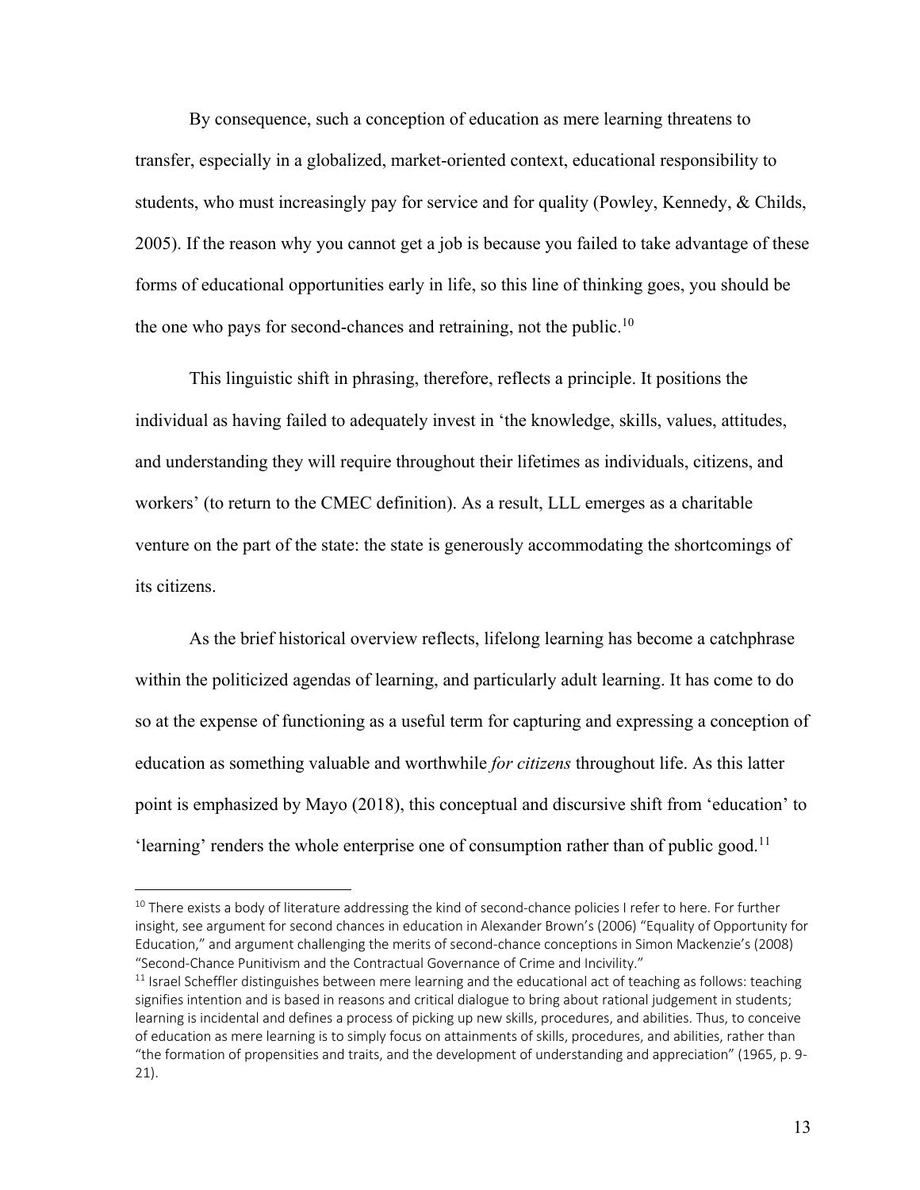By consequence, such a conception of education as mere learning threatens to transfer, especially in a globalized, market-oriented context, educational responsibility to students, who must increasingly pay for service and for quality (Powley, Kennedy, & Childs, 2005). If the reason why you cannot get a job is because you failed to take advantage of these forms of educational opportunities early in life, so this line of thinking goes, you should be the one who pays for second-chances and retraining, not the public.[10]

This linguistic shift in phrasing, therefore, reflects a principle. It positions the individual as having failed to adequately invest in 'the knowledge, skills, values, attitudes, and understanding they will require throughout their lifetimes as individuals, citizens, and workers' (to return to the CMEC definition). As a result, LLL emerges as a charitable venture on the part of the state: the state is generously accommodating the shortcomings of its citizens.

As the brief historical overview reflects, lifelong learning has become a catchphrase within the politicized agendas of learning, and particularly adult learning. It has come to do so at the expense of functioning as a useful term for capturing and expressing a conception of education as something valuable and worthwhile *for citizens* throughout life. As this latter point is emphasized by Mayo (2018), this conceptual and discursive shift from 'education' to 'learning' renders the whole enterprise one of consumption rather than of public good.[11]

---

[10] There exists a body of literature addressing the kind of second-chance policies I refer to here. For further insight, see argument for second chances in education in Alexander Brown's (2006) "Equality of Opportunity for Education," and argument challenging the merits of second-chance conceptions in Simon Mackenzie's (2008) "Second-Chance Punitivism and the Contractual Governance of Crime and Incivility."

[11] Israel Scheffler distinguishes between mere learning and the educational act of teaching as follows: teaching signifies intention and is based in reasons and critical dialogue to bring about rational judgement in students; learning is incidental and defines a process of picking up new skills, procedures, and abilities. Thus, to conceive of education as mere learning is to simply focus on attainments of skills, procedures, and abilities, rather than "the formation of propensities and traits, and the development of understanding and appreciation" (1965, p. 9-21).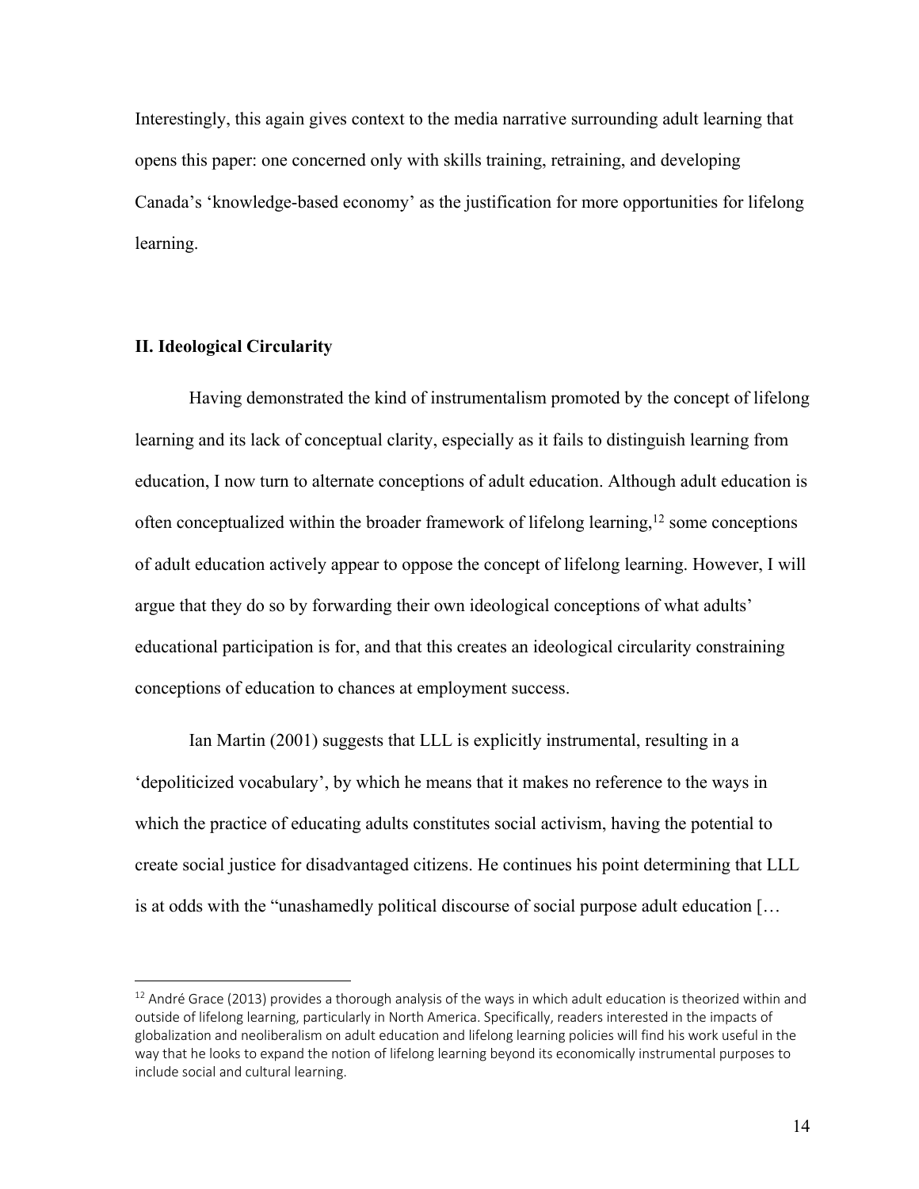Interestingly, this again gives context to the media narrative surrounding adult learning that opens this paper: one concerned only with skills training, retraining, and developing Canada's 'knowledge-based economy' as the justification for more opportunities for lifelong learning.

## II. Ideological Circularity

Having demonstrated the kind of instrumentalism promoted by the concept of lifelong learning and its lack of conceptual clarity, especially as it fails to distinguish learning from education, I now turn to alternate conceptions of adult education. Although adult education is often conceptualized within the broader framework of lifelong learning,[12] some conceptions of adult education actively appear to oppose the concept of lifelong learning. However, I will argue that they do so by forwarding their own ideological conceptions of what adults' educational participation is for, and that this creates an ideological circularity constraining conceptions of education to chances at employment success.

Ian Martin (2001) suggests that LLL is explicitly instrumental, resulting in a 'depoliticized vocabulary', by which he means that it makes no reference to the ways in which the practice of educating adults constitutes social activism, having the potential to create social justice for disadvantaged citizens. He continues his point determining that LLL is at odds with the "unashamedly political discourse of social purpose adult education […

[12] André Grace (2013) provides a thorough analysis of the ways in which adult education is theorized within and outside of lifelong learning, particularly in North America. Specifically, readers interested in the impacts of globalization and neoliberalism on adult education and lifelong learning policies will find his work useful in the way that he looks to expand the notion of lifelong learning beyond its economically instrumental purposes to include social and cultural learning.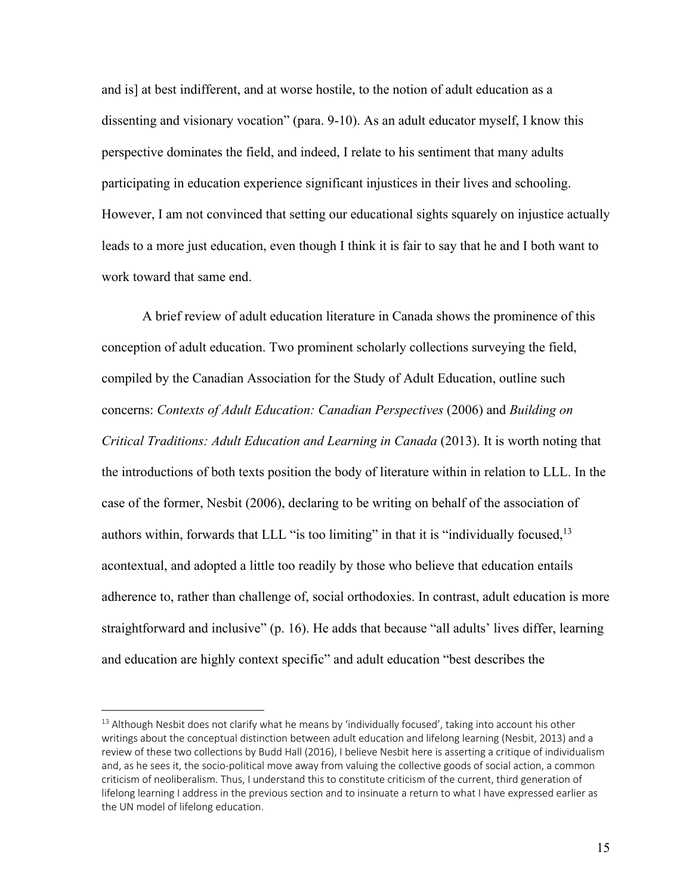and is] at best indifferent, and at worse hostile, to the notion of adult education as a dissenting and visionary vocation" (para. 9-10). As an adult educator myself, I know this perspective dominates the field, and indeed, I relate to his sentiment that many adults participating in education experience significant injustices in their lives and schooling. However, I am not convinced that setting our educational sights squarely on injustice actually leads to a more just education, even though I think it is fair to say that he and I both want to work toward that same end.

A brief review of adult education literature in Canada shows the prominence of this conception of adult education. Two prominent scholarly collections surveying the field, compiled by the Canadian Association for the Study of Adult Education, outline such concerns: *Contexts of Adult Education: Canadian Perspectives* (2006) and *Building on Critical Traditions: Adult Education and Learning in Canada* (2013). It is worth noting that the introductions of both texts position the body of literature within in relation to LLL. In the case of the former, Nesbit (2006), declaring to be writing on behalf of the association of authors within, forwards that LLL "is too limiting" in that it is "individually focused,[13] acontextual, and adopted a little too readily by those who believe that education entails adherence to, rather than challenge of, social orthodoxies. In contrast, adult education is more straightforward and inclusive" (p. 16). He adds that because "all adults' lives differ, learning and education are highly context specific" and adult education "best describes the

---

[13] Although Nesbit does not clarify what he means by 'individually focused', taking into account his other writings about the conceptual distinction between adult education and lifelong learning (Nesbit, 2013) and a review of these two collections by Budd Hall (2016), I believe Nesbit here is asserting a critique of individualism and, as he sees it, the socio-political move away from valuing the collective goods of social action, a common criticism of neoliberalism. Thus, I understand this to constitute criticism of the current, third generation of lifelong learning I address in the previous section and to insinuate a return to what I have expressed earlier as the UN model of lifelong education.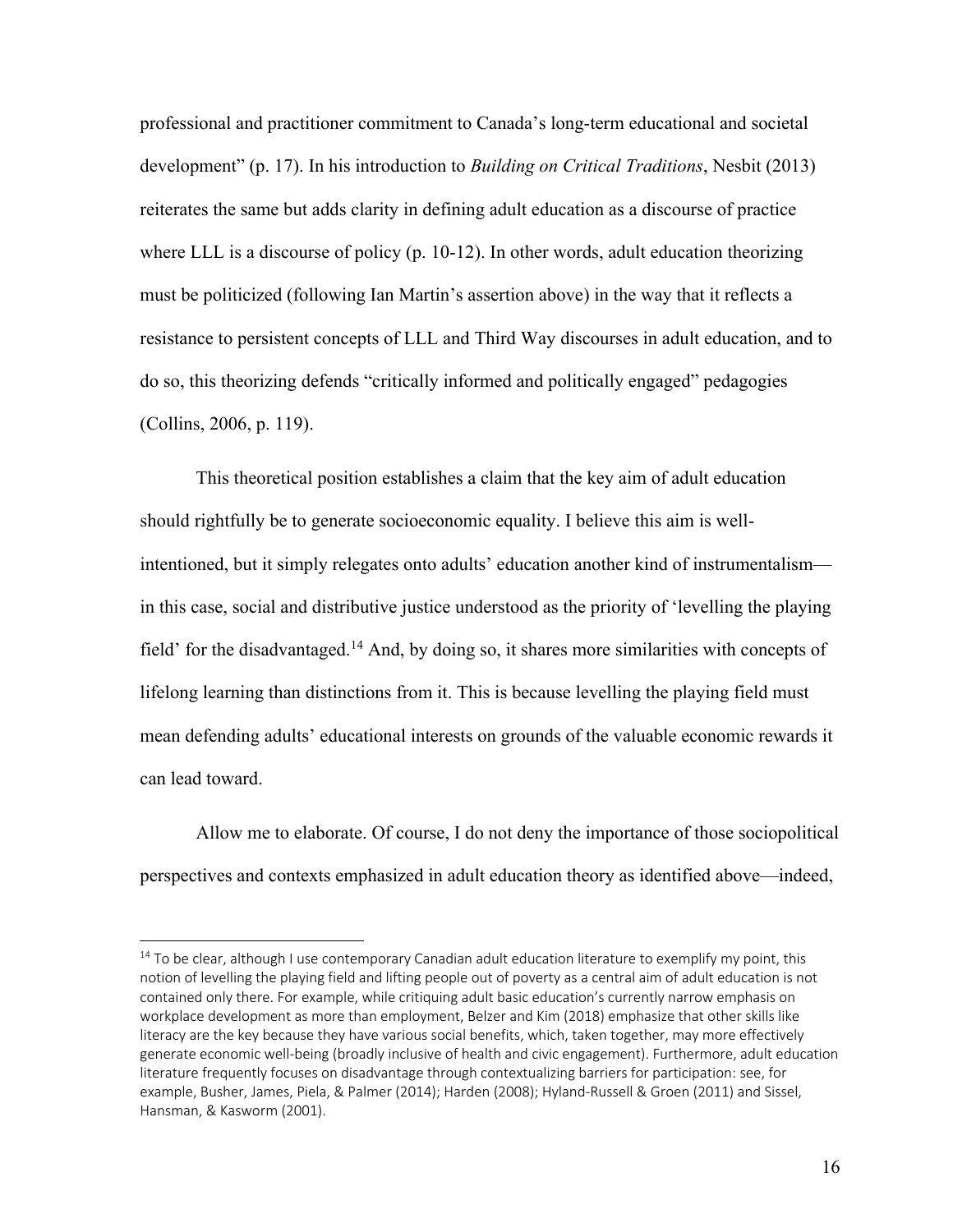professional and practitioner commitment to Canada's long-term educational and societal development" (p. 17). In his introduction to *Building on Critical Traditions*, Nesbit (2013) reiterates the same but adds clarity in defining adult education as a discourse of practice where LLL is a discourse of policy (p. 10-12). In other words, adult education theorizing must be politicized (following Ian Martin's assertion above) in the way that it reflects a resistance to persistent concepts of LLL and Third Way discourses in adult education, and to do so, this theorizing defends "critically informed and politically engaged" pedagogies (Collins, 2006, p. 119).

This theoretical position establishes a claim that the key aim of adult education should rightfully be to generate socioeconomic equality. I believe this aim is well-intentioned, but it simply relegates onto adults' education another kind of instrumentalism—in this case, social and distributive justice understood as the priority of 'levelling the playing field' for the disadvantaged.[14] And, by doing so, it shares more similarities with concepts of lifelong learning than distinctions from it. This is because levelling the playing field must mean defending adults' educational interests on grounds of the valuable economic rewards it can lead toward.

Allow me to elaborate. Of course, I do not deny the importance of those sociopolitical perspectives and contexts emphasized in adult education theory as identified above—indeed,

---

[14] To be clear, although I use contemporary Canadian adult education literature to exemplify my point, this notion of levelling the playing field and lifting people out of poverty as a central aim of adult education is not contained only there. For example, while critiquing adult basic education's currently narrow emphasis on workplace development as more than employment, Belzer and Kim (2018) emphasize that other skills like literacy are the key because they have various social benefits, which, taken together, may more effectively generate economic well-being (broadly inclusive of health and civic engagement). Furthermore, adult education literature frequently focuses on disadvantage through contextualizing barriers for participation: see, for example, Busher, James, Piela, & Palmer (2014); Harden (2008); Hyland-Russell & Groen (2011) and Sissel, Hansman, & Kasworm (2001).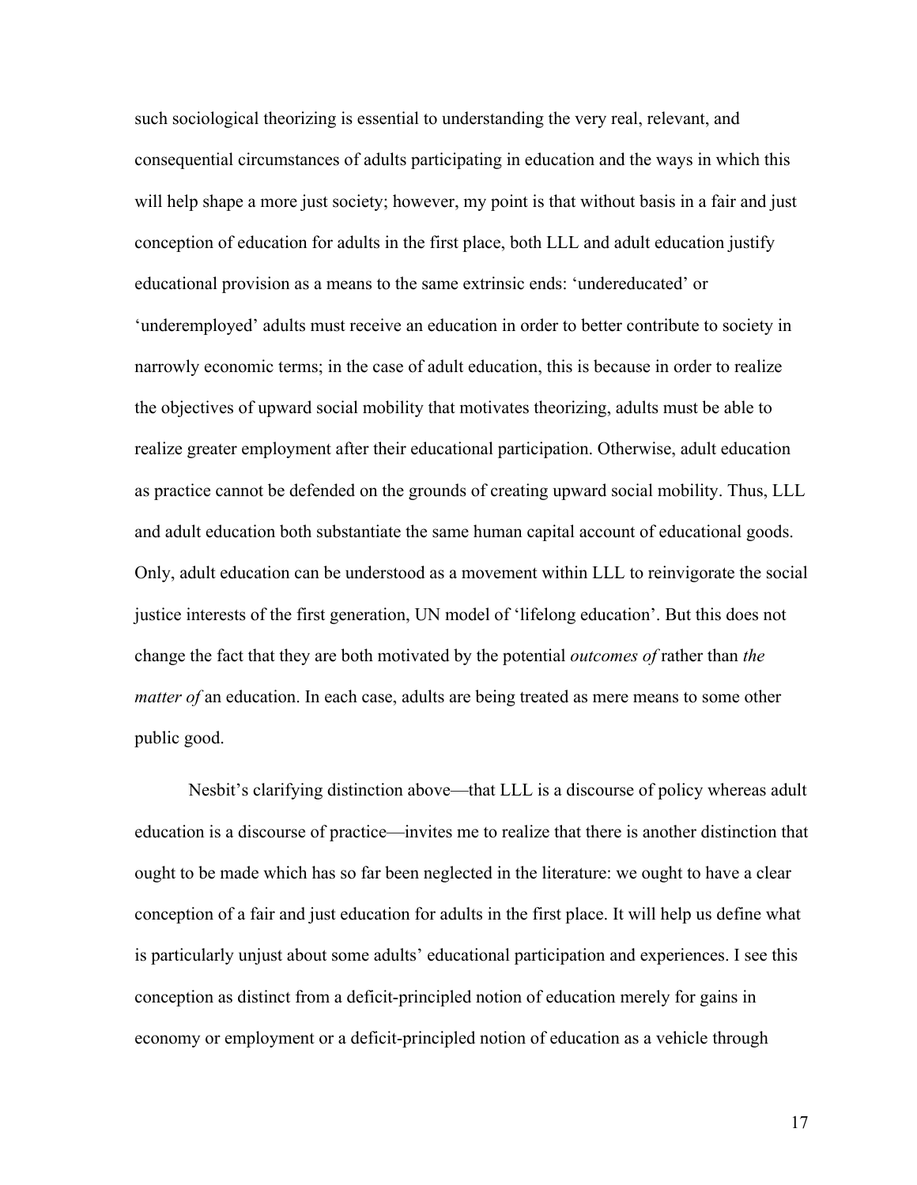such sociological theorizing is essential to understanding the very real, relevant, and consequential circumstances of adults participating in education and the ways in which this will help shape a more just society; however, my point is that without basis in a fair and just conception of education for adults in the first place, both LLL and adult education justify educational provision as a means to the same extrinsic ends: 'undereducated' or 'underemployed' adults must receive an education in order to better contribute to society in narrowly economic terms; in the case of adult education, this is because in order to realize the objectives of upward social mobility that motivates theorizing, adults must be able to realize greater employment after their educational participation. Otherwise, adult education as practice cannot be defended on the grounds of creating upward social mobility. Thus, LLL and adult education both substantiate the same human capital account of educational goods. Only, adult education can be understood as a movement within LLL to reinvigorate the social justice interests of the first generation, UN model of 'lifelong education'. But this does not change the fact that they are both motivated by the potential *outcomes of* rather than *the matter of* an education. In each case, adults are being treated as mere means to some other public good.

Nesbit's clarifying distinction above—that LLL is a discourse of policy whereas adult education is a discourse of practice—invites me to realize that there is another distinction that ought to be made which has so far been neglected in the literature: we ought to have a clear conception of a fair and just education for adults in the first place. It will help us define what is particularly unjust about some adults' educational participation and experiences. I see this conception as distinct from a deficit-principled notion of education merely for gains in economy or employment or a deficit-principled notion of education as a vehicle through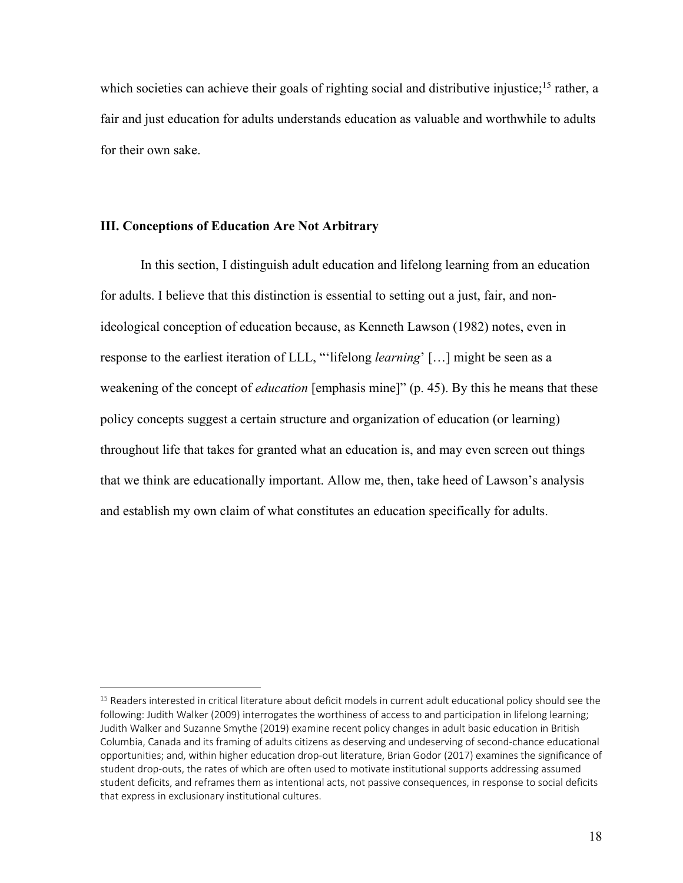which societies can achieve their goals of righting social and distributive injustice;[15] rather, a fair and just education for adults understands education as valuable and worthwhile to adults for their own sake.

## III. Conceptions of Education Are Not Arbitrary

In this section, I distinguish adult education and lifelong learning from an education for adults. I believe that this distinction is essential to setting out a just, fair, and non-ideological conception of education because, as Kenneth Lawson (1982) notes, even in response to the earliest iteration of LLL, "'lifelong *learning*' […] might be seen as a weakening of the concept of *education* [emphasis mine]" (p. 45). By this he means that these policy concepts suggest a certain structure and organization of education (or learning) throughout life that takes for granted what an education is, and may even screen out things that we think are educationally important. Allow me, then, take heed of Lawson's analysis and establish my own claim of what constitutes an education specifically for adults.

---

[15] Readers interested in critical literature about deficit models in current adult educational policy should see the following: Judith Walker (2009) interrogates the worthiness of access to and participation in lifelong learning; Judith Walker and Suzanne Smythe (2019) examine recent policy changes in adult basic education in British Columbia, Canada and its framing of adults citizens as deserving and undeserving of second-chance educational opportunities; and, within higher education drop-out literature, Brian Godor (2017) examines the significance of student drop-outs, the rates of which are often used to motivate institutional supports addressing assumed student deficits, and reframes them as intentional acts, not passive consequences, in response to social deficits that express in exclusionary institutional cultures.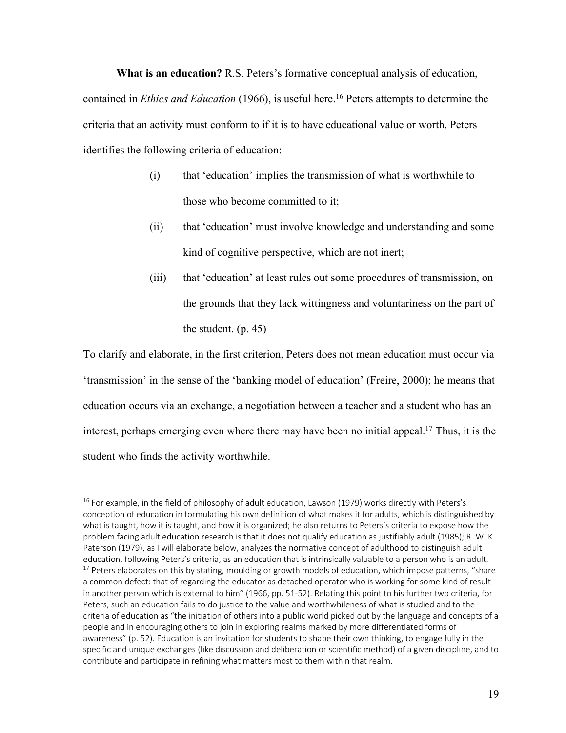**What is an education?** R.S. Peters's formative conceptual analysis of education, contained in *Ethics and Education* (1966), is useful here.[16] Peters attempts to determine the criteria that an activity must conform to if it is to have educational value or worth. Peters identifies the following criteria of education:

> (i) that 'education' implies the transmission of what is worthwhile to those who become committed to it;
>
> (ii) that 'education' must involve knowledge and understanding and some kind of cognitive perspective, which are not inert;
>
> (iii) that 'education' at least rules out some procedures of transmission, on the grounds that they lack wittingness and voluntariness on the part of the student. (p. 45)

To clarify and elaborate, in the first criterion, Peters does not mean education must occur via 'transmission' in the sense of the 'banking model of education' (Freire, 2000); he means that education occurs via an exchange, a negotiation between a teacher and a student who has an interest, perhaps emerging even where there may have been no initial appeal.[17] Thus, it is the student who finds the activity worthwhile.

---

[16] For example, in the field of philosophy of adult education, Lawson (1979) works directly with Peters's conception of education in formulating his own definition of what makes it for adults, which is distinguished by what is taught, how it is taught, and how it is organized; he also returns to Peters's criteria to expose how the problem facing adult education research is that it does not qualify education as justifiably adult (1985); R. W. K Paterson (1979), as I will elaborate below, analyzes the normative concept of adulthood to distinguish adult education, following Peters's criteria, as an education that is intrinsically valuable to a person who is an adult.

[17] Peters elaborates on this by stating, moulding or growth models of education, which impose patterns, "share a common defect: that of regarding the educator as detached operator who is working for some kind of result in another person which is external to him" (1966, pp. 51-52). Relating this point to his further two criteria, for Peters, such an education fails to do justice to the value and worthwhileness of what is studied and to the criteria of education as "the initiation of others into a public world picked out by the language and concepts of a people and in encouraging others to join in exploring realms marked by more differentiated forms of awareness" (p. 52). Education is an invitation for students to shape their own thinking, to engage fully in the specific and unique exchanges (like discussion and deliberation or scientific method) of a given discipline, and to contribute and participate in refining what matters most to them within that realm.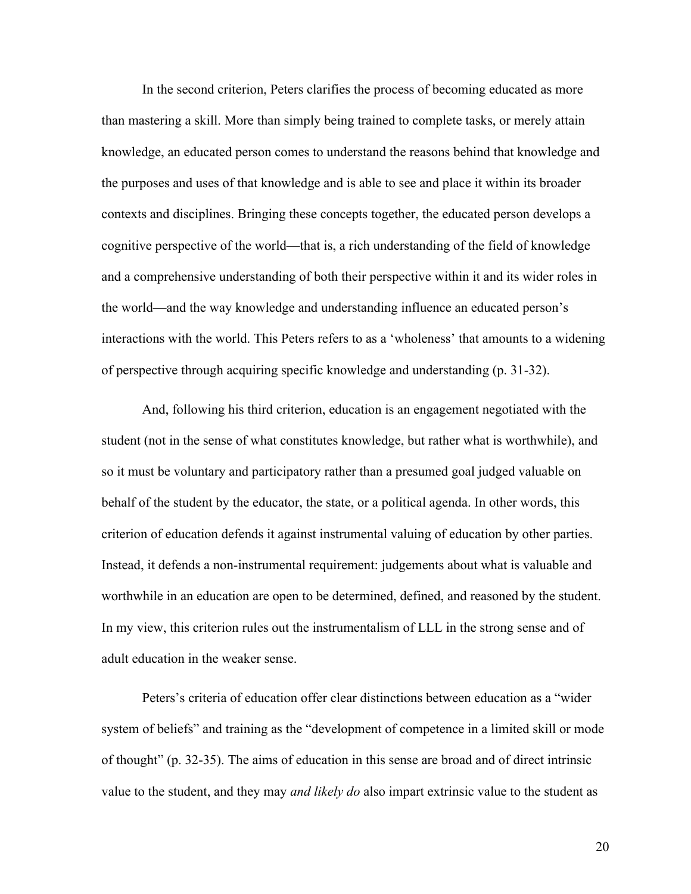In the second criterion, Peters clarifies the process of becoming educated as more than mastering a skill. More than simply being trained to complete tasks, or merely attain knowledge, an educated person comes to understand the reasons behind that knowledge and the purposes and uses of that knowledge and is able to see and place it within its broader contexts and disciplines. Bringing these concepts together, the educated person develops a cognitive perspective of the world—that is, a rich understanding of the field of knowledge and a comprehensive understanding of both their perspective within it and its wider roles in the world—and the way knowledge and understanding influence an educated person's interactions with the world. This Peters refers to as a 'wholeness' that amounts to a widening of perspective through acquiring specific knowledge and understanding (p. 31-32).

And, following his third criterion, education is an engagement negotiated with the student (not in the sense of what constitutes knowledge, but rather what is worthwhile), and so it must be voluntary and participatory rather than a presumed goal judged valuable on behalf of the student by the educator, the state, or a political agenda. In other words, this criterion of education defends it against instrumental valuing of education by other parties. Instead, it defends a non-instrumental requirement: judgements about what is valuable and worthwhile in an education are open to be determined, defined, and reasoned by the student. In my view, this criterion rules out the instrumentalism of LLL in the strong sense and of adult education in the weaker sense.

Peters's criteria of education offer clear distinctions between education as a "wider system of beliefs" and training as the "development of competence in a limited skill or mode of thought" (p. 32-35). The aims of education in this sense are broad and of direct intrinsic value to the student, and they may *and likely do* also impart extrinsic value to the student as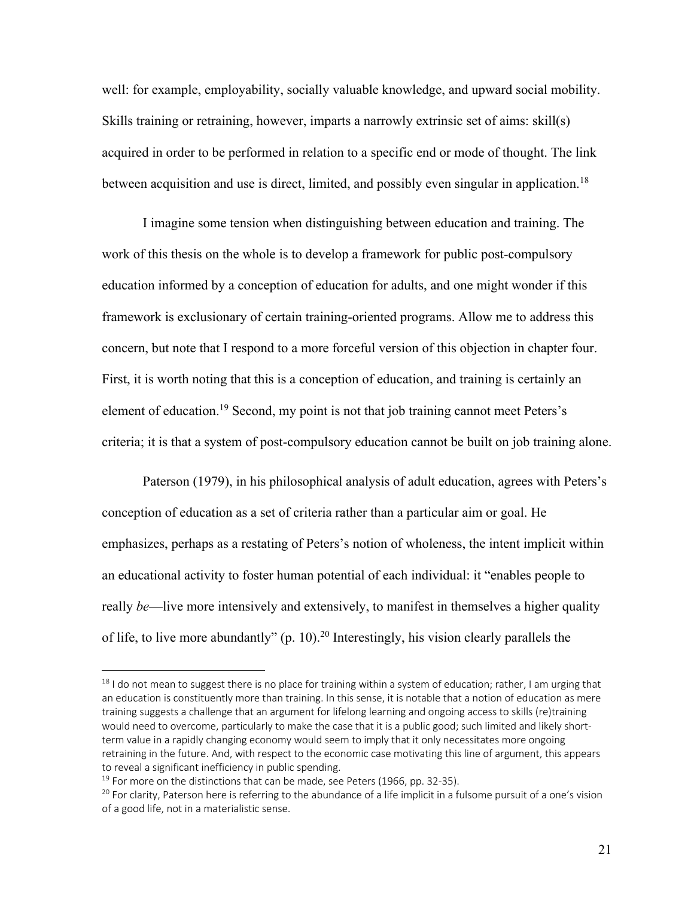well: for example, employability, socially valuable knowledge, and upward social mobility. Skills training or retraining, however, imparts a narrowly extrinsic set of aims: skill(s) acquired in order to be performed in relation to a specific end or mode of thought. The link between acquisition and use is direct, limited, and possibly even singular in application.[18]

I imagine some tension when distinguishing between education and training. The work of this thesis on the whole is to develop a framework for public post-compulsory education informed by a conception of education for adults, and one might wonder if this framework is exclusionary of certain training-oriented programs. Allow me to address this concern, but note that I respond to a more forceful version of this objection in chapter four. First, it is worth noting that this is a conception of education, and training is certainly an element of education.[19] Second, my point is not that job training cannot meet Peters's criteria; it is that a system of post-compulsory education cannot be built on job training alone.

Paterson (1979), in his philosophical analysis of adult education, agrees with Peters's conception of education as a set of criteria rather than a particular aim or goal. He emphasizes, perhaps as a restating of Peters's notion of wholeness, the intent implicit within an educational activity to foster human potential of each individual: it "enables people to really *be*—live more intensively and extensively, to manifest in themselves a higher quality of life, to live more abundantly" (p. 10).[20] Interestingly, his vision clearly parallels the

---

[18] I do not mean to suggest there is no place for training within a system of education; rather, I am urging that an education is constituently more than training. In this sense, it is notable that a notion of education as mere training suggests a challenge that an argument for lifelong learning and ongoing access to skills (re)training would need to overcome, particularly to make the case that it is a public good; such limited and likely short-term value in a rapidly changing economy would seem to imply that it only necessitates more ongoing retraining in the future. And, with respect to the economic case motivating this line of argument, this appears to reveal a significant inefficiency in public spending.

[19] For more on the distinctions that can be made, see Peters (1966, pp. 32-35).

[20] For clarity, Paterson here is referring to the abundance of a life implicit in a fulsome pursuit of a one's vision of a good life, not in a materialistic sense.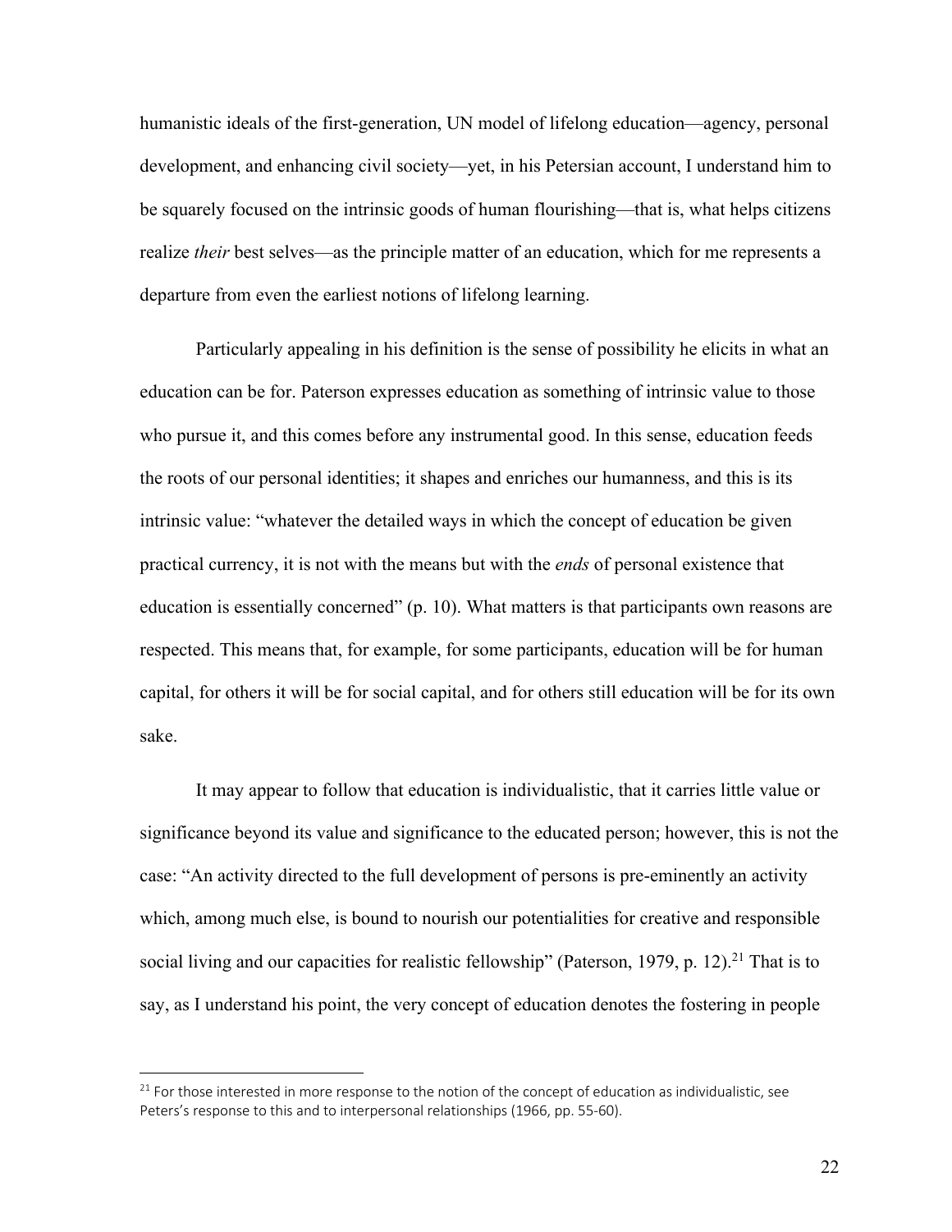humanistic ideals of the first-generation, UN model of lifelong education—agency, personal development, and enhancing civil society—yet, in his Petersian account, I understand him to be squarely focused on the intrinsic goods of human flourishing—that is, what helps citizens realize *their* best selves—as the principle matter of an education, which for me represents a departure from even the earliest notions of lifelong learning.

Particularly appealing in his definition is the sense of possibility he elicits in what an education can be for. Paterson expresses education as something of intrinsic value to those who pursue it, and this comes before any instrumental good. In this sense, education feeds the roots of our personal identities; it shapes and enriches our humanness, and this is its intrinsic value: "whatever the detailed ways in which the concept of education be given practical currency, it is not with the means but with the *ends* of personal existence that education is essentially concerned" (p. 10). What matters is that participants own reasons are respected. This means that, for example, for some participants, education will be for human capital, for others it will be for social capital, and for others still education will be for its own sake.

It may appear to follow that education is individualistic, that it carries little value or significance beyond its value and significance to the educated person; however, this is not the case: "An activity directed to the full development of persons is pre-eminently an activity which, among much else, is bound to nourish our potentialities for creative and responsible social living and our capacities for realistic fellowship" (Paterson, 1979, p. 12).[21] That is to say, as I understand his point, the very concept of education denotes the fostering in people

[21] For those interested in more response to the notion of the concept of education as individualistic, see Peters's response to this and to interpersonal relationships (1966, pp. 55-60).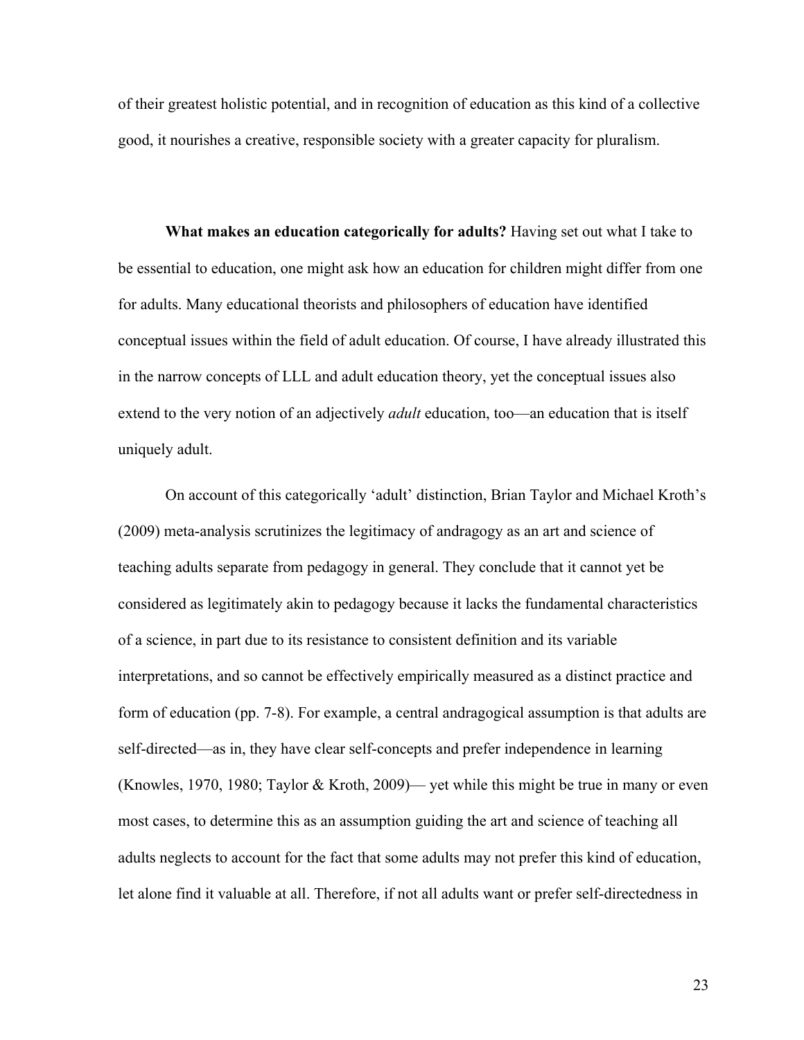of their greatest holistic potential, and in recognition of education as this kind of a collective good, it nourishes a creative, responsible society with a greater capacity for pluralism.

**What makes an education categorically for adults?** Having set out what I take to be essential to education, one might ask how an education for children might differ from one for adults. Many educational theorists and philosophers of education have identified conceptual issues within the field of adult education. Of course, I have already illustrated this in the narrow concepts of LLL and adult education theory, yet the conceptual issues also extend to the very notion of an adjectively *adult* education, too—an education that is itself uniquely adult.

On account of this categorically 'adult' distinction, Brian Taylor and Michael Kroth's (2009) meta-analysis scrutinizes the legitimacy of andragogy as an art and science of teaching adults separate from pedagogy in general. They conclude that it cannot yet be considered as legitimately akin to pedagogy because it lacks the fundamental characteristics of a science, in part due to its resistance to consistent definition and its variable interpretations, and so cannot be effectively empirically measured as a distinct practice and form of education (pp. 7-8). For example, a central andragogical assumption is that adults are self-directed—as in, they have clear self-concepts and prefer independence in learning (Knowles, 1970, 1980; Taylor & Kroth, 2009)— yet while this might be true in many or even most cases, to determine this as an assumption guiding the art and science of teaching all adults neglects to account for the fact that some adults may not prefer this kind of education, let alone find it valuable at all. Therefore, if not all adults want or prefer self-directedness in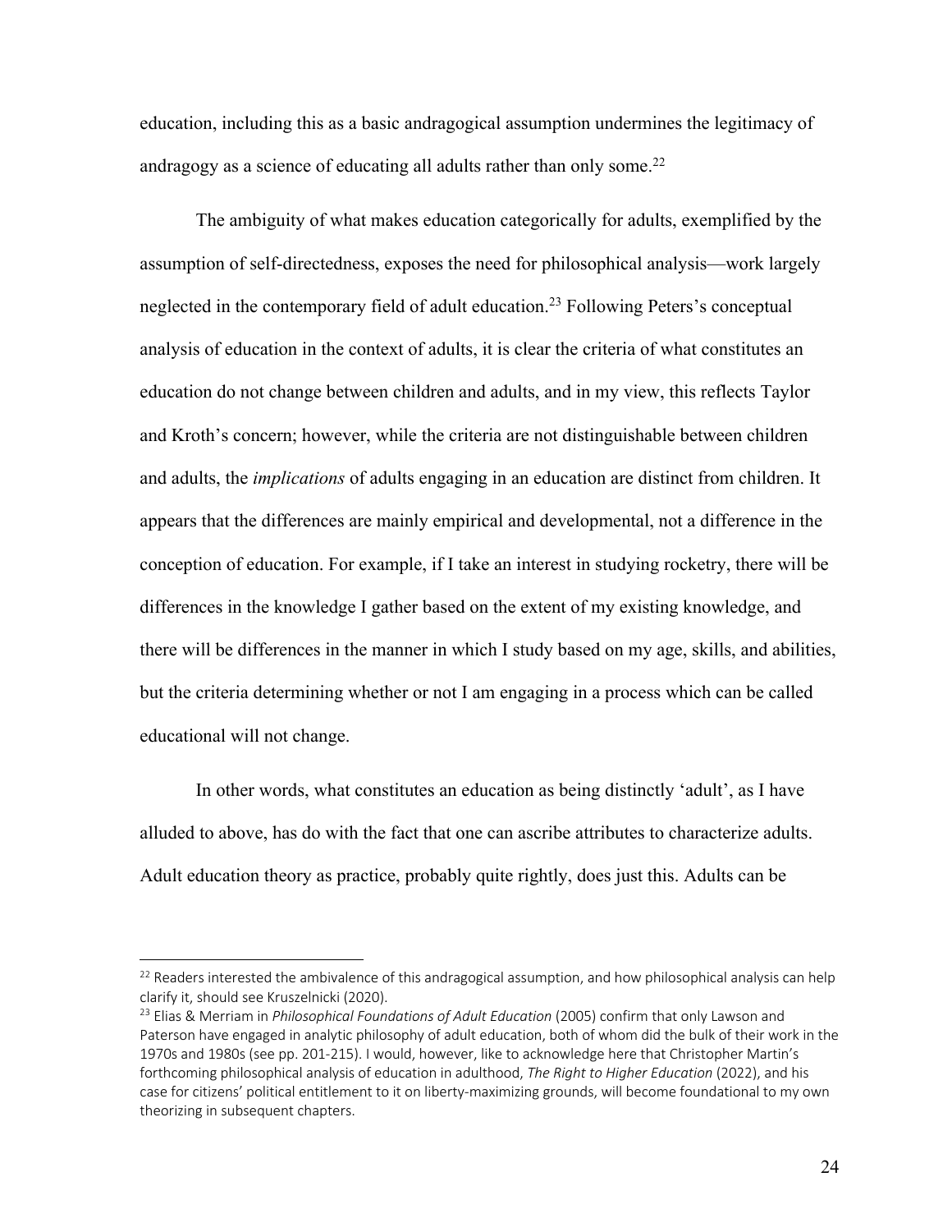education, including this as a basic andragogical assumption undermines the legitimacy of andragogy as a science of educating all adults rather than only some.[22]

The ambiguity of what makes education categorically for adults, exemplified by the assumption of self-directedness, exposes the need for philosophical analysis—work largely neglected in the contemporary field of adult education.[23] Following Peters's conceptual analysis of education in the context of adults, it is clear the criteria of what constitutes an education do not change between children and adults, and in my view, this reflects Taylor and Kroth's concern; however, while the criteria are not distinguishable between children and adults, the *implications* of adults engaging in an education are distinct from children. It appears that the differences are mainly empirical and developmental, not a difference in the conception of education. For example, if I take an interest in studying rocketry, there will be differences in the knowledge I gather based on the extent of my existing knowledge, and there will be differences in the manner in which I study based on my age, skills, and abilities, but the criteria determining whether or not I am engaging in a process which can be called educational will not change.

In other words, what constitutes an education as being distinctly 'adult', as I have alluded to above, has do with the fact that one can ascribe attributes to characterize adults. Adult education theory as practice, probably quite rightly, does just this. Adults can be

[22] Readers interested the ambivalence of this andragogical assumption, and how philosophical analysis can help clarify it, should see Kruszelnicki (2020).

[23] Elias & Merriam in *Philosophical Foundations of Adult Education* (2005) confirm that only Lawson and Paterson have engaged in analytic philosophy of adult education, both of whom did the bulk of their work in the 1970s and 1980s (see pp. 201-215). I would, however, like to acknowledge here that Christopher Martin's forthcoming philosophical analysis of education in adulthood, *The Right to Higher Education* (2022), and his case for citizens' political entitlement to it on liberty-maximizing grounds, will become foundational to my own theorizing in subsequent chapters.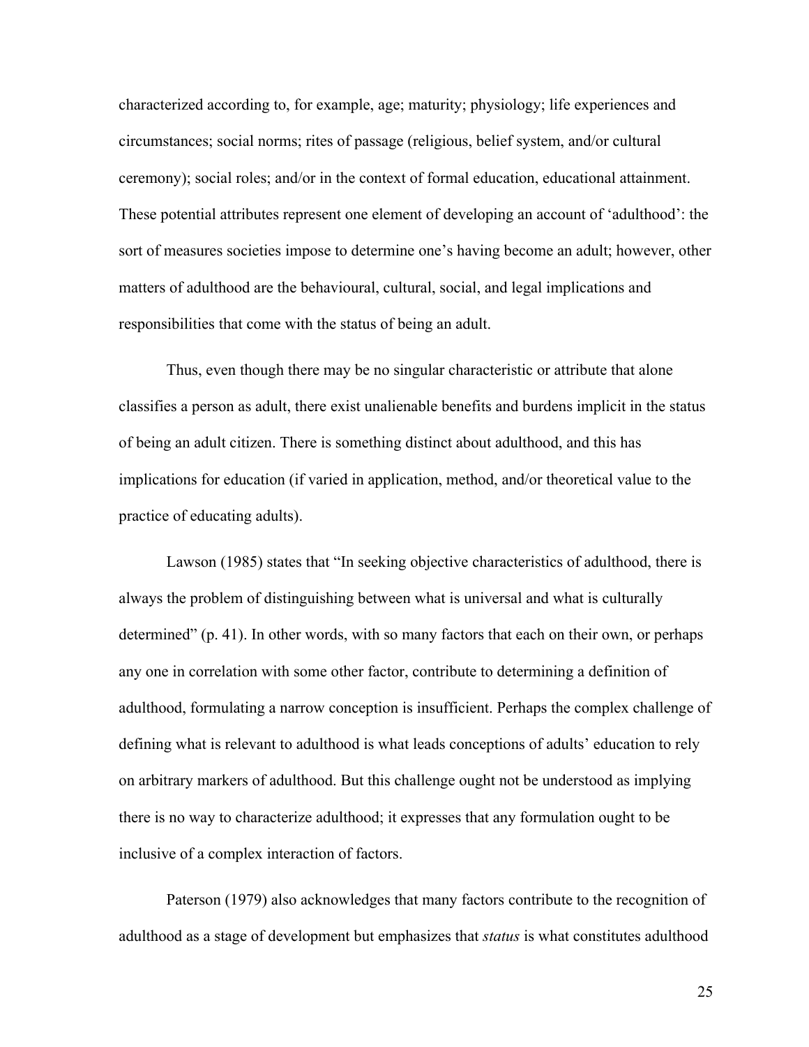characterized according to, for example, age; maturity; physiology; life experiences and circumstances; social norms; rites of passage (religious, belief system, and/or cultural ceremony); social roles; and/or in the context of formal education, educational attainment. These potential attributes represent one element of developing an account of 'adulthood': the sort of measures societies impose to determine one's having become an adult; however, other matters of adulthood are the behavioural, cultural, social, and legal implications and responsibilities that come with the status of being an adult.

Thus, even though there may be no singular characteristic or attribute that alone classifies a person as adult, there exist unalienable benefits and burdens implicit in the status of being an adult citizen. There is something distinct about adulthood, and this has implications for education (if varied in application, method, and/or theoretical value to the practice of educating adults).

Lawson (1985) states that "In seeking objective characteristics of adulthood, there is always the problem of distinguishing between what is universal and what is culturally determined" (p. 41). In other words, with so many factors that each on their own, or perhaps any one in correlation with some other factor, contribute to determining a definition of adulthood, formulating a narrow conception is insufficient. Perhaps the complex challenge of defining what is relevant to adulthood is what leads conceptions of adults' education to rely on arbitrary markers of adulthood. But this challenge ought not be understood as implying there is no way to characterize adulthood; it expresses that any formulation ought to be inclusive of a complex interaction of factors.

Paterson (1979) also acknowledges that many factors contribute to the recognition of adulthood as a stage of development but emphasizes that *status* is what constitutes adulthood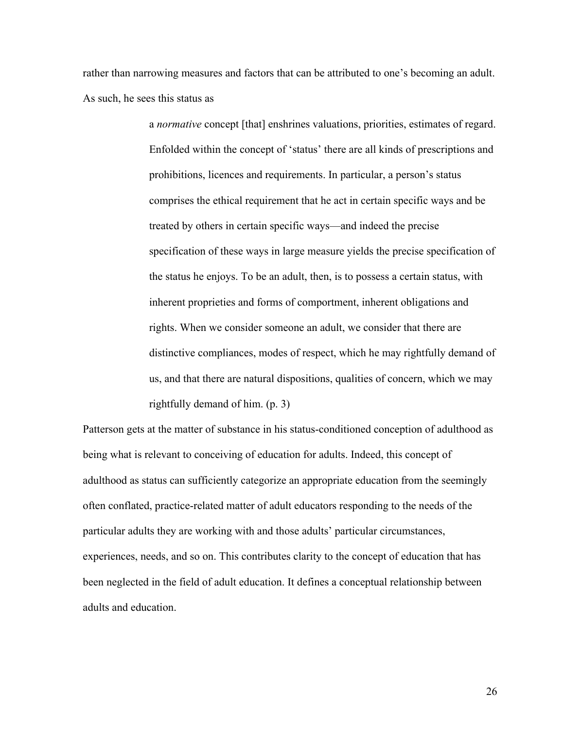rather than narrowing measures and factors that can be attributed to one's becoming an adult. As such, he sees this status as

> a *normative* concept [that] enshrines valuations, priorities, estimates of regard. Enfolded within the concept of 'status' there are all kinds of prescriptions and prohibitions, licences and requirements. In particular, a person's status comprises the ethical requirement that he act in certain specific ways and be treated by others in certain specific ways—and indeed the precise specification of these ways in large measure yields the precise specification of the status he enjoys. To be an adult, then, is to possess a certain status, with inherent proprieties and forms of comportment, inherent obligations and rights. When we consider someone an adult, we consider that there are distinctive compliances, modes of respect, which he may rightfully demand of us, and that there are natural dispositions, qualities of concern, which we may rightfully demand of him. (p. 3)

Patterson gets at the matter of substance in his status-conditioned conception of adulthood as being what is relevant to conceiving of education for adults. Indeed, this concept of adulthood as status can sufficiently categorize an appropriate education from the seemingly often conflated, practice-related matter of adult educators responding to the needs of the particular adults they are working with and those adults' particular circumstances, experiences, needs, and so on. This contributes clarity to the concept of education that has been neglected in the field of adult education. It defines a conceptual relationship between adults and education.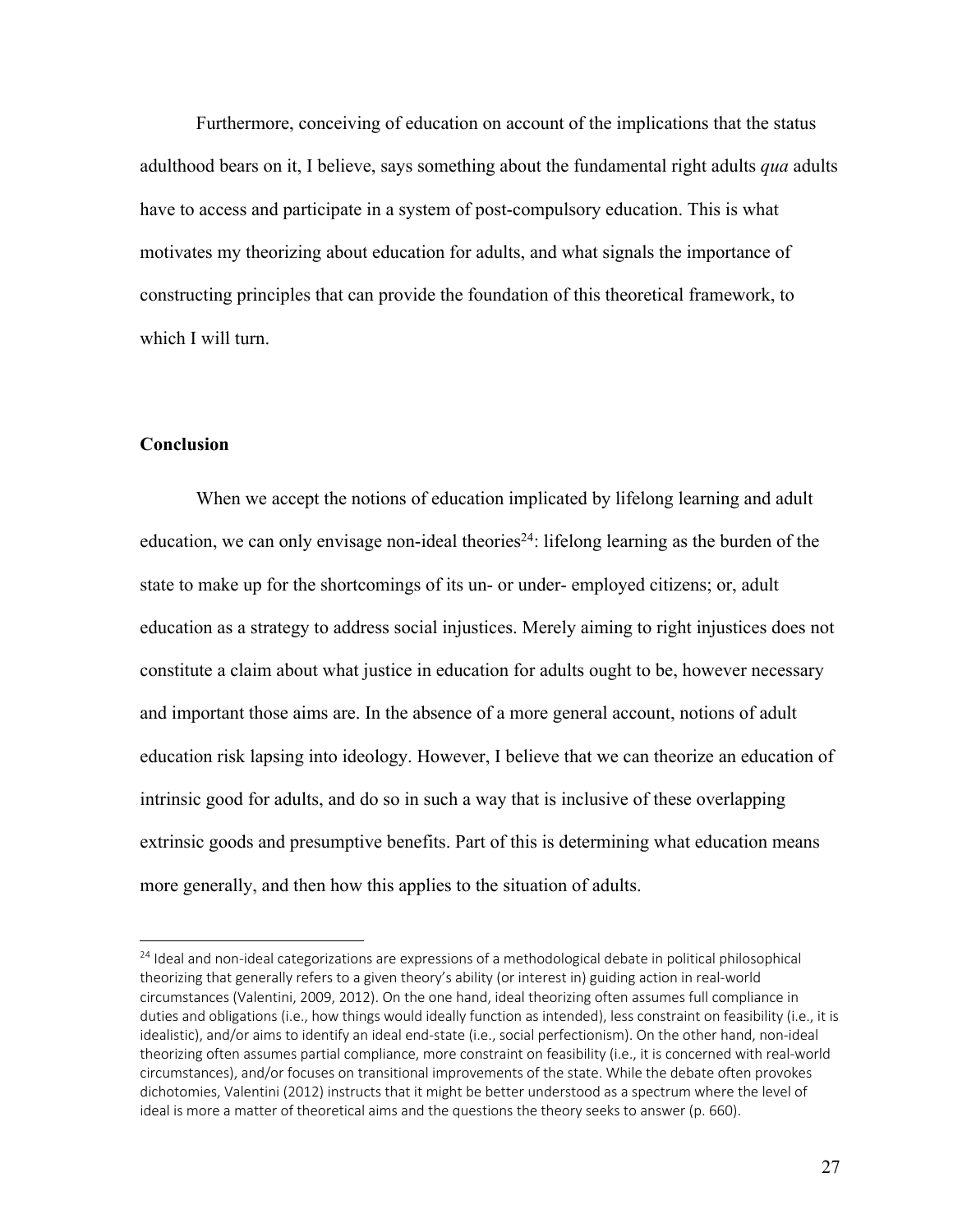Furthermore, conceiving of education on account of the implications that the status adulthood bears on it, I believe, says something about the fundamental right adults *qua* adults have to access and participate in a system of post-compulsory education. This is what motivates my theorizing about education for adults, and what signals the importance of constructing principles that can provide the foundation of this theoretical framework, to which I will turn.

## Conclusion

When we accept the notions of education implicated by lifelong learning and adult education, we can only envisage non-ideal theories[24]: lifelong learning as the burden of the state to make up for the shortcomings of its un- or under- employed citizens; or, adult education as a strategy to address social injustices. Merely aiming to right injustices does not constitute a claim about what justice in education for adults ought to be, however necessary and important those aims are. In the absence of a more general account, notions of adult education risk lapsing into ideology. However, I believe that we can theorize an education of intrinsic good for adults, and do so in such a way that is inclusive of these overlapping extrinsic goods and presumptive benefits. Part of this is determining what education means more generally, and then how this applies to the situation of adults.

---

[24] Ideal and non-ideal categorizations are expressions of a methodological debate in political philosophical theorizing that generally refers to a given theory's ability (or interest in) guiding action in real-world circumstances (Valentini, 2009, 2012). On the one hand, ideal theorizing often assumes full compliance in duties and obligations (i.e., how things would ideally function as intended), less constraint on feasibility (i.e., it is idealistic), and/or aims to identify an ideal end-state (i.e., social perfectionism). On the other hand, non-ideal theorizing often assumes partial compliance, more constraint on feasibility (i.e., it is concerned with real-world circumstances), and/or focuses on transitional improvements of the state. While the debate often provokes dichotomies, Valentini (2012) instructs that it might be better understood as a spectrum where the level of ideal is more a matter of theoretical aims and the questions the theory seeks to answer (p. 660).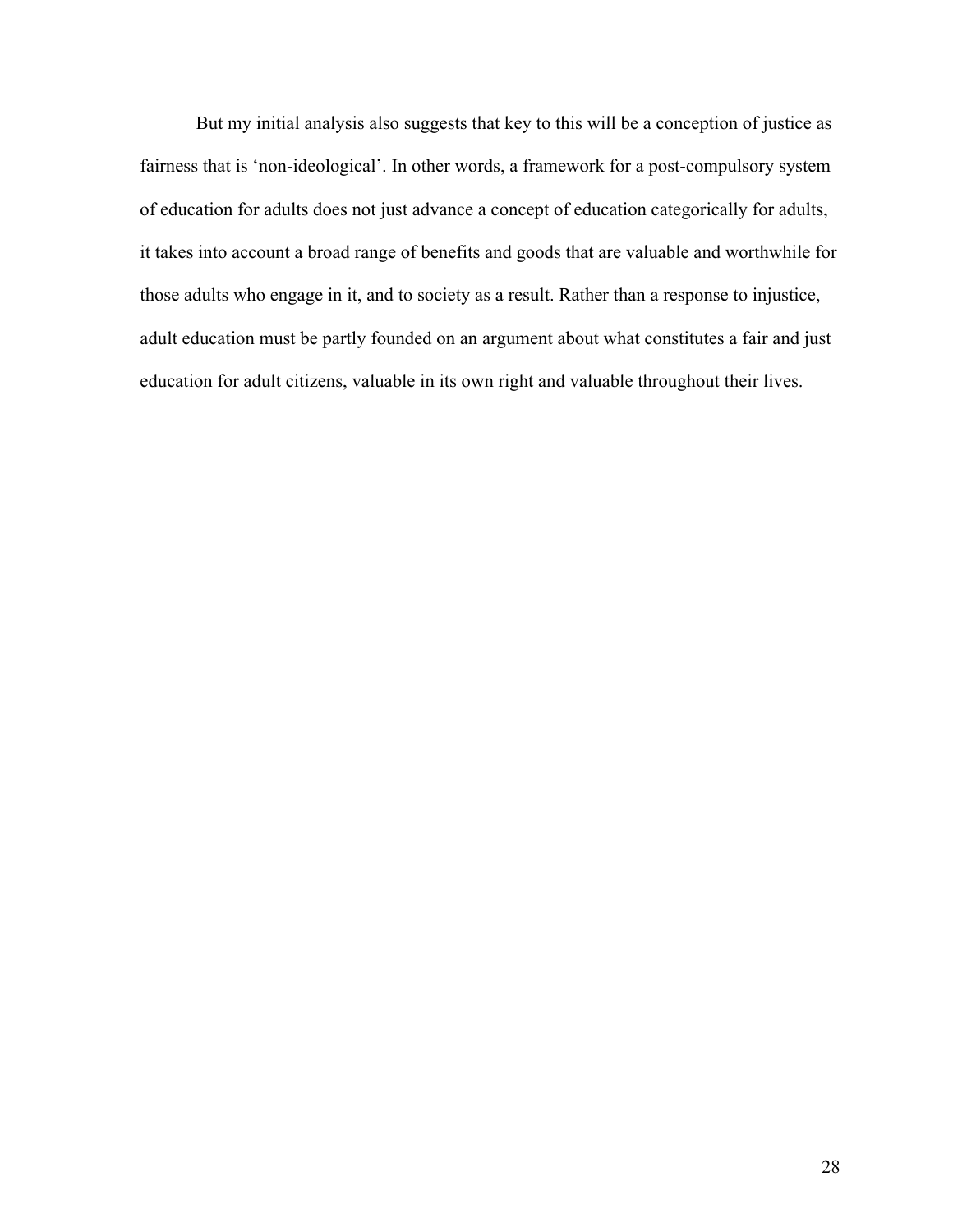But my initial analysis also suggests that key to this will be a conception of justice as fairness that is 'non-ideological'. In other words, a framework for a post-compulsory system of education for adults does not just advance a concept of education categorically for adults, it takes into account a broad range of benefits and goods that are valuable and worthwhile for those adults who engage in it, and to society as a result. Rather than a response to injustice, adult education must be partly founded on an argument about what constitutes a fair and just education for adult citizens, valuable in its own right and valuable throughout their lives.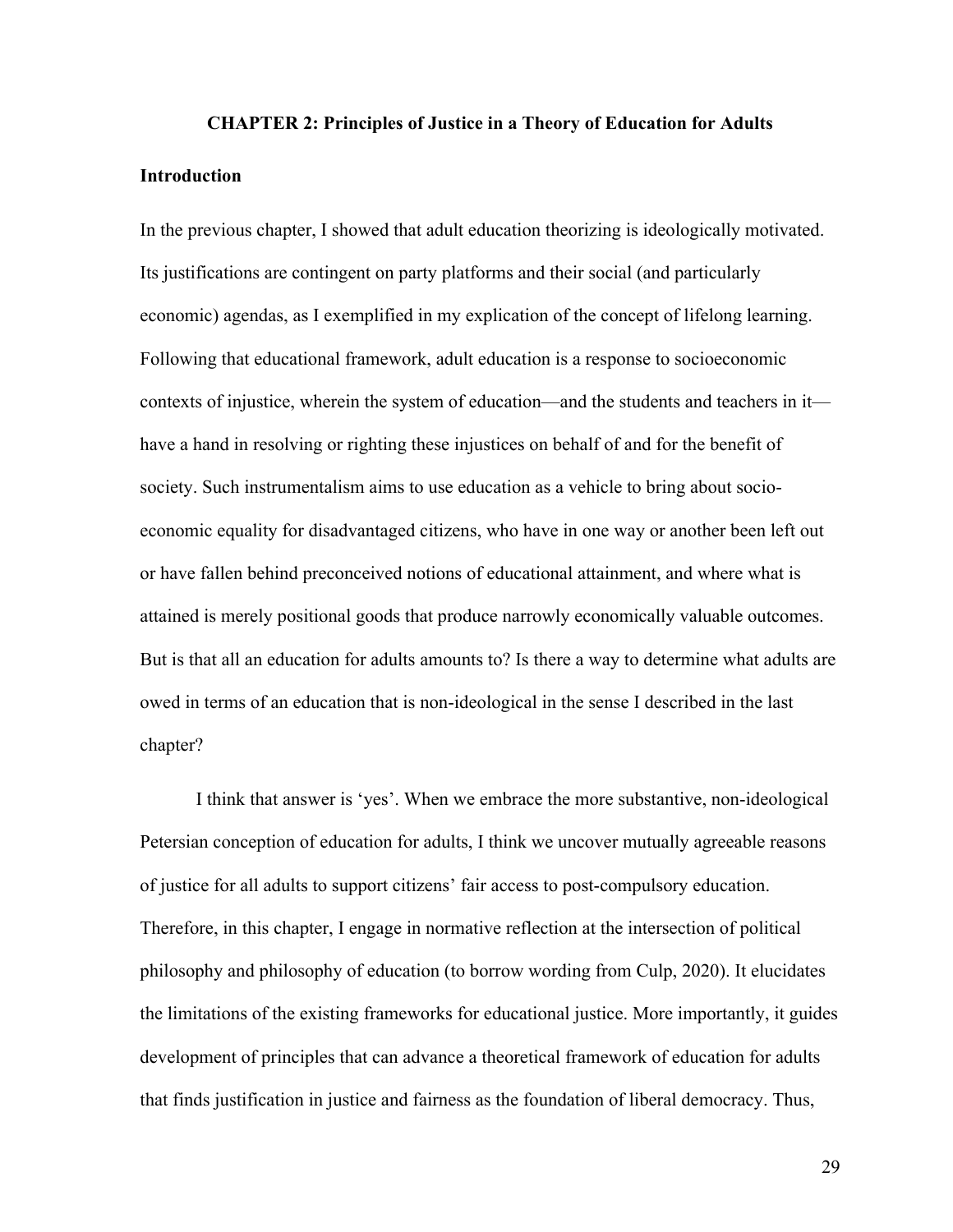## CHAPTER 2: Principles of Justice in a Theory of Education for Adults

### Introduction

In the previous chapter, I showed that adult education theorizing is ideologically motivated. Its justifications are contingent on party platforms and their social (and particularly economic) agendas, as I exemplified in my explication of the concept of lifelong learning. Following that educational framework, adult education is a response to socioeconomic contexts of injustice, wherein the system of education—and the students and teachers in it—have a hand in resolving or righting these injustices on behalf of and for the benefit of society. Such instrumentalism aims to use education as a vehicle to bring about socio-economic equality for disadvantaged citizens, who have in one way or another been left out or have fallen behind preconceived notions of educational attainment, and where what is attained is merely positional goods that produce narrowly economically valuable outcomes. But is that all an education for adults amounts to? Is there a way to determine what adults are owed in terms of an education that is non-ideological in the sense I described in the last chapter?

I think that answer is 'yes'. When we embrace the more substantive, non-ideological Petersian conception of education for adults, I think we uncover mutually agreeable reasons of justice for all adults to support citizens' fair access to post-compulsory education. Therefore, in this chapter, I engage in normative reflection at the intersection of political philosophy and philosophy of education (to borrow wording from Culp, 2020). It elucidates the limitations of the existing frameworks for educational justice. More importantly, it guides development of principles that can advance a theoretical framework of education for adults that finds justification in justice and fairness as the foundation of liberal democracy. Thus,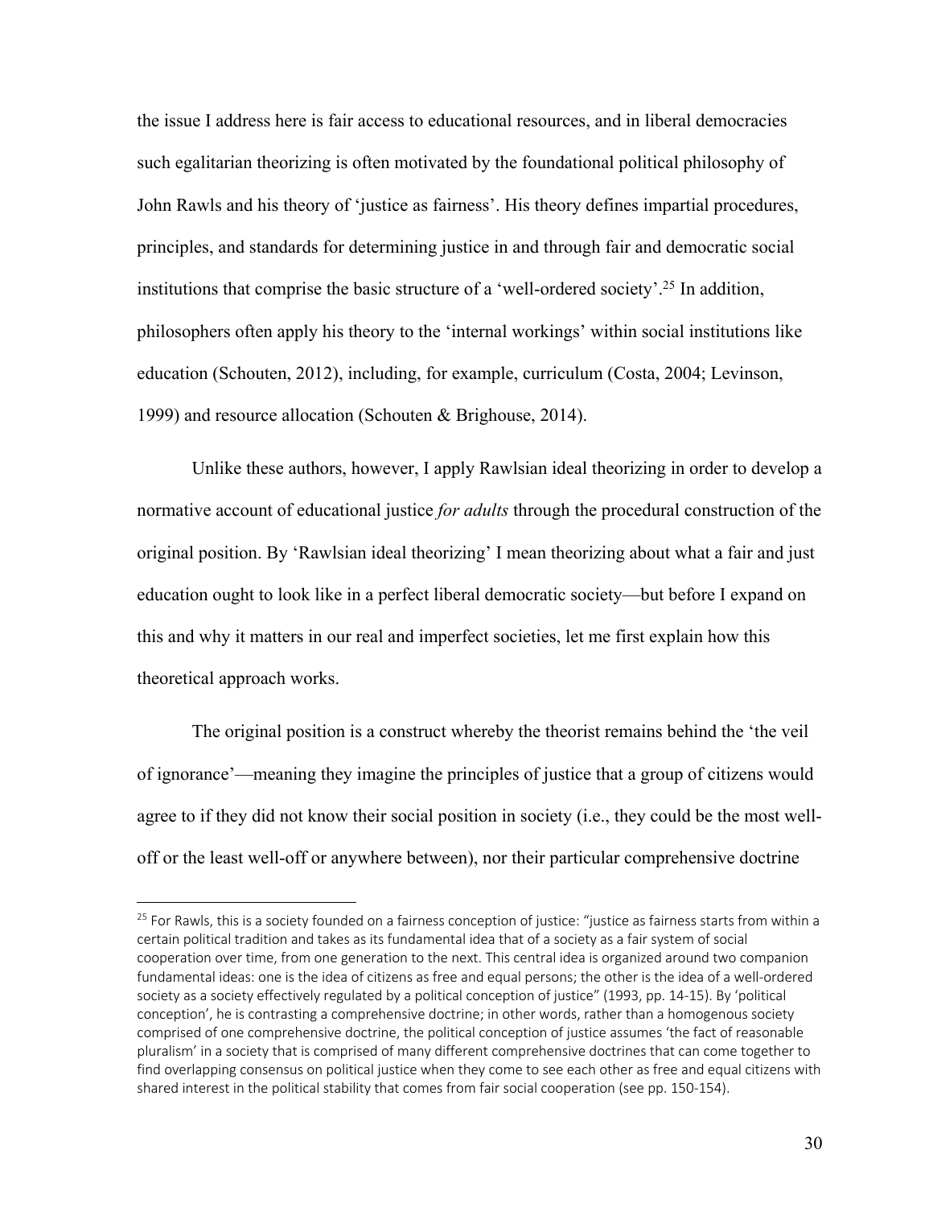the issue I address here is fair access to educational resources, and in liberal democracies such egalitarian theorizing is often motivated by the foundational political philosophy of John Rawls and his theory of 'justice as fairness'. His theory defines impartial procedures, principles, and standards for determining justice in and through fair and democratic social institutions that comprise the basic structure of a 'well-ordered society'.[25] In addition, philosophers often apply his theory to the 'internal workings' within social institutions like education (Schouten, 2012), including, for example, curriculum (Costa, 2004; Levinson, 1999) and resource allocation (Schouten & Brighouse, 2014).

Unlike these authors, however, I apply Rawlsian ideal theorizing in order to develop a normative account of educational justice *for adults* through the procedural construction of the original position. By 'Rawlsian ideal theorizing' I mean theorizing about what a fair and just education ought to look like in a perfect liberal democratic society—but before I expand on this and why it matters in our real and imperfect societies, let me first explain how this theoretical approach works.

The original position is a construct whereby the theorist remains behind the 'the veil of ignorance'—meaning they imagine the principles of justice that a group of citizens would agree to if they did not know their social position in society (i.e., they could be the most well-off or the least well-off or anywhere between), nor their particular comprehensive doctrine

[25] For Rawls, this is a society founded on a fairness conception of justice: "justice as fairness starts from within a certain political tradition and takes as its fundamental idea that of a society as a fair system of social cooperation over time, from one generation to the next. This central idea is organized around two companion fundamental ideas: one is the idea of citizens as free and equal persons; the other is the idea of a well-ordered society as a society effectively regulated by a political conception of justice" (1993, pp. 14-15). By 'political conception', he is contrasting a comprehensive doctrine; in other words, rather than a homogenous society comprised of one comprehensive doctrine, the political conception of justice assumes 'the fact of reasonable pluralism' in a society that is comprised of many different comprehensive doctrines that can come together to find overlapping consensus on political justice when they come to see each other as free and equal citizens with shared interest in the political stability that comes from fair social cooperation (see pp. 150-154).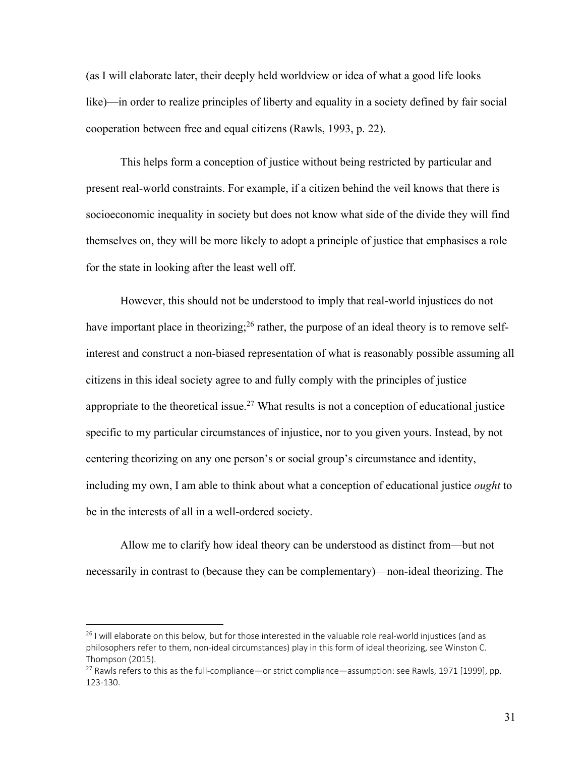(as I will elaborate later, their deeply held worldview or idea of what a good life looks like)—in order to realize principles of liberty and equality in a society defined by fair social cooperation between free and equal citizens (Rawls, 1993, p. 22).

This helps form a conception of justice without being restricted by particular and present real-world constraints. For example, if a citizen behind the veil knows that there is socioeconomic inequality in society but does not know what side of the divide they will find themselves on, they will be more likely to adopt a principle of justice that emphasises a role for the state in looking after the least well off.

However, this should not be understood to imply that real-world injustices do not have important place in theorizing;[26] rather, the purpose of an ideal theory is to remove self-interest and construct a non-biased representation of what is reasonably possible assuming all citizens in this ideal society agree to and fully comply with the principles of justice appropriate to the theoretical issue.[27] What results is not a conception of educational justice specific to my particular circumstances of injustice, nor to you given yours. Instead, by not centering theorizing on any one person's or social group's circumstance and identity, including my own, I am able to think about what a conception of educational justice *ought* to be in the interests of all in a well-ordered society.

Allow me to clarify how ideal theory can be understood as distinct from—but not necessarily in contrast to (because they can be complementary)—non-ideal theorizing. The

[26] I will elaborate on this below, but for those interested in the valuable role real-world injustices (and as philosophers refer to them, non-ideal circumstances) play in this form of ideal theorizing, see Winston C. Thompson (2015).

[27] Rawls refers to this as the full-compliance—or strict compliance—assumption: see Rawls, 1971 [1999], pp. 123-130.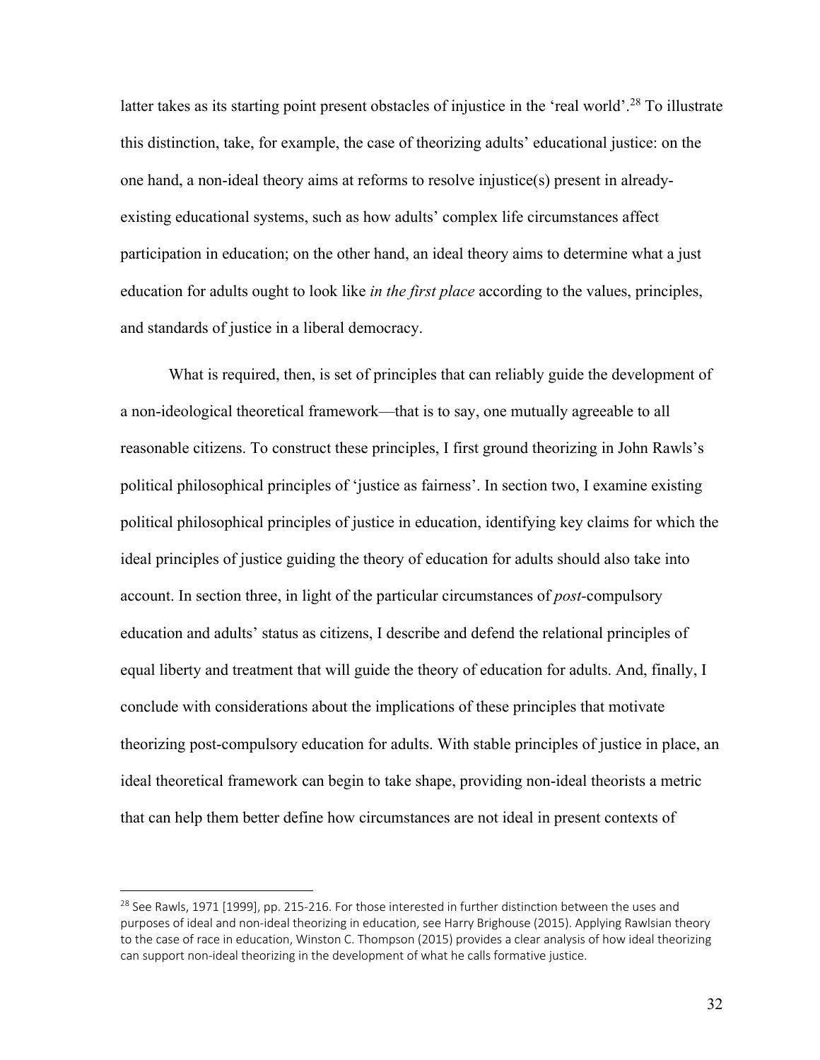latter takes as its starting point present obstacles of injustice in the 'real world'.[28] To illustrate this distinction, take, for example, the case of theorizing adults' educational justice: on the one hand, a non-ideal theory aims at reforms to resolve injustice(s) present in already-existing educational systems, such as how adults' complex life circumstances affect participation in education; on the other hand, an ideal theory aims to determine what a just education for adults ought to look like *in the first place* according to the values, principles, and standards of justice in a liberal democracy.

What is required, then, is set of principles that can reliably guide the development of a non-ideological theoretical framework—that is to say, one mutually agreeable to all reasonable citizens. To construct these principles, I first ground theorizing in John Rawls's political philosophical principles of 'justice as fairness'. In section two, I examine existing political philosophical principles of justice in education, identifying key claims for which the ideal principles of justice guiding the theory of education for adults should also take into account. In section three, in light of the particular circumstances of *post*-compulsory education and adults' status as citizens, I describe and defend the relational principles of equal liberty and treatment that will guide the theory of education for adults. And, finally, I conclude with considerations about the implications of these principles that motivate theorizing post-compulsory education for adults. With stable principles of justice in place, an ideal theoretical framework can begin to take shape, providing non-ideal theorists a metric that can help them better define how circumstances are not ideal in present contexts of

[28] See Rawls, 1971 [1999], pp. 215-216. For those interested in further distinction between the uses and purposes of ideal and non-ideal theorizing in education, see Harry Brighouse (2015). Applying Rawlsian theory to the case of race in education, Winston C. Thompson (2015) provides a clear analysis of how ideal theorizing can support non-ideal theorizing in the development of what he calls formative justice.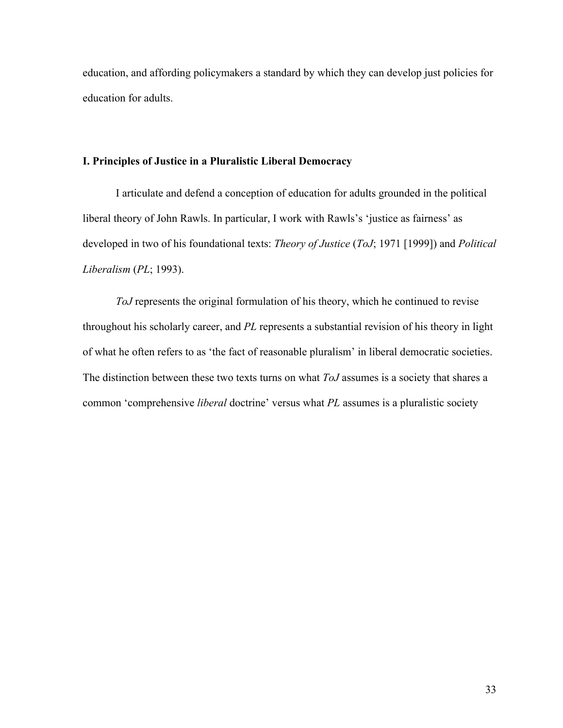education, and affording policymakers a standard by which they can develop just policies for education for adults.

## I. Principles of Justice in a Pluralistic Liberal Democracy

I articulate and defend a conception of education for adults grounded in the political liberal theory of John Rawls. In particular, I work with Rawls's 'justice as fairness' as developed in two of his foundational texts: *Theory of Justice* (*ToJ*; 1971 [1999]) and *Political Liberalism* (*PL*; 1993).

*ToJ* represents the original formulation of his theory, which he continued to revise throughout his scholarly career, and *PL* represents a substantial revision of his theory in light of what he often refers to as 'the fact of reasonable pluralism' in liberal democratic societies. The distinction between these two texts turns on what *ToJ* assumes is a society that shares a common 'comprehensive *liberal* doctrine' versus what *PL* assumes is a pluralistic society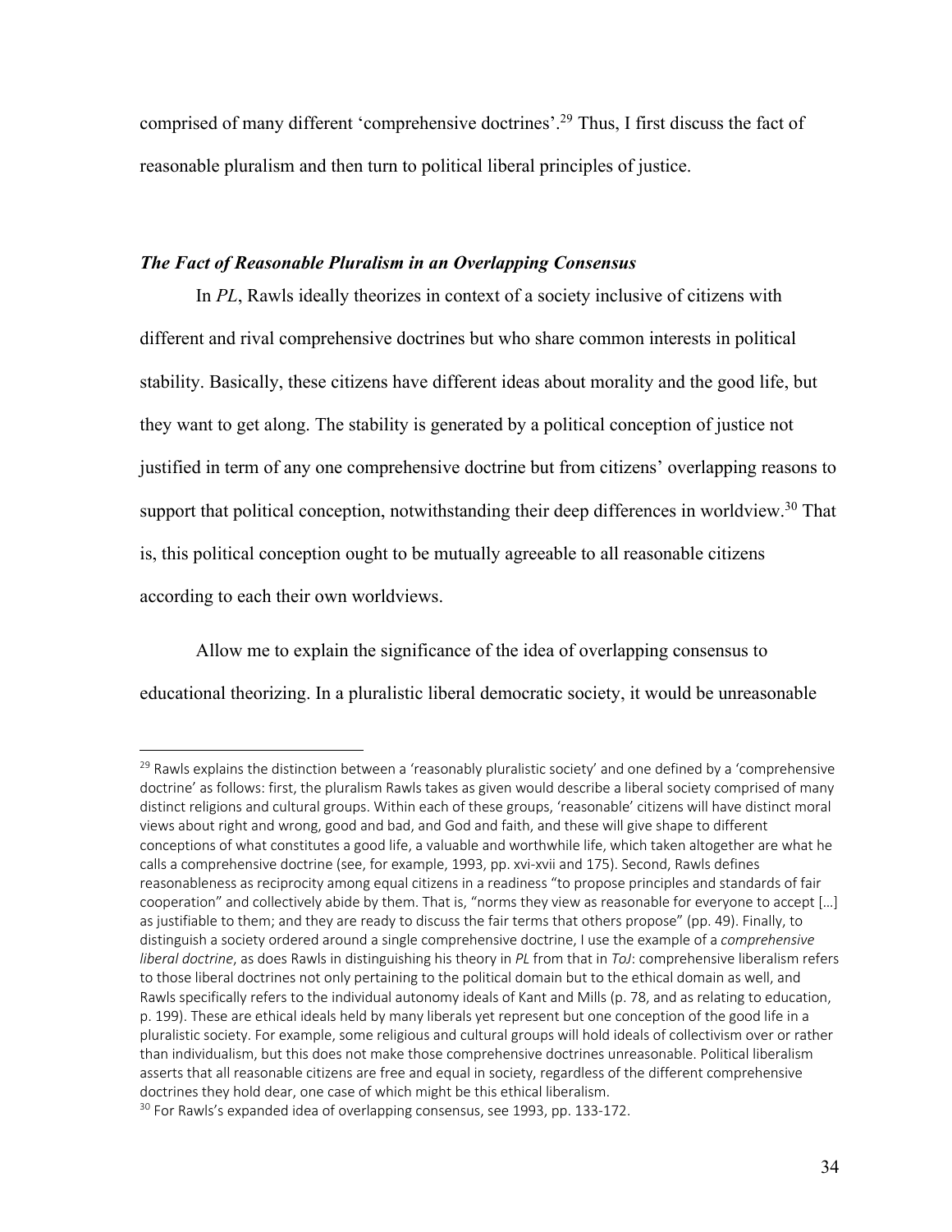comprised of many different 'comprehensive doctrines'.[29] Thus, I first discuss the fact of reasonable pluralism and then turn to political liberal principles of justice.

### *The Fact of Reasonable Pluralism in an Overlapping Consensus*

In *PL*, Rawls ideally theorizes in context of a society inclusive of citizens with different and rival comprehensive doctrines but who share common interests in political stability. Basically, these citizens have different ideas about morality and the good life, but they want to get along. The stability is generated by a political conception of justice not justified in term of any one comprehensive doctrine but from citizens' overlapping reasons to support that political conception, notwithstanding their deep differences in worldview.[30] That is, this political conception ought to be mutually agreeable to all reasonable citizens according to each their own worldviews.

Allow me to explain the significance of the idea of overlapping consensus to educational theorizing. In a pluralistic liberal democratic society, it would be unreasonable

---

[29] Rawls explains the distinction between a 'reasonably pluralistic society' and one defined by a 'comprehensive doctrine' as follows: first, the pluralism Rawls takes as given would describe a liberal society comprised of many distinct religions and cultural groups. Within each of these groups, 'reasonable' citizens will have distinct moral views about right and wrong, good and bad, and God and faith, and these will give shape to different conceptions of what constitutes a good life, a valuable and worthwhile life, which taken altogether are what he calls a comprehensive doctrine (see, for example, 1993, pp. xvi-xvii and 175). Second, Rawls defines reasonableness as reciprocity among equal citizens in a readiness "to propose principles and standards of fair cooperation" and collectively abide by them. That is, "norms they view as reasonable for everyone to accept […] as justifiable to them; and they are ready to discuss the fair terms that others propose" (pp. 49). Finally, to distinguish a society ordered around a single comprehensive doctrine, I use the example of a *comprehensive liberal doctrine*, as does Rawls in distinguishing his theory in *PL* from that in *ToJ*: comprehensive liberalism refers to those liberal doctrines not only pertaining to the political domain but to the ethical domain as well, and Rawls specifically refers to the individual autonomy ideals of Kant and Mills (p. 78, and as relating to education, p. 199). These are ethical ideals held by many liberals yet represent but one conception of the good life in a pluralistic society. For example, some religious and cultural groups will hold ideals of collectivism over or rather than individualism, but this does not make those comprehensive doctrines unreasonable. Political liberalism asserts that all reasonable citizens are free and equal in society, regardless of the different comprehensive doctrines they hold dear, one case of which might be this ethical liberalism.

[30] For Rawls's expanded idea of overlapping consensus, see 1993, pp. 133-172.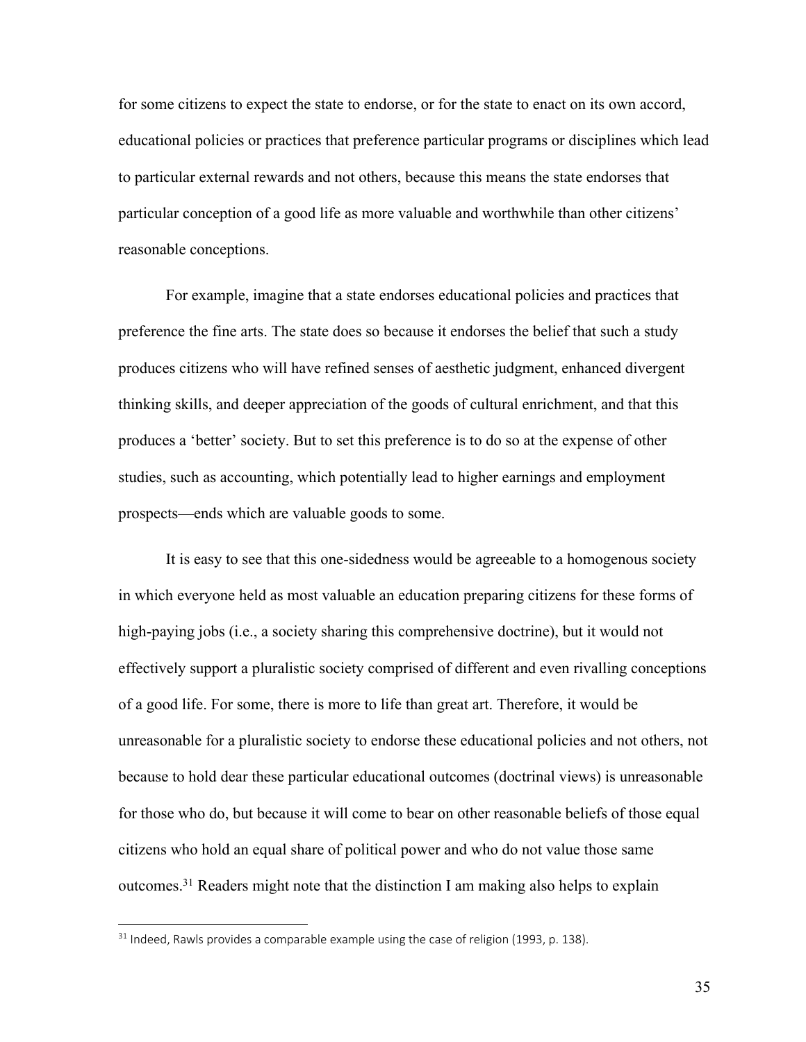for some citizens to expect the state to endorse, or for the state to enact on its own accord, educational policies or practices that preference particular programs or disciplines which lead to particular external rewards and not others, because this means the state endorses that particular conception of a good life as more valuable and worthwhile than other citizens' reasonable conceptions.

For example, imagine that a state endorses educational policies and practices that preference the fine arts. The state does so because it endorses the belief that such a study produces citizens who will have refined senses of aesthetic judgment, enhanced divergent thinking skills, and deeper appreciation of the goods of cultural enrichment, and that this produces a 'better' society. But to set this preference is to do so at the expense of other studies, such as accounting, which potentially lead to higher earnings and employment prospects—ends which are valuable goods to some.

It is easy to see that this one-sidedness would be agreeable to a homogenous society in which everyone held as most valuable an education preparing citizens for these forms of high-paying jobs (i.e., a society sharing this comprehensive doctrine), but it would not effectively support a pluralistic society comprised of different and even rivalling conceptions of a good life. For some, there is more to life than great art. Therefore, it would be unreasonable for a pluralistic society to endorse these educational policies and not others, not because to hold dear these particular educational outcomes (doctrinal views) is unreasonable for those who do, but because it will come to bear on other reasonable beliefs of those equal citizens who hold an equal share of political power and who do not value those same outcomes.[31] Readers might note that the distinction I am making also helps to explain

[31] Indeed, Rawls provides a comparable example using the case of religion (1993, p. 138).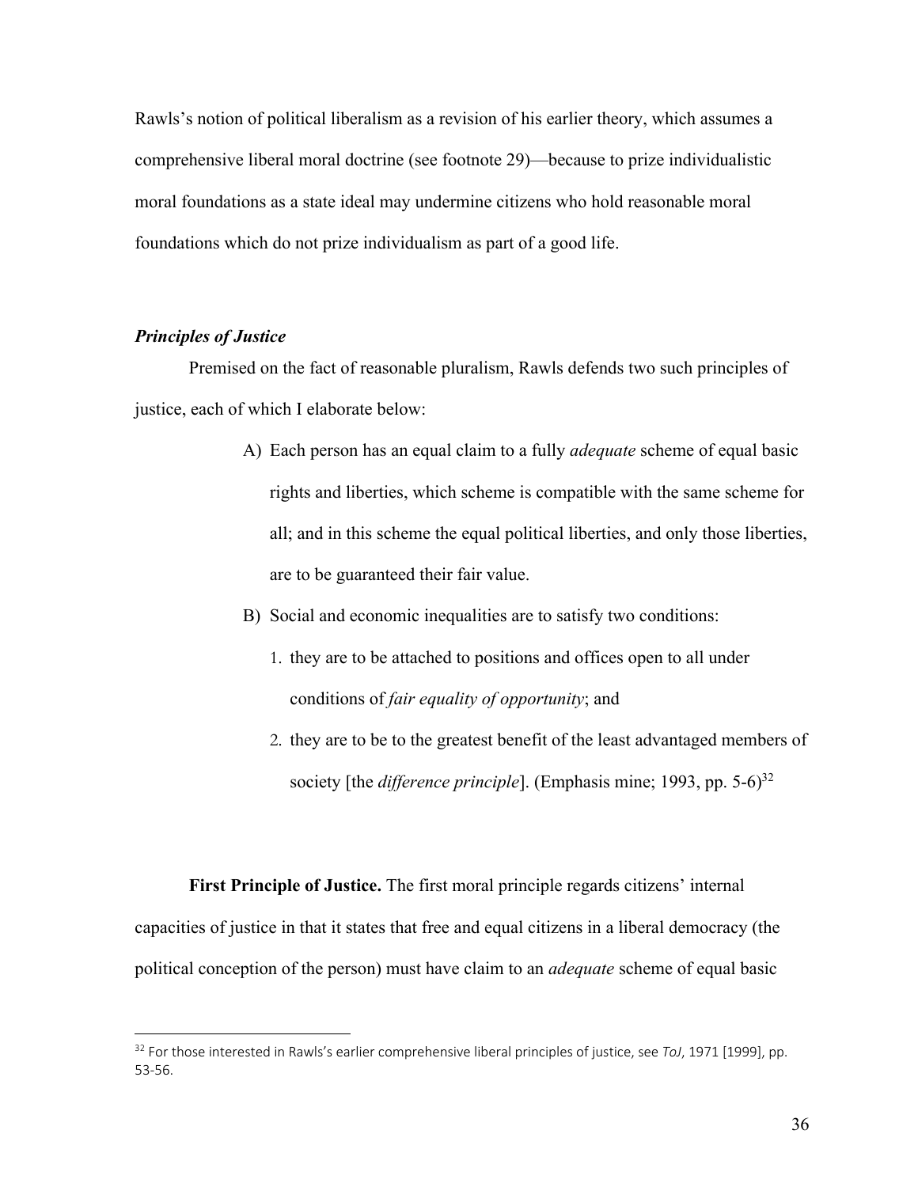Rawls's notion of political liberalism as a revision of his earlier theory, which assumes a comprehensive liberal moral doctrine (see footnote 29)—because to prize individualistic moral foundations as a state ideal may undermine citizens who hold reasonable moral foundations which do not prize individualism as part of a good life.

### *Principles of Justice*

Premised on the fact of reasonable pluralism, Rawls defends two such principles of justice, each of which I elaborate below:

> A) Each person has an equal claim to a fully *adequate* scheme of equal basic rights and liberties, which scheme is compatible with the same scheme for all; and in this scheme the equal political liberties, and only those liberties, are to be guaranteed their fair value.
>
> B) Social and economic inequalities are to satisfy two conditions:
>
> 1. they are to be attached to positions and offices open to all under conditions of *fair equality of opportunity*; and
> 2. they are to be to the greatest benefit of the least advantaged members of society [the *difference principle*]. (Emphasis mine; 1993, pp. 5-6)[32]

**First Principle of Justice.** The first moral principle regards citizens' internal capacities of justice in that it states that free and equal citizens in a liberal democracy (the political conception of the person) must have claim to an *adequate* scheme of equal basic

[32] For those interested in Rawls's earlier comprehensive liberal principles of justice, see *ToJ*, 1971 [1999], pp. 53-56.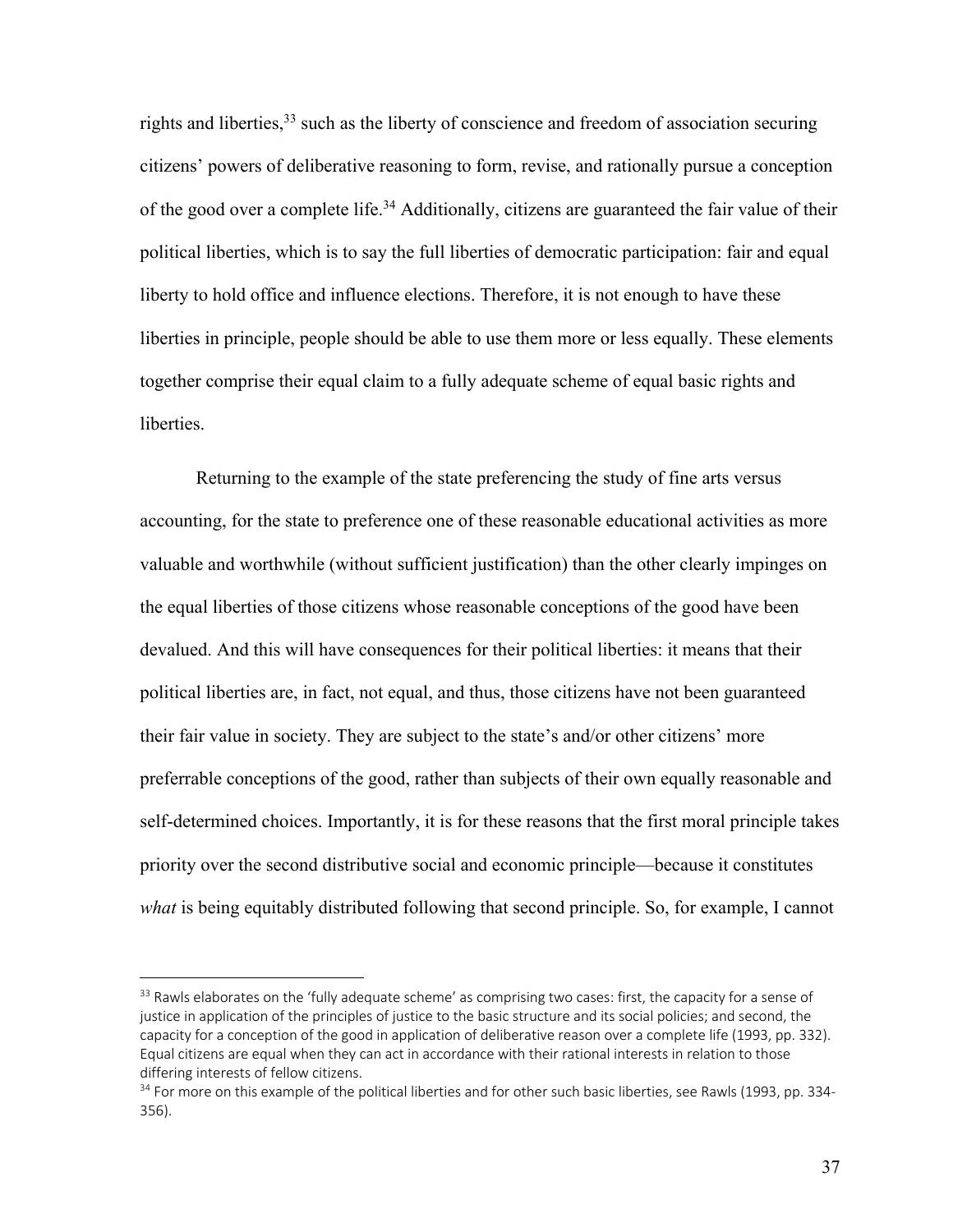rights and liberties,[33] such as the liberty of conscience and freedom of association securing citizens' powers of deliberative reasoning to form, revise, and rationally pursue a conception of the good over a complete life.[34] Additionally, citizens are guaranteed the fair value of their political liberties, which is to say the full liberties of democratic participation: fair and equal liberty to hold office and influence elections. Therefore, it is not enough to have these liberties in principle, people should be able to use them more or less equally. These elements together comprise their equal claim to a fully adequate scheme of equal basic rights and liberties.

Returning to the example of the state preferencing the study of fine arts versus accounting, for the state to preference one of these reasonable educational activities as more valuable and worthwhile (without sufficient justification) than the other clearly impinges on the equal liberties of those citizens whose reasonable conceptions of the good have been devalued. And this will have consequences for their political liberties: it means that their political liberties are, in fact, not equal, and thus, those citizens have not been guaranteed their fair value in society. They are subject to the state's and/or other citizens' more preferrable conceptions of the good, rather than subjects of their own equally reasonable and self-determined choices. Importantly, it is for these reasons that the first moral principle takes priority over the second distributive social and economic principle—because it constitutes *what* is being equitably distributed following that second principle. So, for example, I cannot

[33] Rawls elaborates on the 'fully adequate scheme' as comprising two cases: first, the capacity for a sense of justice in application of the principles of justice to the basic structure and its social policies; and second, the capacity for a conception of the good in application of deliberative reason over a complete life (1993, pp. 332). Equal citizens are equal when they can act in accordance with their rational interests in relation to those differing interests of fellow citizens.

[34] For more on this example of the political liberties and for other such basic liberties, see Rawls (1993, pp. 334-356).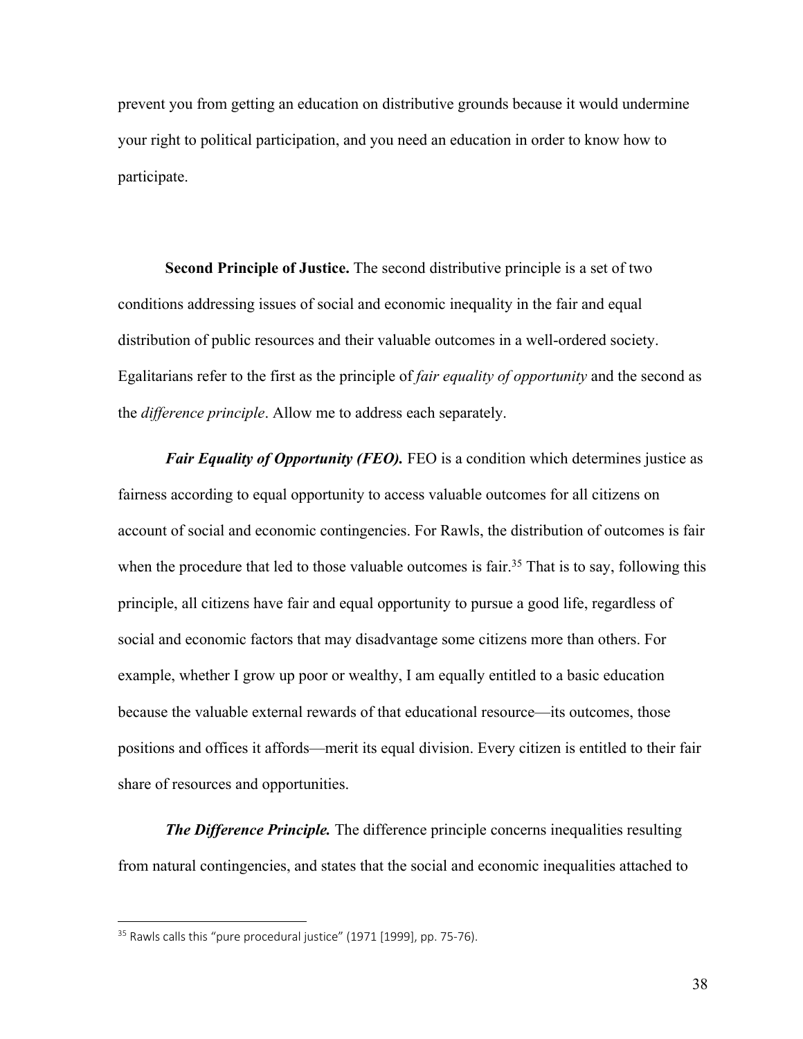prevent you from getting an education on distributive grounds because it would undermine your right to political participation, and you need an education in order to know how to participate.

**Second Principle of Justice.** The second distributive principle is a set of two conditions addressing issues of social and economic inequality in the fair and equal distribution of public resources and their valuable outcomes in a well-ordered society. Egalitarians refer to the first as the principle of *fair equality of opportunity* and the second as the *difference principle*. Allow me to address each separately.

***Fair Equality of Opportunity (FEO).*** FEO is a condition which determines justice as fairness according to equal opportunity to access valuable outcomes for all citizens on account of social and economic contingencies. For Rawls, the distribution of outcomes is fair when the procedure that led to those valuable outcomes is fair.[35] That is to say, following this principle, all citizens have fair and equal opportunity to pursue a good life, regardless of social and economic factors that may disadvantage some citizens more than others. For example, whether I grow up poor or wealthy, I am equally entitled to a basic education because the valuable external rewards of that educational resource—its outcomes, those positions and offices it affords—merit its equal division. Every citizen is entitled to their fair share of resources and opportunities.

***The Difference Principle.*** The difference principle concerns inequalities resulting from natural contingencies, and states that the social and economic inequalities attached to

[35] Rawls calls this "pure procedural justice" (1971 [1999], pp. 75-76).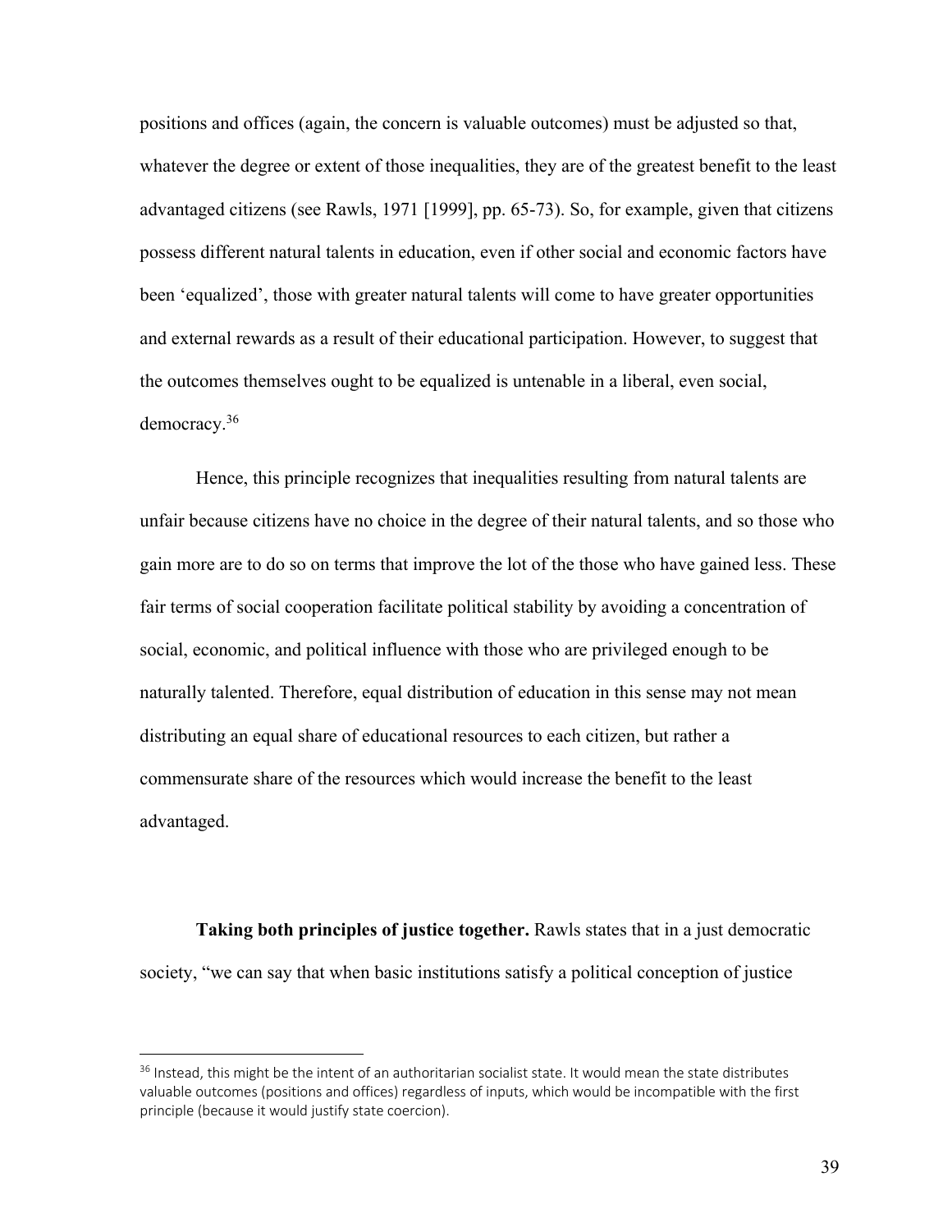positions and offices (again, the concern is valuable outcomes) must be adjusted so that, whatever the degree or extent of those inequalities, they are of the greatest benefit to the least advantaged citizens (see Rawls, 1971 [1999], pp. 65-73). So, for example, given that citizens possess different natural talents in education, even if other social and economic factors have been 'equalized', those with greater natural talents will come to have greater opportunities and external rewards as a result of their educational participation. However, to suggest that the outcomes themselves ought to be equalized is untenable in a liberal, even social, democracy.[36]

Hence, this principle recognizes that inequalities resulting from natural talents are unfair because citizens have no choice in the degree of their natural talents, and so those who gain more are to do so on terms that improve the lot of the those who have gained less. These fair terms of social cooperation facilitate political stability by avoiding a concentration of social, economic, and political influence with those who are privileged enough to be naturally talented. Therefore, equal distribution of education in this sense may not mean distributing an equal share of educational resources to each citizen, but rather a commensurate share of the resources which would increase the benefit to the least advantaged.

**Taking both principles of justice together.** Rawls states that in a just democratic society, "we can say that when basic institutions satisfy a political conception of justice

[36] Instead, this might be the intent of an authoritarian socialist state. It would mean the state distributes valuable outcomes (positions and offices) regardless of inputs, which would be incompatible with the first principle (because it would justify state coercion).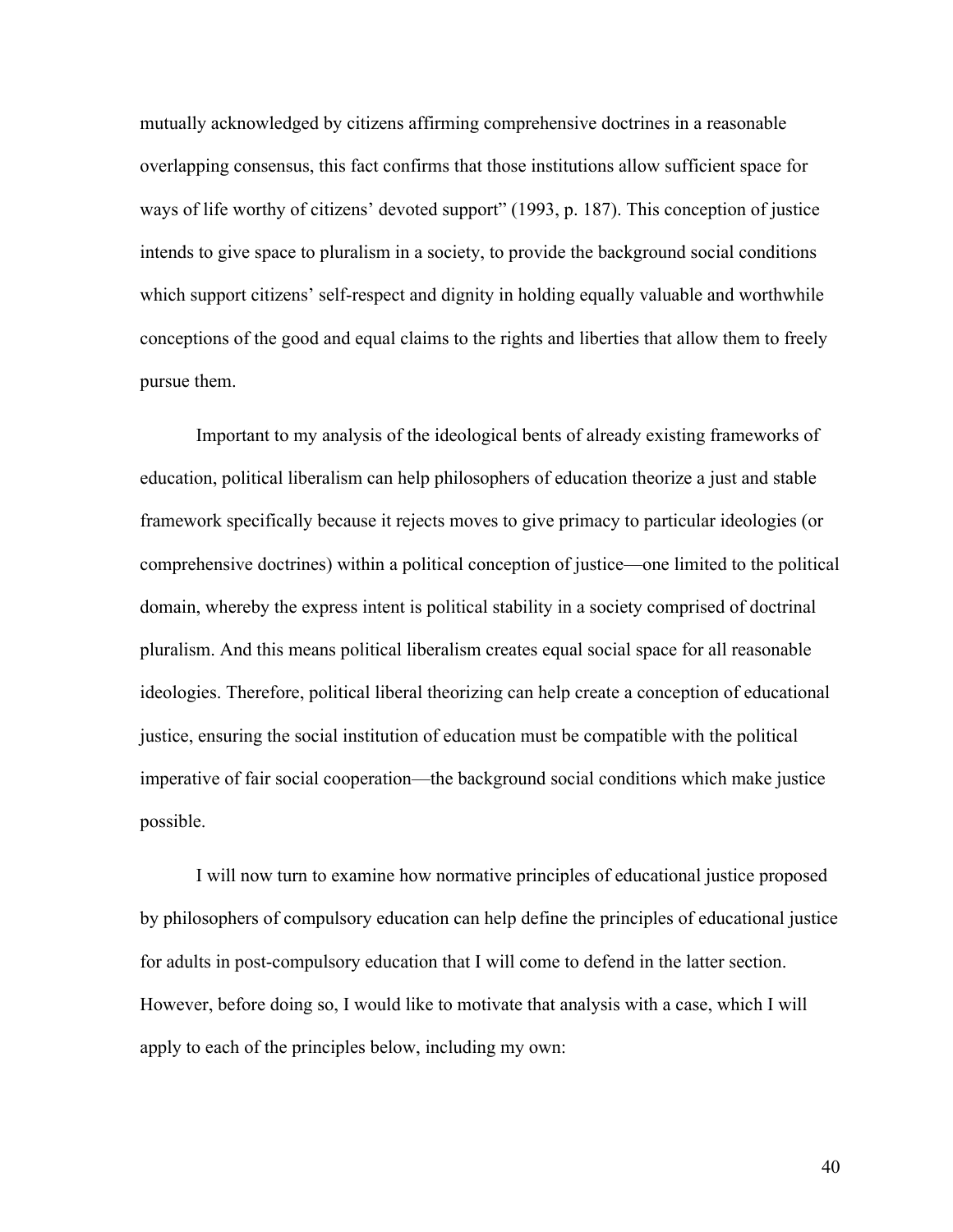mutually acknowledged by citizens affirming comprehensive doctrines in a reasonable overlapping consensus, this fact confirms that those institutions allow sufficient space for ways of life worthy of citizens' devoted support" (1993, p. 187). This conception of justice intends to give space to pluralism in a society, to provide the background social conditions which support citizens' self-respect and dignity in holding equally valuable and worthwhile conceptions of the good and equal claims to the rights and liberties that allow them to freely pursue them.

Important to my analysis of the ideological bents of already existing frameworks of education, political liberalism can help philosophers of education theorize a just and stable framework specifically because it rejects moves to give primacy to particular ideologies (or comprehensive doctrines) within a political conception of justice—one limited to the political domain, whereby the express intent is political stability in a society comprised of doctrinal pluralism. And this means political liberalism creates equal social space for all reasonable ideologies. Therefore, political liberal theorizing can help create a conception of educational justice, ensuring the social institution of education must be compatible with the political imperative of fair social cooperation—the background social conditions which make justice possible.

I will now turn to examine how normative principles of educational justice proposed by philosophers of compulsory education can help define the principles of educational justice for adults in post-compulsory education that I will come to defend in the latter section. However, before doing so, I would like to motivate that analysis with a case, which I will apply to each of the principles below, including my own: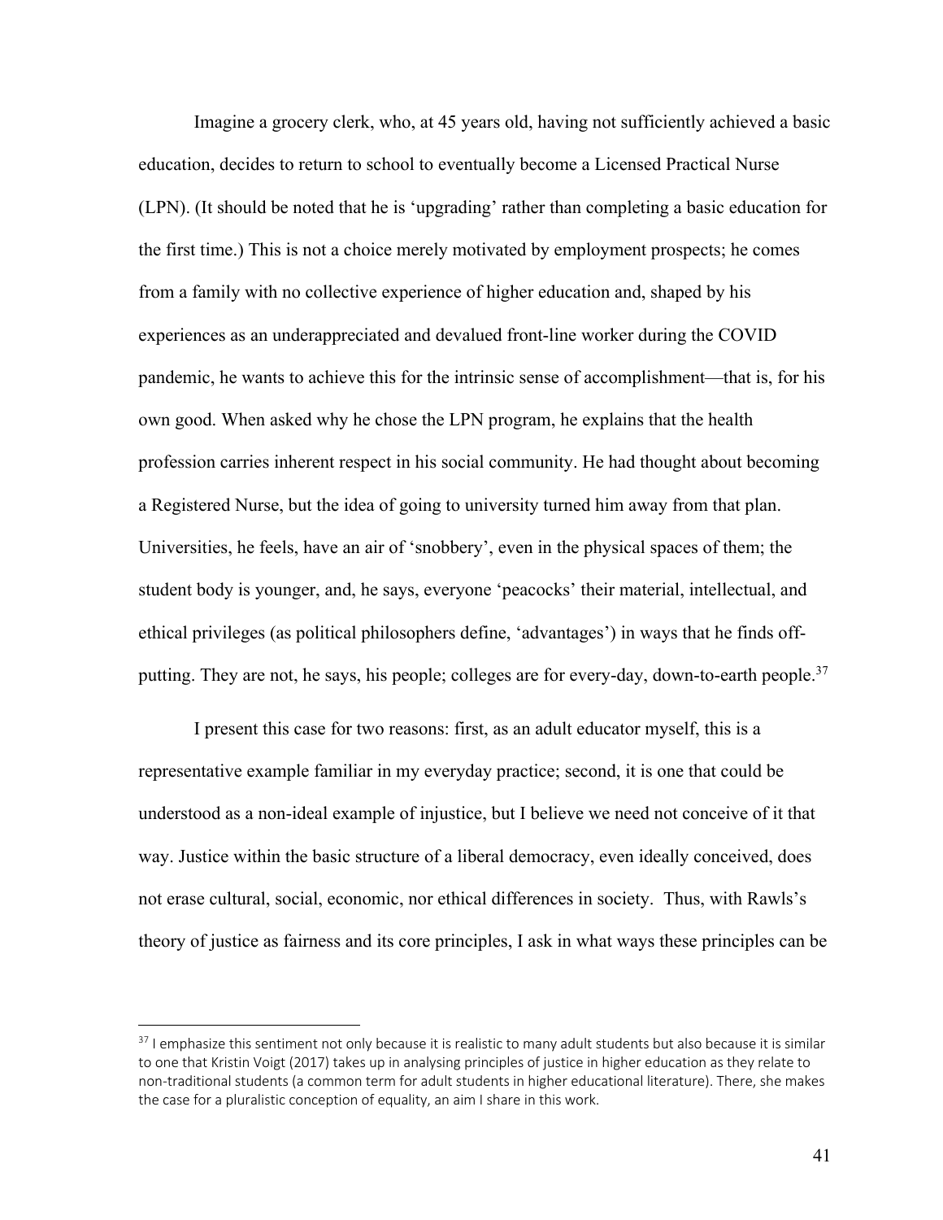Imagine a grocery clerk, who, at 45 years old, having not sufficiently achieved a basic education, decides to return to school to eventually become a Licensed Practical Nurse (LPN). (It should be noted that he is 'upgrading' rather than completing a basic education for the first time.) This is not a choice merely motivated by employment prospects; he comes from a family with no collective experience of higher education and, shaped by his experiences as an underappreciated and devalued front-line worker during the COVID pandemic, he wants to achieve this for the intrinsic sense of accomplishment—that is, for his own good. When asked why he chose the LPN program, he explains that the health profession carries inherent respect in his social community. He had thought about becoming a Registered Nurse, but the idea of going to university turned him away from that plan. Universities, he feels, have an air of 'snobbery', even in the physical spaces of them; the student body is younger, and, he says, everyone 'peacocks' their material, intellectual, and ethical privileges (as political philosophers define, 'advantages') in ways that he finds off-putting. They are not, he says, his people; colleges are for every-day, down-to-earth people.[37]

I present this case for two reasons: first, as an adult educator myself, this is a representative example familiar in my everyday practice; second, it is one that could be understood as a non-ideal example of injustice, but I believe we need not conceive of it that way. Justice within the basic structure of a liberal democracy, even ideally conceived, does not erase cultural, social, economic, nor ethical differences in society. Thus, with Rawls's theory of justice as fairness and its core principles, I ask in what ways these principles can be

[37] I emphasize this sentiment not only because it is realistic to many adult students but also because it is similar to one that Kristin Voigt (2017) takes up in analysing principles of justice in higher education as they relate to non-traditional students (a common term for adult students in higher educational literature). There, she makes the case for a pluralistic conception of equality, an aim I share in this work.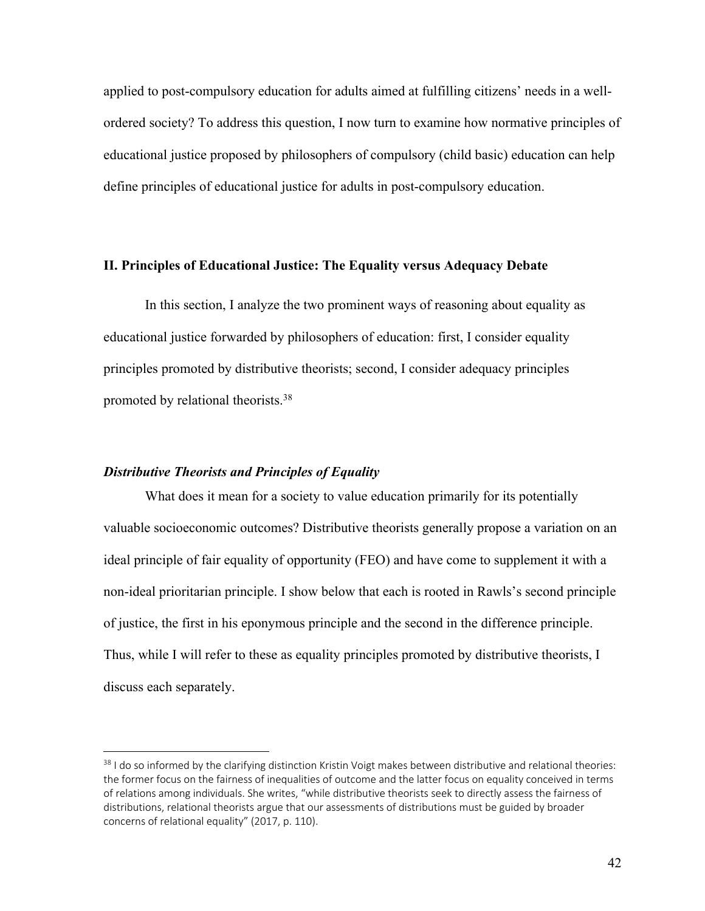applied to post-compulsory education for adults aimed at fulfilling citizens' needs in a well-ordered society? To address this question, I now turn to examine how normative principles of educational justice proposed by philosophers of compulsory (child basic) education can help define principles of educational justice for adults in post-compulsory education.

## II. Principles of Educational Justice: The Equality versus Adequacy Debate

In this section, I analyze the two prominent ways of reasoning about equality as educational justice forwarded by philosophers of education: first, I consider equality principles promoted by distributive theorists; second, I consider adequacy principles promoted by relational theorists.[38]

### *Distributive Theorists and Principles of Equality*

What does it mean for a society to value education primarily for its potentially valuable socioeconomic outcomes? Distributive theorists generally propose a variation on an ideal principle of fair equality of opportunity (FEO) and have come to supplement it with a non-ideal prioritarian principle. I show below that each is rooted in Rawls's second principle of justice, the first in his eponymous principle and the second in the difference principle. Thus, while I will refer to these as equality principles promoted by distributive theorists, I discuss each separately.

[38] I do so informed by the clarifying distinction Kristin Voigt makes between distributive and relational theories: the former focus on the fairness of inequalities of outcome and the latter focus on equality conceived in terms of relations among individuals. She writes, "while distributive theorists seek to directly assess the fairness of distributions, relational theorists argue that our assessments of distributions must be guided by broader concerns of relational equality" (2017, p. 110).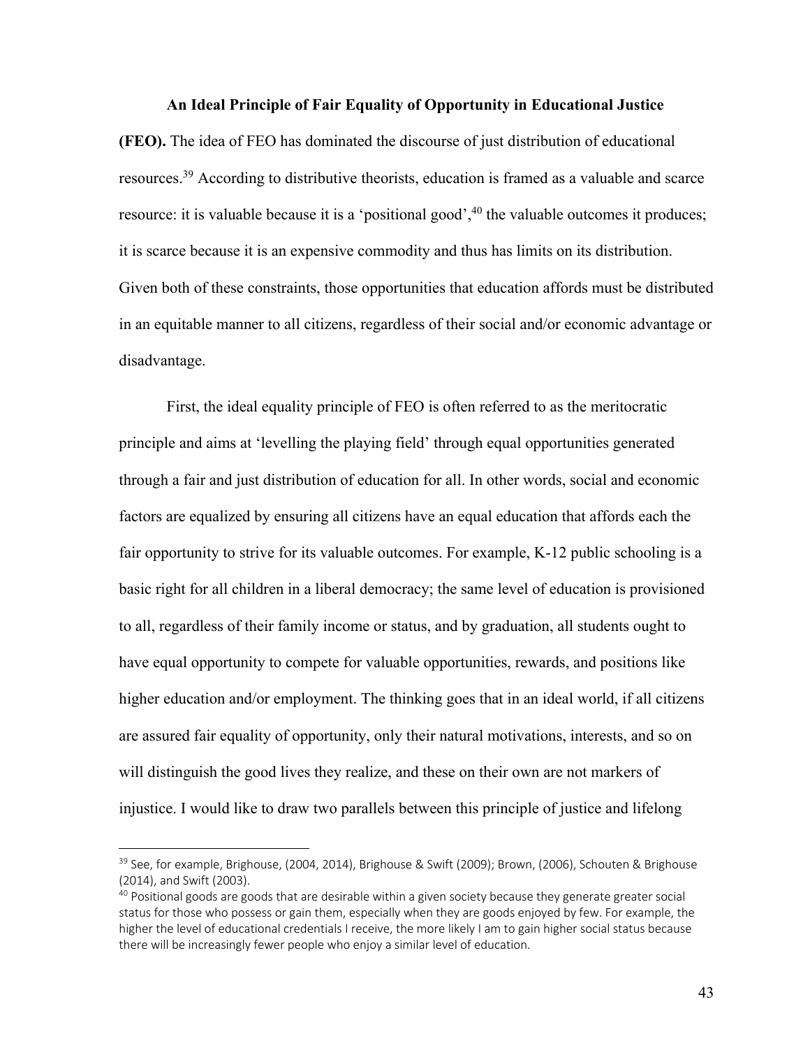**An Ideal Principle of Fair Equality of Opportunity in Educational Justice (FEO).** The idea of FEO has dominated the discourse of just distribution of educational resources.[39] According to distributive theorists, education is framed as a valuable and scarce resource: it is valuable because it is a 'positional good',[40] the valuable outcomes it produces; it is scarce because it is an expensive commodity and thus has limits on its distribution. Given both of these constraints, those opportunities that education affords must be distributed in an equitable manner to all citizens, regardless of their social and/or economic advantage or disadvantage.

First, the ideal equality principle of FEO is often referred to as the meritocratic principle and aims at 'levelling the playing field' through equal opportunities generated through a fair and just distribution of education for all. In other words, social and economic factors are equalized by ensuring all citizens have an equal education that affords each the fair opportunity to strive for its valuable outcomes. For example, K-12 public schooling is a basic right for all children in a liberal democracy; the same level of education is provisioned to all, regardless of their family income or status, and by graduation, all students ought to have equal opportunity to compete for valuable opportunities, rewards, and positions like higher education and/or employment. The thinking goes that in an ideal world, if all citizens are assured fair equality of opportunity, only their natural motivations, interests, and so on will distinguish the good lives they realize, and these on their own are not markers of injustice. I would like to draw two parallels between this principle of justice and lifelong

---

[39] See, for example, Brighouse, (2004, 2014), Brighouse & Swift (2009); Brown, (2006), Schouten & Brighouse (2014), and Swift (2003).

[40] Positional goods are goods that are desirable within a given society because they generate greater social status for those who possess or gain them, especially when they are goods enjoyed by few. For example, the higher the level of educational credentials I receive, the more likely I am to gain higher social status because there will be increasingly fewer people who enjoy a similar level of education.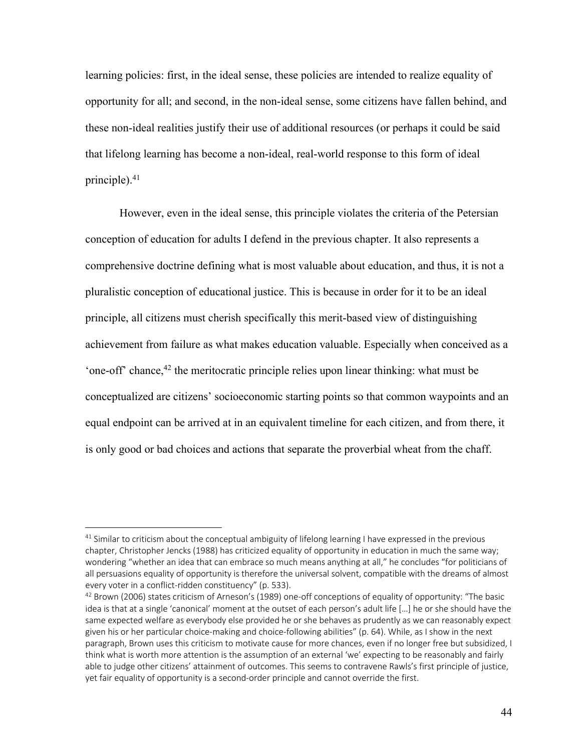learning policies: first, in the ideal sense, these policies are intended to realize equality of opportunity for all; and second, in the non-ideal sense, some citizens have fallen behind, and these non-ideal realities justify their use of additional resources (or perhaps it could be said that lifelong learning has become a non-ideal, real-world response to this form of ideal principle).[41]

However, even in the ideal sense, this principle violates the criteria of the Petersian conception of education for adults I defend in the previous chapter. It also represents a comprehensive doctrine defining what is most valuable about education, and thus, it is not a pluralistic conception of educational justice. This is because in order for it to be an ideal principle, all citizens must cherish specifically this merit-based view of distinguishing achievement from failure as what makes education valuable. Especially when conceived as a 'one-off' chance,[42] the meritocratic principle relies upon linear thinking: what must be conceptualized are citizens' socioeconomic starting points so that common waypoints and an equal endpoint can be arrived at in an equivalent timeline for each citizen, and from there, it is only good or bad choices and actions that separate the proverbial wheat from the chaff.

---

[41] Similar to criticism about the conceptual ambiguity of lifelong learning I have expressed in the previous chapter, Christopher Jencks (1988) has criticized equality of opportunity in education in much the same way; wondering "whether an idea that can embrace so much means anything at all," he concludes "for politicians of all persuasions equality of opportunity is therefore the universal solvent, compatible with the dreams of almost every voter in a conflict-ridden constituency" (p. 533).

[42] Brown (2006) states criticism of Arneson's (1989) one-off conceptions of equality of opportunity: "The basic idea is that at a single 'canonical' moment at the outset of each person's adult life […] he or she should have the same expected welfare as everybody else provided he or she behaves as prudently as we can reasonably expect given his or her particular choice-making and choice-following abilities" (p. 64). While, as I show in the next paragraph, Brown uses this criticism to motivate cause for more chances, even if no longer free but subsidized, I think what is worth more attention is the assumption of an external 'we' expecting to be reasonably and fairly able to judge other citizens' attainment of outcomes. This seems to contravene Rawls's first principle of justice, yet fair equality of opportunity is a second-order principle and cannot override the first.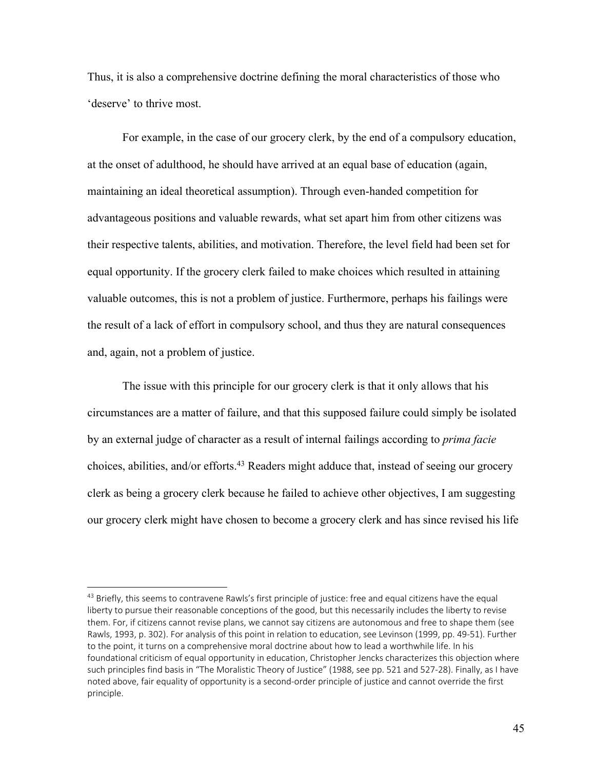Thus, it is also a comprehensive doctrine defining the moral characteristics of those who 'deserve' to thrive most.

For example, in the case of our grocery clerk, by the end of a compulsory education, at the onset of adulthood, he should have arrived at an equal base of education (again, maintaining an ideal theoretical assumption). Through even-handed competition for advantageous positions and valuable rewards, what set apart him from other citizens was their respective talents, abilities, and motivation. Therefore, the level field had been set for equal opportunity. If the grocery clerk failed to make choices which resulted in attaining valuable outcomes, this is not a problem of justice. Furthermore, perhaps his failings were the result of a lack of effort in compulsory school, and thus they are natural consequences and, again, not a problem of justice.

The issue with this principle for our grocery clerk is that it only allows that his circumstances are a matter of failure, and that this supposed failure could simply be isolated by an external judge of character as a result of internal failings according to *prima facie* choices, abilities, and/or efforts.[43] Readers might adduce that, instead of seeing our grocery clerk as being a grocery clerk because he failed to achieve other objectives, I am suggesting our grocery clerk might have chosen to become a grocery clerk and has since revised his life

[43] Briefly, this seems to contravene Rawls's first principle of justice: free and equal citizens have the equal liberty to pursue their reasonable conceptions of the good, but this necessarily includes the liberty to revise them. For, if citizens cannot revise plans, we cannot say citizens are autonomous and free to shape them (see Rawls, 1993, p. 302). For analysis of this point in relation to education, see Levinson (1999, pp. 49-51). Further to the point, it turns on a comprehensive moral doctrine about how to lead a worthwhile life. In his foundational criticism of equal opportunity in education, Christopher Jencks characterizes this objection where such principles find basis in "The Moralistic Theory of Justice" (1988, see pp. 521 and 527-28). Finally, as I have noted above, fair equality of opportunity is a second-order principle of justice and cannot override the first principle.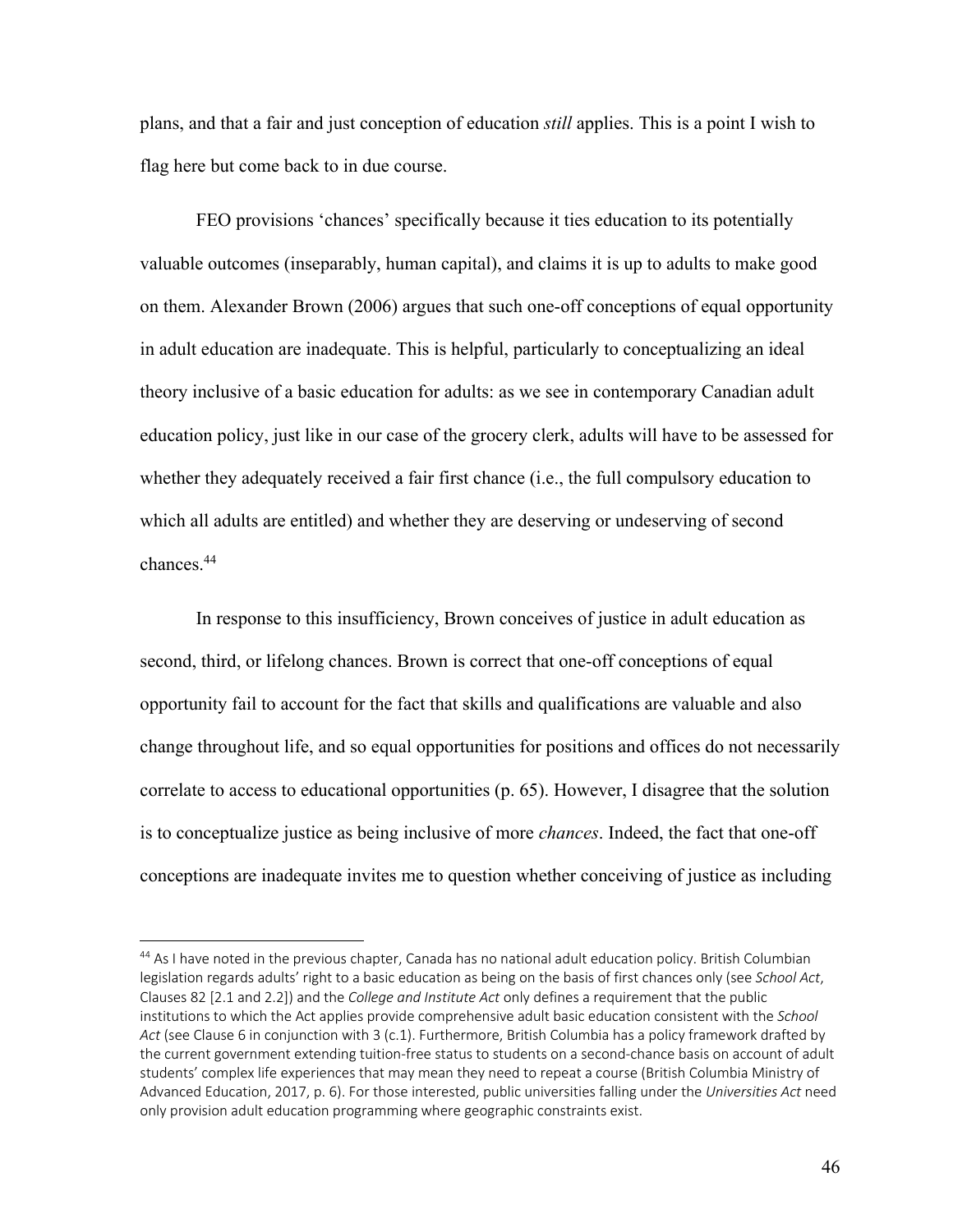plans, and that a fair and just conception of education *still* applies. This is a point I wish to flag here but come back to in due course.

FEO provisions 'chances' specifically because it ties education to its potentially valuable outcomes (inseparably, human capital), and claims it is up to adults to make good on them. Alexander Brown (2006) argues that such one-off conceptions of equal opportunity in adult education are inadequate. This is helpful, particularly to conceptualizing an ideal theory inclusive of a basic education for adults: as we see in contemporary Canadian adult education policy, just like in our case of the grocery clerk, adults will have to be assessed for whether they adequately received a fair first chance (i.e., the full compulsory education to which all adults are entitled) and whether they are deserving or undeserving of second chances.[44]

In response to this insufficiency, Brown conceives of justice in adult education as second, third, or lifelong chances. Brown is correct that one-off conceptions of equal opportunity fail to account for the fact that skills and qualifications are valuable and also change throughout life, and so equal opportunities for positions and offices do not necessarily correlate to access to educational opportunities (p. 65). However, I disagree that the solution is to conceptualize justice as being inclusive of more *chances*. Indeed, the fact that one-off conceptions are inadequate invites me to question whether conceiving of justice as including

---

[44] As I have noted in the previous chapter, Canada has no national adult education policy. British Columbian legislation regards adults' right to a basic education as being on the basis of first chances only (see *School Act*, Clauses 82 [2.1 and 2.2]) and the *College and Institute Act* only defines a requirement that the public institutions to which the Act applies provide comprehensive adult basic education consistent with the *School Act* (see Clause 6 in conjunction with 3 (c.1). Furthermore, British Columbia has a policy framework drafted by the current government extending tuition-free status to students on a second-chance basis on account of adult students' complex life experiences that may mean they need to repeat a course (British Columbia Ministry of Advanced Education, 2017, p. 6). For those interested, public universities falling under the *Universities Act* need only provision adult education programming where geographic constraints exist.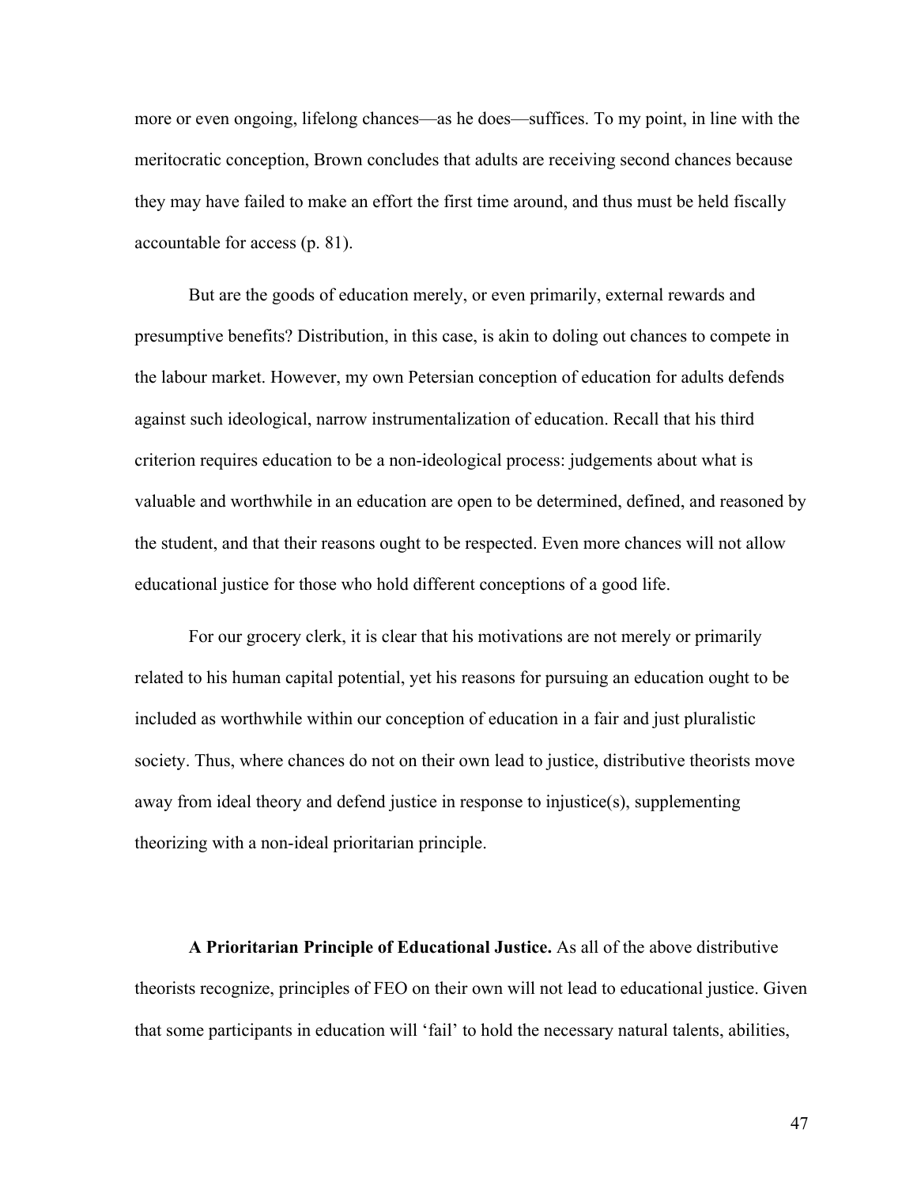more or even ongoing, lifelong chances—as he does—suffices. To my point, in line with the meritocratic conception, Brown concludes that adults are receiving second chances because they may have failed to make an effort the first time around, and thus must be held fiscally accountable for access (p. 81).

But are the goods of education merely, or even primarily, external rewards and presumptive benefits? Distribution, in this case, is akin to doling out chances to compete in the labour market. However, my own Petersian conception of education for adults defends against such ideological, narrow instrumentalization of education. Recall that his third criterion requires education to be a non-ideological process: judgements about what is valuable and worthwhile in an education are open to be determined, defined, and reasoned by the student, and that their reasons ought to be respected. Even more chances will not allow educational justice for those who hold different conceptions of a good life.

For our grocery clerk, it is clear that his motivations are not merely or primarily related to his human capital potential, yet his reasons for pursuing an education ought to be included as worthwhile within our conception of education in a fair and just pluralistic society. Thus, where chances do not on their own lead to justice, distributive theorists move away from ideal theory and defend justice in response to injustice(s), supplementing theorizing with a non-ideal prioritarian principle.

**A Prioritarian Principle of Educational Justice.** As all of the above distributive theorists recognize, principles of FEO on their own will not lead to educational justice. Given that some participants in education will 'fail' to hold the necessary natural talents, abilities,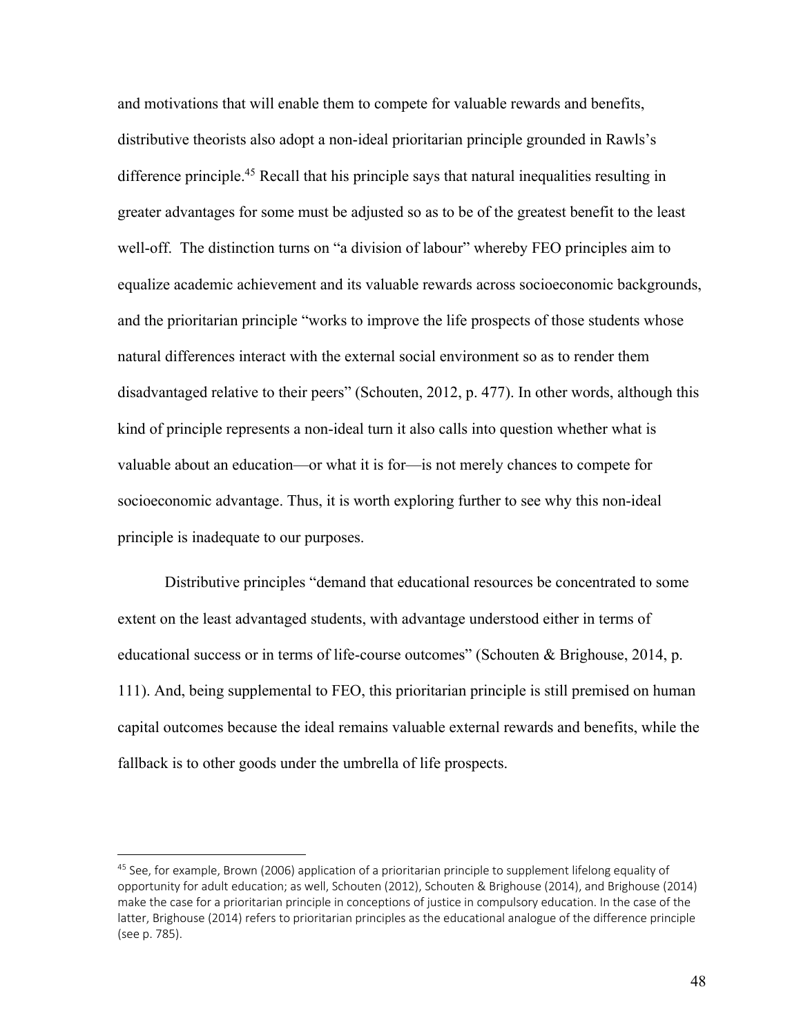and motivations that will enable them to compete for valuable rewards and benefits, distributive theorists also adopt a non-ideal prioritarian principle grounded in Rawls's difference principle.[45] Recall that his principle says that natural inequalities resulting in greater advantages for some must be adjusted so as to be of the greatest benefit to the least well-off. The distinction turns on "a division of labour" whereby FEO principles aim to equalize academic achievement and its valuable rewards across socioeconomic backgrounds, and the prioritarian principle "works to improve the life prospects of those students whose natural differences interact with the external social environment so as to render them disadvantaged relative to their peers" (Schouten, 2012, p. 477). In other words, although this kind of principle represents a non-ideal turn it also calls into question whether what is valuable about an education—or what it is for—is not merely chances to compete for socioeconomic advantage. Thus, it is worth exploring further to see why this non-ideal principle is inadequate to our purposes.

Distributive principles "demand that educational resources be concentrated to some extent on the least advantaged students, with advantage understood either in terms of educational success or in terms of life-course outcomes" (Schouten & Brighouse, 2014, p. 111). And, being supplemental to FEO, this prioritarian principle is still premised on human capital outcomes because the ideal remains valuable external rewards and benefits, while the fallback is to other goods under the umbrella of life prospects.

---

[45] See, for example, Brown (2006) application of a prioritarian principle to supplement lifelong equality of opportunity for adult education; as well, Schouten (2012), Schouten & Brighouse (2014), and Brighouse (2014) make the case for a prioritarian principle in conceptions of justice in compulsory education. In the case of the latter, Brighouse (2014) refers to prioritarian principles as the educational analogue of the difference principle (see p. 785).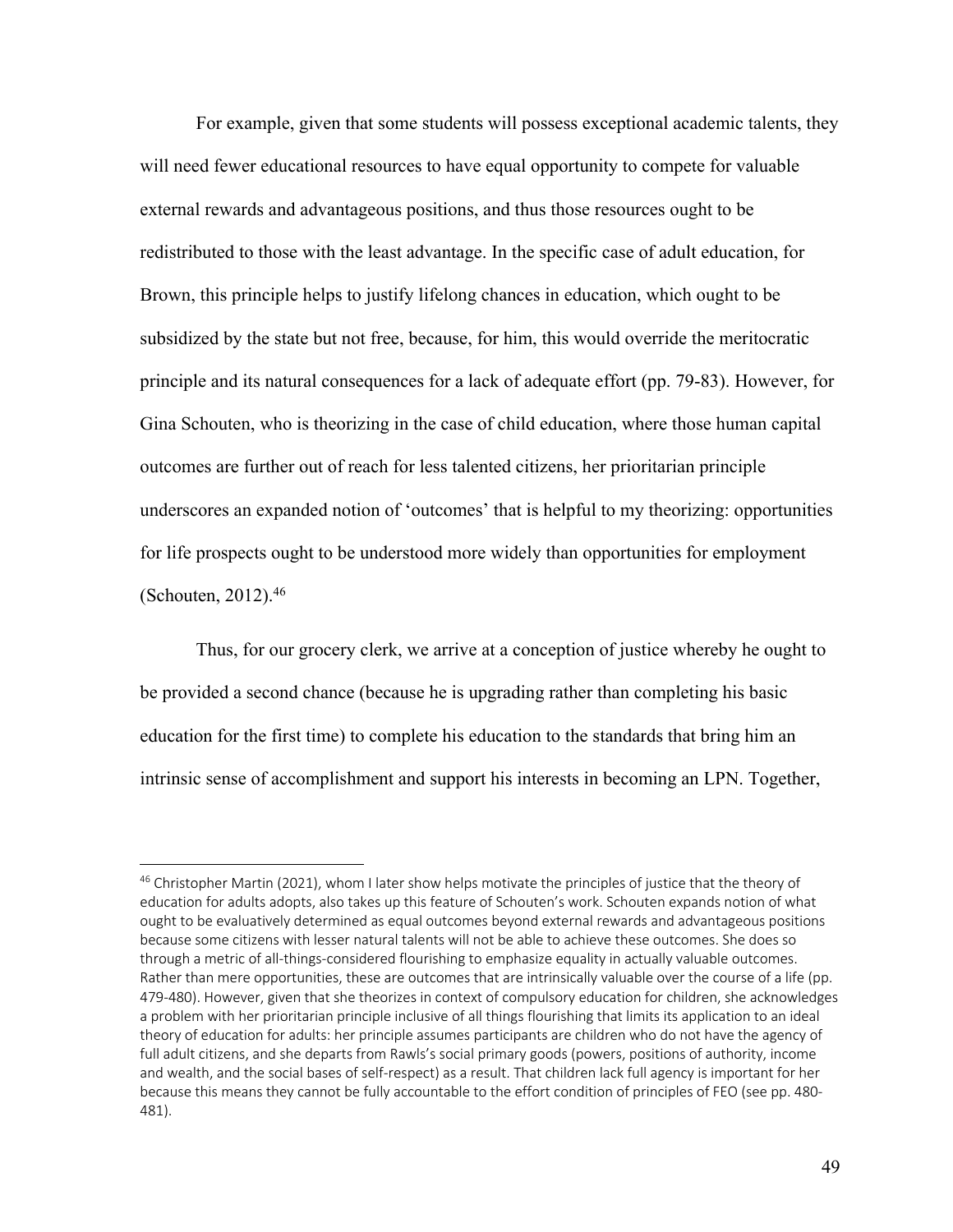For example, given that some students will possess exceptional academic talents, they will need fewer educational resources to have equal opportunity to compete for valuable external rewards and advantageous positions, and thus those resources ought to be redistributed to those with the least advantage. In the specific case of adult education, for Brown, this principle helps to justify lifelong chances in education, which ought to be subsidized by the state but not free, because, for him, this would override the meritocratic principle and its natural consequences for a lack of adequate effort (pp. 79-83). However, for Gina Schouten, who is theorizing in the case of child education, where those human capital outcomes are further out of reach for less talented citizens, her prioritarian principle underscores an expanded notion of 'outcomes' that is helpful to my theorizing: opportunities for life prospects ought to be understood more widely than opportunities for employment (Schouten, 2012).[46]

Thus, for our grocery clerk, we arrive at a conception of justice whereby he ought to be provided a second chance (because he is upgrading rather than completing his basic education for the first time) to complete his education to the standards that bring him an intrinsic sense of accomplishment and support his interests in becoming an LPN. Together,

---

[46] Christopher Martin (2021), whom I later show helps motivate the principles of justice that the theory of education for adults adopts, also takes up this feature of Schouten's work. Schouten expands notion of what ought to be evaluatively determined as equal outcomes beyond external rewards and advantageous positions because some citizens with lesser natural talents will not be able to achieve these outcomes. She does so through a metric of all-things-considered flourishing to emphasize equality in actually valuable outcomes. Rather than mere opportunities, these are outcomes that are intrinsically valuable over the course of a life (pp. 479-480). However, given that she theorizes in context of compulsory education for children, she acknowledges a problem with her prioritarian principle inclusive of all things flourishing that limits its application to an ideal theory of education for adults: her principle assumes participants are children who do not have the agency of full adult citizens, and she departs from Rawls's social primary goods (powers, positions of authority, income and wealth, and the social bases of self-respect) as a result. That children lack full agency is important for her because this means they cannot be fully accountable to the effort condition of principles of FEO (see pp. 480-481).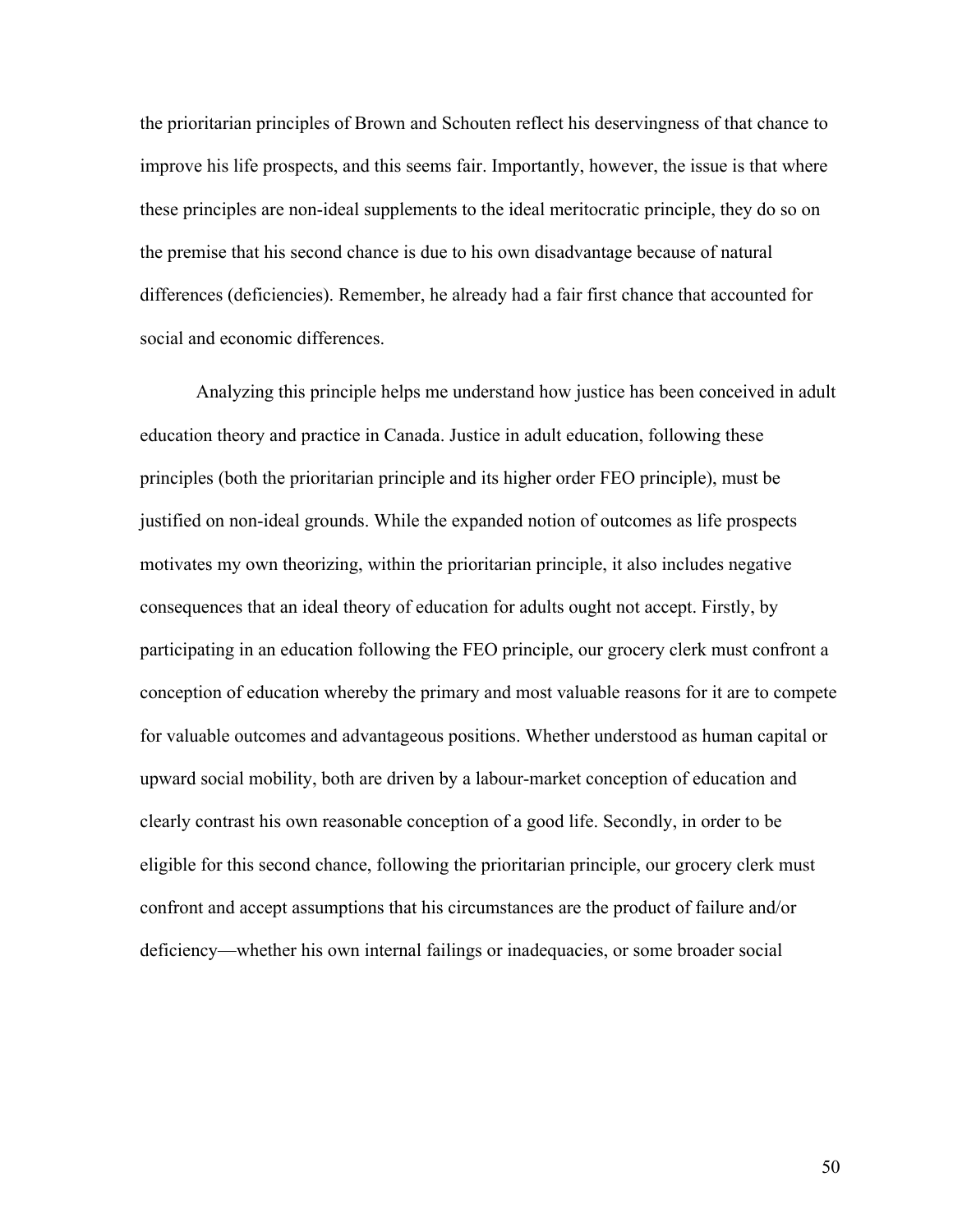the prioritarian principles of Brown and Schouten reflect his deservingness of that chance to improve his life prospects, and this seems fair. Importantly, however, the issue is that where these principles are non-ideal supplements to the ideal meritocratic principle, they do so on the premise that his second chance is due to his own disadvantage because of natural differences (deficiencies). Remember, he already had a fair first chance that accounted for social and economic differences.

Analyzing this principle helps me understand how justice has been conceived in adult education theory and practice in Canada. Justice in adult education, following these principles (both the prioritarian principle and its higher order FEO principle), must be justified on non-ideal grounds. While the expanded notion of outcomes as life prospects motivates my own theorizing, within the prioritarian principle, it also includes negative consequences that an ideal theory of education for adults ought not accept. Firstly, by participating in an education following the FEO principle, our grocery clerk must confront a conception of education whereby the primary and most valuable reasons for it are to compete for valuable outcomes and advantageous positions. Whether understood as human capital or upward social mobility, both are driven by a labour-market conception of education and clearly contrast his own reasonable conception of a good life. Secondly, in order to be eligible for this second chance, following the prioritarian principle, our grocery clerk must confront and accept assumptions that his circumstances are the product of failure and/or deficiency—whether his own internal failings or inadequacies, or some broader social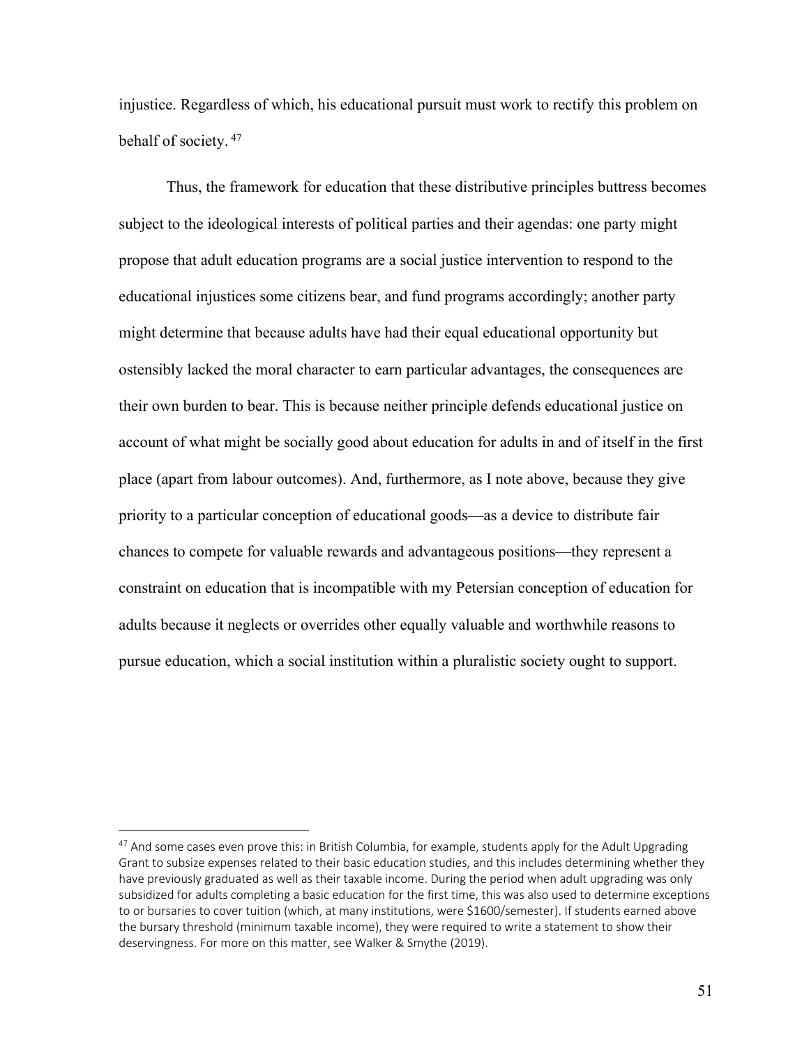injustice. Regardless of which, his educational pursuit must work to rectify this problem on behalf of society.[47]

Thus, the framework for education that these distributive principles buttress becomes subject to the ideological interests of political parties and their agendas: one party might propose that adult education programs are a social justice intervention to respond to the educational injustices some citizens bear, and fund programs accordingly; another party might determine that because adults have had their equal educational opportunity but ostensibly lacked the moral character to earn particular advantages, the consequences are their own burden to bear. This is because neither principle defends educational justice on account of what might be socially good about education for adults in and of itself in the first place (apart from labour outcomes). And, furthermore, as I note above, because they give priority to a particular conception of educational goods—as a device to distribute fair chances to compete for valuable rewards and advantageous positions—they represent a constraint on education that is incompatible with my Petersian conception of education for adults because it neglects or overrides other equally valuable and worthwhile reasons to pursue education, which a social institution within a pluralistic society ought to support.

---

[47] And some cases even prove this: in British Columbia, for example, students apply for the Adult Upgrading Grant to subsize expenses related to their basic education studies, and this includes determining whether they have previously graduated as well as their taxable income. During the period when adult upgrading was only subsidized for adults completing a basic education for the first time, this was also used to determine exceptions to or bursaries to cover tuition (which, at many institutions, were $1600/semester). If students earned above the bursary threshold (minimum taxable income), they were required to write a statement to show their deservingness. For more on this matter, see Walker & Smythe (2019).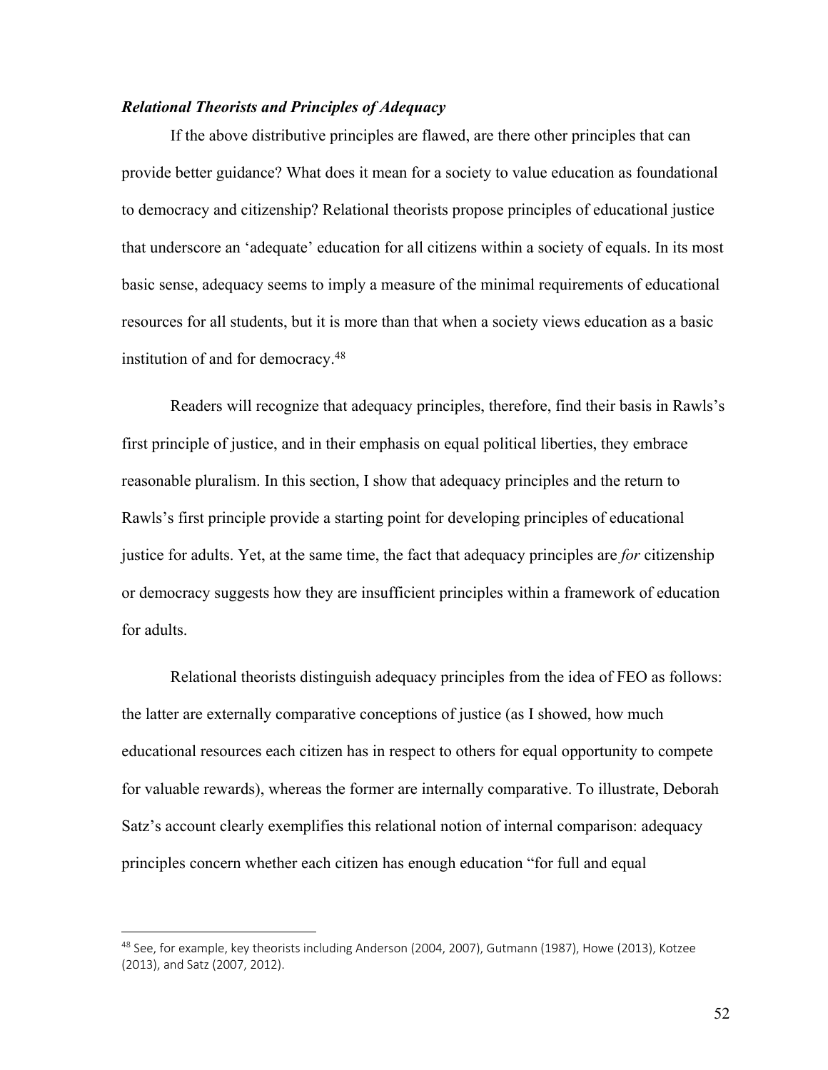### *Relational Theorists and Principles of Adequacy*

If the above distributive principles are flawed, are there other principles that can provide better guidance? What does it mean for a society to value education as foundational to democracy and citizenship? Relational theorists propose principles of educational justice that underscore an 'adequate' education for all citizens within a society of equals. In its most basic sense, adequacy seems to imply a measure of the minimal requirements of educational resources for all students, but it is more than that when a society views education as a basic institution of and for democracy.[48]

Readers will recognize that adequacy principles, therefore, find their basis in Rawls's first principle of justice, and in their emphasis on equal political liberties, they embrace reasonable pluralism. In this section, I show that adequacy principles and the return to Rawls's first principle provide a starting point for developing principles of educational justice for adults. Yet, at the same time, the fact that adequacy principles are *for* citizenship or democracy suggests how they are insufficient principles within a framework of education for adults.

Relational theorists distinguish adequacy principles from the idea of FEO as follows: the latter are externally comparative conceptions of justice (as I showed, how much educational resources each citizen has in respect to others for equal opportunity to compete for valuable rewards), whereas the former are internally comparative. To illustrate, Deborah Satz's account clearly exemplifies this relational notion of internal comparison: adequacy principles concern whether each citizen has enough education "for full and equal

---

[48] See, for example, key theorists including Anderson (2004, 2007), Gutmann (1987), Howe (2013), Kotzee (2013), and Satz (2007, 2012).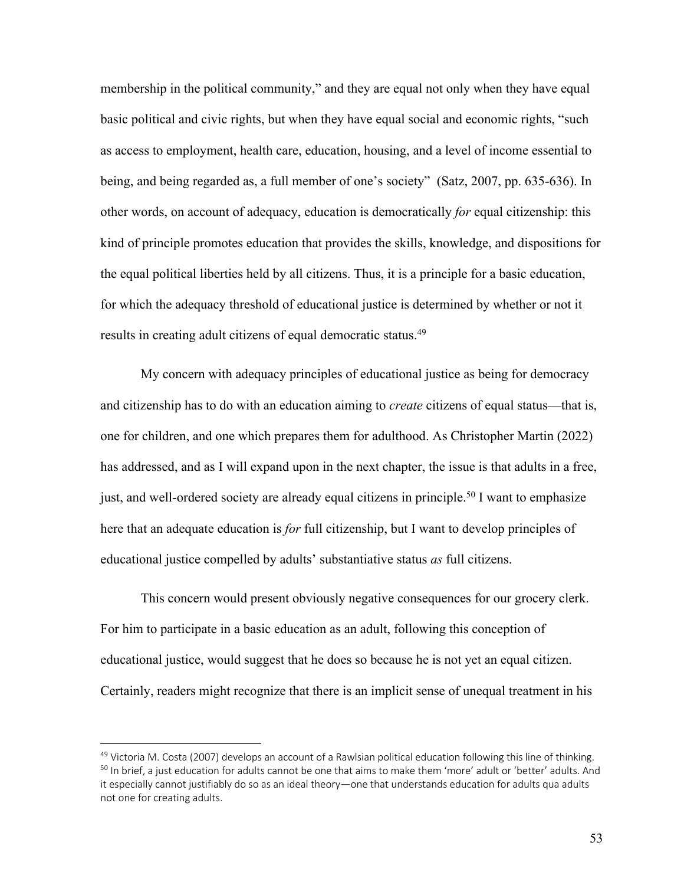membership in the political community," and they are equal not only when they have equal basic political and civic rights, but when they have equal social and economic rights, "such as access to employment, health care, education, housing, and a level of income essential to being, and being regarded as, a full member of one's society" (Satz, 2007, pp. 635-636). In other words, on account of adequacy, education is democratically *for* equal citizenship: this kind of principle promotes education that provides the skills, knowledge, and dispositions for the equal political liberties held by all citizens. Thus, it is a principle for a basic education, for which the adequacy threshold of educational justice is determined by whether or not it results in creating adult citizens of equal democratic status.[49]

My concern with adequacy principles of educational justice as being for democracy and citizenship has to do with an education aiming to *create* citizens of equal status—that is, one for children, and one which prepares them for adulthood. As Christopher Martin (2022) has addressed, and as I will expand upon in the next chapter, the issue is that adults in a free, just, and well-ordered society are already equal citizens in principle.[50] I want to emphasize here that an adequate education is *for* full citizenship, but I want to develop principles of educational justice compelled by adults' substantiative status *as* full citizens.

This concern would present obviously negative consequences for our grocery clerk. For him to participate in a basic education as an adult, following this conception of educational justice, would suggest that he does so because he is not yet an equal citizen. Certainly, readers might recognize that there is an implicit sense of unequal treatment in his

---

[49] Victoria M. Costa (2007) develops an account of a Rawlsian political education following this line of thinking.

[50] In brief, a just education for adults cannot be one that aims to make them 'more' adult or 'better' adults. And it especially cannot justifiably do so as an ideal theory—one that understands education for adults qua adults not one for creating adults.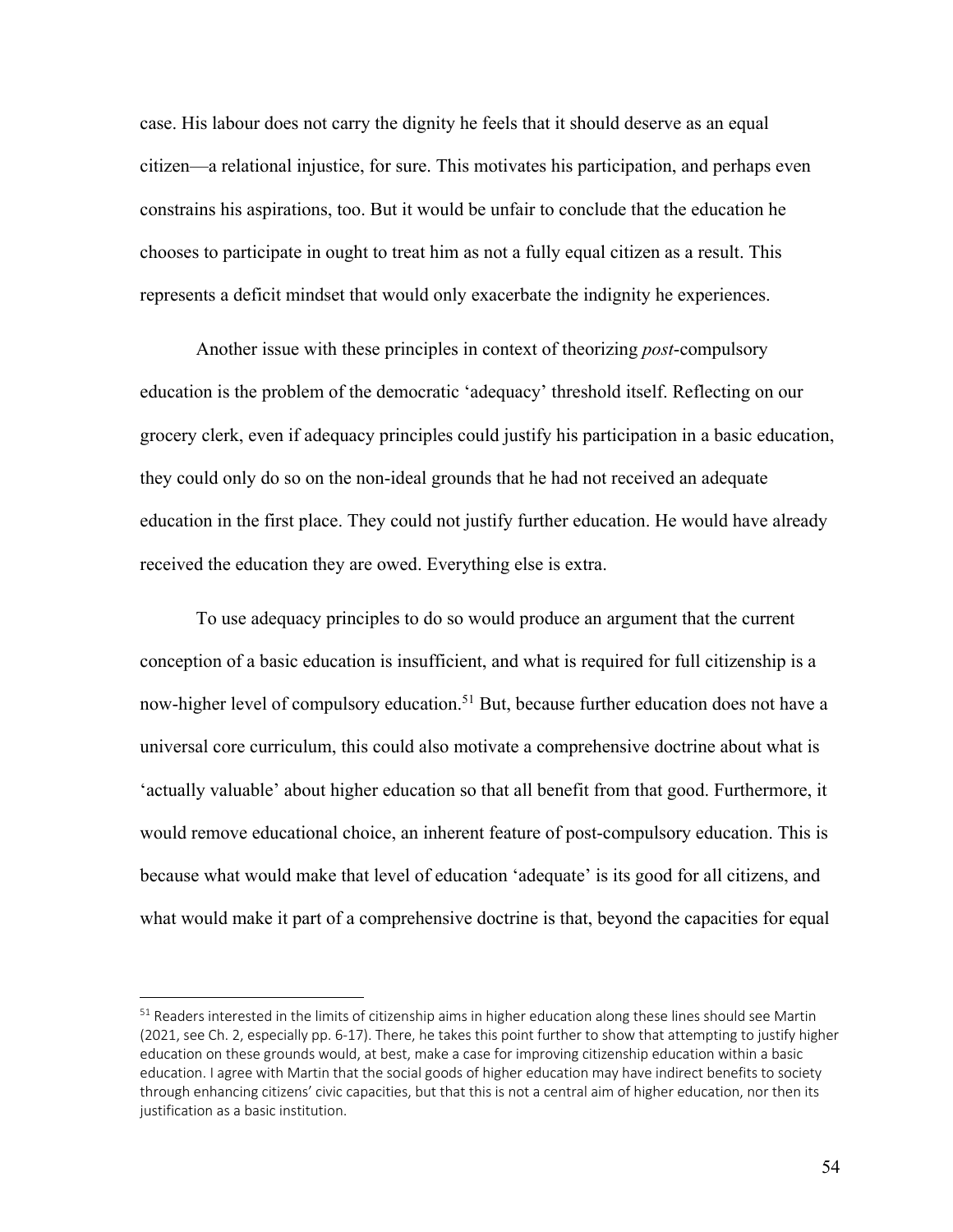case. His labour does not carry the dignity he feels that it should deserve as an equal citizen—a relational injustice, for sure. This motivates his participation, and perhaps even constrains his aspirations, too. But it would be unfair to conclude that the education he chooses to participate in ought to treat him as not a fully equal citizen as a result. This represents a deficit mindset that would only exacerbate the indignity he experiences.

Another issue with these principles in context of theorizing *post*-compulsory education is the problem of the democratic 'adequacy' threshold itself. Reflecting on our grocery clerk, even if adequacy principles could justify his participation in a basic education, they could only do so on the non-ideal grounds that he had not received an adequate education in the first place. They could not justify further education. He would have already received the education they are owed. Everything else is extra.

To use adequacy principles to do so would produce an argument that the current conception of a basic education is insufficient, and what is required for full citizenship is a now-higher level of compulsory education.[51] But, because further education does not have a universal core curriculum, this could also motivate a comprehensive doctrine about what is 'actually valuable' about higher education so that all benefit from that good. Furthermore, it would remove educational choice, an inherent feature of post-compulsory education. This is because what would make that level of education 'adequate' is its good for all citizens, and what would make it part of a comprehensive doctrine is that, beyond the capacities for equal

[51] Readers interested in the limits of citizenship aims in higher education along these lines should see Martin (2021, see Ch. 2, especially pp. 6-17). There, he takes this point further to show that attempting to justify higher education on these grounds would, at best, make a case for improving citizenship education within a basic education. I agree with Martin that the social goods of higher education may have indirect benefits to society through enhancing citizens' civic capacities, but that this is not a central aim of higher education, nor then its justification as a basic institution.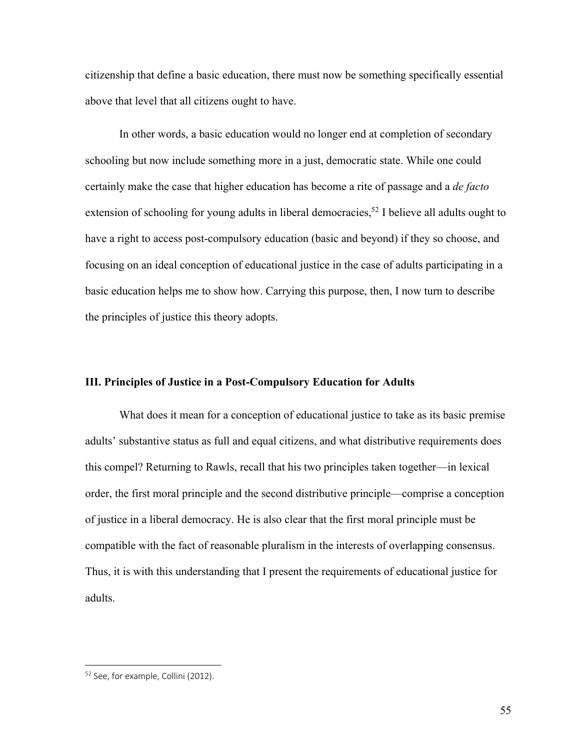citizenship that define a basic education, there must now be something specifically essential above that level that all citizens ought to have.

In other words, a basic education would no longer end at completion of secondary schooling but now include something more in a just, democratic state. While one could certainly make the case that higher education has become a rite of passage and a *de facto* extension of schooling for young adults in liberal democracies,[52] I believe all adults ought to have a right to access post-compulsory education (basic and beyond) if they so choose, and focusing on an ideal conception of educational justice in the case of adults participating in a basic education helps me to show how. Carrying this purpose, then, I now turn to describe the principles of justice this theory adopts.

### III. Principles of Justice in a Post-Compulsory Education for Adults

What does it mean for a conception of educational justice to take as its basic premise adults' substantive status as full and equal citizens, and what distributive requirements does this compel? Returning to Rawls, recall that his two principles taken together—in lexical order, the first moral principle and the second distributive principle—comprise a conception of justice in a liberal democracy. He is also clear that the first moral principle must be compatible with the fact of reasonable pluralism in the interests of overlapping consensus. Thus, it is with this understanding that I present the requirements of educational justice for adults.

---

[52] See, for example, Collini (2012).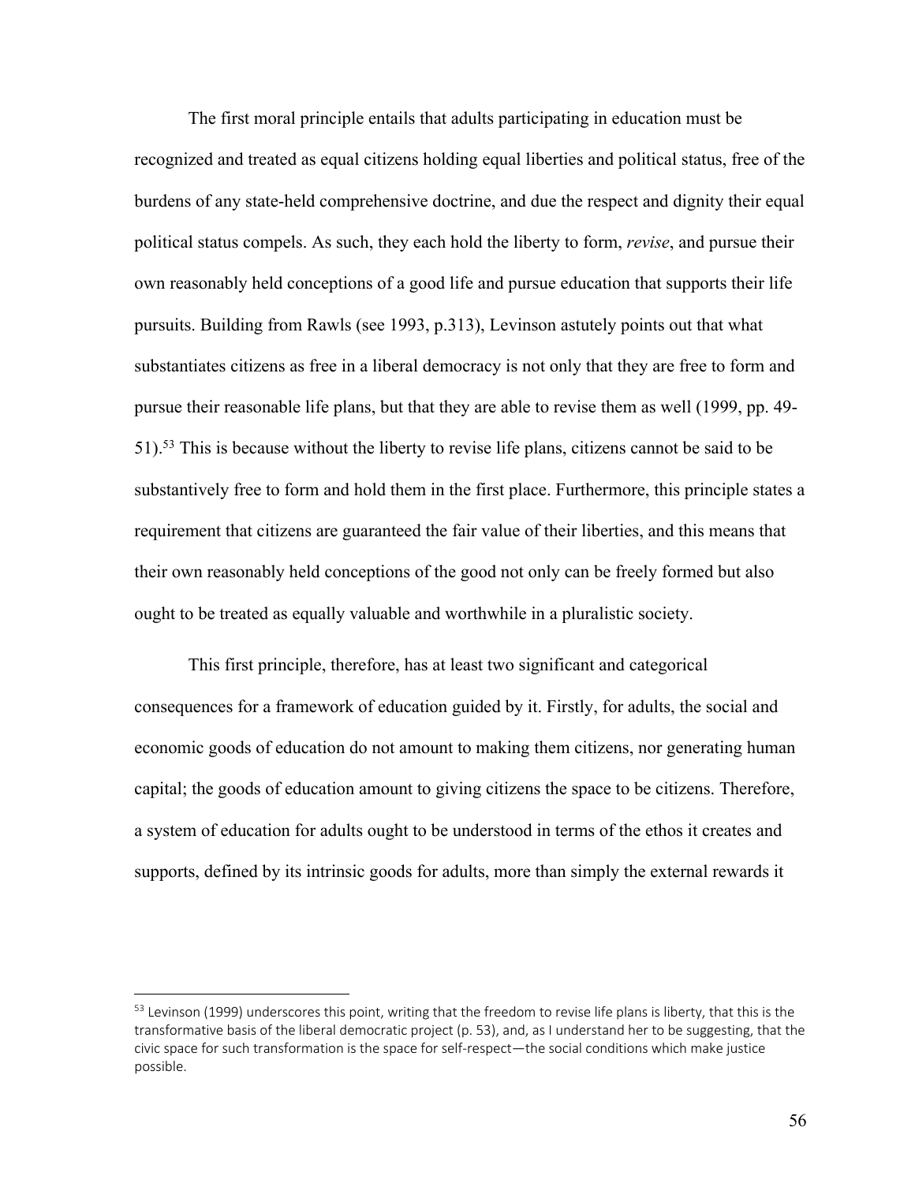The first moral principle entails that adults participating in education must be recognized and treated as equal citizens holding equal liberties and political status, free of the burdens of any state-held comprehensive doctrine, and due the respect and dignity their equal political status compels. As such, they each hold the liberty to form, *revise*, and pursue their own reasonably held conceptions of a good life and pursue education that supports their life pursuits. Building from Rawls (see 1993, p.313), Levinson astutely points out that what substantiates citizens as free in a liberal democracy is not only that they are free to form and pursue their reasonable life plans, but that they are able to revise them as well (1999, pp. 49-51).[53] This is because without the liberty to revise life plans, citizens cannot be said to be substantively free to form and hold them in the first place. Furthermore, this principle states a requirement that citizens are guaranteed the fair value of their liberties, and this means that their own reasonably held conceptions of the good not only can be freely formed but also ought to be treated as equally valuable and worthwhile in a pluralistic society.

This first principle, therefore, has at least two significant and categorical consequences for a framework of education guided by it. Firstly, for adults, the social and economic goods of education do not amount to making them citizens, nor generating human capital; the goods of education amount to giving citizens the space to be citizens. Therefore, a system of education for adults ought to be understood in terms of the ethos it creates and supports, defined by its intrinsic goods for adults, more than simply the external rewards it

[53] Levinson (1999) underscores this point, writing that the freedom to revise life plans is liberty, that this is the transformative basis of the liberal democratic project (p. 53), and, as I understand her to be suggesting, that the civic space for such transformation is the space for self-respect—the social conditions which make justice possible.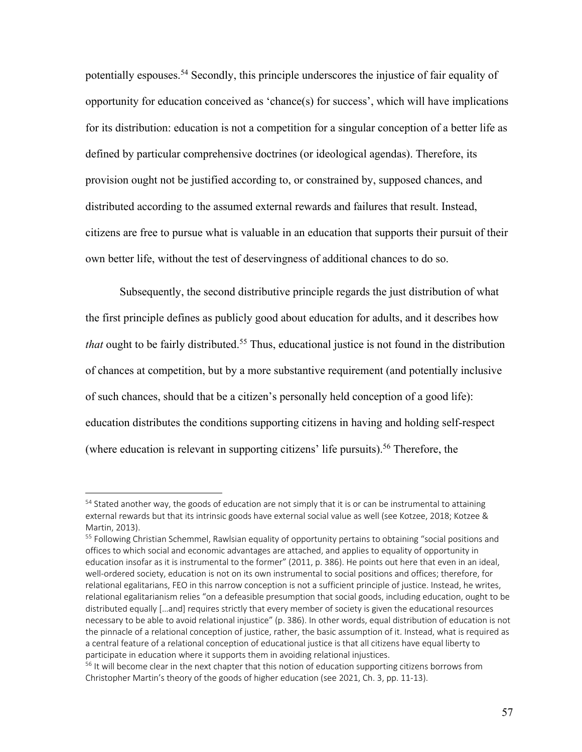potentially espouses.[54] Secondly, this principle underscores the injustice of fair equality of opportunity for education conceived as 'chance(s) for success', which will have implications for its distribution: education is not a competition for a singular conception of a better life as defined by particular comprehensive doctrines (or ideological agendas). Therefore, its provision ought not be justified according to, or constrained by, supposed chances, and distributed according to the assumed external rewards and failures that result. Instead, citizens are free to pursue what is valuable in an education that supports their pursuit of their own better life, without the test of deservingness of additional chances to do so.

Subsequently, the second distributive principle regards the just distribution of what the first principle defines as publicly good about education for adults, and it describes how *that* ought to be fairly distributed.[55] Thus, educational justice is not found in the distribution of chances at competition, but by a more substantive requirement (and potentially inclusive of such chances, should that be a citizen's personally held conception of a good life): education distributes the conditions supporting citizens in having and holding self-respect (where education is relevant in supporting citizens' life pursuits).[56] Therefore, the

---

[54] Stated another way, the goods of education are not simply that it is or can be instrumental to attaining external rewards but that its intrinsic goods have external social value as well (see Kotzee, 2018; Kotzee & Martin, 2013).

[55] Following Christian Schemmel, Rawlsian equality of opportunity pertains to obtaining "social positions and offices to which social and economic advantages are attached, and applies to equality of opportunity in education insofar as it is instrumental to the former" (2011, p. 386). He points out here that even in an ideal, well-ordered society, education is not on its own instrumental to social positions and offices; therefore, for relational egalitarians, FEO in this narrow conception is not a sufficient principle of justice. Instead, he writes, relational egalitarianism relies "on a defeasible presumption that social goods, including education, ought to be distributed equally […and] requires strictly that every member of society is given the educational resources necessary to be able to avoid relational injustice" (p. 386). In other words, equal distribution of education is not the pinnacle of a relational conception of justice, rather, the basic assumption of it. Instead, what is required as a central feature of a relational conception of educational justice is that all citizens have equal liberty to participate in education where it supports them in avoiding relational injustices.

[56] It will become clear in the next chapter that this notion of education supporting citizens borrows from Christopher Martin's theory of the goods of higher education (see 2021, Ch. 3, pp. 11-13).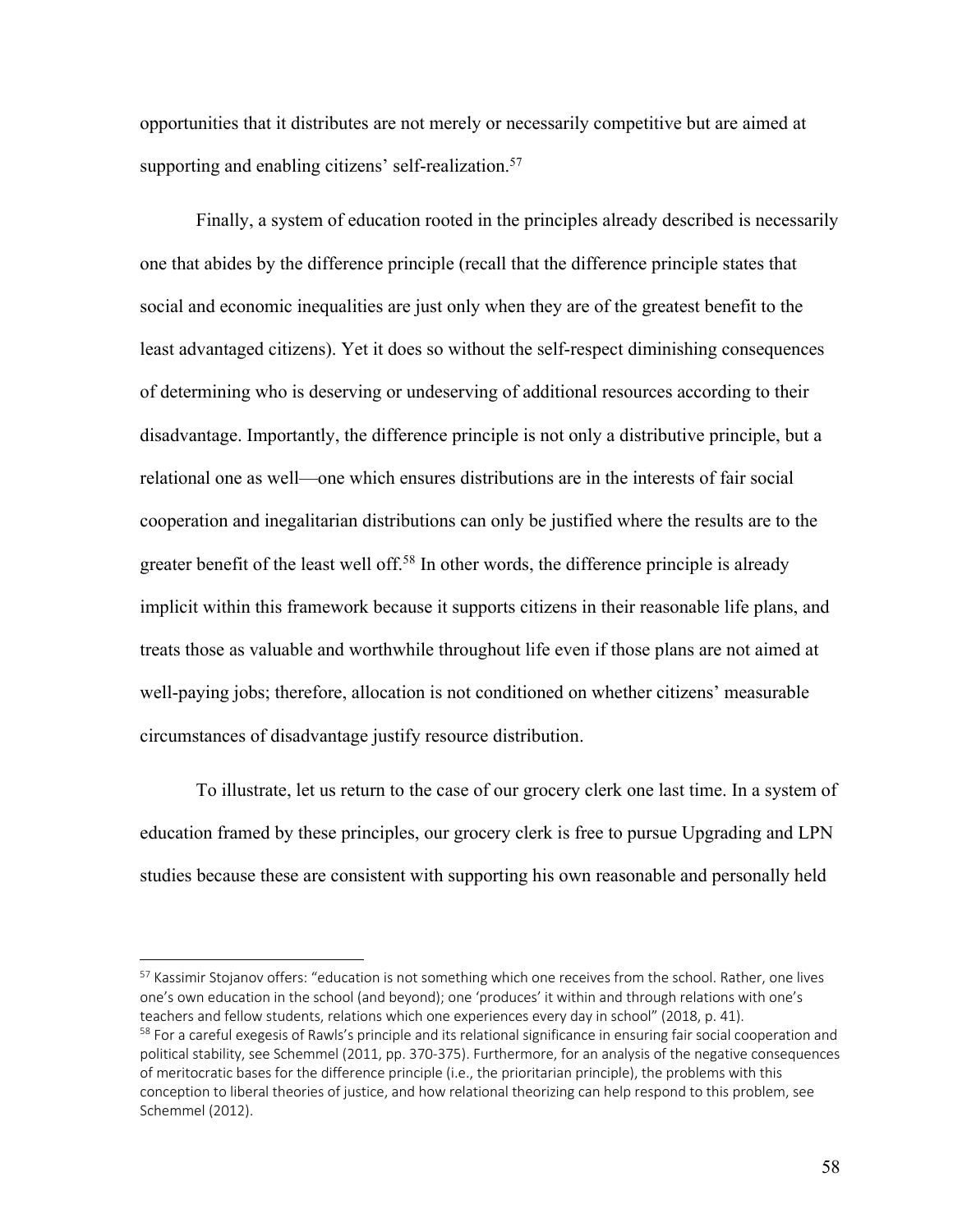opportunities that it distributes are not merely or necessarily competitive but are aimed at supporting and enabling citizens' self-realization.[57]

Finally, a system of education rooted in the principles already described is necessarily one that abides by the difference principle (recall that the difference principle states that social and economic inequalities are just only when they are of the greatest benefit to the least advantaged citizens). Yet it does so without the self-respect diminishing consequences of determining who is deserving or undeserving of additional resources according to their disadvantage. Importantly, the difference principle is not only a distributive principle, but a relational one as well—one which ensures distributions are in the interests of fair social cooperation and inegalitarian distributions can only be justified where the results are to the greater benefit of the least well off.[58] In other words, the difference principle is already implicit within this framework because it supports citizens in their reasonable life plans, and treats those as valuable and worthwhile throughout life even if those plans are not aimed at well-paying jobs; therefore, allocation is not conditioned on whether citizens' measurable circumstances of disadvantage justify resource distribution.

To illustrate, let us return to the case of our grocery clerk one last time. In a system of education framed by these principles, our grocery clerk is free to pursue Upgrading and LPN studies because these are consistent with supporting his own reasonable and personally held

---

[57] Kassimir Stojanov offers: "education is not something which one receives from the school. Rather, one lives one's own education in the school (and beyond); one 'produces' it within and through relations with one's teachers and fellow students, relations which one experiences every day in school" (2018, p. 41).

[58] For a careful exegesis of Rawls's principle and its relational significance in ensuring fair social cooperation and political stability, see Schemmel (2011, pp. 370-375). Furthermore, for an analysis of the negative consequences of meritocratic bases for the difference principle (i.e., the prioritarian principle), the problems with this conception to liberal theories of justice, and how relational theorizing can help respond to this problem, see Schemmel (2012).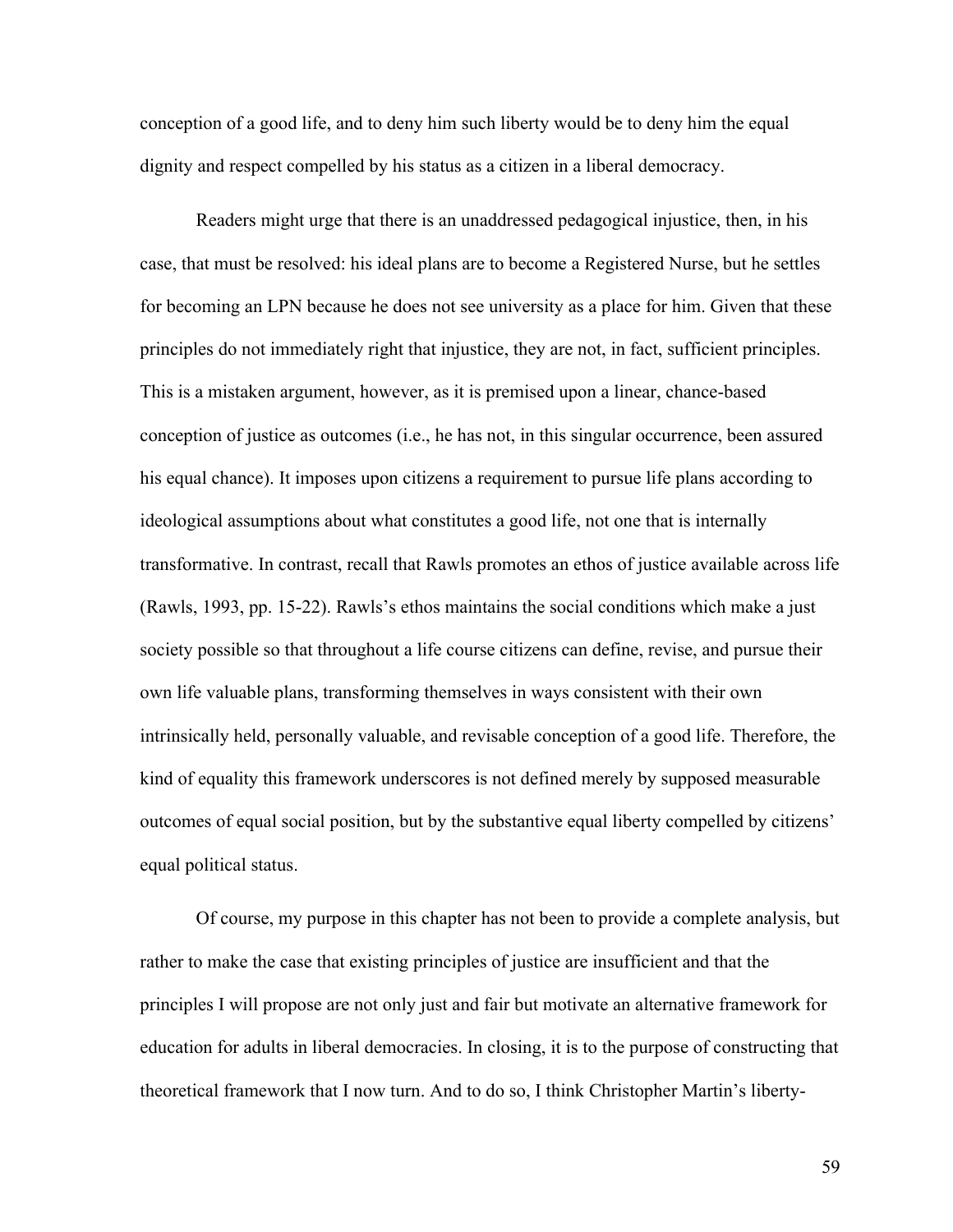conception of a good life, and to deny him such liberty would be to deny him the equal dignity and respect compelled by his status as a citizen in a liberal democracy.

Readers might urge that there is an unaddressed pedagogical injustice, then, in his case, that must be resolved: his ideal plans are to become a Registered Nurse, but he settles for becoming an LPN because he does not see university as a place for him. Given that these principles do not immediately right that injustice, they are not, in fact, sufficient principles. This is a mistaken argument, however, as it is premised upon a linear, chance-based conception of justice as outcomes (i.e., he has not, in this singular occurrence, been assured his equal chance). It imposes upon citizens a requirement to pursue life plans according to ideological assumptions about what constitutes a good life, not one that is internally transformative. In contrast, recall that Rawls promotes an ethos of justice available across life (Rawls, 1993, pp. 15-22). Rawls's ethos maintains the social conditions which make a just society possible so that throughout a life course citizens can define, revise, and pursue their own life valuable plans, transforming themselves in ways consistent with their own intrinsically held, personally valuable, and revisable conception of a good life. Therefore, the kind of equality this framework underscores is not defined merely by supposed measurable outcomes of equal social position, but by the substantive equal liberty compelled by citizens' equal political status.

Of course, my purpose in this chapter has not been to provide a complete analysis, but rather to make the case that existing principles of justice are insufficient and that the principles I will propose are not only just and fair but motivate an alternative framework for education for adults in liberal democracies. In closing, it is to the purpose of constructing that theoretical framework that I now turn. And to do so, I think Christopher Martin's liberty-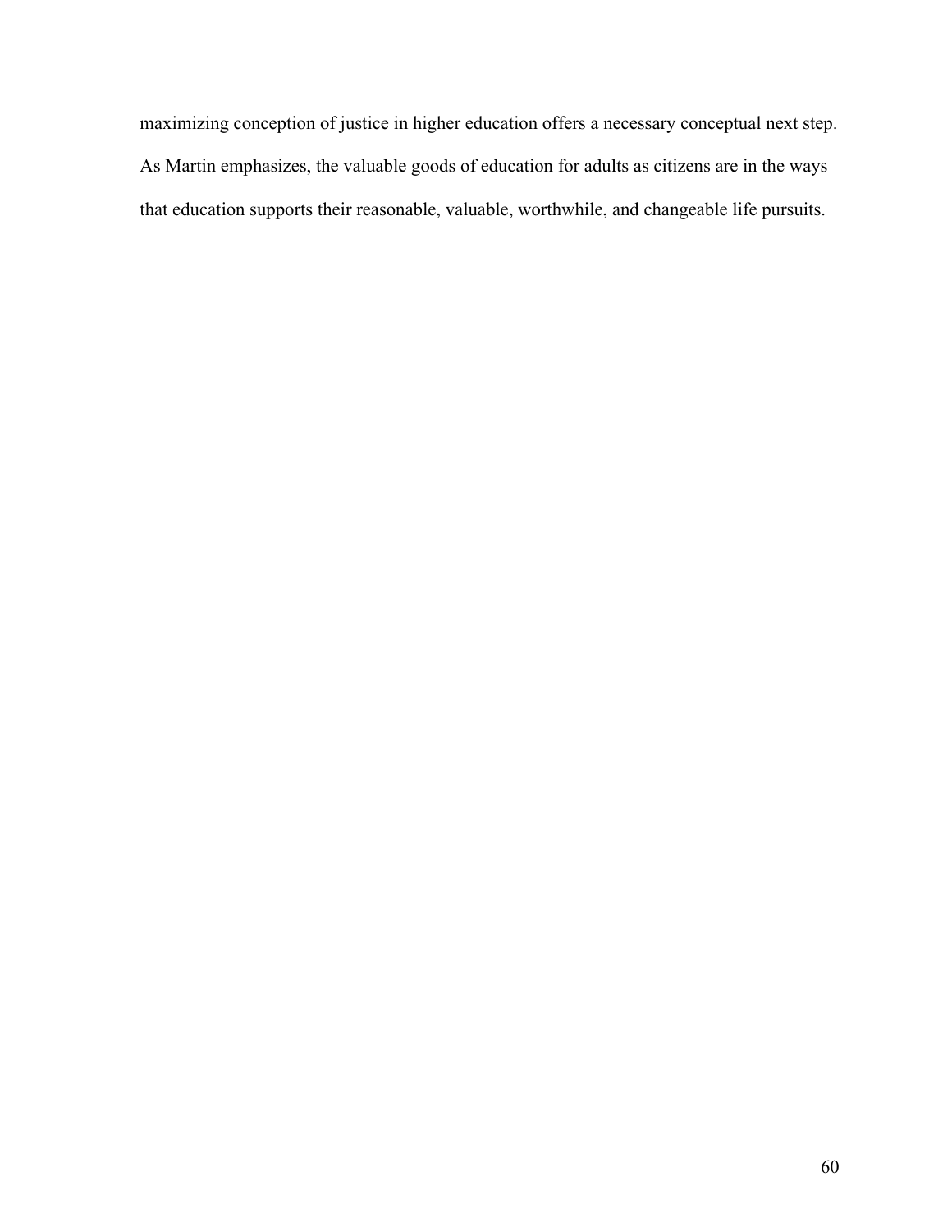maximizing conception of justice in higher education offers a necessary conceptual next step. As Martin emphasizes, the valuable goods of education for adults as citizens are in the ways that education supports their reasonable, valuable, worthwhile, and changeable life pursuits.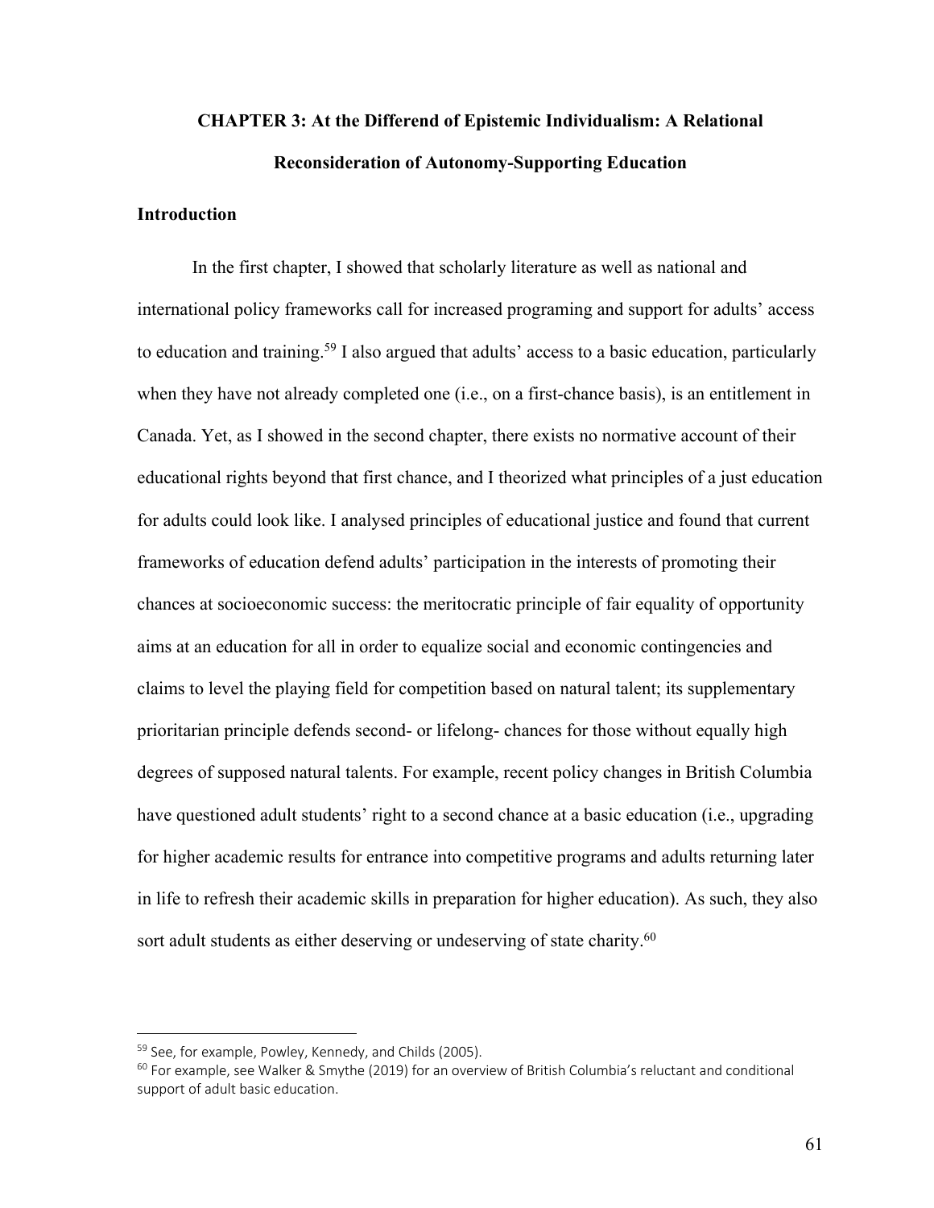# CHAPTER 3: At the Differend of Epistemic Individualism: A Relational Reconsideration of Autonomy-Supporting Education

## Introduction

In the first chapter, I showed that scholarly literature as well as national and international policy frameworks call for increased programing and support for adults' access to education and training.[59] I also argued that adults' access to a basic education, particularly when they have not already completed one (i.e., on a first-chance basis), is an entitlement in Canada. Yet, as I showed in the second chapter, there exists no normative account of their educational rights beyond that first chance, and I theorized what principles of a just education for adults could look like. I analysed principles of educational justice and found that current frameworks of education defend adults' participation in the interests of promoting their chances at socioeconomic success: the meritocratic principle of fair equality of opportunity aims at an education for all in order to equalize social and economic contingencies and claims to level the playing field for competition based on natural talent; its supplementary prioritarian principle defends second- or lifelong- chances for those without equally high degrees of supposed natural talents. For example, recent policy changes in British Columbia have questioned adult students' right to a second chance at a basic education (i.e., upgrading for higher academic results for entrance into competitive programs and adults returning later in life to refresh their academic skills in preparation for higher education). As such, they also sort adult students as either deserving or undeserving of state charity.[60]

[59] See, for example, Powley, Kennedy, and Childs (2005).

[60] For example, see Walker & Smythe (2019) for an overview of British Columbia's reluctant and conditional support of adult basic education.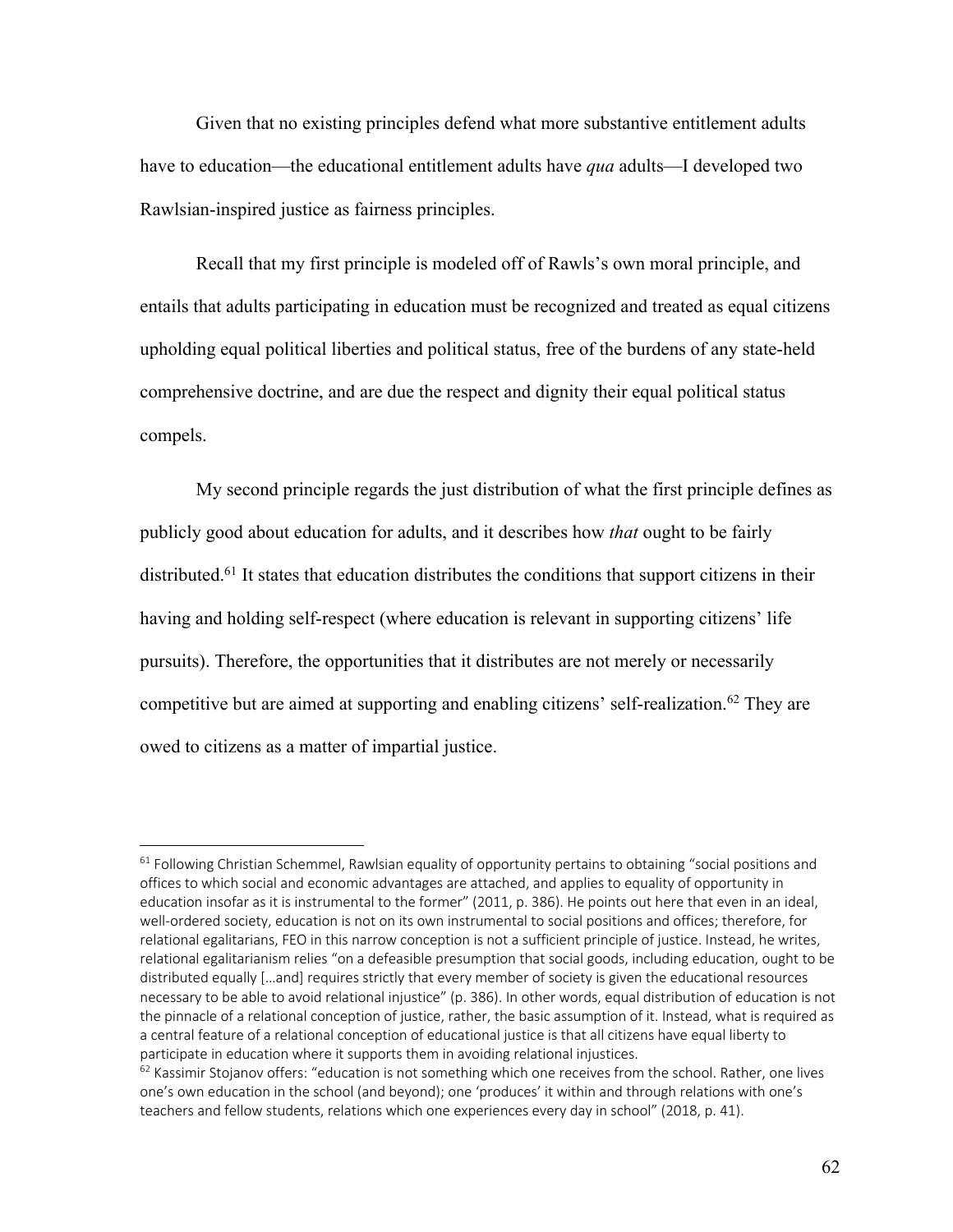Given that no existing principles defend what more substantive entitlement adults have to education—the educational entitlement adults have *qua* adults—I developed two Rawlsian-inspired justice as fairness principles.

Recall that my first principle is modeled off of Rawls's own moral principle, and entails that adults participating in education must be recognized and treated as equal citizens upholding equal political liberties and political status, free of the burdens of any state-held comprehensive doctrine, and are due the respect and dignity their equal political status compels.

My second principle regards the just distribution of what the first principle defines as publicly good about education for adults, and it describes how *that* ought to be fairly distributed.[61] It states that education distributes the conditions that support citizens in their having and holding self-respect (where education is relevant in supporting citizens' life pursuits). Therefore, the opportunities that it distributes are not merely or necessarily competitive but are aimed at supporting and enabling citizens' self-realization.[62] They are owed to citizens as a matter of impartial justice.

---

[61] Following Christian Schemmel, Rawlsian equality of opportunity pertains to obtaining "social positions and offices to which social and economic advantages are attached, and applies to equality of opportunity in education insofar as it is instrumental to the former" (2011, p. 386). He points out here that even in an ideal, well-ordered society, education is not on its own instrumental to social positions and offices; therefore, for relational egalitarians, FEO in this narrow conception is not a sufficient principle of justice. Instead, he writes, relational egalitarianism relies "on a defeasible presumption that social goods, including education, ought to be distributed equally […and] requires strictly that every member of society is given the educational resources necessary to be able to avoid relational injustice" (p. 386). In other words, equal distribution of education is not the pinnacle of a relational conception of justice, rather, the basic assumption of it. Instead, what is required as a central feature of a relational conception of educational justice is that all citizens have equal liberty to participate in education where it supports them in avoiding relational injustices.

[62] Kassimir Stojanov offers: "education is not something which one receives from the school. Rather, one lives one's own education in the school (and beyond); one 'produces' it within and through relations with one's teachers and fellow students, relations which one experiences every day in school" (2018, p. 41).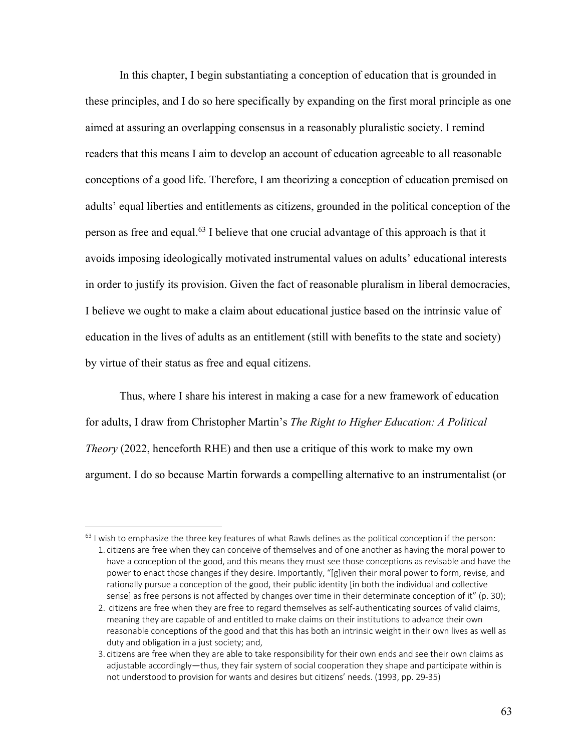In this chapter, I begin substantiating a conception of education that is grounded in these principles, and I do so here specifically by expanding on the first moral principle as one aimed at assuring an overlapping consensus in a reasonably pluralistic society. I remind readers that this means I aim to develop an account of education agreeable to all reasonable conceptions of a good life. Therefore, I am theorizing a conception of education premised on adults' equal liberties and entitlements as citizens, grounded in the political conception of the person as free and equal.[63] I believe that one crucial advantage of this approach is that it avoids imposing ideologically motivated instrumental values on adults' educational interests in order to justify its provision. Given the fact of reasonable pluralism in liberal democracies, I believe we ought to make a claim about educational justice based on the intrinsic value of education in the lives of adults as an entitlement (still with benefits to the state and society) by virtue of their status as free and equal citizens.

Thus, where I share his interest in making a case for a new framework of education for adults, I draw from Christopher Martin's *The Right to Higher Education: A Political Theory* (2022, henceforth RHE) and then use a critique of this work to make my own argument. I do so because Martin forwards a compelling alternative to an instrumentalist (or

---

[63] I wish to emphasize the three key features of what Rawls defines as the political conception if the person:

1. citizens are free when they can conceive of themselves and of one another as having the moral power to have a conception of the good, and this means they must see those conceptions as revisable and have the power to enact those changes if they desire. Importantly, "[g]iven their moral power to form, revise, and rationally pursue a conception of the good, their public identity [in both the individual and collective sense] as free persons is not affected by changes over time in their determinate conception of it" (p. 30);
2. citizens are free when they are free to regard themselves as self-authenticating sources of valid claims, meaning they are capable of and entitled to make claims on their institutions to advance their own reasonable conceptions of the good and that this has both an intrinsic weight in their own lives as well as duty and obligation in a just society; and,
3. citizens are free when they are able to take responsibility for their own ends and see their own claims as adjustable accordingly—thus, they fair system of social cooperation they shape and participate within is not understood to provision for wants and desires but citizens' needs. (1993, pp. 29-35)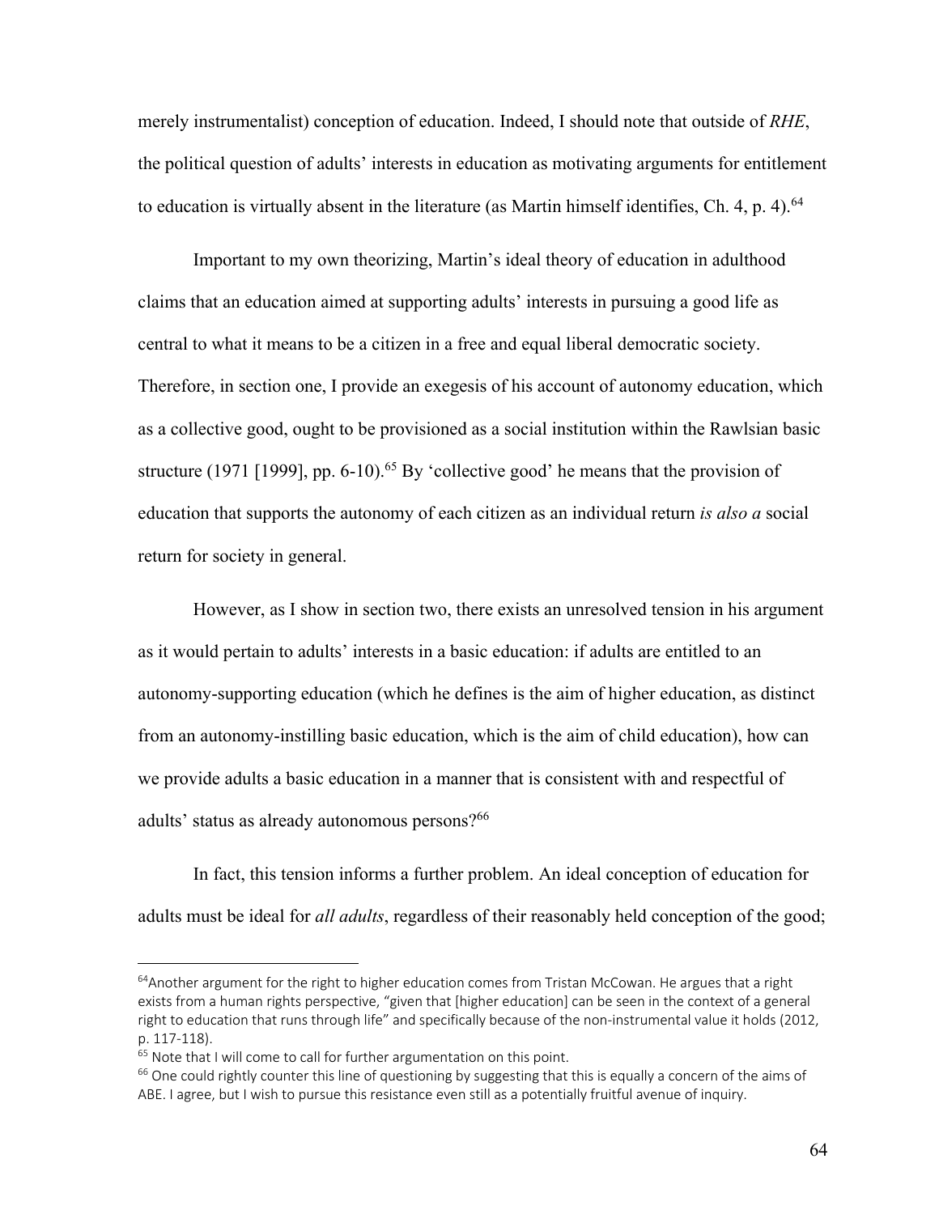merely instrumentalist) conception of education. Indeed, I should note that outside of *RHE*, the political question of adults' interests in education as motivating arguments for entitlement to education is virtually absent in the literature (as Martin himself identifies, Ch. 4, p. 4).[64]

Important to my own theorizing, Martin's ideal theory of education in adulthood claims that an education aimed at supporting adults' interests in pursuing a good life as central to what it means to be a citizen in a free and equal liberal democratic society. Therefore, in section one, I provide an exegesis of his account of autonomy education, which as a collective good, ought to be provisioned as a social institution within the Rawlsian basic structure (1971 [1999], pp. 6-10).[65] By 'collective good' he means that the provision of education that supports the autonomy of each citizen as an individual return *is also a* social return for society in general.

However, as I show in section two, there exists an unresolved tension in his argument as it would pertain to adults' interests in a basic education: if adults are entitled to an autonomy-supporting education (which he defines is the aim of higher education, as distinct from an autonomy-instilling basic education, which is the aim of child education), how can we provide adults a basic education in a manner that is consistent with and respectful of adults' status as already autonomous persons?[66]

In fact, this tension informs a further problem. An ideal conception of education for adults must be ideal for *all adults*, regardless of their reasonably held conception of the good;

---

[64]Another argument for the right to higher education comes from Tristan McCowan. He argues that a right exists from a human rights perspective, "given that [higher education] can be seen in the context of a general right to education that runs through life" and specifically because of the non-instrumental value it holds (2012, p. 117-118).

[65] Note that I will come to call for further argumentation on this point.

[66] One could rightly counter this line of questioning by suggesting that this is equally a concern of the aims of ABE. I agree, but I wish to pursue this resistance even still as a potentially fruitful avenue of inquiry.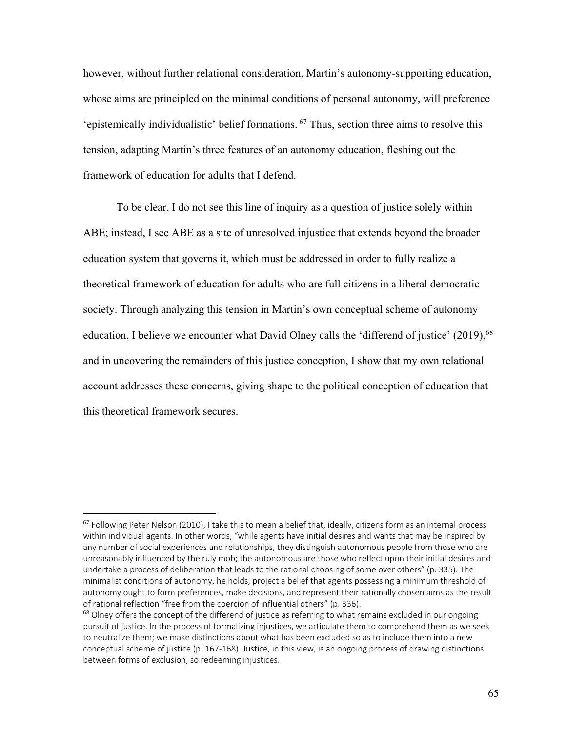however, without further relational consideration, Martin's autonomy-supporting education, whose aims are principled on the minimal conditions of personal autonomy, will preference 'epistemically individualistic' belief formations. [67] Thus, section three aims to resolve this tension, adapting Martin's three features of an autonomy education, fleshing out the framework of education for adults that I defend.

To be clear, I do not see this line of inquiry as a question of justice solely within ABE; instead, I see ABE as a site of unresolved injustice that extends beyond the broader education system that governs it, which must be addressed in order to fully realize a theoretical framework of education for adults who are full citizens in a liberal democratic society. Through analyzing this tension in Martin's own conceptual scheme of autonomy education, I believe we encounter what David Olney calls the 'differend of justice' (2019),[68] and in uncovering the remainders of this justice conception, I show that my own relational account addresses these concerns, giving shape to the political conception of education that this theoretical framework secures.

---

[67] Following Peter Nelson (2010), I take this to mean a belief that, ideally, citizens form as an internal process within individual agents. In other words, "while agents have initial desires and wants that may be inspired by any number of social experiences and relationships, they distinguish autonomous people from those who are unreasonably influenced by the ruly mob; the autonomous are those who reflect upon their initial desires and undertake a process of deliberation that leads to the rational choosing of some over others" (p. 335). The minimalist conditions of autonomy, he holds, project a belief that agents possessing a minimum threshold of autonomy ought to form preferences, make decisions, and represent their rationally chosen aims as the result of rational reflection "free from the coercion of influential others" (p. 336).

[68] Olney offers the concept of the differend of justice as referring to what remains excluded in our ongoing pursuit of justice. In the process of formalizing injustices, we articulate them to comprehend them as we seek to neutralize them; we make distinctions about what has been excluded so as to include them into a new conceptual scheme of justice (p. 167-168). Justice, in this view, is an ongoing process of drawing distinctions between forms of exclusion, so redeeming injustices.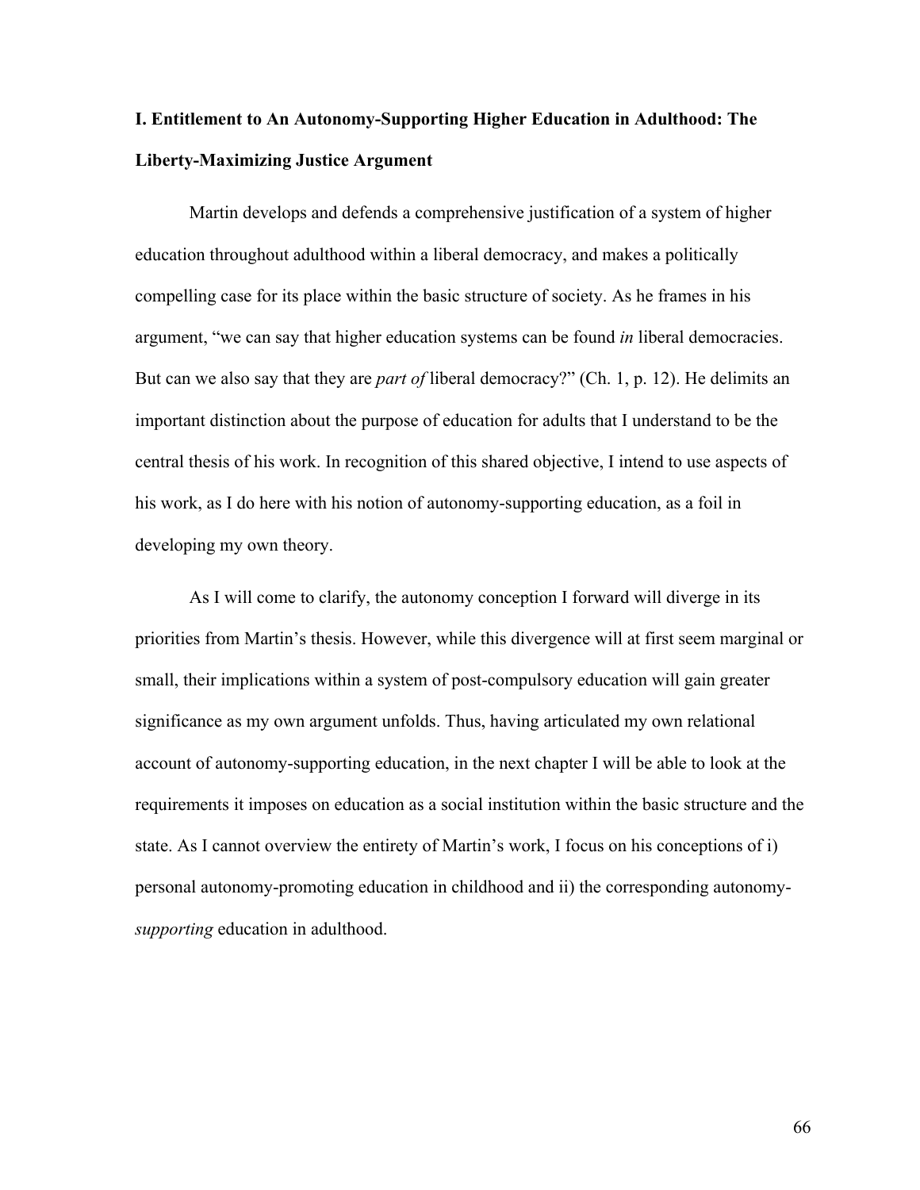## I. Entitlement to An Autonomy-Supporting Higher Education in Adulthood: The Liberty-Maximizing Justice Argument

Martin develops and defends a comprehensive justification of a system of higher education throughout adulthood within a liberal democracy, and makes a politically compelling case for its place within the basic structure of society. As he frames in his argument, "we can say that higher education systems can be found *in* liberal democracies. But can we also say that they are *part of* liberal democracy?" (Ch. 1, p. 12). He delimits an important distinction about the purpose of education for adults that I understand to be the central thesis of his work. In recognition of this shared objective, I intend to use aspects of his work, as I do here with his notion of autonomy-supporting education, as a foil in developing my own theory.

As I will come to clarify, the autonomy conception I forward will diverge in its priorities from Martin's thesis. However, while this divergence will at first seem marginal or small, their implications within a system of post-compulsory education will gain greater significance as my own argument unfolds. Thus, having articulated my own relational account of autonomy-supporting education, in the next chapter I will be able to look at the requirements it imposes on education as a social institution within the basic structure and the state. As I cannot overview the entirety of Martin's work, I focus on his conceptions of i) personal autonomy-promoting education in childhood and ii) the corresponding autonomy-*supporting* education in adulthood.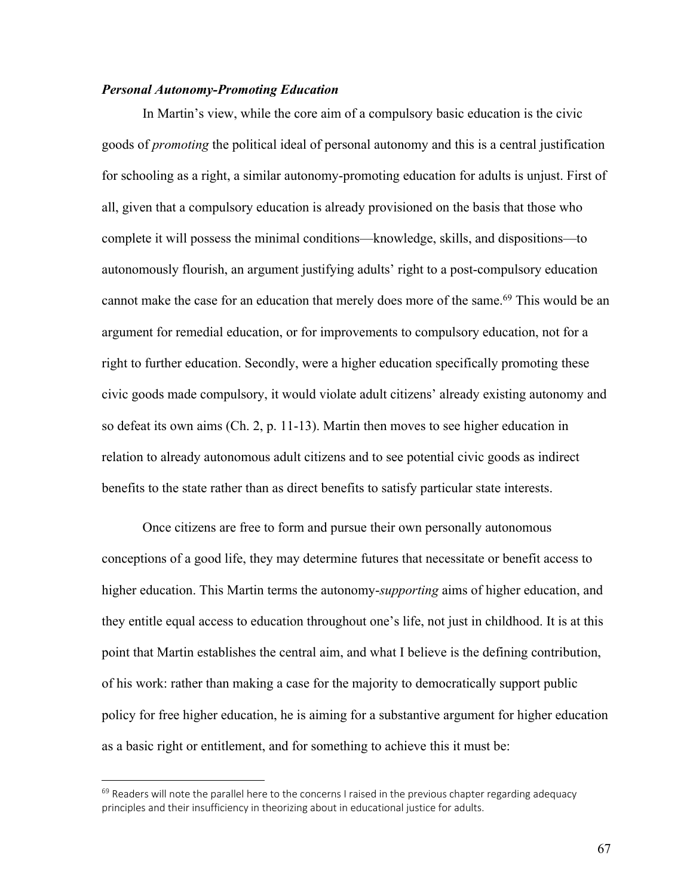### ***Personal Autonomy-Promoting Education***

In Martin's view, while the core aim of a compulsory basic education is the civic goods of *promoting* the political ideal of personal autonomy and this is a central justification for schooling as a right, a similar autonomy-promoting education for adults is unjust. First of all, given that a compulsory education is already provisioned on the basis that those who complete it will possess the minimal conditions—knowledge, skills, and dispositions—to autonomously flourish, an argument justifying adults' right to a post-compulsory education cannot make the case for an education that merely does more of the same.[69] This would be an argument for remedial education, or for improvements to compulsory education, not for a right to further education. Secondly, were a higher education specifically promoting these civic goods made compulsory, it would violate adult citizens' already existing autonomy and so defeat its own aims (Ch. 2, p. 11-13). Martin then moves to see higher education in relation to already autonomous adult citizens and to see potential civic goods as indirect benefits to the state rather than as direct benefits to satisfy particular state interests.

Once citizens are free to form and pursue their own personally autonomous conceptions of a good life, they may determine futures that necessitate or benefit access to higher education. This Martin terms the autonomy-*supporting* aims of higher education, and they entitle equal access to education throughout one's life, not just in childhood. It is at this point that Martin establishes the central aim, and what I believe is the defining contribution, of his work: rather than making a case for the majority to democratically support public policy for free higher education, he is aiming for a substantive argument for higher education as a basic right or entitlement, and for something to achieve this it must be:

[69] Readers will note the parallel here to the concerns I raised in the previous chapter regarding adequacy principles and their insufficiency in theorizing about in educational justice for adults.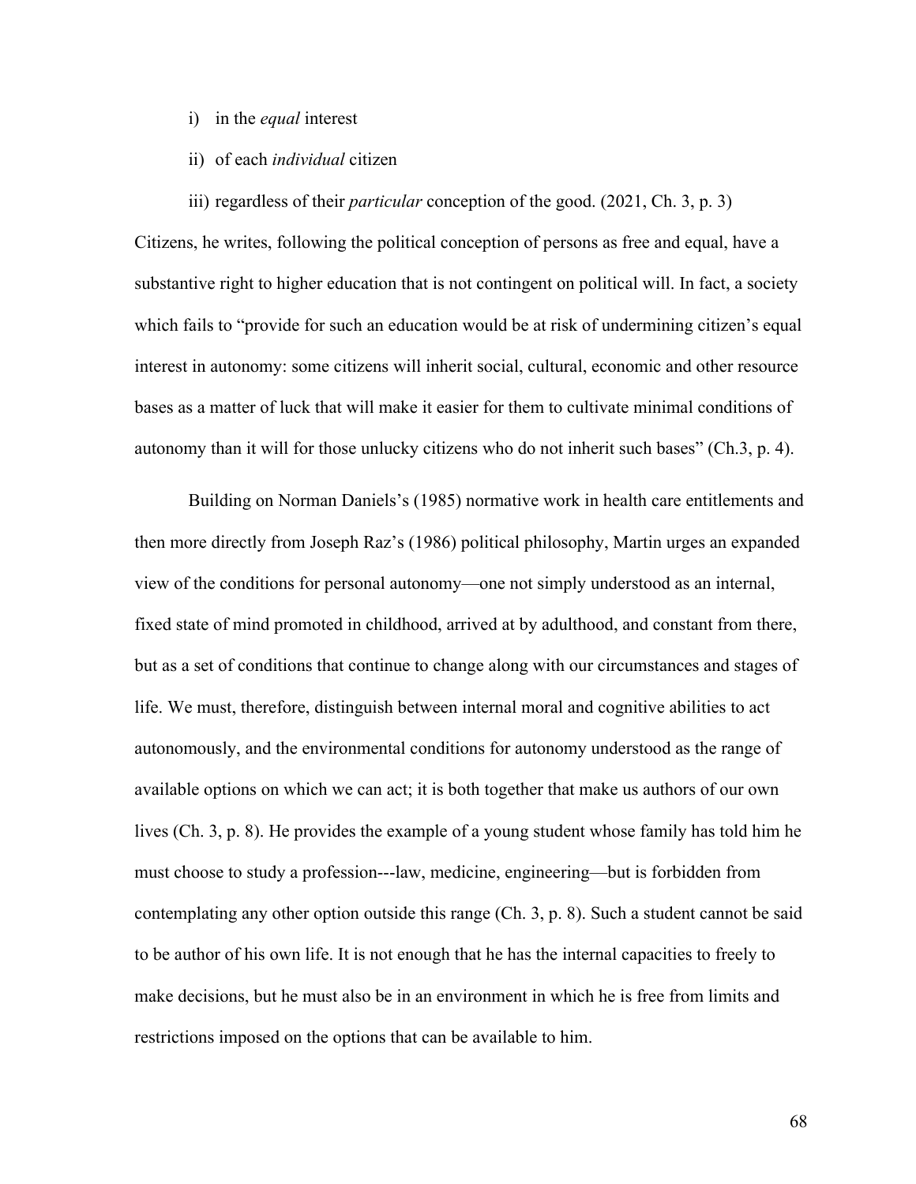i) in the *equal* interest

ii) of each *individual* citizen

iii) regardless of their *particular* conception of the good. (2021, Ch. 3, p. 3)

Citizens, he writes, following the political conception of persons as free and equal, have a substantive right to higher education that is not contingent on political will. In fact, a society which fails to "provide for such an education would be at risk of undermining citizen's equal interest in autonomy: some citizens will inherit social, cultural, economic and other resource bases as a matter of luck that will make it easier for them to cultivate minimal conditions of autonomy than it will for those unlucky citizens who do not inherit such bases" (Ch.3, p. 4).

Building on Norman Daniels's (1985) normative work in health care entitlements and then more directly from Joseph Raz's (1986) political philosophy, Martin urges an expanded view of the conditions for personal autonomy—one not simply understood as an internal, fixed state of mind promoted in childhood, arrived at by adulthood, and constant from there, but as a set of conditions that continue to change along with our circumstances and stages of life. We must, therefore, distinguish between internal moral and cognitive abilities to act autonomously, and the environmental conditions for autonomy understood as the range of available options on which we can act; it is both together that make us authors of our own lives (Ch. 3, p. 8). He provides the example of a young student whose family has told him he must choose to study a profession---law, medicine, engineering—but is forbidden from contemplating any other option outside this range (Ch. 3, p. 8). Such a student cannot be said to be author of his own life. It is not enough that he has the internal capacities to freely to make decisions, but he must also be in an environment in which he is free from limits and restrictions imposed on the options that can be available to him.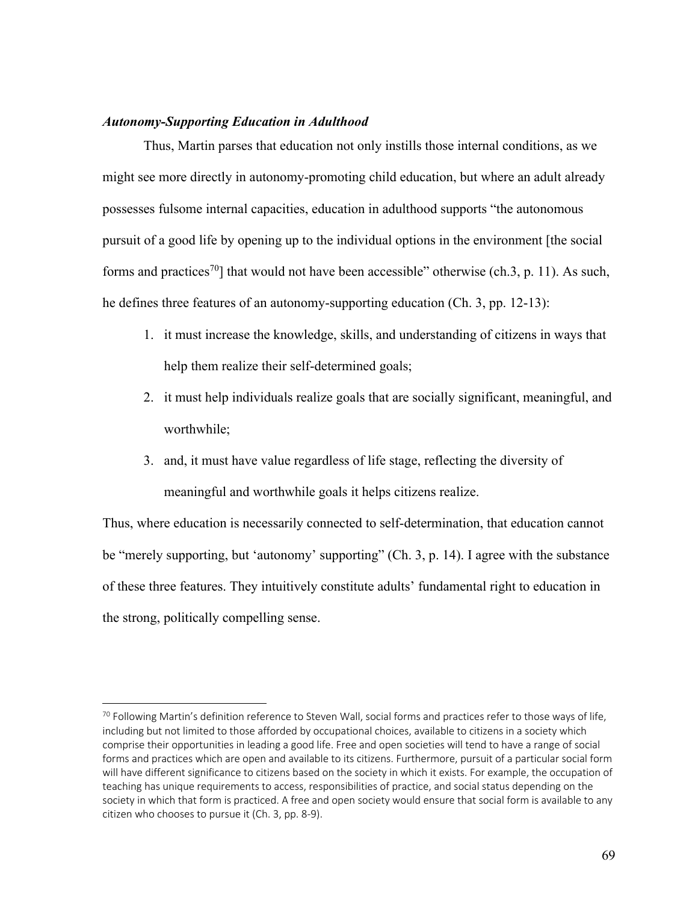***Autonomy-Supporting Education in Adulthood***

Thus, Martin parses that education not only instills those internal conditions, as we might see more directly in autonomy-promoting child education, but where an adult already possesses fulsome internal capacities, education in adulthood supports "the autonomous pursuit of a good life by opening up to the individual options in the environment [the social forms and practices[70]] that would not have been accessible" otherwise (ch.3, p. 11). As such, he defines three features of an autonomy-supporting education (Ch. 3, pp. 12-13):

1. it must increase the knowledge, skills, and understanding of citizens in ways that help them realize their self-determined goals;
2. it must help individuals realize goals that are socially significant, meaningful, and worthwhile;
3. and, it must have value regardless of life stage, reflecting the diversity of meaningful and worthwhile goals it helps citizens realize.

Thus, where education is necessarily connected to self-determination, that education cannot be "merely supporting, but 'autonomy' supporting" (Ch. 3, p. 14). I agree with the substance of these three features. They intuitively constitute adults' fundamental right to education in the strong, politically compelling sense.

---

[70] Following Martin's definition reference to Steven Wall, social forms and practices refer to those ways of life, including but not limited to those afforded by occupational choices, available to citizens in a society which comprise their opportunities in leading a good life. Free and open societies will tend to have a range of social forms and practices which are open and available to its citizens. Furthermore, pursuit of a particular social form will have different significance to citizens based on the society in which it exists. For example, the occupation of teaching has unique requirements to access, responsibilities of practice, and social status depending on the society in which that form is practiced. A free and open society would ensure that social form is available to any citizen who chooses to pursue it (Ch. 3, pp. 8-9).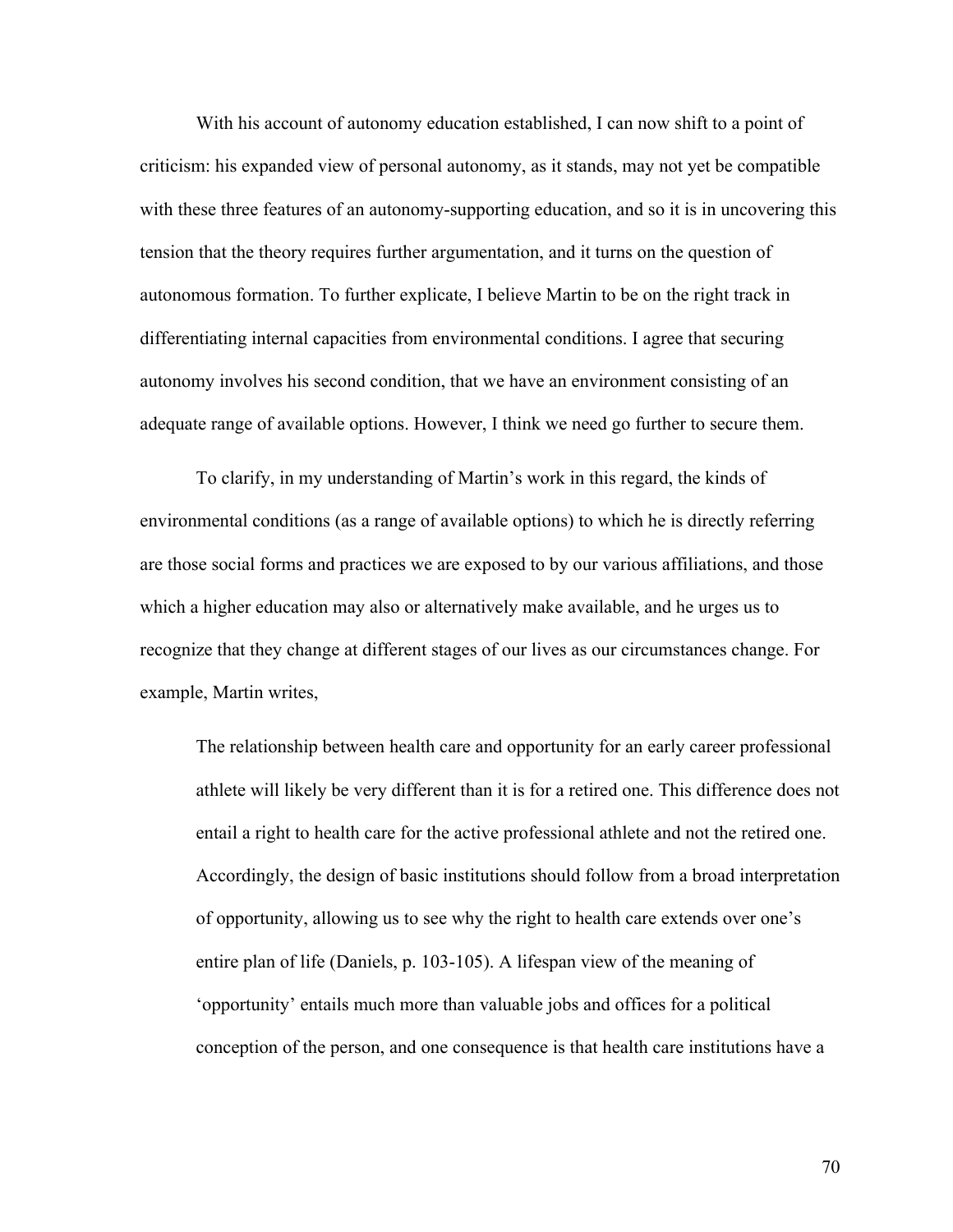With his account of autonomy education established, I can now shift to a point of criticism: his expanded view of personal autonomy, as it stands, may not yet be compatible with these three features of an autonomy-supporting education, and so it is in uncovering this tension that the theory requires further argumentation, and it turns on the question of autonomous formation. To further explicate, I believe Martin to be on the right track in differentiating internal capacities from environmental conditions. I agree that securing autonomy involves his second condition, that we have an environment consisting of an adequate range of available options. However, I think we need go further to secure them.

To clarify, in my understanding of Martin's work in this regard, the kinds of environmental conditions (as a range of available options) to which he is directly referring are those social forms and practices we are exposed to by our various affiliations, and those which a higher education may also or alternatively make available, and he urges us to recognize that they change at different stages of our lives as our circumstances change. For example, Martin writes,

> The relationship between health care and opportunity for an early career professional athlete will likely be very different than it is for a retired one. This difference does not entail a right to health care for the active professional athlete and not the retired one. Accordingly, the design of basic institutions should follow from a broad interpretation of opportunity, allowing us to see why the right to health care extends over one's entire plan of life (Daniels, p. 103-105). A lifespan view of the meaning of 'opportunity' entails much more than valuable jobs and offices for a political conception of the person, and one consequence is that health care institutions have a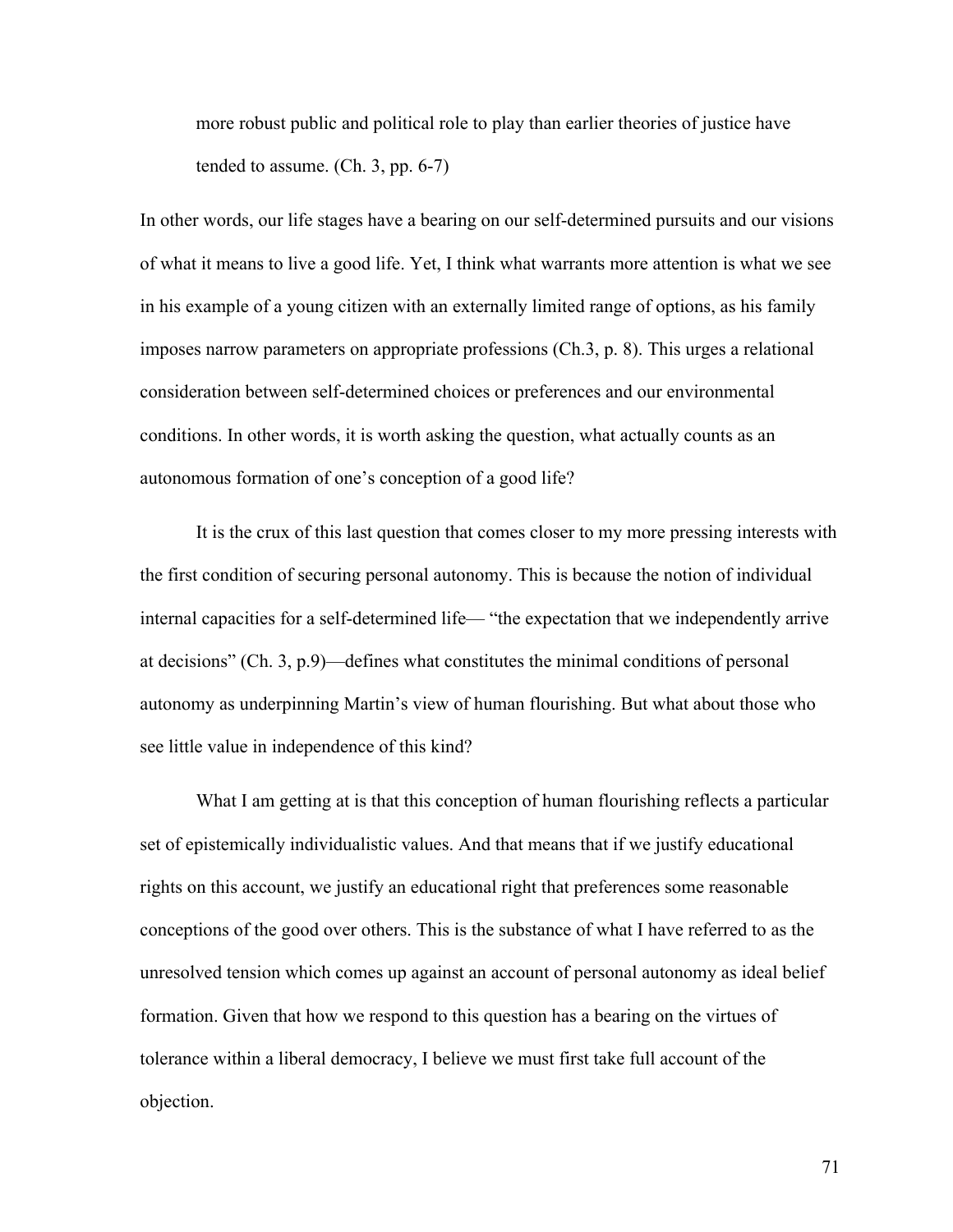more robust public and political role to play than earlier theories of justice have tended to assume. (Ch. 3, pp. 6-7)

In other words, our life stages have a bearing on our self-determined pursuits and our visions of what it means to live a good life. Yet, I think what warrants more attention is what we see in his example of a young citizen with an externally limited range of options, as his family imposes narrow parameters on appropriate professions (Ch.3, p. 8). This urges a relational consideration between self-determined choices or preferences and our environmental conditions. In other words, it is worth asking the question, what actually counts as an autonomous formation of one's conception of a good life?

It is the crux of this last question that comes closer to my more pressing interests with the first condition of securing personal autonomy. This is because the notion of individual internal capacities for a self-determined life— "the expectation that we independently arrive at decisions" (Ch. 3, p.9)—defines what constitutes the minimal conditions of personal autonomy as underpinning Martin's view of human flourishing. But what about those who see little value in independence of this kind?

What I am getting at is that this conception of human flourishing reflects a particular set of epistemically individualistic values. And that means that if we justify educational rights on this account, we justify an educational right that preferences some reasonable conceptions of the good over others. This is the substance of what I have referred to as the unresolved tension which comes up against an account of personal autonomy as ideal belief formation. Given that how we respond to this question has a bearing on the virtues of tolerance within a liberal democracy, I believe we must first take full account of the objection.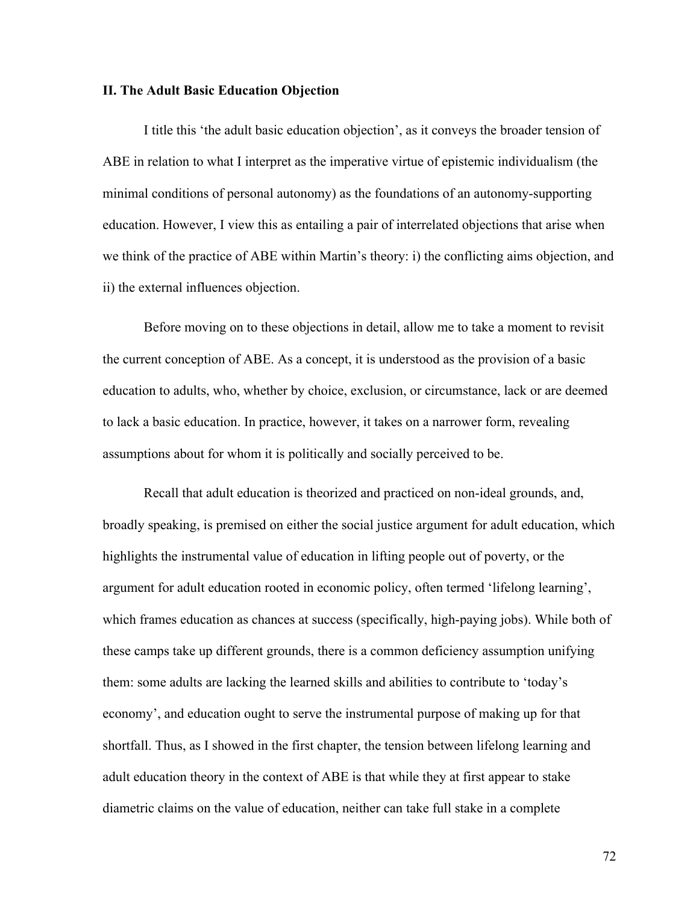### II. The Adult Basic Education Objection

I title this 'the adult basic education objection', as it conveys the broader tension of ABE in relation to what I interpret as the imperative virtue of epistemic individualism (the minimal conditions of personal autonomy) as the foundations of an autonomy-supporting education. However, I view this as entailing a pair of interrelated objections that arise when we think of the practice of ABE within Martin's theory: i) the conflicting aims objection, and ii) the external influences objection.

Before moving on to these objections in detail, allow me to take a moment to revisit the current conception of ABE. As a concept, it is understood as the provision of a basic education to adults, who, whether by choice, exclusion, or circumstance, lack or are deemed to lack a basic education. In practice, however, it takes on a narrower form, revealing assumptions about for whom it is politically and socially perceived to be.

Recall that adult education is theorized and practiced on non-ideal grounds, and, broadly speaking, is premised on either the social justice argument for adult education, which highlights the instrumental value of education in lifting people out of poverty, or the argument for adult education rooted in economic policy, often termed 'lifelong learning', which frames education as chances at success (specifically, high-paying jobs). While both of these camps take up different grounds, there is a common deficiency assumption unifying them: some adults are lacking the learned skills and abilities to contribute to 'today's economy', and education ought to serve the instrumental purpose of making up for that shortfall. Thus, as I showed in the first chapter, the tension between lifelong learning and adult education theory in the context of ABE is that while they at first appear to stake diametric claims on the value of education, neither can take full stake in a complete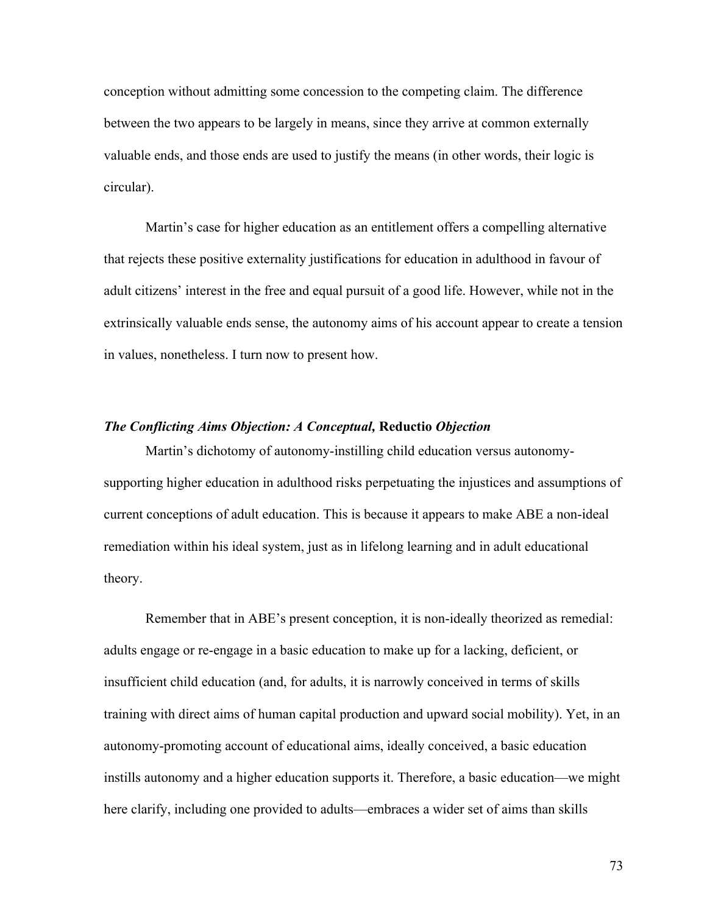conception without admitting some concession to the competing claim. The difference between the two appears to be largely in means, since they arrive at common externally valuable ends, and those ends are used to justify the means (in other words, their logic is circular).

Martin's case for higher education as an entitlement offers a compelling alternative that rejects these positive externality justifications for education in adulthood in favour of adult citizens' interest in the free and equal pursuit of a good life. However, while not in the extrinsically valuable ends sense, the autonomy aims of his account appear to create a tension in values, nonetheless. I turn now to present how.

### *The Conflicting Aims Objection: A Conceptual,* **Reductio** *Objection*

Martin's dichotomy of autonomy-instilling child education versus autonomy-supporting higher education in adulthood risks perpetuating the injustices and assumptions of current conceptions of adult education. This is because it appears to make ABE a non-ideal remediation within his ideal system, just as in lifelong learning and in adult educational theory.

Remember that in ABE's present conception, it is non-ideally theorized as remedial: adults engage or re-engage in a basic education to make up for a lacking, deficient, or insufficient child education (and, for adults, it is narrowly conceived in terms of skills training with direct aims of human capital production and upward social mobility). Yet, in an autonomy-promoting account of educational aims, ideally conceived, a basic education instills autonomy and a higher education supports it. Therefore, a basic education—we might here clarify, including one provided to adults—embraces a wider set of aims than skills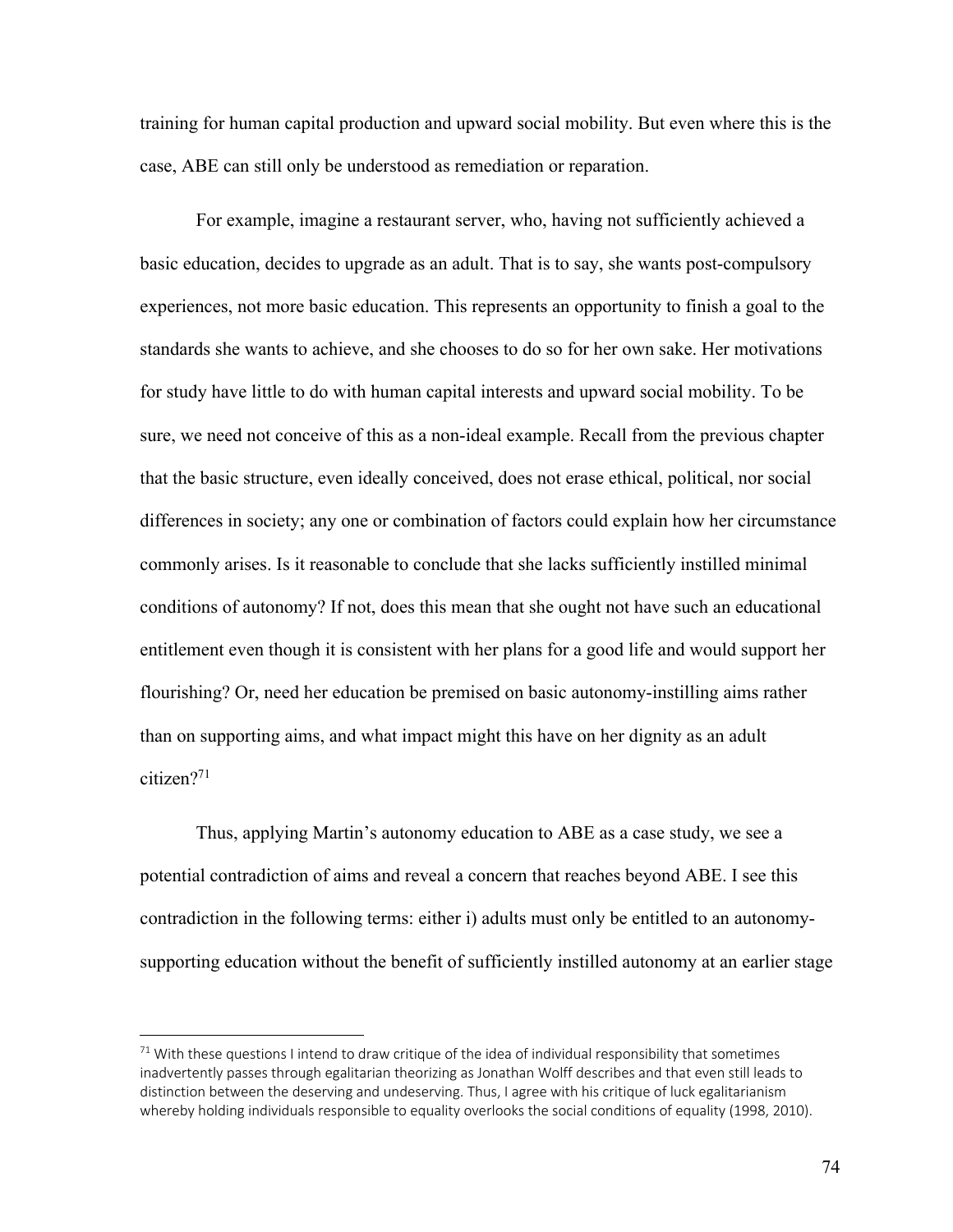training for human capital production and upward social mobility. But even where this is the case, ABE can still only be understood as remediation or reparation.

For example, imagine a restaurant server, who, having not sufficiently achieved a basic education, decides to upgrade as an adult. That is to say, she wants post-compulsory experiences, not more basic education. This represents an opportunity to finish a goal to the standards she wants to achieve, and she chooses to do so for her own sake. Her motivations for study have little to do with human capital interests and upward social mobility. To be sure, we need not conceive of this as a non-ideal example. Recall from the previous chapter that the basic structure, even ideally conceived, does not erase ethical, political, nor social differences in society; any one or combination of factors could explain how her circumstance commonly arises. Is it reasonable to conclude that she lacks sufficiently instilled minimal conditions of autonomy? If not, does this mean that she ought not have such an educational entitlement even though it is consistent with her plans for a good life and would support her flourishing? Or, need her education be premised on basic autonomy-instilling aims rather than on supporting aims, and what impact might this have on her dignity as an adult citizen?[71]

Thus, applying Martin's autonomy education to ABE as a case study, we see a potential contradiction of aims and reveal a concern that reaches beyond ABE. I see this contradiction in the following terms: either i) adults must only be entitled to an autonomy-supporting education without the benefit of sufficiently instilled autonomy at an earlier stage

---

[71] With these questions I intend to draw critique of the idea of individual responsibility that sometimes inadvertently passes through egalitarian theorizing as Jonathan Wolff describes and that even still leads to distinction between the deserving and undeserving. Thus, I agree with his critique of luck egalitarianism whereby holding individuals responsible to equality overlooks the social conditions of equality (1998, 2010).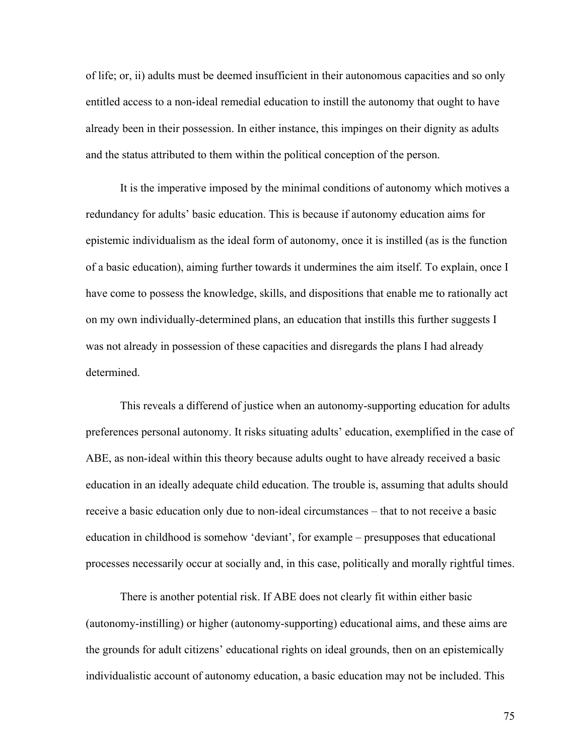of life; or, ii) adults must be deemed insufficient in their autonomous capacities and so only entitled access to a non-ideal remedial education to instill the autonomy that ought to have already been in their possession. In either instance, this impinges on their dignity as adults and the status attributed to them within the political conception of the person.

It is the imperative imposed by the minimal conditions of autonomy which motives a redundancy for adults' basic education. This is because if autonomy education aims for epistemic individualism as the ideal form of autonomy, once it is instilled (as is the function of a basic education), aiming further towards it undermines the aim itself. To explain, once I have come to possess the knowledge, skills, and dispositions that enable me to rationally act on my own individually-determined plans, an education that instills this further suggests I was not already in possession of these capacities and disregards the plans I had already determined.

This reveals a differend of justice when an autonomy-supporting education for adults preferences personal autonomy. It risks situating adults' education, exemplified in the case of ABE, as non-ideal within this theory because adults ought to have already received a basic education in an ideally adequate child education. The trouble is, assuming that adults should receive a basic education only due to non-ideal circumstances – that to not receive a basic education in childhood is somehow 'deviant', for example – presupposes that educational processes necessarily occur at socially and, in this case, politically and morally rightful times.

There is another potential risk. If ABE does not clearly fit within either basic (autonomy-instilling) or higher (autonomy-supporting) educational aims, and these aims are the grounds for adult citizens' educational rights on ideal grounds, then on an epistemically individualistic account of autonomy education, a basic education may not be included. This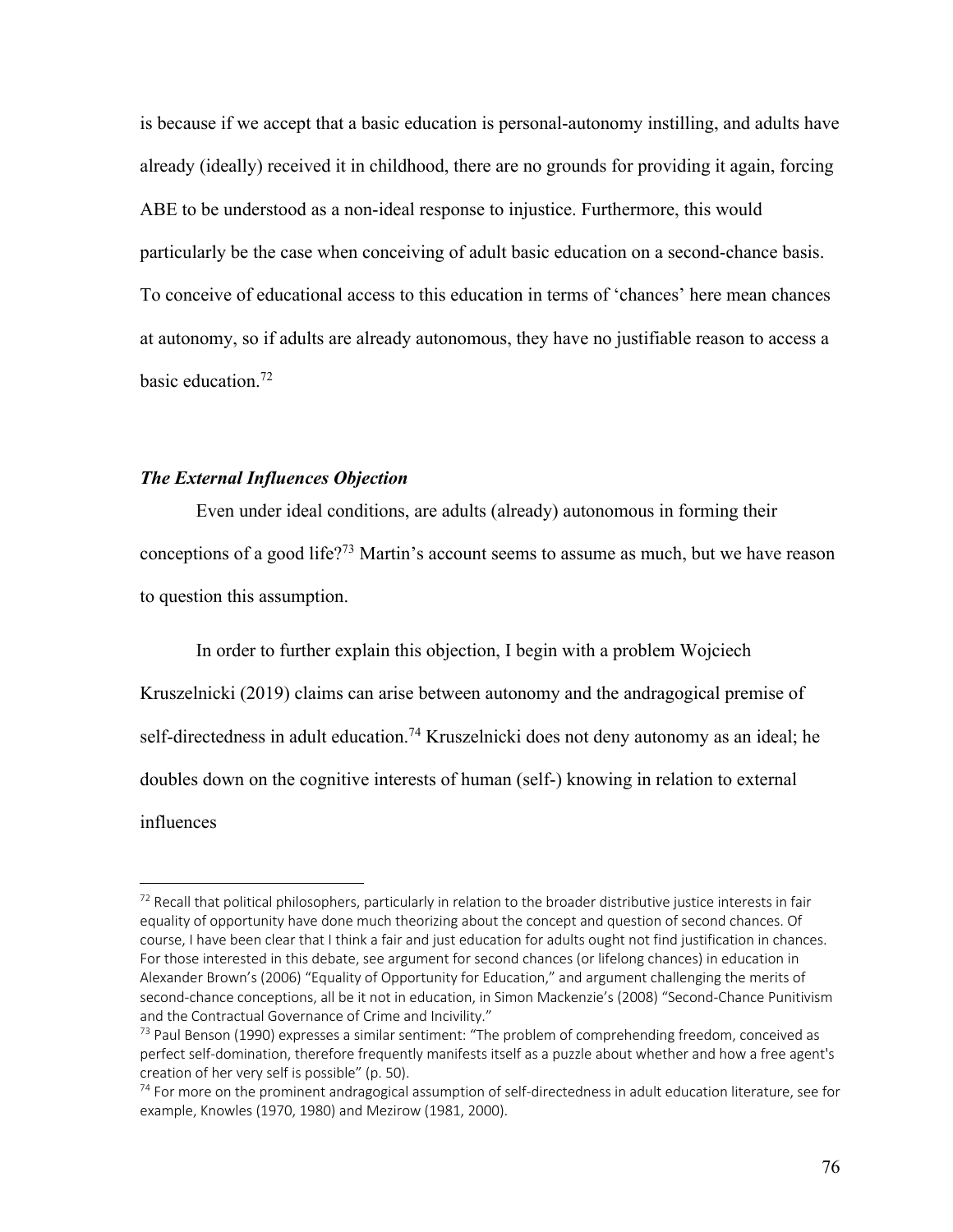is because if we accept that a basic education is personal-autonomy instilling, and adults have already (ideally) received it in childhood, there are no grounds for providing it again, forcing ABE to be understood as a non-ideal response to injustice. Furthermore, this would particularly be the case when conceiving of adult basic education on a second-chance basis. To conceive of educational access to this education in terms of 'chances' here mean chances at autonomy, so if adults are already autonomous, they have no justifiable reason to access a basic education.[72]

### *The External Influences Objection*

Even under ideal conditions, are adults (already) autonomous in forming their conceptions of a good life?[73] Martin's account seems to assume as much, but we have reason to question this assumption.

In order to further explain this objection, I begin with a problem Wojciech Kruszelnicki (2019) claims can arise between autonomy and the andragogical premise of self-directedness in adult education.[74] Kruszelnicki does not deny autonomy as an ideal; he doubles down on the cognitive interests of human (self-) knowing in relation to external influences

---

[72] Recall that political philosophers, particularly in relation to the broader distributive justice interests in fair equality of opportunity have done much theorizing about the concept and question of second chances. Of course, I have been clear that I think a fair and just education for adults ought not find justification in chances. For those interested in this debate, see argument for second chances (or lifelong chances) in education in Alexander Brown's (2006) "Equality of Opportunity for Education," and argument challenging the merits of second-chance conceptions, all be it not in education, in Simon Mackenzie's (2008) "Second-Chance Punitivism and the Contractual Governance of Crime and Incivility."

[73] Paul Benson (1990) expresses a similar sentiment: "The problem of comprehending freedom, conceived as perfect self-domination, therefore frequently manifests itself as a puzzle about whether and how a free agent's creation of her very self is possible" (p. 50).

[74] For more on the prominent andragogical assumption of self-directedness in adult education literature, see for example, Knowles (1970, 1980) and Mezirow (1981, 2000).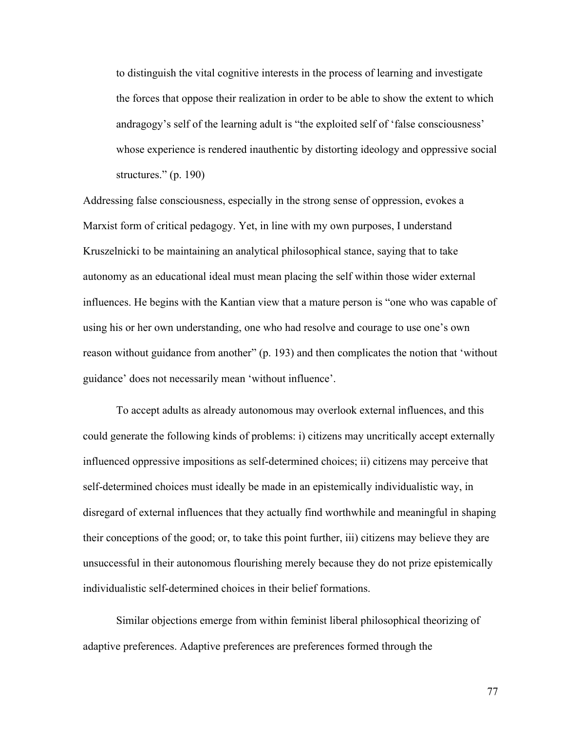> to distinguish the vital cognitive interests in the process of learning and investigate the forces that oppose their realization in order to be able to show the extent to which andragogy's self of the learning adult is "the exploited self of 'false consciousness' whose experience is rendered inauthentic by distorting ideology and oppressive social structures." (p. 190)

Addressing false consciousness, especially in the strong sense of oppression, evokes a Marxist form of critical pedagogy. Yet, in line with my own purposes, I understand Kruszelnicki to be maintaining an analytical philosophical stance, saying that to take autonomy as an educational ideal must mean placing the self within those wider external influences. He begins with the Kantian view that a mature person is "one who was capable of using his or her own understanding, one who had resolve and courage to use one's own reason without guidance from another" (p. 193) and then complicates the notion that 'without guidance' does not necessarily mean 'without influence'.

To accept adults as already autonomous may overlook external influences, and this could generate the following kinds of problems: i) citizens may uncritically accept externally influenced oppressive impositions as self-determined choices; ii) citizens may perceive that self-determined choices must ideally be made in an epistemically individualistic way, in disregard of external influences that they actually find worthwhile and meaningful in shaping their conceptions of the good; or, to take this point further, iii) citizens may believe they are unsuccessful in their autonomous flourishing merely because they do not prize epistemically individualistic self-determined choices in their belief formations.

Similar objections emerge from within feminist liberal philosophical theorizing of adaptive preferences. Adaptive preferences are preferences formed through the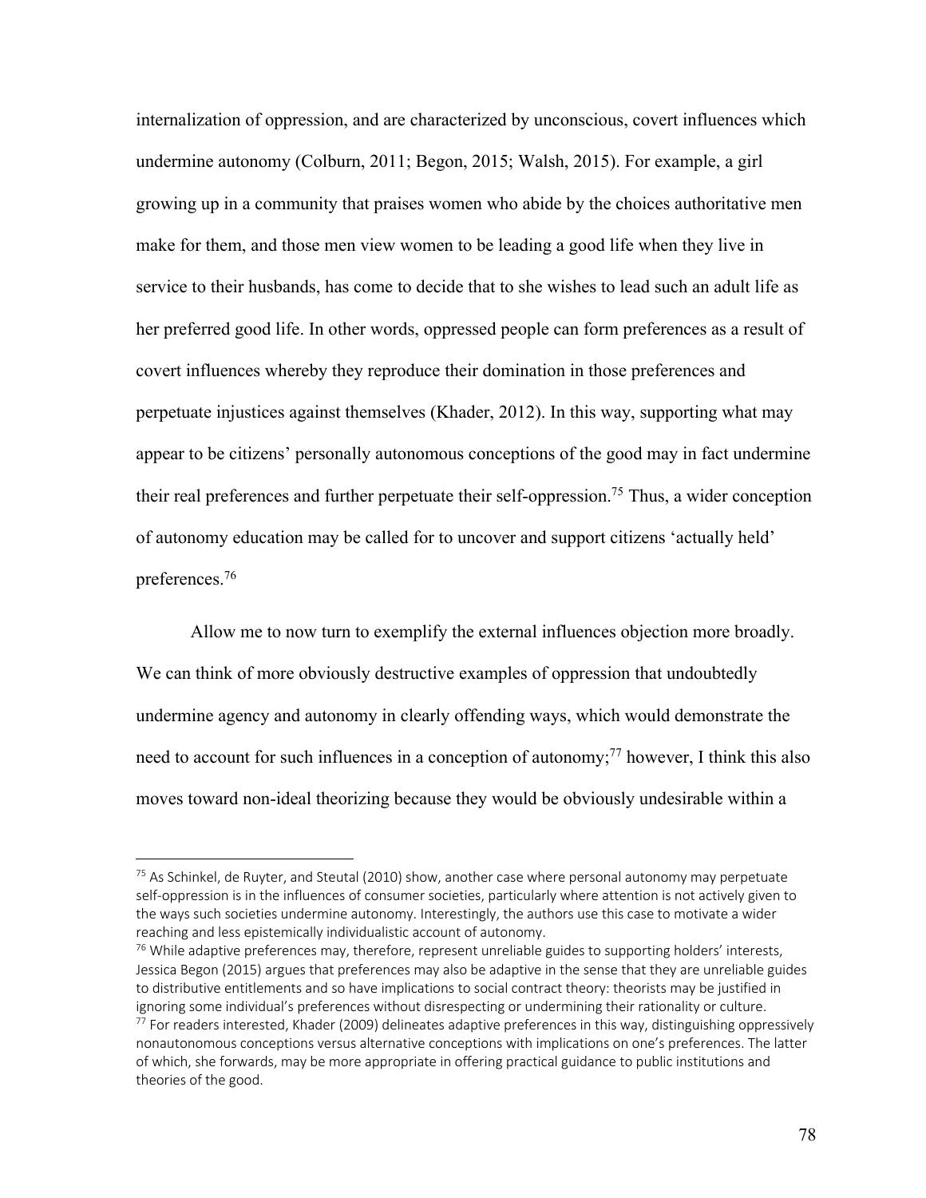internalization of oppression, and are characterized by unconscious, covert influences which undermine autonomy (Colburn, 2011; Begon, 2015; Walsh, 2015). For example, a girl growing up in a community that praises women who abide by the choices authoritative men make for them, and those men view women to be leading a good life when they live in service to their husbands, has come to decide that to she wishes to lead such an adult life as her preferred good life. In other words, oppressed people can form preferences as a result of covert influences whereby they reproduce their domination in those preferences and perpetuate injustices against themselves (Khader, 2012). In this way, supporting what may appear to be citizens' personally autonomous conceptions of the good may in fact undermine their real preferences and further perpetuate their self-oppression.[75] Thus, a wider conception of autonomy education may be called for to uncover and support citizens 'actually held' preferences.[76]

Allow me to now turn to exemplify the external influences objection more broadly. We can think of more obviously destructive examples of oppression that undoubtedly undermine agency and autonomy in clearly offending ways, which would demonstrate the need to account for such influences in a conception of autonomy;[77] however, I think this also moves toward non-ideal theorizing because they would be obviously undesirable within a

---

[75] As Schinkel, de Ruyter, and Steutal (2010) show, another case where personal autonomy may perpetuate self-oppression is in the influences of consumer societies, particularly where attention is not actively given to the ways such societies undermine autonomy. Interestingly, the authors use this case to motivate a wider reaching and less epistemically individualistic account of autonomy.

[76] While adaptive preferences may, therefore, represent unreliable guides to supporting holders' interests, Jessica Begon (2015) argues that preferences may also be adaptive in the sense that they are unreliable guides to distributive entitlements and so have implications to social contract theory: theorists may be justified in ignoring some individual's preferences without disrespecting or undermining their rationality or culture.

[77] For readers interested, Khader (2009) delineates adaptive preferences in this way, distinguishing oppressively nonautonomous conceptions versus alternative conceptions with implications on one's preferences. The latter of which, she forwards, may be more appropriate in offering practical guidance to public institutions and theories of the good.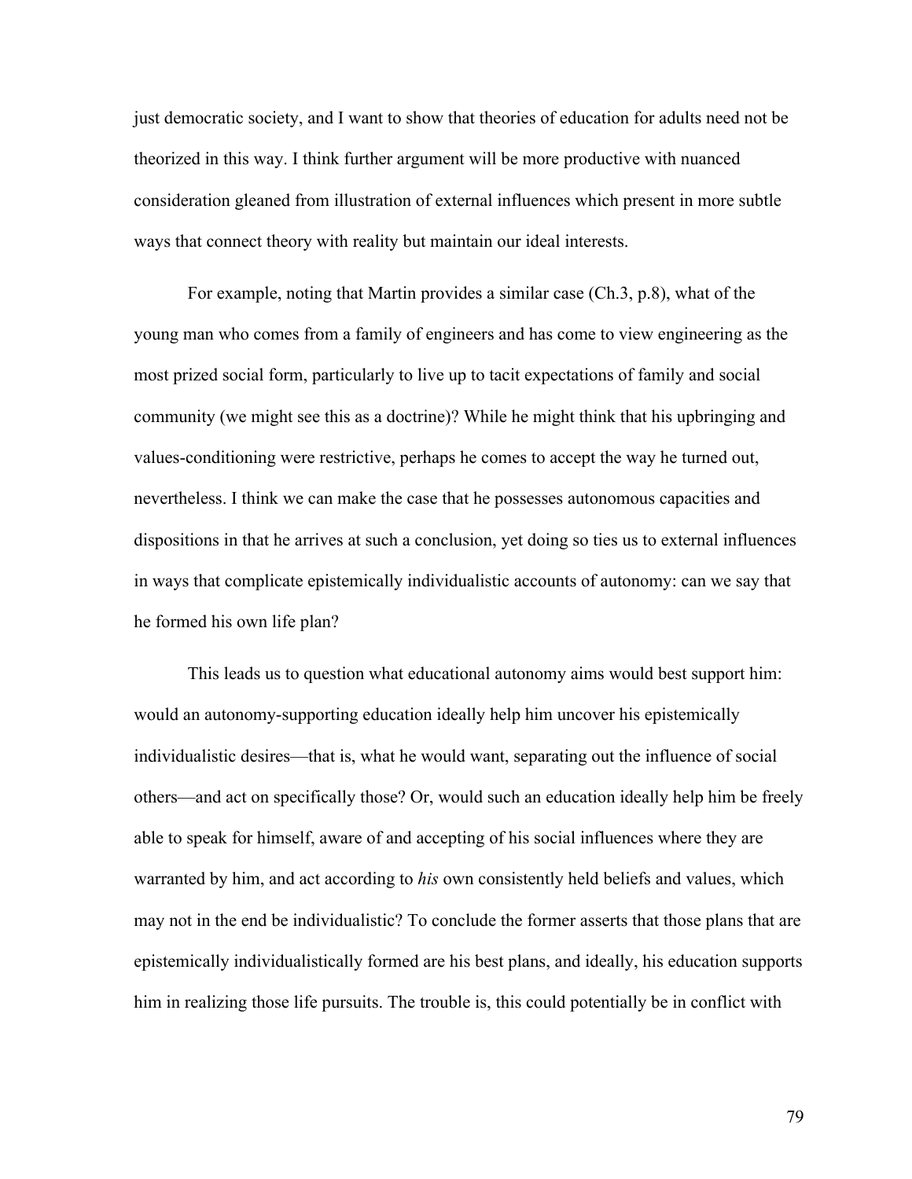just democratic society, and I want to show that theories of education for adults need not be theorized in this way. I think further argument will be more productive with nuanced consideration gleaned from illustration of external influences which present in more subtle ways that connect theory with reality but maintain our ideal interests.

For example, noting that Martin provides a similar case (Ch.3, p.8), what of the young man who comes from a family of engineers and has come to view engineering as the most prized social form, particularly to live up to tacit expectations of family and social community (we might see this as a doctrine)? While he might think that his upbringing and values-conditioning were restrictive, perhaps he comes to accept the way he turned out, nevertheless. I think we can make the case that he possesses autonomous capacities and dispositions in that he arrives at such a conclusion, yet doing so ties us to external influences in ways that complicate epistemically individualistic accounts of autonomy: can we say that he formed his own life plan?

This leads us to question what educational autonomy aims would best support him: would an autonomy-supporting education ideally help him uncover his epistemically individualistic desires—that is, what he would want, separating out the influence of social others—and act on specifically those? Or, would such an education ideally help him be freely able to speak for himself, aware of and accepting of his social influences where they are warranted by him, and act according to *his* own consistently held beliefs and values, which may not in the end be individualistic? To conclude the former asserts that those plans that are epistemically individualistically formed are his best plans, and ideally, his education supports him in realizing those life pursuits. The trouble is, this could potentially be in conflict with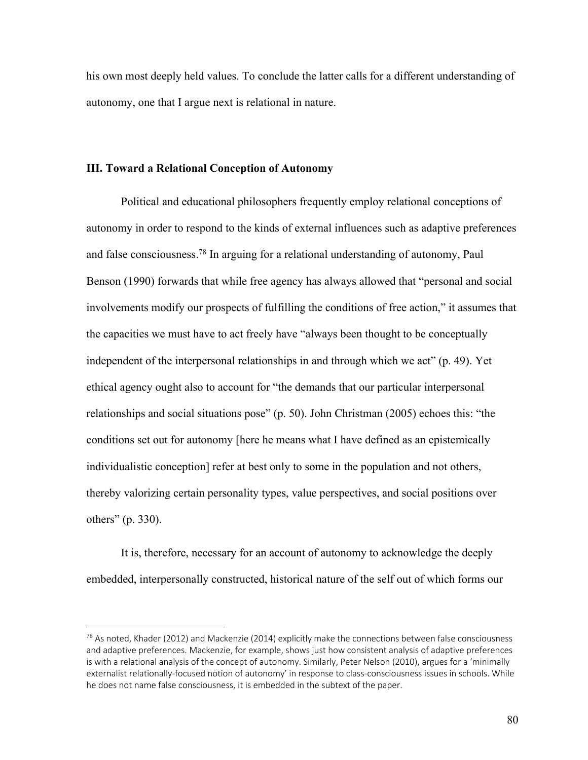his own most deeply held values. To conclude the latter calls for a different understanding of autonomy, one that I argue next is relational in nature.

### III. Toward a Relational Conception of Autonomy

Political and educational philosophers frequently employ relational conceptions of autonomy in order to respond to the kinds of external influences such as adaptive preferences and false consciousness.[78] In arguing for a relational understanding of autonomy, Paul Benson (1990) forwards that while free agency has always allowed that "personal and social involvements modify our prospects of fulfilling the conditions of free action," it assumes that the capacities we must have to act freely have "always been thought to be conceptually independent of the interpersonal relationships in and through which we act" (p. 49). Yet ethical agency ought also to account for "the demands that our particular interpersonal relationships and social situations pose" (p. 50). John Christman (2005) echoes this: "the conditions set out for autonomy [here he means what I have defined as an epistemically individualistic conception] refer at best only to some in the population and not others, thereby valorizing certain personality types, value perspectives, and social positions over others" (p. 330).

It is, therefore, necessary for an account of autonomy to acknowledge the deeply embedded, interpersonally constructed, historical nature of the self out of which forms our

[78] As noted, Khader (2012) and Mackenzie (2014) explicitly make the connections between false consciousness and adaptive preferences. Mackenzie, for example, shows just how consistent analysis of adaptive preferences is with a relational analysis of the concept of autonomy. Similarly, Peter Nelson (2010), argues for a 'minimally externalist relationally-focused notion of autonomy' in response to class-consciousness issues in schools. While he does not name false consciousness, it is embedded in the subtext of the paper.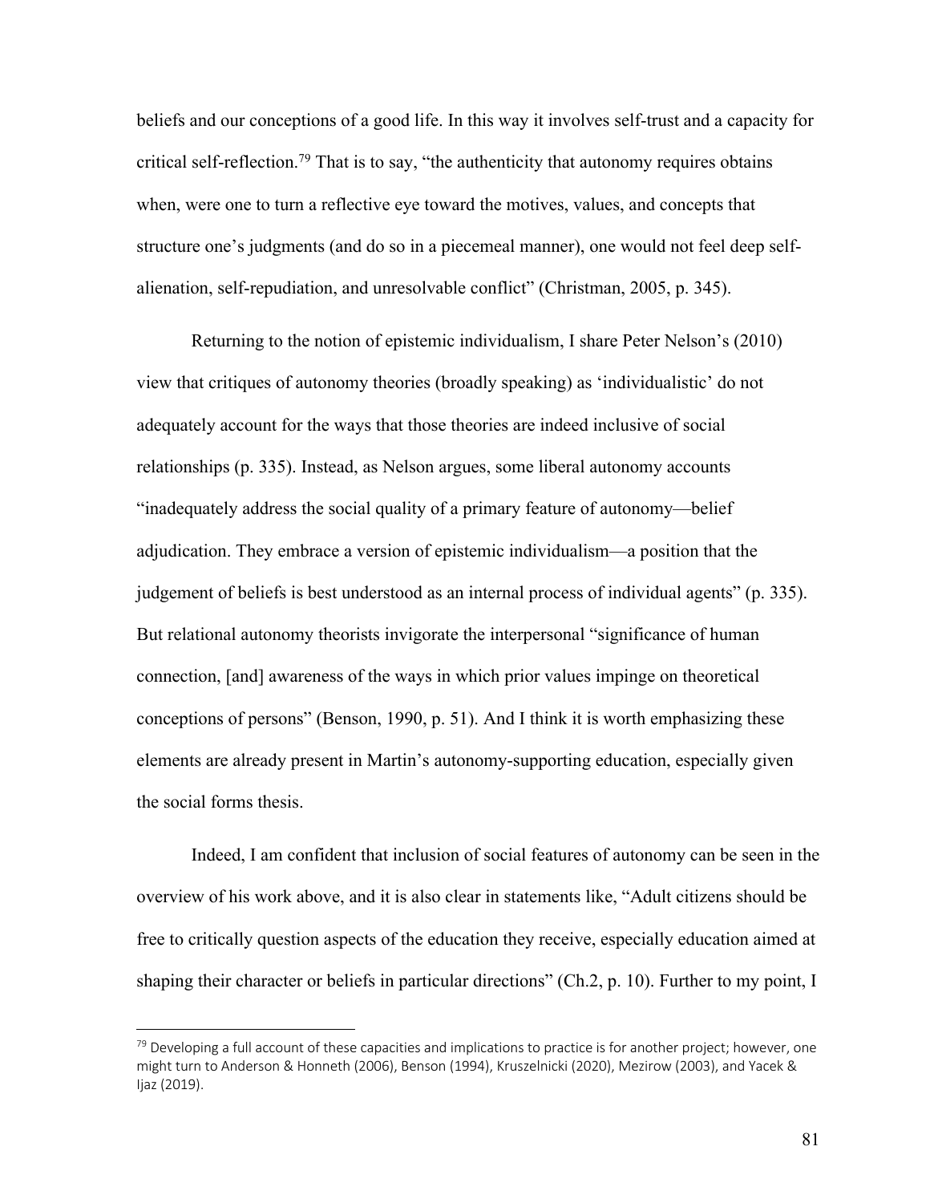beliefs and our conceptions of a good life. In this way it involves self-trust and a capacity for critical self-reflection.[79] That is to say, "the authenticity that autonomy requires obtains when, were one to turn a reflective eye toward the motives, values, and concepts that structure one's judgments (and do so in a piecemeal manner), one would not feel deep self-alienation, self-repudiation, and unresolvable conflict" (Christman, 2005, p. 345).

Returning to the notion of epistemic individualism, I share Peter Nelson's (2010) view that critiques of autonomy theories (broadly speaking) as 'individualistic' do not adequately account for the ways that those theories are indeed inclusive of social relationships (p. 335). Instead, as Nelson argues, some liberal autonomy accounts "inadequately address the social quality of a primary feature of autonomy—belief adjudication. They embrace a version of epistemic individualism—a position that the judgement of beliefs is best understood as an internal process of individual agents" (p. 335). But relational autonomy theorists invigorate the interpersonal "significance of human connection, [and] awareness of the ways in which prior values impinge on theoretical conceptions of persons" (Benson, 1990, p. 51). And I think it is worth emphasizing these elements are already present in Martin's autonomy-supporting education, especially given the social forms thesis.

Indeed, I am confident that inclusion of social features of autonomy can be seen in the overview of his work above, and it is also clear in statements like, "Adult citizens should be free to critically question aspects of the education they receive, especially education aimed at shaping their character or beliefs in particular directions" (Ch.2, p. 10). Further to my point, I

---

[79] Developing a full account of these capacities and implications to practice is for another project; however, one might turn to Anderson & Honneth (2006), Benson (1994), Kruszelnicki (2020), Mezirow (2003), and Yacek & Ijaz (2019).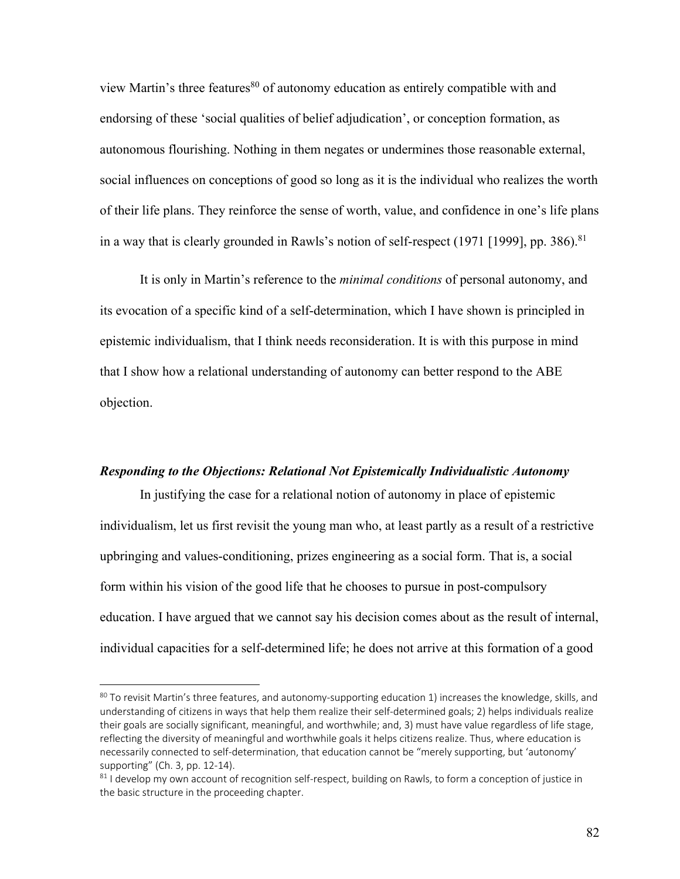view Martin's three features[80] of autonomy education as entirely compatible with and endorsing of these 'social qualities of belief adjudication', or conception formation, as autonomous flourishing. Nothing in them negates or undermines those reasonable external, social influences on conceptions of good so long as it is the individual who realizes the worth of their life plans. They reinforce the sense of worth, value, and confidence in one's life plans in a way that is clearly grounded in Rawls's notion of self-respect (1971 [1999], pp. 386).[81]

It is only in Martin's reference to the *minimal conditions* of personal autonomy, and its evocation of a specific kind of a self-determination, which I have shown is principled in epistemic individualism, that I think needs reconsideration. It is with this purpose in mind that I show how a relational understanding of autonomy can better respond to the ABE objection.

### *Responding to the Objections: Relational Not Epistemically Individualistic Autonomy*

In justifying the case for a relational notion of autonomy in place of epistemic individualism, let us first revisit the young man who, at least partly as a result of a restrictive upbringing and values-conditioning, prizes engineering as a social form. That is, a social form within his vision of the good life that he chooses to pursue in post-compulsory education. I have argued that we cannot say his decision comes about as the result of internal, individual capacities for a self-determined life; he does not arrive at this formation of a good

---

[80] To revisit Martin's three features, and autonomy-supporting education 1) increases the knowledge, skills, and understanding of citizens in ways that help them realize their self-determined goals; 2) helps individuals realize their goals are socially significant, meaningful, and worthwhile; and, 3) must have value regardless of life stage, reflecting the diversity of meaningful and worthwhile goals it helps citizens realize. Thus, where education is necessarily connected to self-determination, that education cannot be "merely supporting, but 'autonomy' supporting" (Ch. 3, pp. 12-14).

[81] I develop my own account of recognition self-respect, building on Rawls, to form a conception of justice in the basic structure in the proceeding chapter.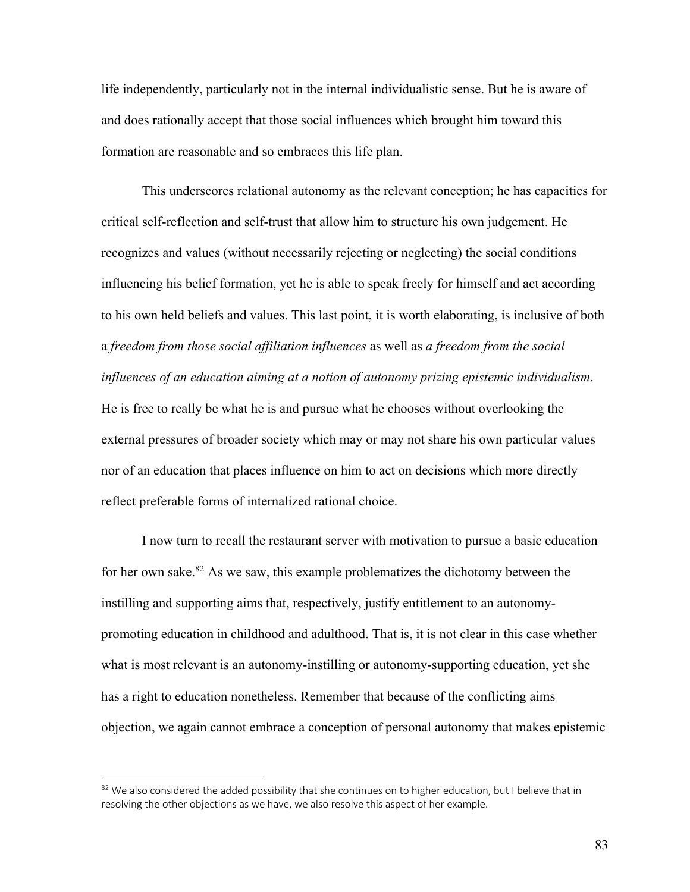life independently, particularly not in the internal individualistic sense. But he is aware of and does rationally accept that those social influences which brought him toward this formation are reasonable and so embraces this life plan.

This underscores relational autonomy as the relevant conception; he has capacities for critical self-reflection and self-trust that allow him to structure his own judgement. He recognizes and values (without necessarily rejecting or neglecting) the social conditions influencing his belief formation, yet he is able to speak freely for himself and act according to his own held beliefs and values. This last point, it is worth elaborating, is inclusive of both a *freedom from those social affiliation influences* as well as *a freedom from the social influences of an education aiming at a notion of autonomy prizing epistemic individualism*. He is free to really be what he is and pursue what he chooses without overlooking the external pressures of broader society which may or may not share his own particular values nor of an education that places influence on him to act on decisions which more directly reflect preferable forms of internalized rational choice.

I now turn to recall the restaurant server with motivation to pursue a basic education for her own sake.[82] As we saw, this example problematizes the dichotomy between the instilling and supporting aims that, respectively, justify entitlement to an autonomy-promoting education in childhood and adulthood. That is, it is not clear in this case whether what is most relevant is an autonomy-instilling or autonomy-supporting education, yet she has a right to education nonetheless. Remember that because of the conflicting aims objection, we again cannot embrace a conception of personal autonomy that makes epistemic

[82] We also considered the added possibility that she continues on to higher education, but I believe that in resolving the other objections as we have, we also resolve this aspect of her example.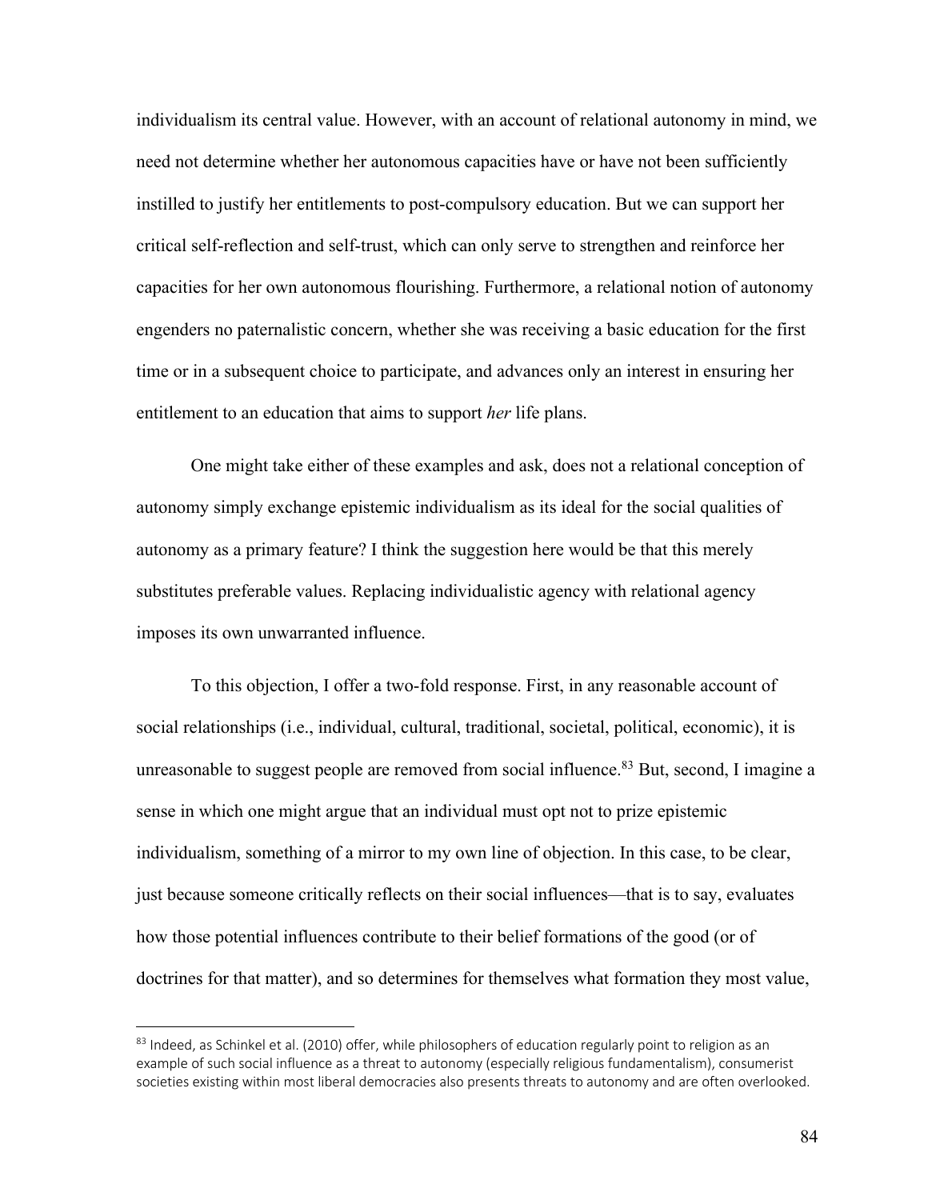individualism its central value. However, with an account of relational autonomy in mind, we need not determine whether her autonomous capacities have or have not been sufficiently instilled to justify her entitlements to post-compulsory education. But we can support her critical self-reflection and self-trust, which can only serve to strengthen and reinforce her capacities for her own autonomous flourishing. Furthermore, a relational notion of autonomy engenders no paternalistic concern, whether she was receiving a basic education for the first time or in a subsequent choice to participate, and advances only an interest in ensuring her entitlement to an education that aims to support *her* life plans.

One might take either of these examples and ask, does not a relational conception of autonomy simply exchange epistemic individualism as its ideal for the social qualities of autonomy as a primary feature? I think the suggestion here would be that this merely substitutes preferable values. Replacing individualistic agency with relational agency imposes its own unwarranted influence.

To this objection, I offer a two-fold response. First, in any reasonable account of social relationships (i.e., individual, cultural, traditional, societal, political, economic), it is unreasonable to suggest people are removed from social influence.[83] But, second, I imagine a sense in which one might argue that an individual must opt not to prize epistemic individualism, something of a mirror to my own line of objection. In this case, to be clear, just because someone critically reflects on their social influences—that is to say, evaluates how those potential influences contribute to their belief formations of the good (or of doctrines for that matter), and so determines for themselves what formation they most value,

---

[83] Indeed, as Schinkel et al. (2010) offer, while philosophers of education regularly point to religion as an example of such social influence as a threat to autonomy (especially religious fundamentalism), consumerist societies existing within most liberal democracies also presents threats to autonomy and are often overlooked.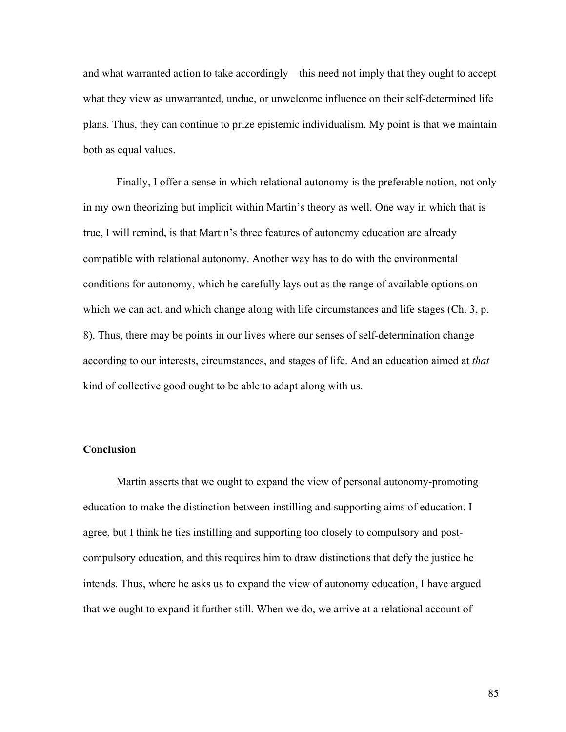and what warranted action to take accordingly—this need not imply that they ought to accept what they view as unwarranted, undue, or unwelcome influence on their self-determined life plans. Thus, they can continue to prize epistemic individualism. My point is that we maintain both as equal values.

Finally, I offer a sense in which relational autonomy is the preferable notion, not only in my own theorizing but implicit within Martin's theory as well. One way in which that is true, I will remind, is that Martin's three features of autonomy education are already compatible with relational autonomy. Another way has to do with the environmental conditions for autonomy, which he carefully lays out as the range of available options on which we can act, and which change along with life circumstances and life stages (Ch. 3, p. 8). Thus, there may be points in our lives where our senses of self-determination change according to our interests, circumstances, and stages of life. And an education aimed at *that* kind of collective good ought to be able to adapt along with us.

## Conclusion

Martin asserts that we ought to expand the view of personal autonomy-promoting education to make the distinction between instilling and supporting aims of education. I agree, but I think he ties instilling and supporting too closely to compulsory and post-compulsory education, and this requires him to draw distinctions that defy the justice he intends. Thus, where he asks us to expand the view of autonomy education, I have argued that we ought to expand it further still. When we do, we arrive at a relational account of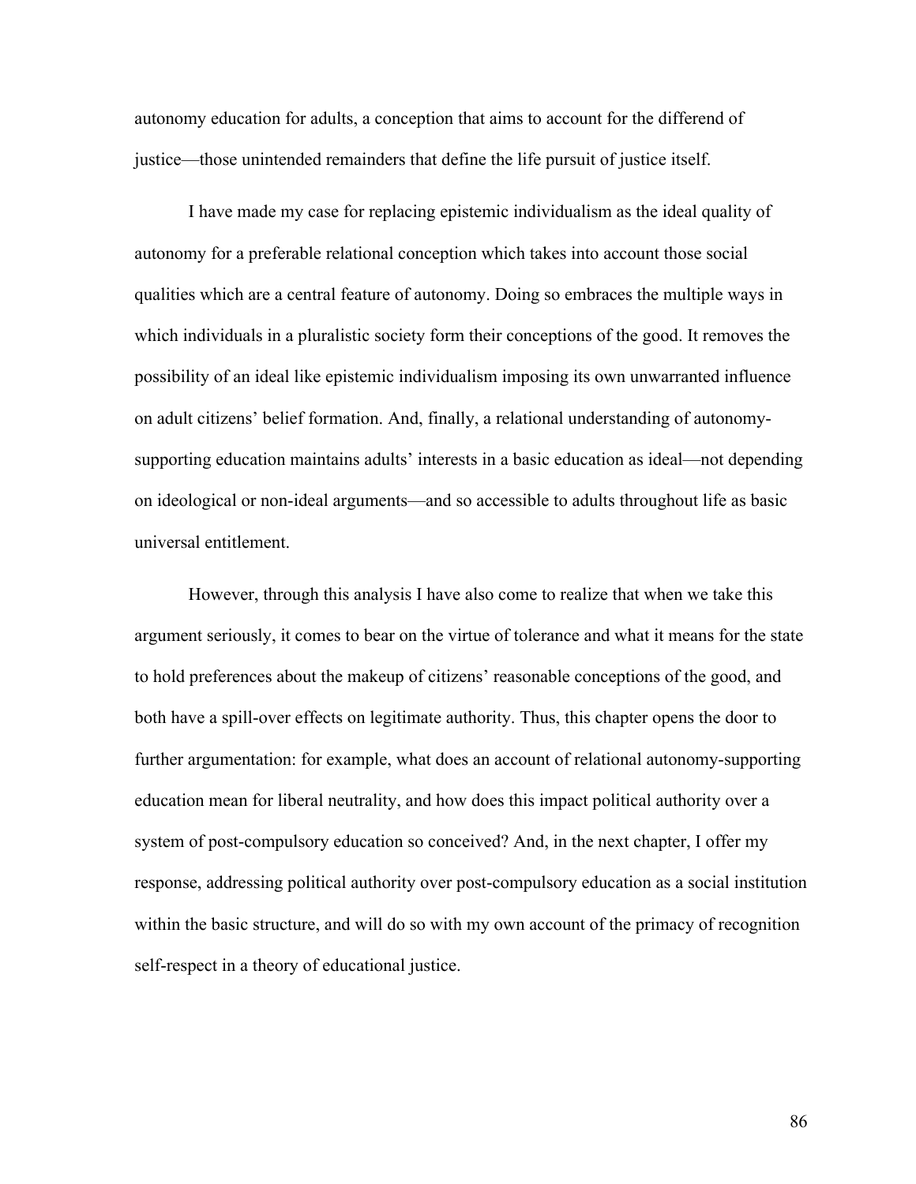autonomy education for adults, a conception that aims to account for the differend of justice—those unintended remainders that define the life pursuit of justice itself.

I have made my case for replacing epistemic individualism as the ideal quality of autonomy for a preferable relational conception which takes into account those social qualities which are a central feature of autonomy. Doing so embraces the multiple ways in which individuals in a pluralistic society form their conceptions of the good. It removes the possibility of an ideal like epistemic individualism imposing its own unwarranted influence on adult citizens' belief formation. And, finally, a relational understanding of autonomy-supporting education maintains adults' interests in a basic education as ideal—not depending on ideological or non-ideal arguments—and so accessible to adults throughout life as basic universal entitlement.

However, through this analysis I have also come to realize that when we take this argument seriously, it comes to bear on the virtue of tolerance and what it means for the state to hold preferences about the makeup of citizens' reasonable conceptions of the good, and both have a spill-over effects on legitimate authority. Thus, this chapter opens the door to further argumentation: for example, what does an account of relational autonomy-supporting education mean for liberal neutrality, and how does this impact political authority over a system of post-compulsory education so conceived? And, in the next chapter, I offer my response, addressing political authority over post-compulsory education as a social institution within the basic structure, and will do so with my own account of the primacy of recognition self-respect in a theory of educational justice.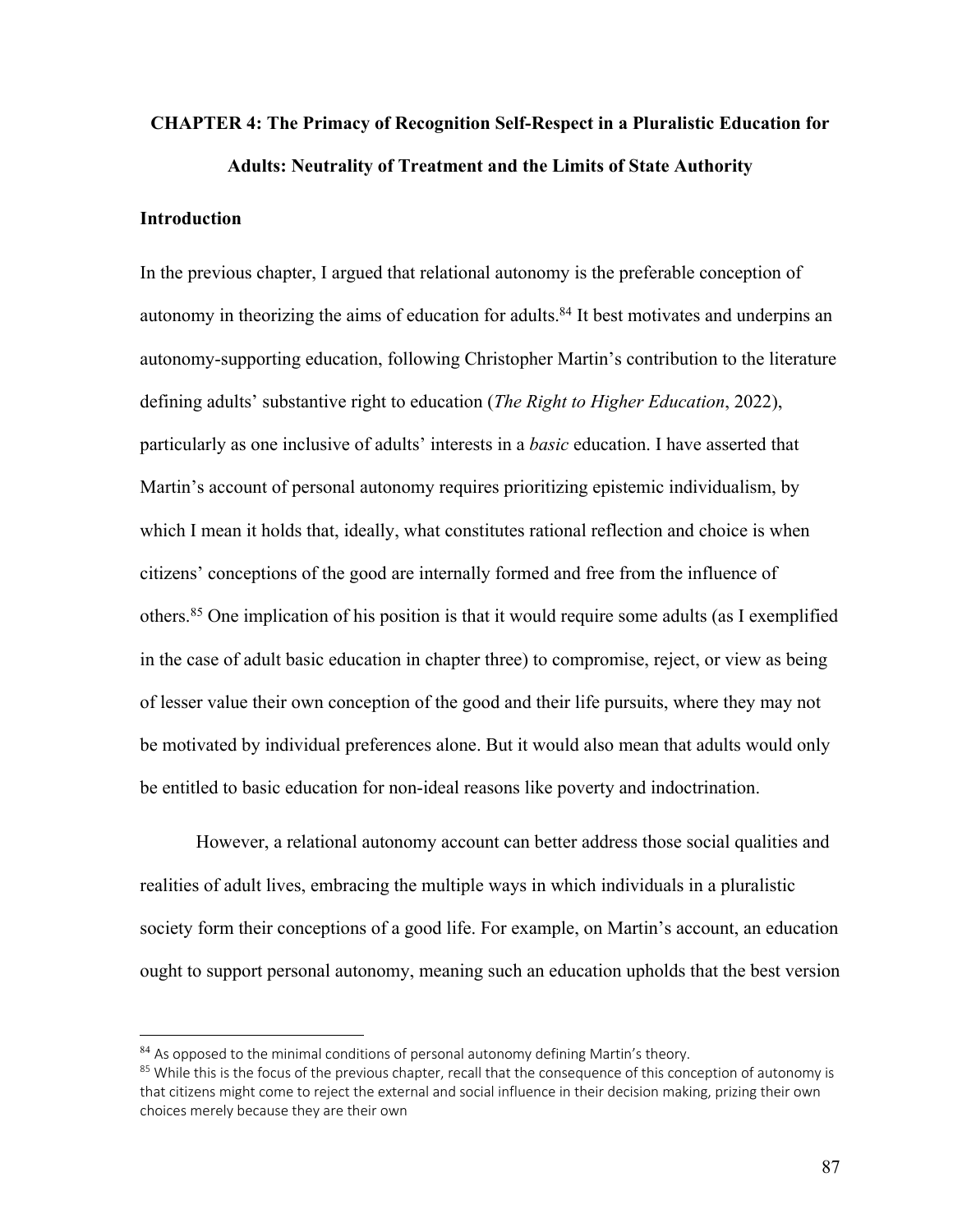# CHAPTER 4: The Primacy of Recognition Self-Respect in a Pluralistic Education for Adults: Neutrality of Treatment and the Limits of State Authority

## Introduction

In the previous chapter, I argued that relational autonomy is the preferable conception of autonomy in theorizing the aims of education for adults.[84] It best motivates and underpins an autonomy-supporting education, following Christopher Martin's contribution to the literature defining adults' substantive right to education (*The Right to Higher Education*, 2022), particularly as one inclusive of adults' interests in a *basic* education. I have asserted that Martin's account of personal autonomy requires prioritizing epistemic individualism, by which I mean it holds that, ideally, what constitutes rational reflection and choice is when citizens' conceptions of the good are internally formed and free from the influence of others.[85] One implication of his position is that it would require some adults (as I exemplified in the case of adult basic education in chapter three) to compromise, reject, or view as being of lesser value their own conception of the good and their life pursuits, where they may not be motivated by individual preferences alone. But it would also mean that adults would only be entitled to basic education for non-ideal reasons like poverty and indoctrination.

However, a relational autonomy account can better address those social qualities and realities of adult lives, embracing the multiple ways in which individuals in a pluralistic society form their conceptions of a good life. For example, on Martin's account, an education ought to support personal autonomy, meaning such an education upholds that the best version

[84] As opposed to the minimal conditions of personal autonomy defining Martin's theory.

[85] While this is the focus of the previous chapter, recall that the consequence of this conception of autonomy is that citizens might come to reject the external and social influence in their decision making, prizing their own choices merely because they are their own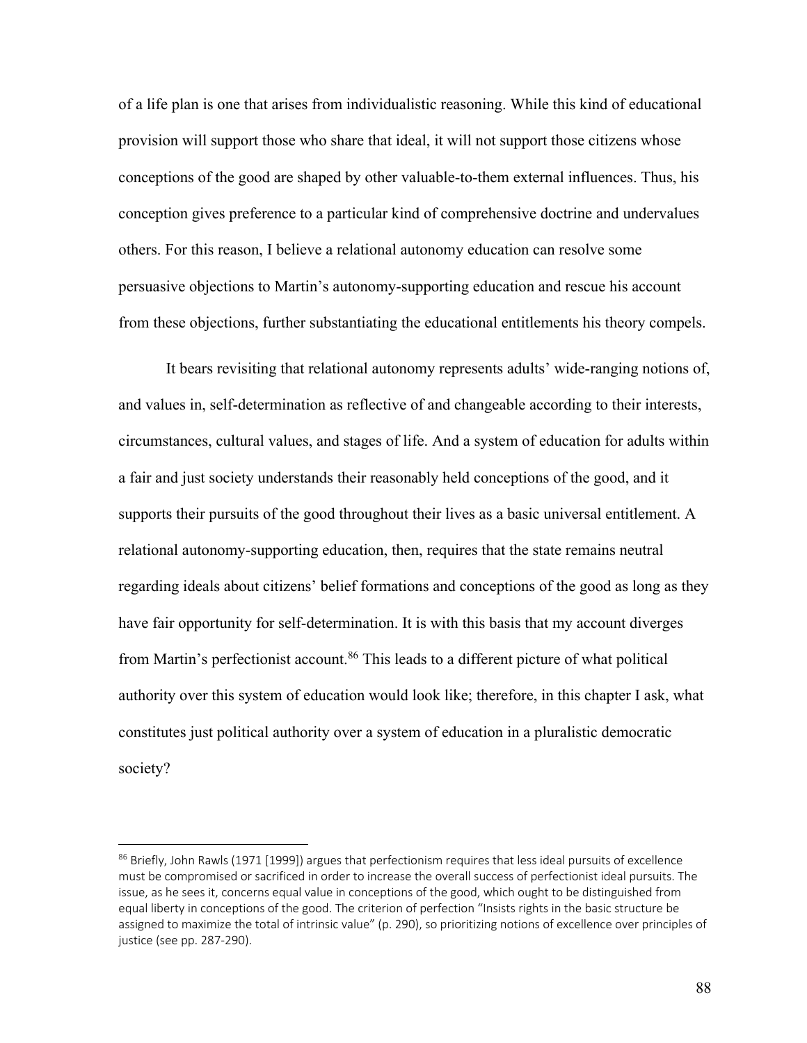of a life plan is one that arises from individualistic reasoning. While this kind of educational provision will support those who share that ideal, it will not support those citizens whose conceptions of the good are shaped by other valuable-to-them external influences. Thus, his conception gives preference to a particular kind of comprehensive doctrine and undervalues others. For this reason, I believe a relational autonomy education can resolve some persuasive objections to Martin's autonomy-supporting education and rescue his account from these objections, further substantiating the educational entitlements his theory compels.

It bears revisiting that relational autonomy represents adults' wide-ranging notions of, and values in, self-determination as reflective of and changeable according to their interests, circumstances, cultural values, and stages of life. And a system of education for adults within a fair and just society understands their reasonably held conceptions of the good, and it supports their pursuits of the good throughout their lives as a basic universal entitlement. A relational autonomy-supporting education, then, requires that the state remains neutral regarding ideals about citizens' belief formations and conceptions of the good as long as they have fair opportunity for self-determination. It is with this basis that my account diverges from Martin's perfectionist account.[86] This leads to a different picture of what political authority over this system of education would look like; therefore, in this chapter I ask, what constitutes just political authority over a system of education in a pluralistic democratic society?

[86] Briefly, John Rawls (1971 [1999]) argues that perfectionism requires that less ideal pursuits of excellence must be compromised or sacrificed in order to increase the overall success of perfectionist ideal pursuits. The issue, as he sees it, concerns equal value in conceptions of the good, which ought to be distinguished from equal liberty in conceptions of the good. The criterion of perfection "Insists rights in the basic structure be assigned to maximize the total of intrinsic value" (p. 290), so prioritizing notions of excellence over principles of justice (see pp. 287-290).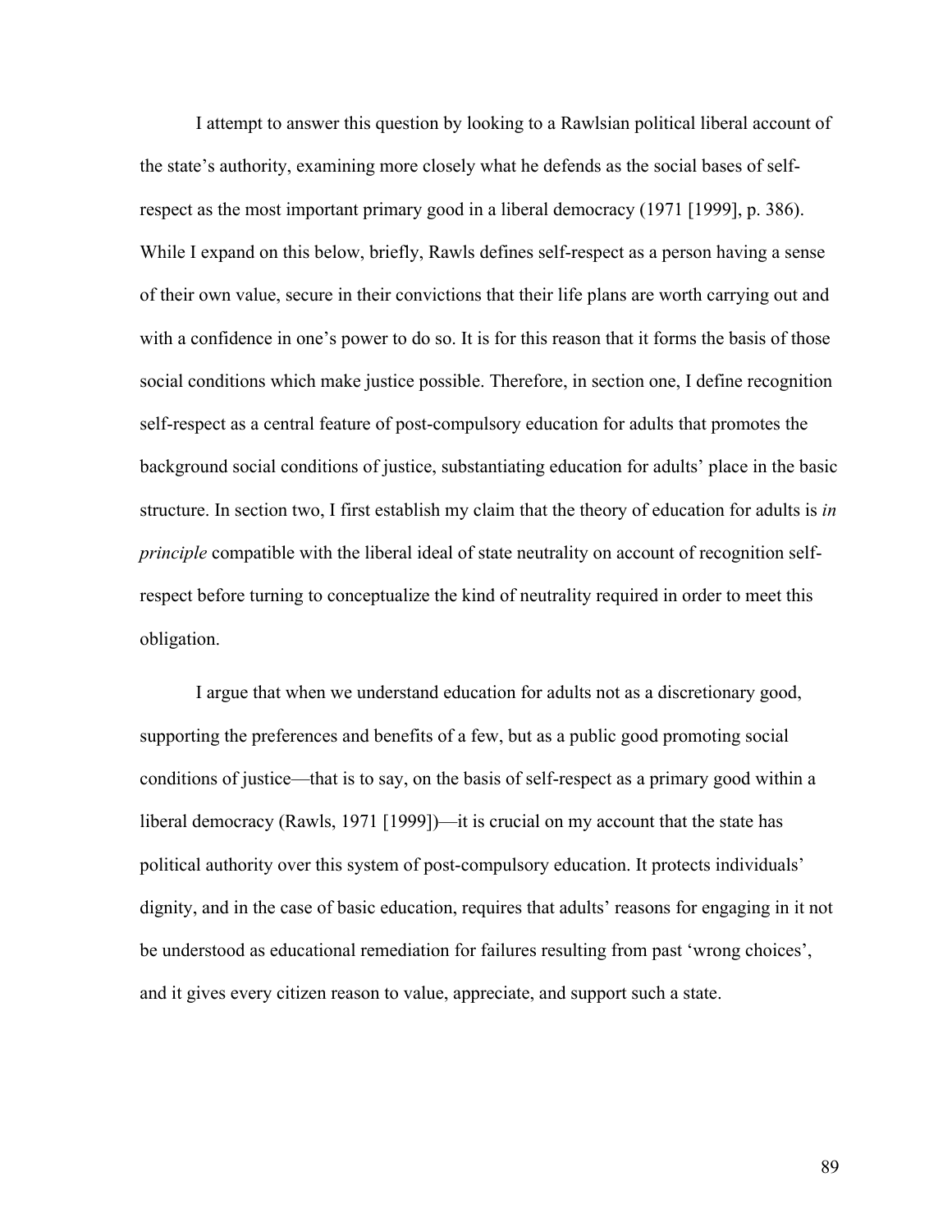I attempt to answer this question by looking to a Rawlsian political liberal account of the state's authority, examining more closely what he defends as the social bases of self-respect as the most important primary good in a liberal democracy (1971 [1999], p. 386). While I expand on this below, briefly, Rawls defines self-respect as a person having a sense of their own value, secure in their convictions that their life plans are worth carrying out and with a confidence in one's power to do so. It is for this reason that it forms the basis of those social conditions which make justice possible. Therefore, in section one, I define recognition self-respect as a central feature of post-compulsory education for adults that promotes the background social conditions of justice, substantiating education for adults' place in the basic structure. In section two, I first establish my claim that the theory of education for adults is *in principle* compatible with the liberal ideal of state neutrality on account of recognition self-respect before turning to conceptualize the kind of neutrality required in order to meet this obligation.

I argue that when we understand education for adults not as a discretionary good, supporting the preferences and benefits of a few, but as a public good promoting social conditions of justice—that is to say, on the basis of self-respect as a primary good within a liberal democracy (Rawls, 1971 [1999])—it is crucial on my account that the state has political authority over this system of post-compulsory education. It protects individuals' dignity, and in the case of basic education, requires that adults' reasons for engaging in it not be understood as educational remediation for failures resulting from past 'wrong choices', and it gives every citizen reason to value, appreciate, and support such a state.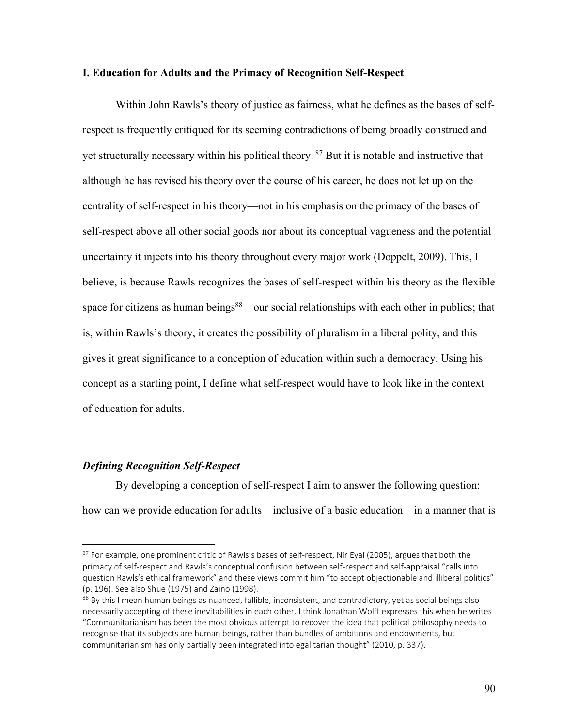## I. Education for Adults and the Primacy of Recognition Self-Respect

Within John Rawls's theory of justice as fairness, what he defines as the bases of self-respect is frequently critiqued for its seeming contradictions of being broadly construed and yet structurally necessary within his political theory. [87] But it is notable and instructive that although he has revised his theory over the course of his career, he does not let up on the centrality of self-respect in his theory—not in his emphasis on the primacy of the bases of self-respect above all other social goods nor about its conceptual vagueness and the potential uncertainty it injects into his theory throughout every major work (Doppelt, 2009). This, I believe, is because Rawls recognizes the bases of self-respect within his theory as the flexible space for citizens as human beings[88]—our social relationships with each other in publics; that is, within Rawls's theory, it creates the possibility of pluralism in a liberal polity, and this gives it great significance to a conception of education within such a democracy. Using his concept as a starting point, I define what self-respect would have to look like in the context of education for adults.

### *Defining Recognition Self-Respect*

By developing a conception of self-respect I aim to answer the following question: how can we provide education for adults—inclusive of a basic education—in a manner that is

---

[87] For example, one prominent critic of Rawls's bases of self-respect, Nir Eyal (2005), argues that both the primacy of self-respect and Rawls's conceptual confusion between self-respect and self-appraisal "calls into question Rawls's ethical framework" and these views commit him "to accept objectionable and illiberal politics" (p. 196). See also Shue (1975) and Zaino (1998).

[88] By this I mean human beings as nuanced, fallible, inconsistent, and contradictory, yet as social beings also necessarily accepting of these inevitabilities in each other. I think Jonathan Wolff expresses this when he writes "Communitarianism has been the most obvious attempt to recover the idea that political philosophy needs to recognise that its subjects are human beings, rather than bundles of ambitions and endowments, but communitarianism has only partially been integrated into egalitarian thought" (2010, p. 337).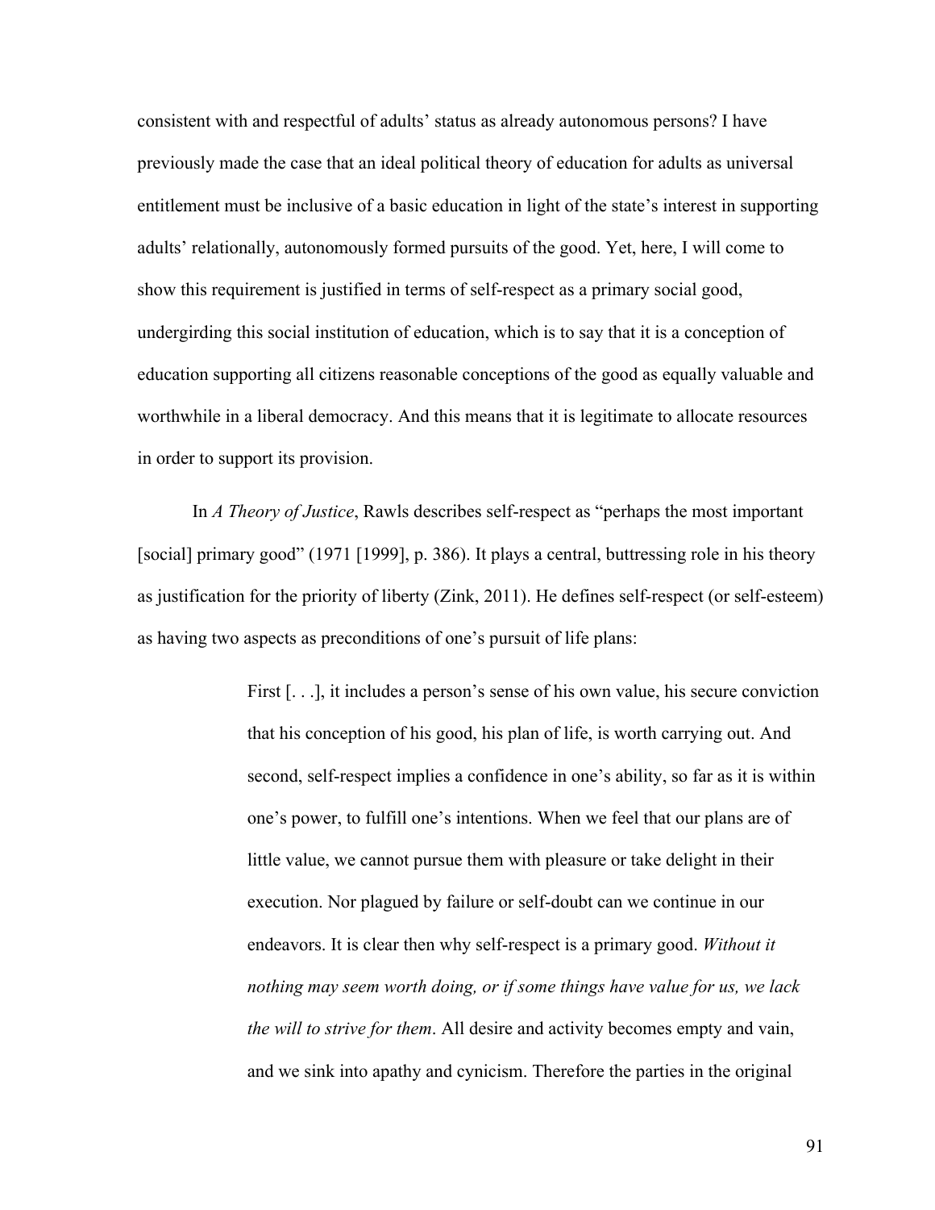consistent with and respectful of adults' status as already autonomous persons? I have previously made the case that an ideal political theory of education for adults as universal entitlement must be inclusive of a basic education in light of the state's interest in supporting adults' relationally, autonomously formed pursuits of the good. Yet, here, I will come to show this requirement is justified in terms of self-respect as a primary social good, undergirding this social institution of education, which is to say that it is a conception of education supporting all citizens reasonable conceptions of the good as equally valuable and worthwhile in a liberal democracy. And this means that it is legitimate to allocate resources in order to support its provision.

In *A Theory of Justice*, Rawls describes self-respect as "perhaps the most important [social] primary good" (1971 [1999], p. 386). It plays a central, buttressing role in his theory as justification for the priority of liberty (Zink, 2011). He defines self-respect (or self-esteem) as having two aspects as preconditions of one's pursuit of life plans:

> First [. . .], it includes a person's sense of his own value, his secure conviction that his conception of his good, his plan of life, is worth carrying out. And second, self-respect implies a confidence in one's ability, so far as it is within one's power, to fulfill one's intentions. When we feel that our plans are of little value, we cannot pursue them with pleasure or take delight in their execution. Nor plagued by failure or self-doubt can we continue in our endeavors. It is clear then why self-respect is a primary good. *Without it nothing may seem worth doing, or if some things have value for us, we lack the will to strive for them*. All desire and activity becomes empty and vain, and we sink into apathy and cynicism. Therefore the parties in the original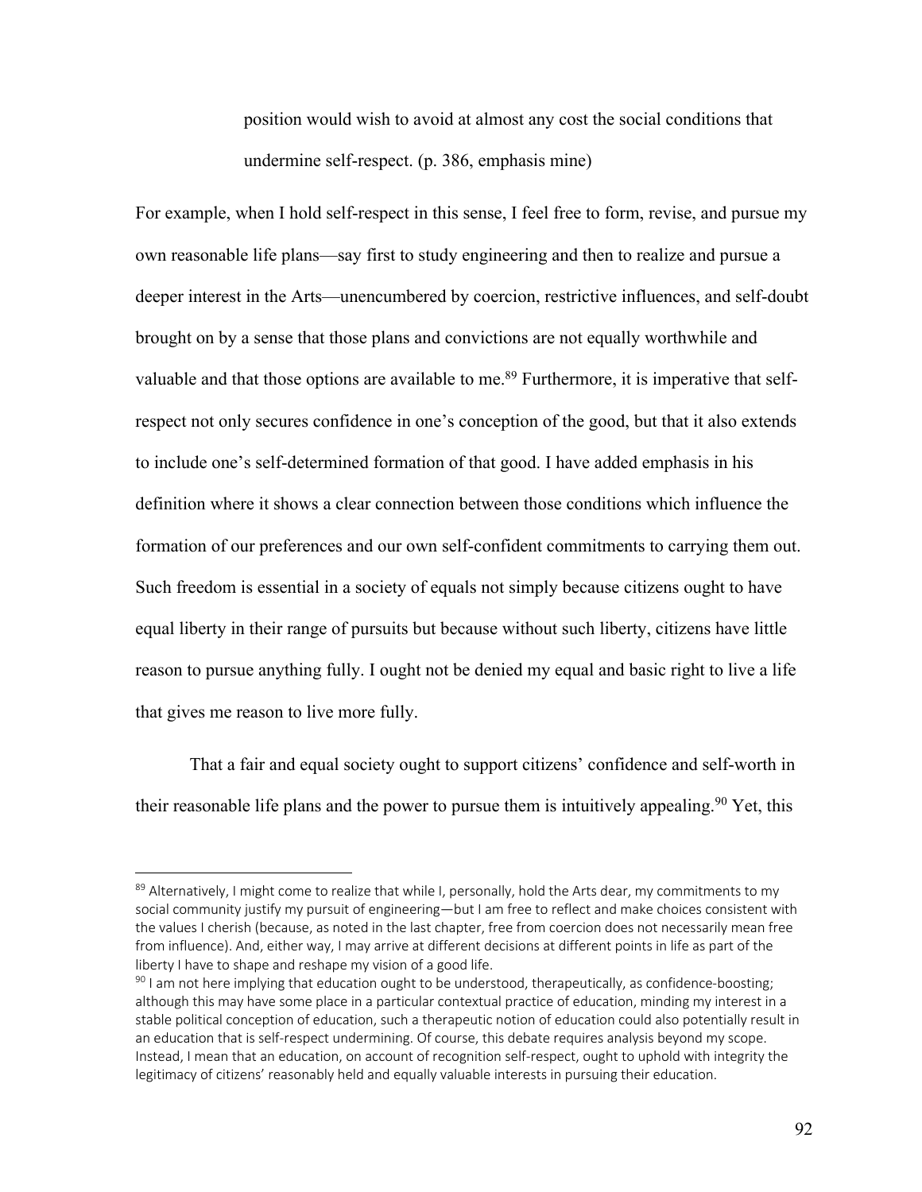> position would wish to avoid at almost any cost the social conditions that undermine self-respect. (p. 386, emphasis mine)

For example, when I hold self-respect in this sense, I feel free to form, revise, and pursue my own reasonable life plans—say first to study engineering and then to realize and pursue a deeper interest in the Arts—unencumbered by coercion, restrictive influences, and self-doubt brought on by a sense that those plans and convictions are not equally worthwhile and valuable and that those options are available to me.[89] Furthermore, it is imperative that self-respect not only secures confidence in one's conception of the good, but that it also extends to include one's self-determined formation of that good. I have added emphasis in his definition where it shows a clear connection between those conditions which influence the formation of our preferences and our own self-confident commitments to carrying them out. Such freedom is essential in a society of equals not simply because citizens ought to have equal liberty in their range of pursuits but because without such liberty, citizens have little reason to pursue anything fully. I ought not be denied my equal and basic right to live a life that gives me reason to live more fully.

That a fair and equal society ought to support citizens' confidence and self-worth in their reasonable life plans and the power to pursue them is intuitively appealing.[90] Yet, this

---

[89] Alternatively, I might come to realize that while I, personally, hold the Arts dear, my commitments to my social community justify my pursuit of engineering—but I am free to reflect and make choices consistent with the values I cherish (because, as noted in the last chapter, free from coercion does not necessarily mean free from influence). And, either way, I may arrive at different decisions at different points in life as part of the liberty I have to shape and reshape my vision of a good life.

[90] I am not here implying that education ought to be understood, therapeutically, as confidence-boosting; although this may have some place in a particular contextual practice of education, minding my interest in a stable political conception of education, such a therapeutic notion of education could also potentially result in an education that is self-respect undermining. Of course, this debate requires analysis beyond my scope. Instead, I mean that an education, on account of recognition self-respect, ought to uphold with integrity the legitimacy of citizens' reasonably held and equally valuable interests in pursuing their education.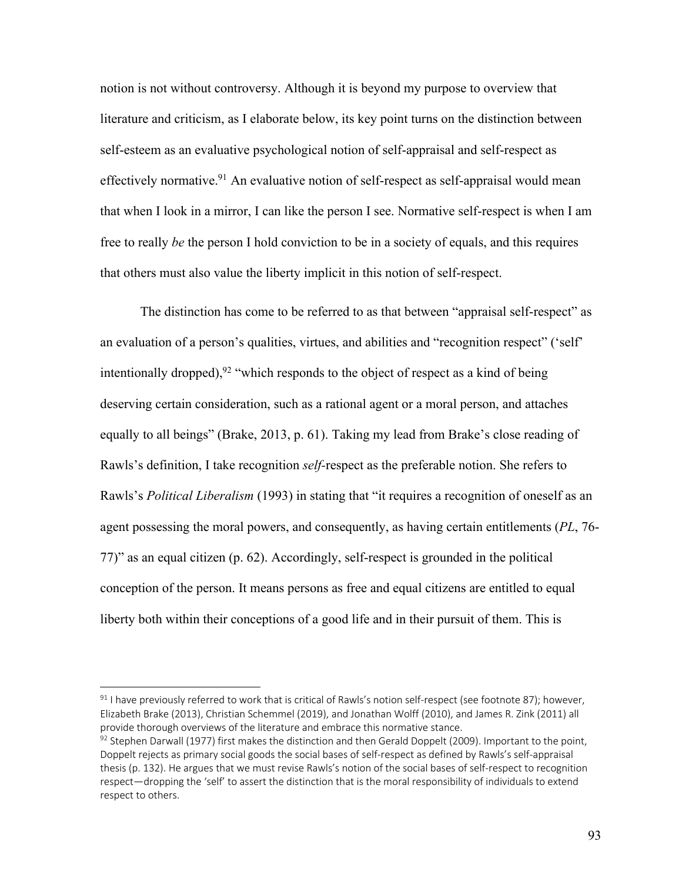notion is not without controversy. Although it is beyond my purpose to overview that literature and criticism, as I elaborate below, its key point turns on the distinction between self-esteem as an evaluative psychological notion of self-appraisal and self-respect as effectively normative.[91] An evaluative notion of self-respect as self-appraisal would mean that when I look in a mirror, I can like the person I see. Normative self-respect is when I am free to really *be* the person I hold conviction to be in a society of equals, and this requires that others must also value the liberty implicit in this notion of self-respect.

The distinction has come to be referred to as that between "appraisal self-respect" as an evaluation of a person's qualities, virtues, and abilities and "recognition respect" ('self' intentionally dropped),[92] "which responds to the object of respect as a kind of being deserving certain consideration, such as a rational agent or a moral person, and attaches equally to all beings" (Brake, 2013, p. 61). Taking my lead from Brake's close reading of Rawls's definition, I take recognition *self*-respect as the preferable notion. She refers to Rawls's *Political Liberalism* (1993) in stating that "it requires a recognition of oneself as an agent possessing the moral powers, and consequently, as having certain entitlements (*PL*, 76-77)" as an equal citizen (p. 62). Accordingly, self-respect is grounded in the political conception of the person. It means persons as free and equal citizens are entitled to equal liberty both within their conceptions of a good life and in their pursuit of them. This is

---

[91] I have previously referred to work that is critical of Rawls's notion self-respect (see footnote 87); however, Elizabeth Brake (2013), Christian Schemmel (2019), and Jonathan Wolff (2010), and James R. Zink (2011) all provide thorough overviews of the literature and embrace this normative stance.

[92] Stephen Darwall (1977) first makes the distinction and then Gerald Doppelt (2009). Important to the point, Doppelt rejects as primary social goods the social bases of self-respect as defined by Rawls's self-appraisal thesis (p. 132). He argues that we must revise Rawls's notion of the social bases of self-respect to recognition respect—dropping the 'self' to assert the distinction that is the moral responsibility of individuals to extend respect to others.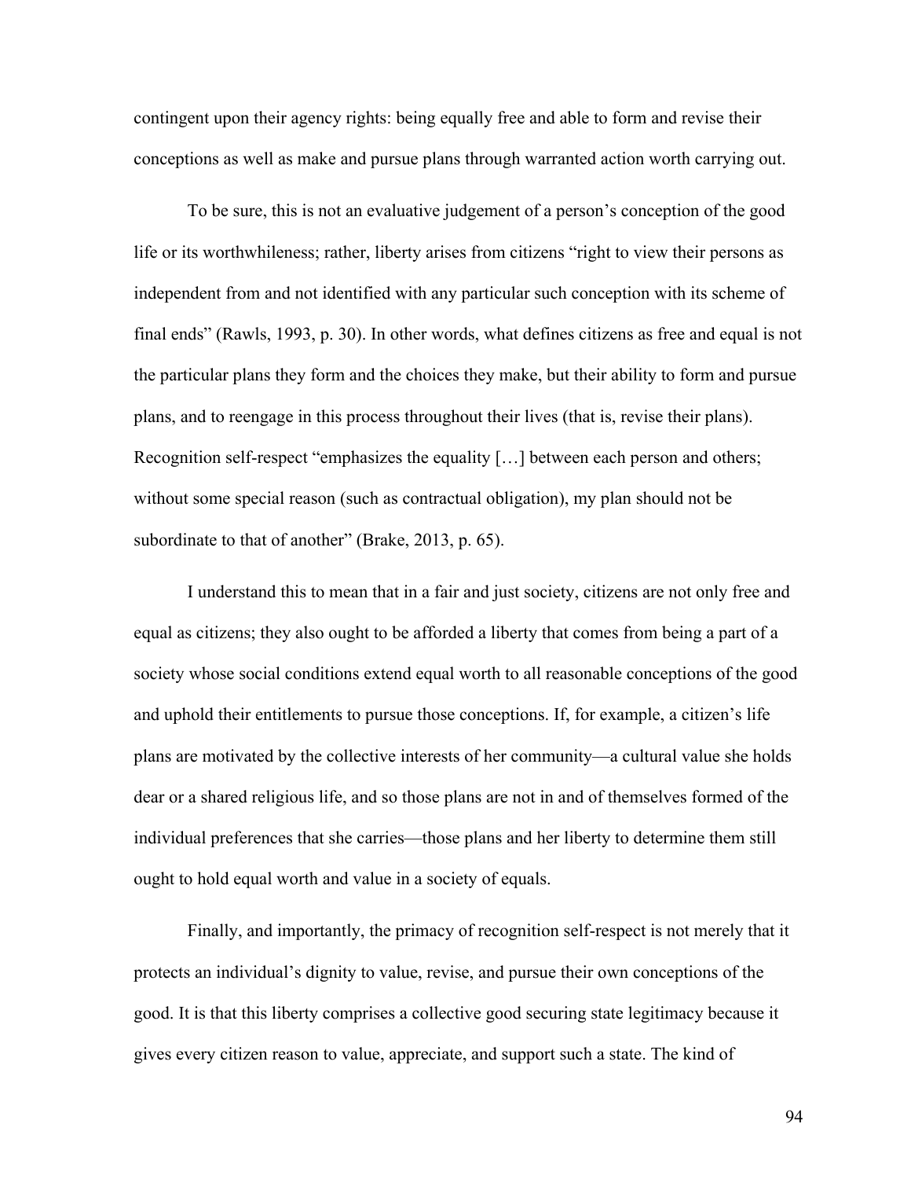contingent upon their agency rights: being equally free and able to form and revise their conceptions as well as make and pursue plans through warranted action worth carrying out.

To be sure, this is not an evaluative judgement of a person's conception of the good life or its worthwhileness; rather, liberty arises from citizens "right to view their persons as independent from and not identified with any particular such conception with its scheme of final ends" (Rawls, 1993, p. 30). In other words, what defines citizens as free and equal is not the particular plans they form and the choices they make, but their ability to form and pursue plans, and to reengage in this process throughout their lives (that is, revise their plans). Recognition self-respect "emphasizes the equality […] between each person and others; without some special reason (such as contractual obligation), my plan should not be subordinate to that of another" (Brake, 2013, p. 65).

I understand this to mean that in a fair and just society, citizens are not only free and equal as citizens; they also ought to be afforded a liberty that comes from being a part of a society whose social conditions extend equal worth to all reasonable conceptions of the good and uphold their entitlements to pursue those conceptions. If, for example, a citizen's life plans are motivated by the collective interests of her community—a cultural value she holds dear or a shared religious life, and so those plans are not in and of themselves formed of the individual preferences that she carries—those plans and her liberty to determine them still ought to hold equal worth and value in a society of equals.

Finally, and importantly, the primacy of recognition self-respect is not merely that it protects an individual's dignity to value, revise, and pursue their own conceptions of the good. It is that this liberty comprises a collective good securing state legitimacy because it gives every citizen reason to value, appreciate, and support such a state. The kind of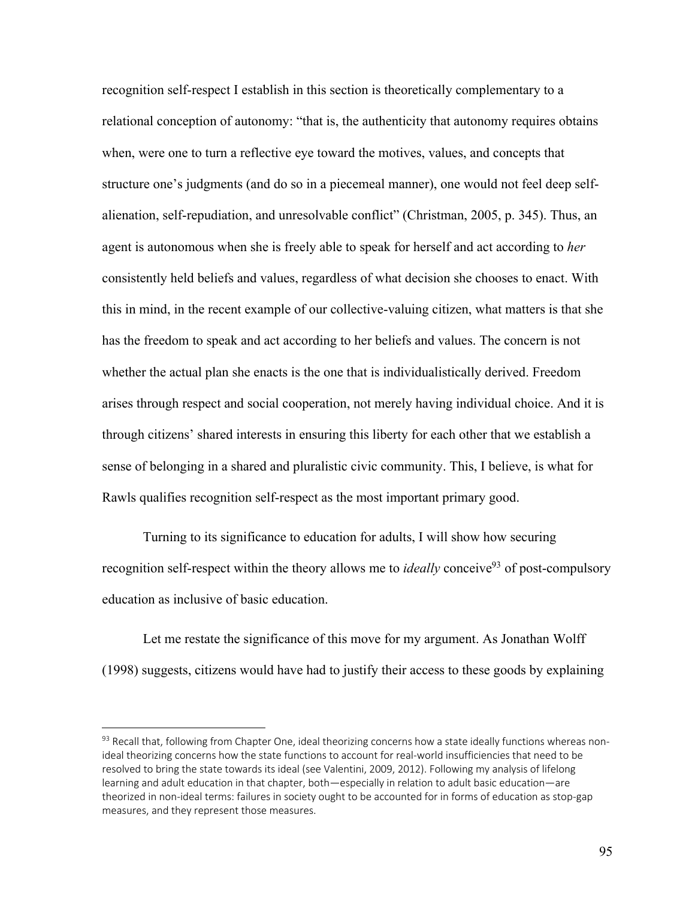recognition self-respect I establish in this section is theoretically complementary to a relational conception of autonomy: "that is, the authenticity that autonomy requires obtains when, were one to turn a reflective eye toward the motives, values, and concepts that structure one's judgments (and do so in a piecemeal manner), one would not feel deep self-alienation, self-repudiation, and unresolvable conflict" (Christman, 2005, p. 345). Thus, an agent is autonomous when she is freely able to speak for herself and act according to *her* consistently held beliefs and values, regardless of what decision she chooses to enact. With this in mind, in the recent example of our collective-valuing citizen, what matters is that she has the freedom to speak and act according to her beliefs and values. The concern is not whether the actual plan she enacts is the one that is individualistically derived. Freedom arises through respect and social cooperation, not merely having individual choice. And it is through citizens' shared interests in ensuring this liberty for each other that we establish a sense of belonging in a shared and pluralistic civic community. This, I believe, is what for Rawls qualifies recognition self-respect as the most important primary good.

Turning to its significance to education for adults, I will show how securing recognition self-respect within the theory allows me to *ideally* conceive[93] of post-compulsory education as inclusive of basic education.

Let me restate the significance of this move for my argument. As Jonathan Wolff (1998) suggests, citizens would have had to justify their access to these goods by explaining

[93] Recall that, following from Chapter One, ideal theorizing concerns how a state ideally functions whereas non-ideal theorizing concerns how the state functions to account for real-world insufficiencies that need to be resolved to bring the state towards its ideal (see Valentini, 2009, 2012). Following my analysis of lifelong learning and adult education in that chapter, both—especially in relation to adult basic education—are theorized in non-ideal terms: failures in society ought to be accounted for in forms of education as stop-gap measures, and they represent those measures.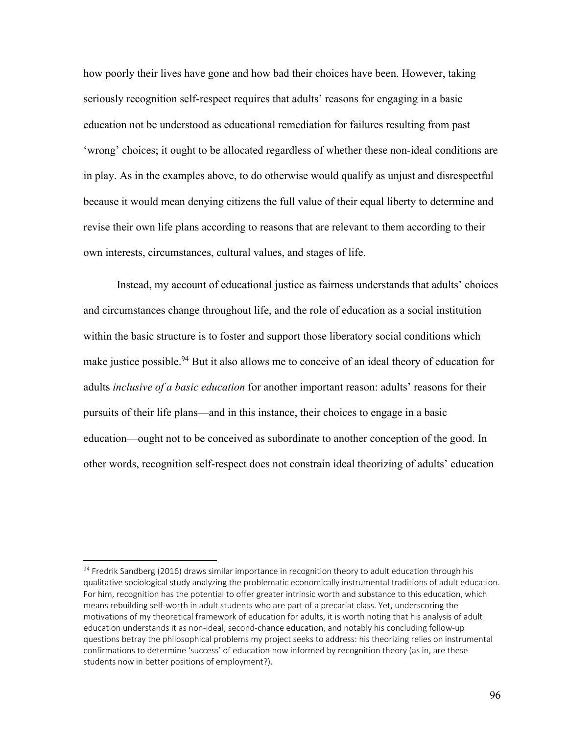how poorly their lives have gone and how bad their choices have been. However, taking seriously recognition self-respect requires that adults' reasons for engaging in a basic education not be understood as educational remediation for failures resulting from past 'wrong' choices; it ought to be allocated regardless of whether these non-ideal conditions are in play. As in the examples above, to do otherwise would qualify as unjust and disrespectful because it would mean denying citizens the full value of their equal liberty to determine and revise their own life plans according to reasons that are relevant to them according to their own interests, circumstances, cultural values, and stages of life.

Instead, my account of educational justice as fairness understands that adults' choices and circumstances change throughout life, and the role of education as a social institution within the basic structure is to foster and support those liberatory social conditions which make justice possible.[94] But it also allows me to conceive of an ideal theory of education for adults *inclusive of a basic education* for another important reason: adults' reasons for their pursuits of their life plans—and in this instance, their choices to engage in a basic education—ought not to be conceived as subordinate to another conception of the good. In other words, recognition self-respect does not constrain ideal theorizing of adults' education

---

[94] Fredrik Sandberg (2016) draws similar importance in recognition theory to adult education through his qualitative sociological study analyzing the problematic economically instrumental traditions of adult education. For him, recognition has the potential to offer greater intrinsic worth and substance to this education, which means rebuilding self-worth in adult students who are part of a precariat class. Yet, underscoring the motivations of my theoretical framework of education for adults, it is worth noting that his analysis of adult education understands it as non-ideal, second-chance education, and notably his concluding follow-up questions betray the philosophical problems my project seeks to address: his theorizing relies on instrumental confirmations to determine 'success' of education now informed by recognition theory (as in, are these students now in better positions of employment?).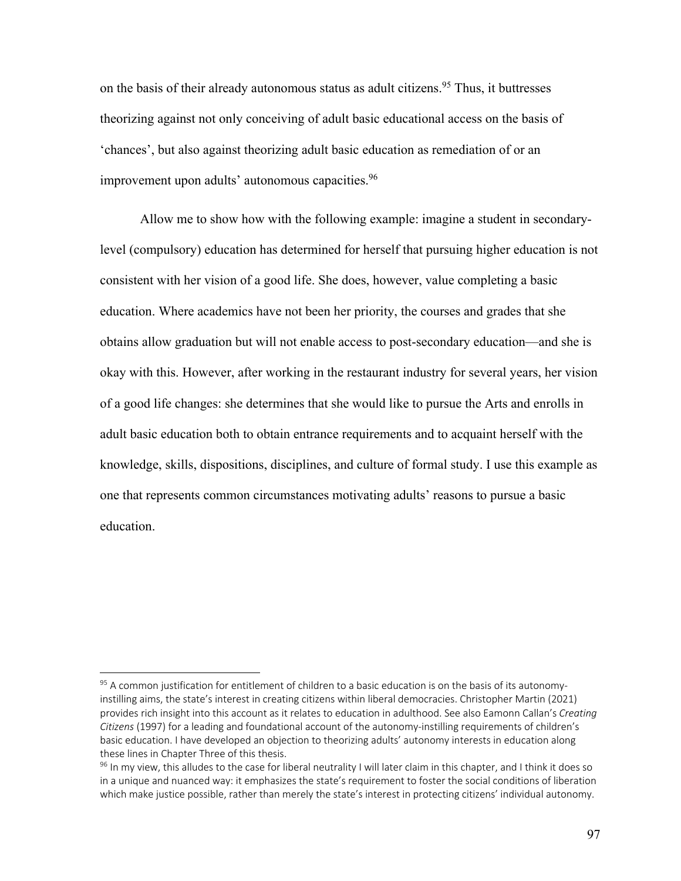on the basis of their already autonomous status as adult citizens.[95] Thus, it buttresses theorizing against not only conceiving of adult basic educational access on the basis of 'chances', but also against theorizing adult basic education as remediation of or an improvement upon adults' autonomous capacities.[96]

Allow me to show how with the following example: imagine a student in secondary-level (compulsory) education has determined for herself that pursuing higher education is not consistent with her vision of a good life. She does, however, value completing a basic education. Where academics have not been her priority, the courses and grades that she obtains allow graduation but will not enable access to post-secondary education—and she is okay with this. However, after working in the restaurant industry for several years, her vision of a good life changes: she determines that she would like to pursue the Arts and enrolls in adult basic education both to obtain entrance requirements and to acquaint herself with the knowledge, skills, dispositions, disciplines, and culture of formal study. I use this example as one that represents common circumstances motivating adults' reasons to pursue a basic education.

---

[95] A common justification for entitlement of children to a basic education is on the basis of its autonomy-instilling aims, the state's interest in creating citizens within liberal democracies. Christopher Martin (2021) provides rich insight into this account as it relates to education in adulthood. See also Eamonn Callan's *Creating Citizens* (1997) for a leading and foundational account of the autonomy-instilling requirements of children's basic education. I have developed an objection to theorizing adults' autonomy interests in education along these lines in Chapter Three of this thesis.

[96] In my view, this alludes to the case for liberal neutrality I will later claim in this chapter, and I think it does so in a unique and nuanced way: it emphasizes the state's requirement to foster the social conditions of liberation which make justice possible, rather than merely the state's interest in protecting citizens' individual autonomy.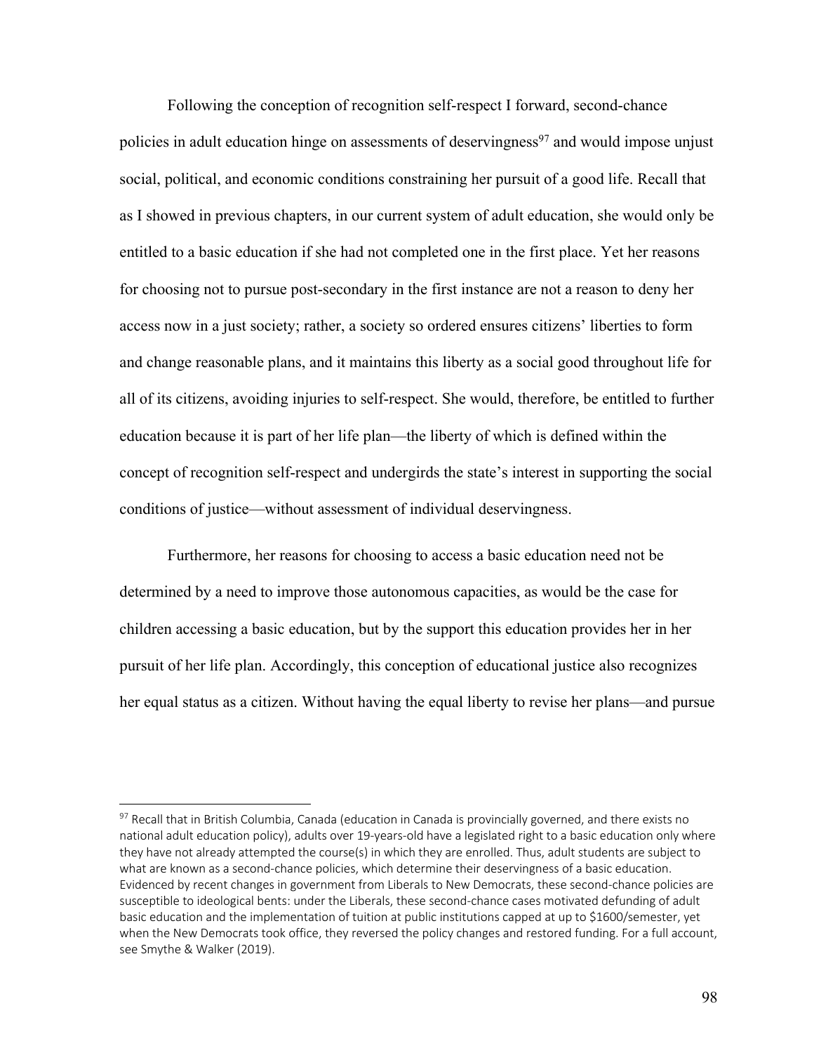Following the conception of recognition self-respect I forward, second-chance policies in adult education hinge on assessments of deservingness[97] and would impose unjust social, political, and economic conditions constraining her pursuit of a good life. Recall that as I showed in previous chapters, in our current system of adult education, she would only be entitled to a basic education if she had not completed one in the first place. Yet her reasons for choosing not to pursue post-secondary in the first instance are not a reason to deny her access now in a just society; rather, a society so ordered ensures citizens' liberties to form and change reasonable plans, and it maintains this liberty as a social good throughout life for all of its citizens, avoiding injuries to self-respect. She would, therefore, be entitled to further education because it is part of her life plan—the liberty of which is defined within the concept of recognition self-respect and undergirds the state's interest in supporting the social conditions of justice—without assessment of individual deservingness.

Furthermore, her reasons for choosing to access a basic education need not be determined by a need to improve those autonomous capacities, as would be the case for children accessing a basic education, but by the support this education provides her in her pursuit of her life plan. Accordingly, this conception of educational justice also recognizes her equal status as a citizen. Without having the equal liberty to revise her plans—and pursue

[97] Recall that in British Columbia, Canada (education in Canada is provincially governed, and there exists no national adult education policy), adults over 19-years-old have a legislated right to a basic education only where they have not already attempted the course(s) in which they are enrolled. Thus, adult students are subject to what are known as a second-chance policies, which determine their deservingness of a basic education. Evidenced by recent changes in government from Liberals to New Democrats, these second-chance policies are susceptible to ideological bents: under the Liberals, these second-chance cases motivated defunding of adult basic education and the implementation of tuition at public institutions capped at up to $1600/semester, yet when the New Democrats took office, they reversed the policy changes and restored funding. For a full account, see Smythe & Walker (2019).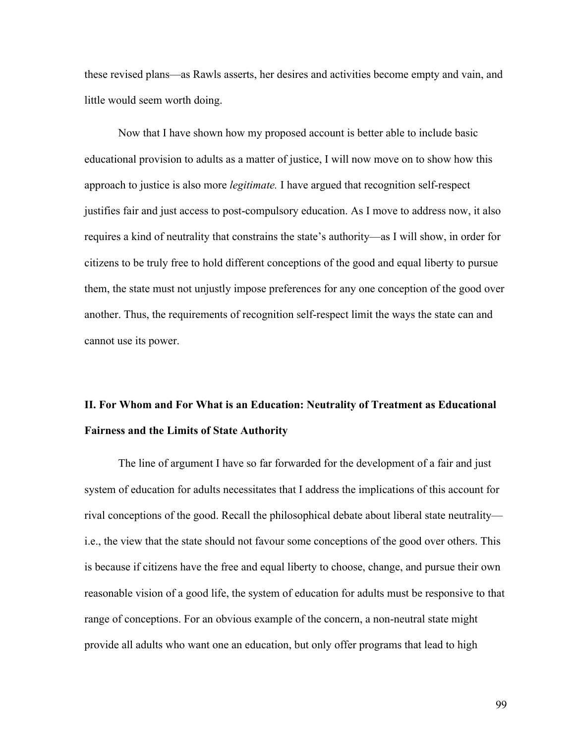these revised plans—as Rawls asserts, her desires and activities become empty and vain, and little would seem worth doing.

Now that I have shown how my proposed account is better able to include basic educational provision to adults as a matter of justice, I will now move on to show how this approach to justice is also more *legitimate.* I have argued that recognition self-respect justifies fair and just access to post-compulsory education. As I move to address now, it also requires a kind of neutrality that constrains the state's authority—as I will show, in order for citizens to be truly free to hold different conceptions of the good and equal liberty to pursue them, the state must not unjustly impose preferences for any one conception of the good over another. Thus, the requirements of recognition self-respect limit the ways the state can and cannot use its power.

## II. For Whom and For What is an Education: Neutrality of Treatment as Educational Fairness and the Limits of State Authority

The line of argument I have so far forwarded for the development of a fair and just system of education for adults necessitates that I address the implications of this account for rival conceptions of the good. Recall the philosophical debate about liberal state neutrality—i.e., the view that the state should not favour some conceptions of the good over others. This is because if citizens have the free and equal liberty to choose, change, and pursue their own reasonable vision of a good life, the system of education for adults must be responsive to that range of conceptions. For an obvious example of the concern, a non-neutral state might provide all adults who want one an education, but only offer programs that lead to high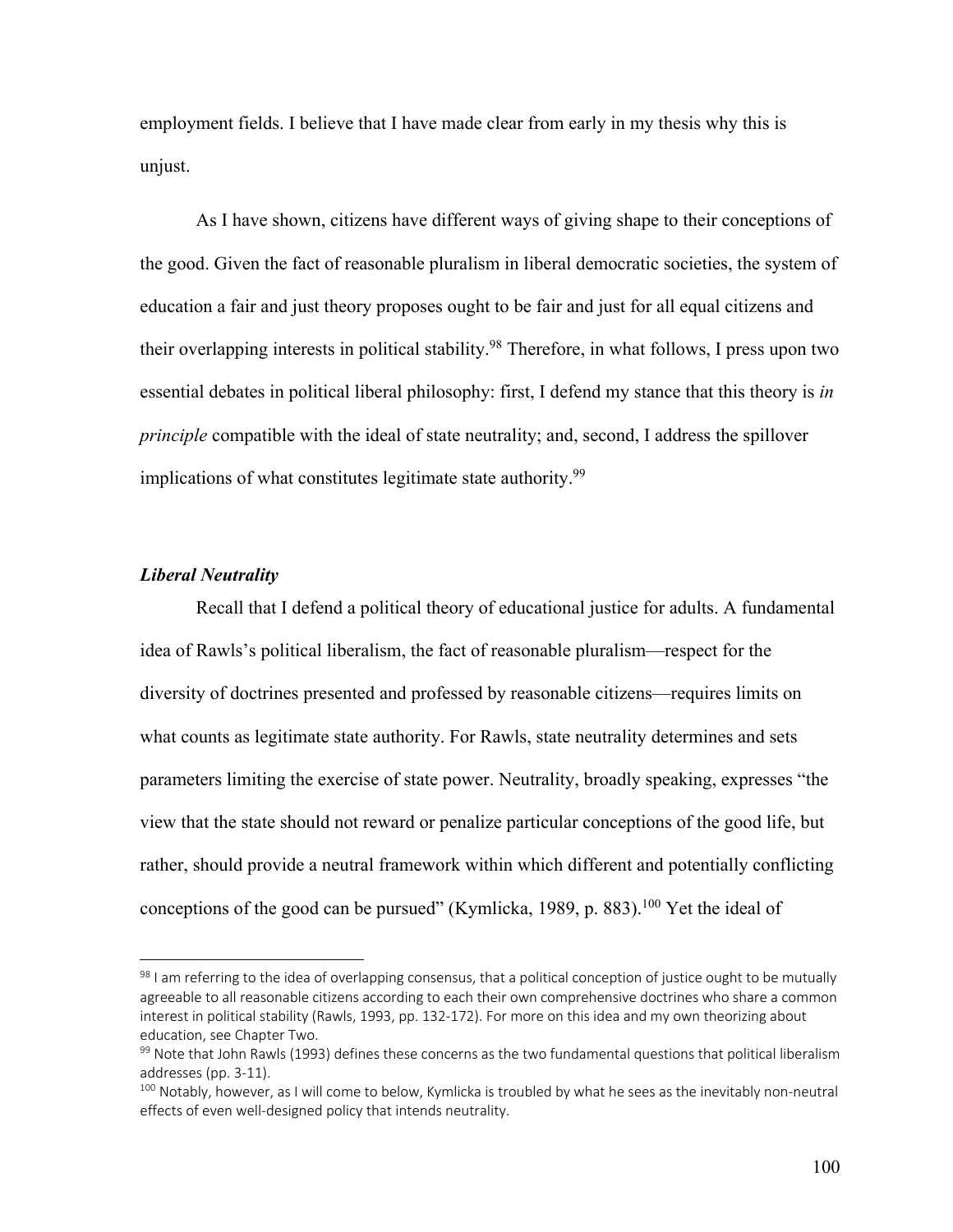employment fields. I believe that I have made clear from early in my thesis why this is unjust.

As I have shown, citizens have different ways of giving shape to their conceptions of the good. Given the fact of reasonable pluralism in liberal democratic societies, the system of education a fair and just theory proposes ought to be fair and just for all equal citizens and their overlapping interests in political stability.[98] Therefore, in what follows, I press upon two essential debates in political liberal philosophy: first, I defend my stance that this theory is *in principle* compatible with the ideal of state neutrality; and, second, I address the spillover implications of what constitutes legitimate state authority.[99]

### ***Liberal Neutrality***

Recall that I defend a political theory of educational justice for adults. A fundamental idea of Rawls's political liberalism, the fact of reasonable pluralism—respect for the diversity of doctrines presented and professed by reasonable citizens—requires limits on what counts as legitimate state authority. For Rawls, state neutrality determines and sets parameters limiting the exercise of state power. Neutrality, broadly speaking, expresses "the view that the state should not reward or penalize particular conceptions of the good life, but rather, should provide a neutral framework within which different and potentially conflicting conceptions of the good can be pursued" (Kymlicka, 1989, p. 883).[100] Yet the ideal of

---

[98] I am referring to the idea of overlapping consensus, that a political conception of justice ought to be mutually agreeable to all reasonable citizens according to each their own comprehensive doctrines who share a common interest in political stability (Rawls, 1993, pp. 132-172). For more on this idea and my own theorizing about education, see Chapter Two.

[99] Note that John Rawls (1993) defines these concerns as the two fundamental questions that political liberalism addresses (pp. 3-11).

[100] Notably, however, as I will come to below, Kymlicka is troubled by what he sees as the inevitably non-neutral effects of even well-designed policy that intends neutrality.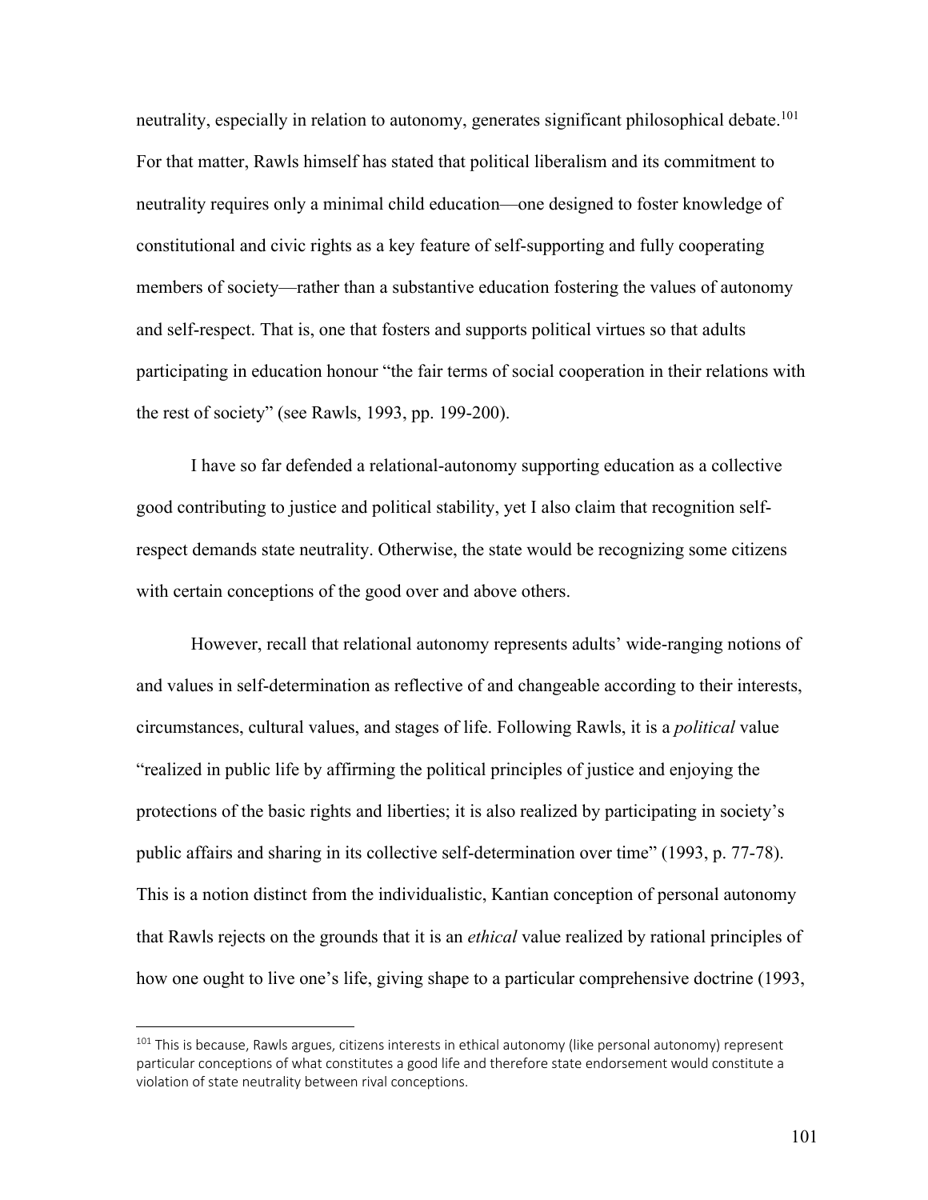neutrality, especially in relation to autonomy, generates significant philosophical debate.[101] For that matter, Rawls himself has stated that political liberalism and its commitment to neutrality requires only a minimal child education—one designed to foster knowledge of constitutional and civic rights as a key feature of self-supporting and fully cooperating members of society—rather than a substantive education fostering the values of autonomy and self-respect. That is, one that fosters and supports political virtues so that adults participating in education honour "the fair terms of social cooperation in their relations with the rest of society" (see Rawls, 1993, pp. 199-200).

I have so far defended a relational-autonomy supporting education as a collective good contributing to justice and political stability, yet I also claim that recognition self-respect demands state neutrality. Otherwise, the state would be recognizing some citizens with certain conceptions of the good over and above others.

However, recall that relational autonomy represents adults' wide-ranging notions of and values in self-determination as reflective of and changeable according to their interests, circumstances, cultural values, and stages of life. Following Rawls, it is a *political* value "realized in public life by affirming the political principles of justice and enjoying the protections of the basic rights and liberties; it is also realized by participating in society's public affairs and sharing in its collective self-determination over time" (1993, p. 77-78). This is a notion distinct from the individualistic, Kantian conception of personal autonomy that Rawls rejects on the grounds that it is an *ethical* value realized by rational principles of how one ought to live one's life, giving shape to a particular comprehensive doctrine (1993,

[101] This is because, Rawls argues, citizens interests in ethical autonomy (like personal autonomy) represent particular conceptions of what constitutes a good life and therefore state endorsement would constitute a violation of state neutrality between rival conceptions.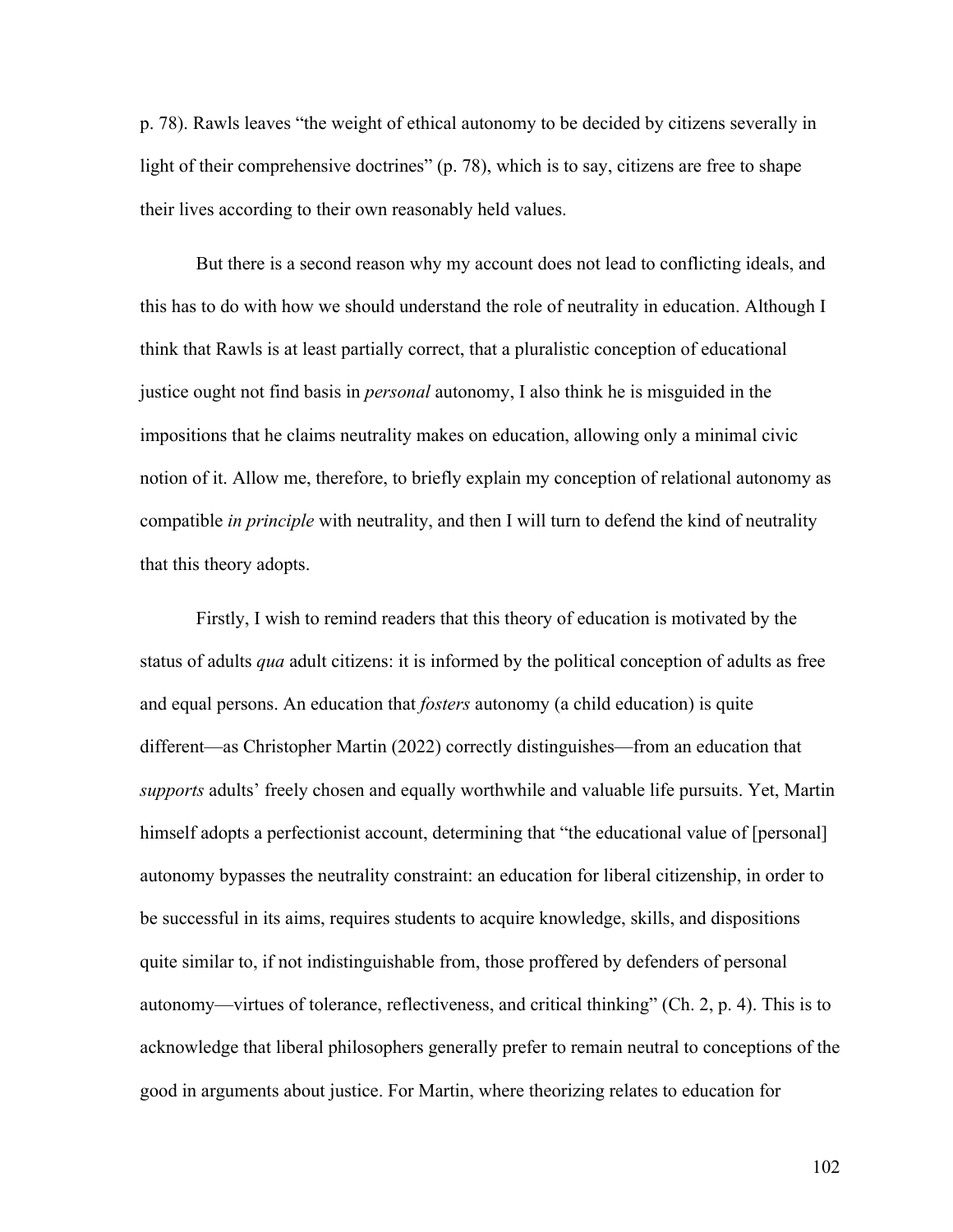p. 78). Rawls leaves "the weight of ethical autonomy to be decided by citizens severally in light of their comprehensive doctrines" (p. 78), which is to say, citizens are free to shape their lives according to their own reasonably held values.

But there is a second reason why my account does not lead to conflicting ideals, and this has to do with how we should understand the role of neutrality in education. Although I think that Rawls is at least partially correct, that a pluralistic conception of educational justice ought not find basis in *personal* autonomy, I also think he is misguided in the impositions that he claims neutrality makes on education, allowing only a minimal civic notion of it. Allow me, therefore, to briefly explain my conception of relational autonomy as compatible *in principle* with neutrality, and then I will turn to defend the kind of neutrality that this theory adopts.

Firstly, I wish to remind readers that this theory of education is motivated by the status of adults *qua* adult citizens: it is informed by the political conception of adults as free and equal persons. An education that *fosters* autonomy (a child education) is quite different—as Christopher Martin (2022) correctly distinguishes—from an education that *supports* adults' freely chosen and equally worthwhile and valuable life pursuits. Yet, Martin himself adopts a perfectionist account, determining that "the educational value of [personal] autonomy bypasses the neutrality constraint: an education for liberal citizenship, in order to be successful in its aims, requires students to acquire knowledge, skills, and dispositions quite similar to, if not indistinguishable from, those proffered by defenders of personal autonomy—virtues of tolerance, reflectiveness, and critical thinking" (Ch. 2, p. 4). This is to acknowledge that liberal philosophers generally prefer to remain neutral to conceptions of the good in arguments about justice. For Martin, where theorizing relates to education for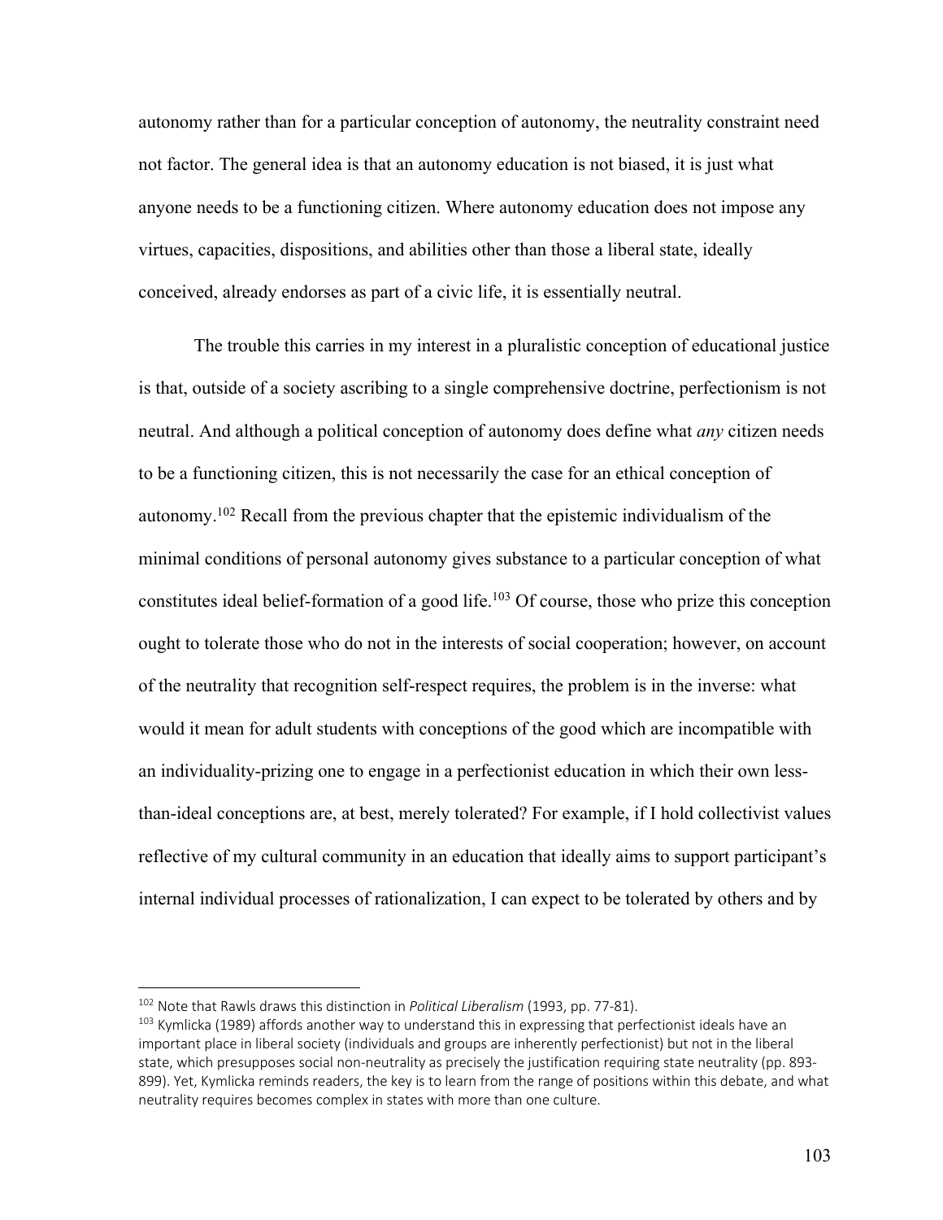autonomy rather than for a particular conception of autonomy, the neutrality constraint need not factor. The general idea is that an autonomy education is not biased, it is just what anyone needs to be a functioning citizen. Where autonomy education does not impose any virtues, capacities, dispositions, and abilities other than those a liberal state, ideally conceived, already endorses as part of a civic life, it is essentially neutral.

The trouble this carries in my interest in a pluralistic conception of educational justice is that, outside of a society ascribing to a single comprehensive doctrine, perfectionism is not neutral. And although a political conception of autonomy does define what *any* citizen needs to be a functioning citizen, this is not necessarily the case for an ethical conception of autonomy.[102] Recall from the previous chapter that the epistemic individualism of the minimal conditions of personal autonomy gives substance to a particular conception of what constitutes ideal belief-formation of a good life.[103] Of course, those who prize this conception ought to tolerate those who do not in the interests of social cooperation; however, on account of the neutrality that recognition self-respect requires, the problem is in the inverse: what would it mean for adult students with conceptions of the good which are incompatible with an individuality-prizing one to engage in a perfectionist education in which their own less-than-ideal conceptions are, at best, merely tolerated? For example, if I hold collectivist values reflective of my cultural community in an education that ideally aims to support participant's internal individual processes of rationalization, I can expect to be tolerated by others and by

---

[102] Note that Rawls draws this distinction in *Political Liberalism* (1993, pp. 77-81).

[103] Kymlicka (1989) affords another way to understand this in expressing that perfectionist ideals have an important place in liberal society (individuals and groups are inherently perfectionist) but not in the liberal state, which presupposes social non-neutrality as precisely the justification requiring state neutrality (pp. 893-899). Yet, Kymlicka reminds readers, the key is to learn from the range of positions within this debate, and what neutrality requires becomes complex in states with more than one culture.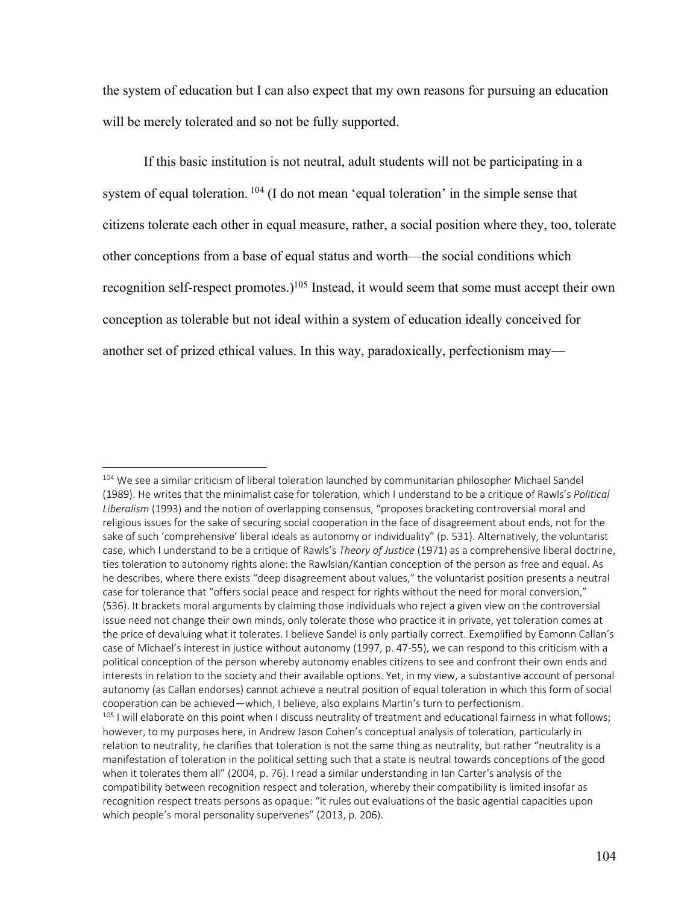the system of education but I can also expect that my own reasons for pursuing an education will be merely tolerated and so not be fully supported.

If this basic institution is not neutral, adult students will not be participating in a system of equal toleration. [104] (I do not mean 'equal toleration' in the simple sense that citizens tolerate each other in equal measure, rather, a social position where they, too, tolerate other conceptions from a base of equal status and worth—the social conditions which recognition self-respect promotes.)[105] Instead, it would seem that some must accept their own conception as tolerable but not ideal within a system of education ideally conceived for another set of prized ethical values. In this way, paradoxically, perfectionism may—

---

[104] We see a similar criticism of liberal toleration launched by communitarian philosopher Michael Sandel (1989). He writes that the minimalist case for toleration, which I understand to be a critique of Rawls's *Political Liberalism* (1993) and the notion of overlapping consensus, "proposes bracketing controversial moral and religious issues for the sake of securing social cooperation in the face of disagreement about ends, not for the sake of such 'comprehensive' liberal ideals as autonomy or individuality" (p. 531). Alternatively, the voluntarist case, which I understand to be a critique of Rawls's *Theory of Justice* (1971) as a comprehensive liberal doctrine, ties toleration to autonomy rights alone: the Rawlsian/Kantian conception of the person as free and equal. As he describes, where there exists "deep disagreement about values," the voluntarist position presents a neutral case for tolerance that "offers social peace and respect for rights without the need for moral conversion," (536). It brackets moral arguments by claiming those individuals who reject a given view on the controversial issue need not change their own minds, only tolerate those who practice it in private, yet toleration comes at the price of devaluing what it tolerates. I believe Sandel is only partially correct. Exemplified by Eamonn Callan's case of Michael's interest in justice without autonomy (1997, p. 47-55), we can respond to this criticism with a political conception of the person whereby autonomy enables citizens to see and confront their own ends and interests in relation to the society and their available options. Yet, in my view, a substantive account of personal autonomy (as Callan endorses) cannot achieve a neutral position of equal toleration in which this form of social cooperation can be achieved—which, I believe, also explains Martin's turn to perfectionism.

[105] I will elaborate on this point when I discuss neutrality of treatment and educational fairness in what follows; however, to my purposes here, in Andrew Jason Cohen's conceptual analysis of toleration, particularly in relation to neutrality, he clarifies that toleration is not the same thing as neutrality, but rather "neutrality is a manifestation of toleration in the political setting such that a state is neutral towards conceptions of the good when it tolerates them all" (2004, p. 76). I read a similar understanding in Ian Carter's analysis of the compatibility between recognition respect and toleration, whereby their compatibility is limited insofar as recognition respect treats persons as opaque: "it rules out evaluations of the basic agential capacities upon which people's moral personality supervenes" (2013, p. 206).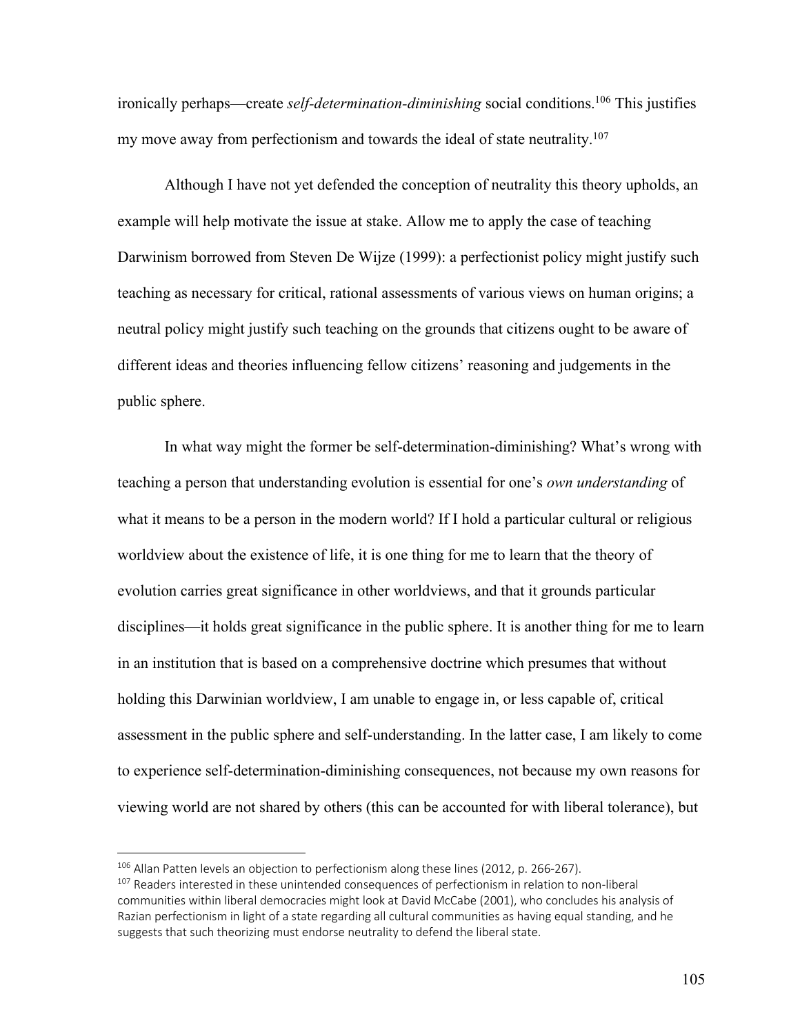ironically perhaps—create *self-determination-diminishing* social conditions.[106] This justifies my move away from perfectionism and towards the ideal of state neutrality.[107]

Although I have not yet defended the conception of neutrality this theory upholds, an example will help motivate the issue at stake. Allow me to apply the case of teaching Darwinism borrowed from Steven De Wijze (1999): a perfectionist policy might justify such teaching as necessary for critical, rational assessments of various views on human origins; a neutral policy might justify such teaching on the grounds that citizens ought to be aware of different ideas and theories influencing fellow citizens' reasoning and judgements in the public sphere.

In what way might the former be self-determination-diminishing? What's wrong with teaching a person that understanding evolution is essential for one's *own understanding* of what it means to be a person in the modern world? If I hold a particular cultural or religious worldview about the existence of life, it is one thing for me to learn that the theory of evolution carries great significance in other worldviews, and that it grounds particular disciplines—it holds great significance in the public sphere. It is another thing for me to learn in an institution that is based on a comprehensive doctrine which presumes that without holding this Darwinian worldview, I am unable to engage in, or less capable of, critical assessment in the public sphere and self-understanding. In the latter case, I am likely to come to experience self-determination-diminishing consequences, not because my own reasons for viewing world are not shared by others (this can be accounted for with liberal tolerance), but

[106] Allan Patten levels an objection to perfectionism along these lines (2012, p. 266-267).

[107] Readers interested in these unintended consequences of perfectionism in relation to non-liberal communities within liberal democracies might look at David McCabe (2001), who concludes his analysis of Razian perfectionism in light of a state regarding all cultural communities as having equal standing, and he suggests that such theorizing must endorse neutrality to defend the liberal state.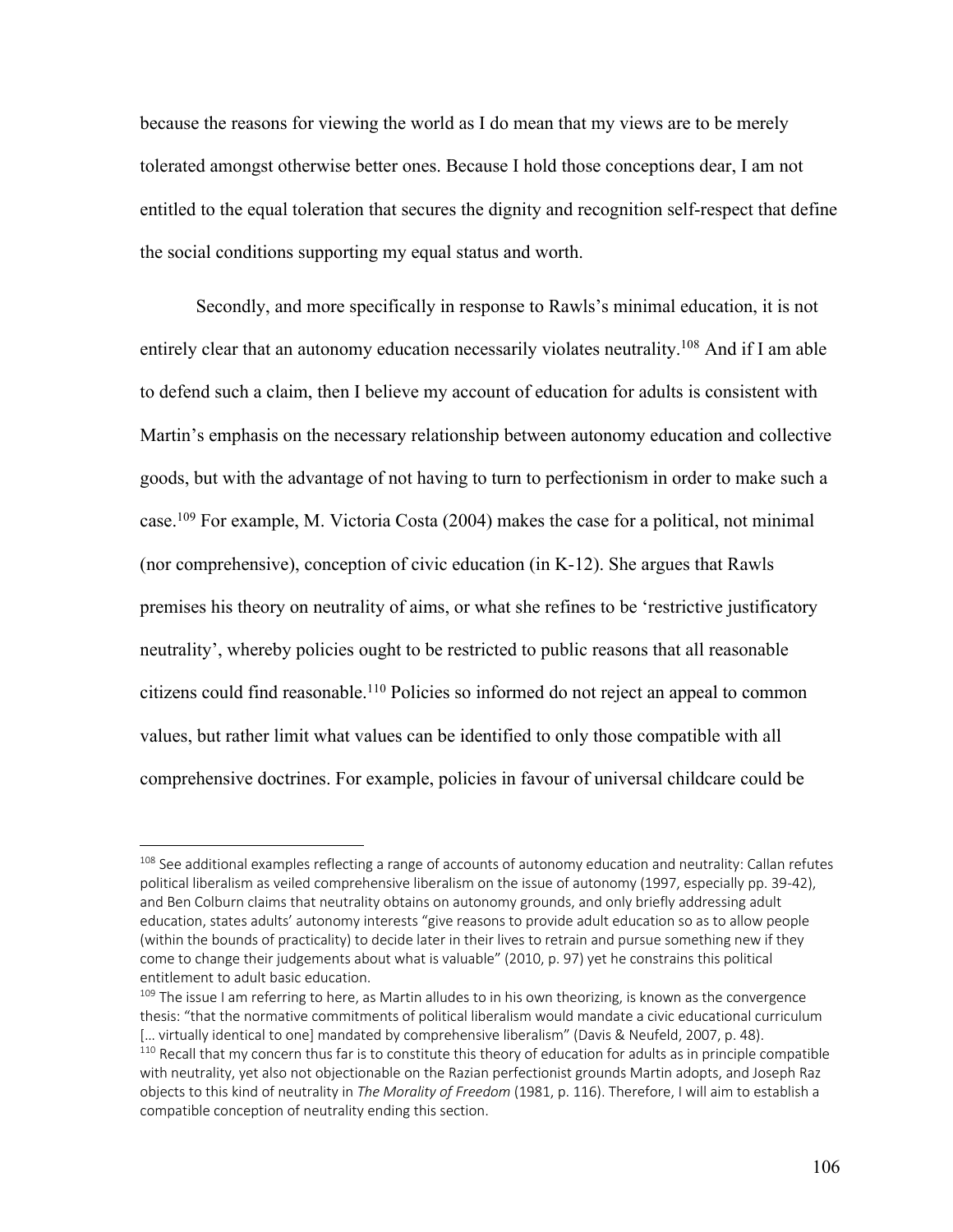because the reasons for viewing the world as I do mean that my views are to be merely tolerated amongst otherwise better ones. Because I hold those conceptions dear, I am not entitled to the equal toleration that secures the dignity and recognition self-respect that define the social conditions supporting my equal status and worth.

Secondly, and more specifically in response to Rawls's minimal education, it is not entirely clear that an autonomy education necessarily violates neutrality.[108] And if I am able to defend such a claim, then I believe my account of education for adults is consistent with Martin's emphasis on the necessary relationship between autonomy education and collective goods, but with the advantage of not having to turn to perfectionism in order to make such a case.[109] For example, M. Victoria Costa (2004) makes the case for a political, not minimal (nor comprehensive), conception of civic education (in K-12). She argues that Rawls premises his theory on neutrality of aims, or what she refines to be 'restrictive justificatory neutrality', whereby policies ought to be restricted to public reasons that all reasonable citizens could find reasonable.[110] Policies so informed do not reject an appeal to common values, but rather limit what values can be identified to only those compatible with all comprehensive doctrines. For example, policies in favour of universal childcare could be

---

[108] See additional examples reflecting a range of accounts of autonomy education and neutrality: Callan refutes political liberalism as veiled comprehensive liberalism on the issue of autonomy (1997, especially pp. 39-42), and Ben Colburn claims that neutrality obtains on autonomy grounds, and only briefly addressing adult education, states adults' autonomy interests "give reasons to provide adult education so as to allow people (within the bounds of practicality) to decide later in their lives to retrain and pursue something new if they come to change their judgements about what is valuable" (2010, p. 97) yet he constrains this political entitlement to adult basic education.

[109] The issue I am referring to here, as Martin alludes to in his own theorizing, is known as the convergence thesis: "that the normative commitments of political liberalism would mandate a civic educational curriculum [… virtually identical to one] mandated by comprehensive liberalism" (Davis & Neufeld, 2007, p. 48).

[110] Recall that my concern thus far is to constitute this theory of education for adults as in principle compatible with neutrality, yet also not objectionable on the Razian perfectionist grounds Martin adopts, and Joseph Raz objects to this kind of neutrality in *The Morality of Freedom* (1981, p. 116). Therefore, I will aim to establish a compatible conception of neutrality ending this section.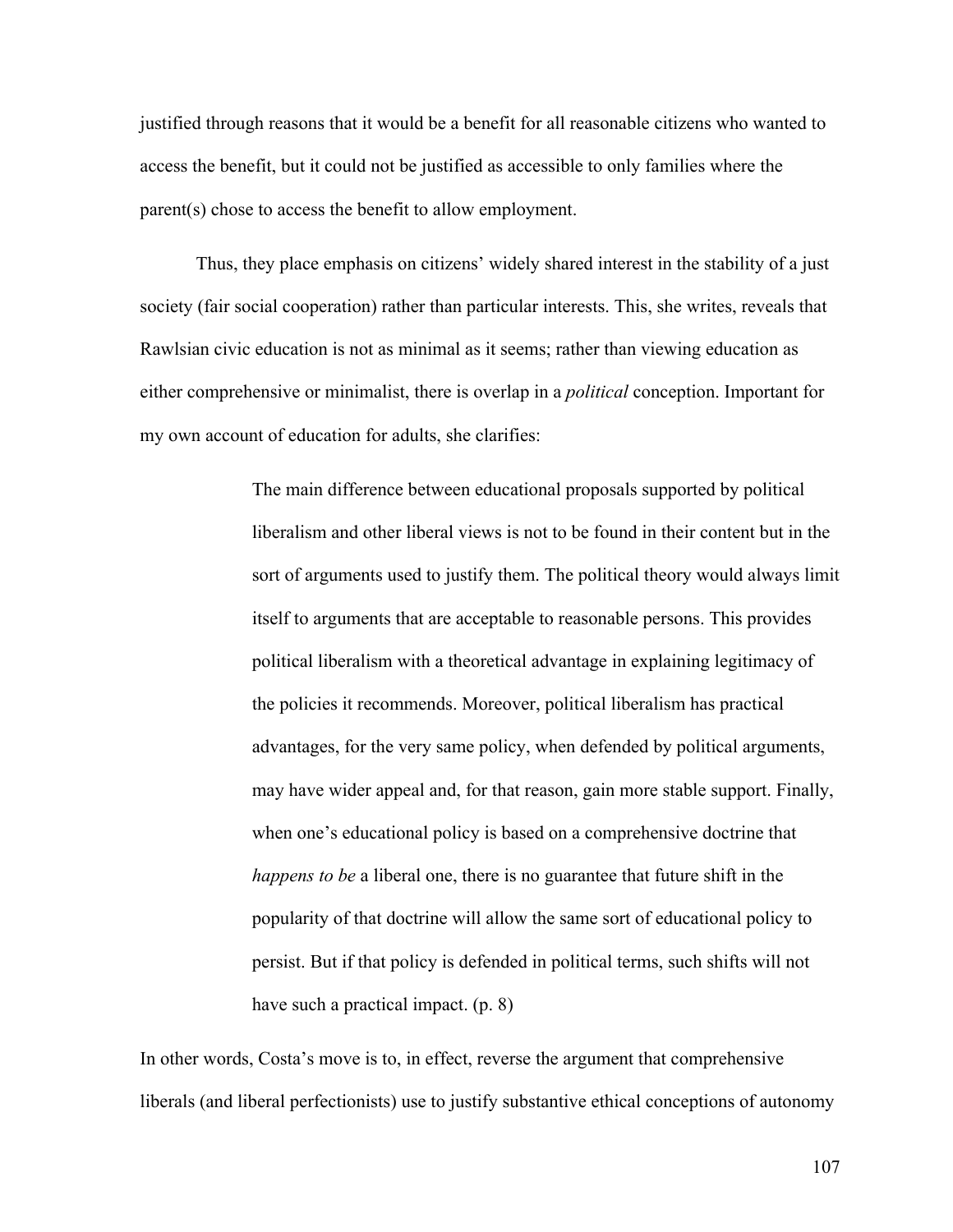justified through reasons that it would be a benefit for all reasonable citizens who wanted to access the benefit, but it could not be justified as accessible to only families where the parent(s) chose to access the benefit to allow employment.

Thus, they place emphasis on citizens' widely shared interest in the stability of a just society (fair social cooperation) rather than particular interests. This, she writes, reveals that Rawlsian civic education is not as minimal as it seems; rather than viewing education as either comprehensive or minimalist, there is overlap in a *political* conception. Important for my own account of education for adults, she clarifies:

> The main difference between educational proposals supported by political liberalism and other liberal views is not to be found in their content but in the sort of arguments used to justify them. The political theory would always limit itself to arguments that are acceptable to reasonable persons. This provides political liberalism with a theoretical advantage in explaining legitimacy of the policies it recommends. Moreover, political liberalism has practical advantages, for the very same policy, when defended by political arguments, may have wider appeal and, for that reason, gain more stable support. Finally, when one's educational policy is based on a comprehensive doctrine that *happens to be* a liberal one, there is no guarantee that future shift in the popularity of that doctrine will allow the same sort of educational policy to persist. But if that policy is defended in political terms, such shifts will not have such a practical impact. (p. 8)

In other words, Costa's move is to, in effect, reverse the argument that comprehensive liberals (and liberal perfectionists) use to justify substantive ethical conceptions of autonomy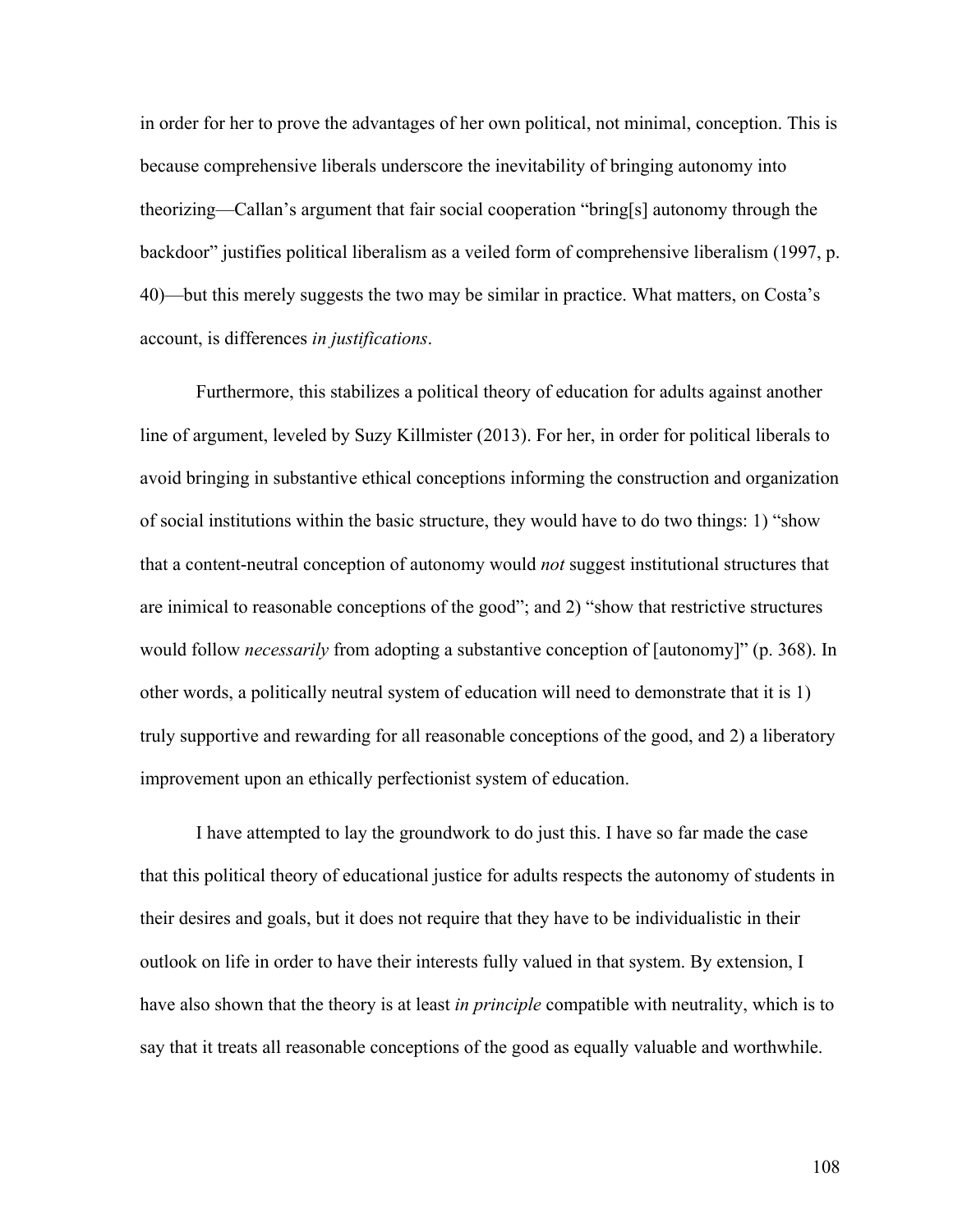in order for her to prove the advantages of her own political, not minimal, conception. This is because comprehensive liberals underscore the inevitability of bringing autonomy into theorizing—Callan's argument that fair social cooperation "bring[s] autonomy through the backdoor" justifies political liberalism as a veiled form of comprehensive liberalism (1997, p. 40)—but this merely suggests the two may be similar in practice. What matters, on Costa's account, is differences *in justifications*.

Furthermore, this stabilizes a political theory of education for adults against another line of argument, leveled by Suzy Killmister (2013). For her, in order for political liberals to avoid bringing in substantive ethical conceptions informing the construction and organization of social institutions within the basic structure, they would have to do two things: 1) "show that a content-neutral conception of autonomy would *not* suggest institutional structures that are inimical to reasonable conceptions of the good"; and 2) "show that restrictive structures would follow *necessarily* from adopting a substantive conception of [autonomy]" (p. 368). In other words, a politically neutral system of education will need to demonstrate that it is 1) truly supportive and rewarding for all reasonable conceptions of the good, and 2) a liberatory improvement upon an ethically perfectionist system of education.

I have attempted to lay the groundwork to do just this. I have so far made the case that this political theory of educational justice for adults respects the autonomy of students in their desires and goals, but it does not require that they have to be individualistic in their outlook on life in order to have their interests fully valued in that system. By extension, I have also shown that the theory is at least *in principle* compatible with neutrality, which is to say that it treats all reasonable conceptions of the good as equally valuable and worthwhile.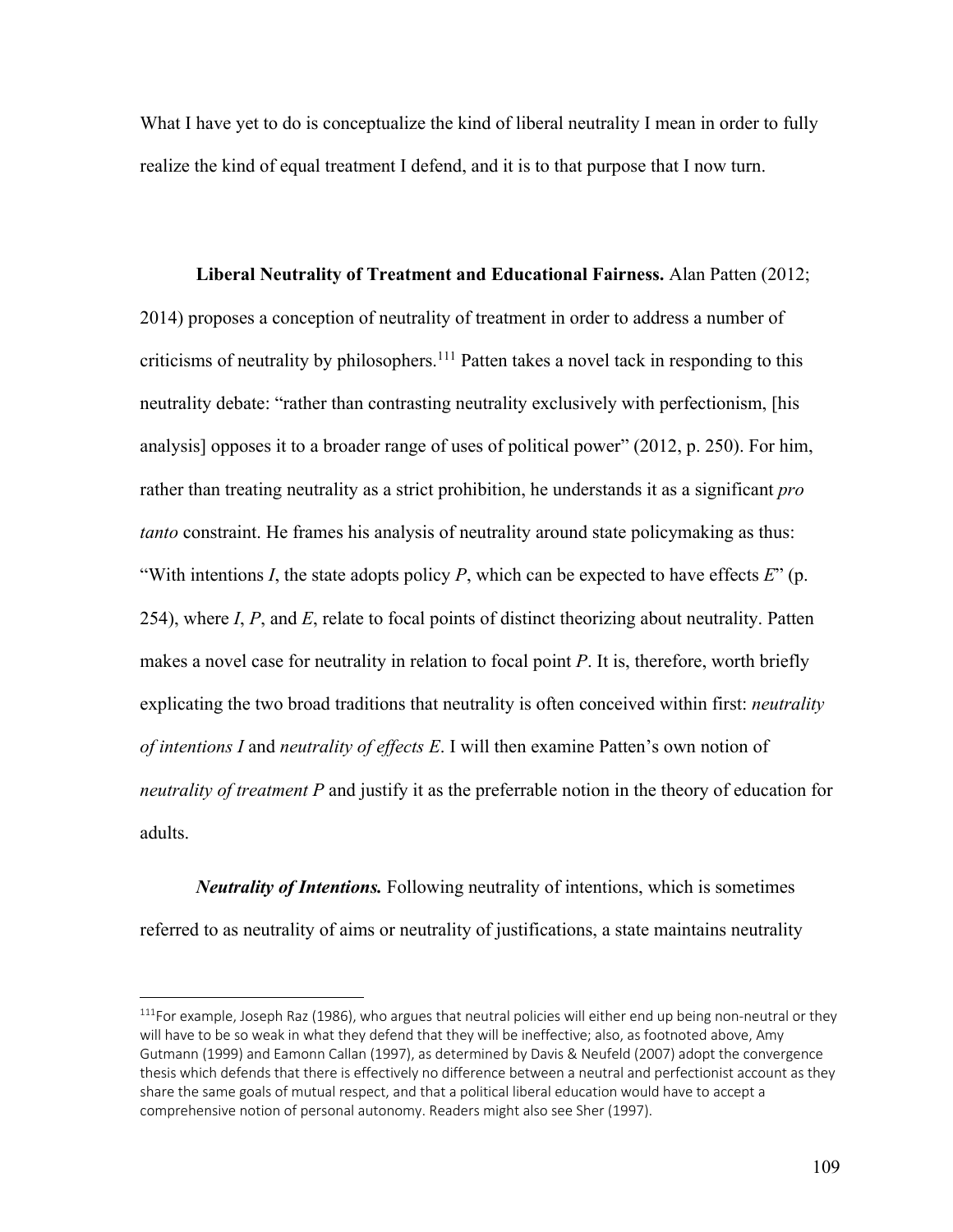What I have yet to do is conceptualize the kind of liberal neutrality I mean in order to fully realize the kind of equal treatment I defend, and it is to that purpose that I now turn.

**Liberal Neutrality of Treatment and Educational Fairness.** Alan Patten (2012; 2014) proposes a conception of neutrality of treatment in order to address a number of criticisms of neutrality by philosophers.[111] Patten takes a novel tack in responding to this neutrality debate: "rather than contrasting neutrality exclusively with perfectionism, [his analysis] opposes it to a broader range of uses of political power" (2012, p. 250). For him, rather than treating neutrality as a strict prohibition, he understands it as a significant *pro tanto* constraint. He frames his analysis of neutrality around state policymaking as thus: "With intentions *I*, the state adopts policy *P*, which can be expected to have effects *E*" (p. 254), where *I*, *P*, and *E*, relate to focal points of distinct theorizing about neutrality. Patten makes a novel case for neutrality in relation to focal point *P*. It is, therefore, worth briefly explicating the two broad traditions that neutrality is often conceived within first: *neutrality of intentions I* and *neutrality of effects E*. I will then examine Patten's own notion of *neutrality of treatment P* and justify it as the preferrable notion in the theory of education for adults.

***Neutrality of Intentions.*** Following neutrality of intentions, which is sometimes referred to as neutrality of aims or neutrality of justifications, a state maintains neutrality

[111] For example, Joseph Raz (1986), who argues that neutral policies will either end up being non-neutral or they will have to be so weak in what they defend that they will be ineffective; also, as footnoted above, Amy Gutmann (1999) and Eamonn Callan (1997), as determined by Davis & Neufeld (2007) adopt the convergence thesis which defends that there is effectively no difference between a neutral and perfectionist account as they share the same goals of mutual respect, and that a political liberal education would have to accept a comprehensive notion of personal autonomy. Readers might also see Sher (1997).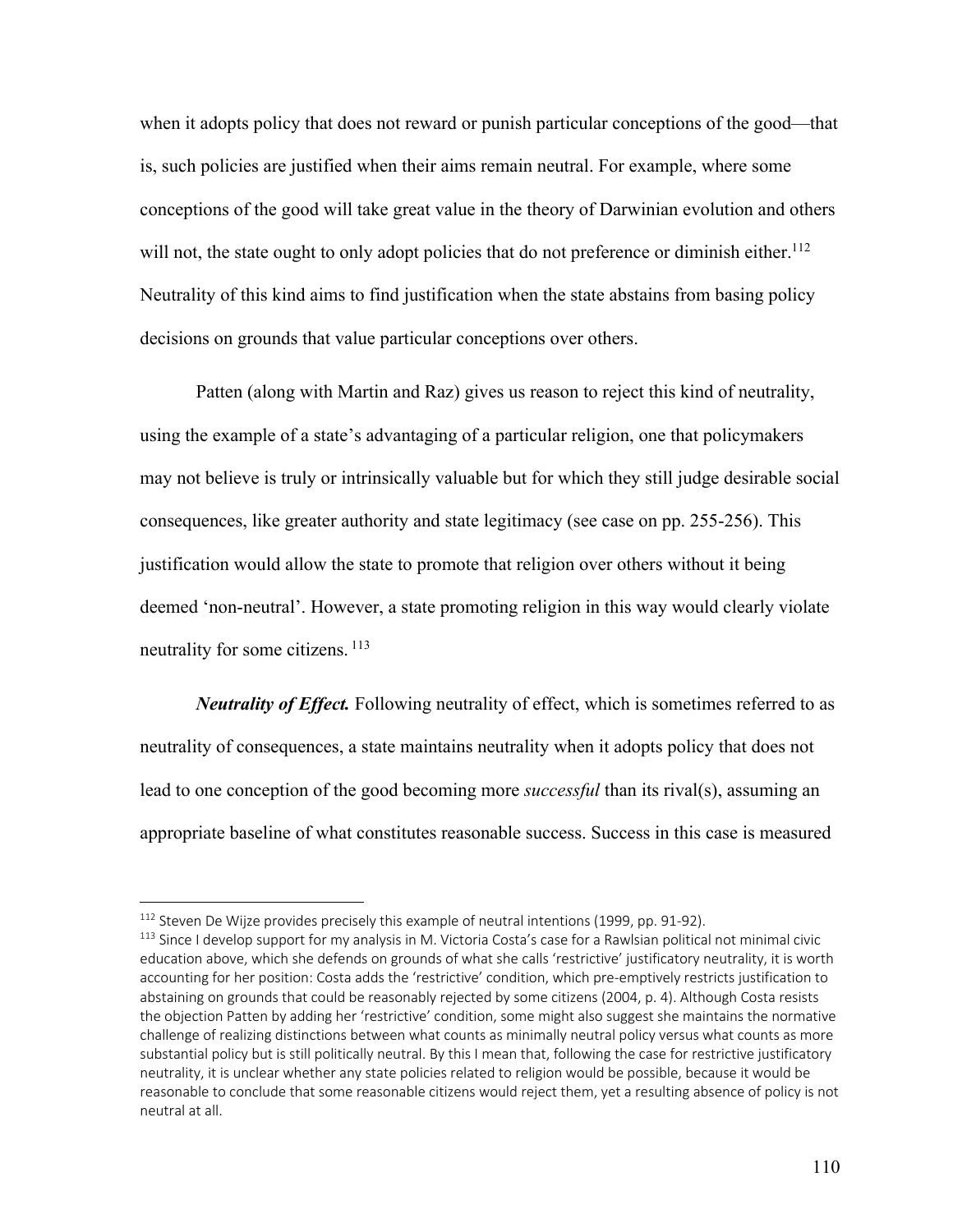when it adopts policy that does not reward or punish particular conceptions of the good—that is, such policies are justified when their aims remain neutral. For example, where some conceptions of the good will take great value in the theory of Darwinian evolution and others will not, the state ought to only adopt policies that do not preference or diminish either.[112] Neutrality of this kind aims to find justification when the state abstains from basing policy decisions on grounds that value particular conceptions over others.

Patten (along with Martin and Raz) gives us reason to reject this kind of neutrality, using the example of a state's advantaging of a particular religion, one that policymakers may not believe is truly or intrinsically valuable but for which they still judge desirable social consequences, like greater authority and state legitimacy (see case on pp. 255-256). This justification would allow the state to promote that religion over others without it being deemed 'non-neutral'. However, a state promoting religion in this way would clearly violate neutrality for some citizens.[113]

***Neutrality of Effect.*** Following neutrality of effect, which is sometimes referred to as neutrality of consequences, a state maintains neutrality when it adopts policy that does not lead to one conception of the good becoming more *successful* than its rival(s), assuming an appropriate baseline of what constitutes reasonable success. Success in this case is measured

---

[112] Steven De Wijze provides precisely this example of neutral intentions (1999, pp. 91-92).

[113] Since I develop support for my analysis in M. Victoria Costa's case for a Rawlsian political not minimal civic education above, which she defends on grounds of what she calls 'restrictive' justificatory neutrality, it is worth accounting for her position: Costa adds the 'restrictive' condition, which pre-emptively restricts justification to abstaining on grounds that could be reasonably rejected by some citizens (2004, p. 4). Although Costa resists the objection Patten by adding her 'restrictive' condition, some might also suggest she maintains the normative challenge of realizing distinctions between what counts as minimally neutral policy versus what counts as more substantial policy but is still politically neutral. By this I mean that, following the case for restrictive justificatory neutrality, it is unclear whether any state policies related to religion would be possible, because it would be reasonable to conclude that some reasonable citizens would reject them, yet a resulting absence of policy is not neutral at all.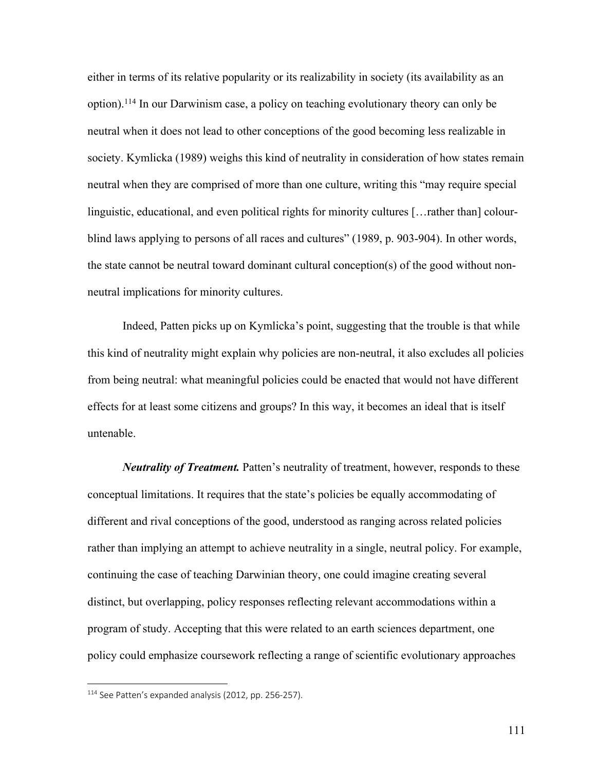either in terms of its relative popularity or its realizability in society (its availability as an option).[114] In our Darwinism case, a policy on teaching evolutionary theory can only be neutral when it does not lead to other conceptions of the good becoming less realizable in society. Kymlicka (1989) weighs this kind of neutrality in consideration of how states remain neutral when they are comprised of more than one culture, writing this "may require special linguistic, educational, and even political rights for minority cultures […rather than] colour-blind laws applying to persons of all races and cultures" (1989, p. 903-904). In other words, the state cannot be neutral toward dominant cultural conception(s) of the good without non-neutral implications for minority cultures.

Indeed, Patten picks up on Kymlicka's point, suggesting that the trouble is that while this kind of neutrality might explain why policies are non-neutral, it also excludes all policies from being neutral: what meaningful policies could be enacted that would not have different effects for at least some citizens and groups? In this way, it becomes an ideal that is itself untenable.

***Neutrality of Treatment.*** Patten's neutrality of treatment, however, responds to these conceptual limitations. It requires that the state's policies be equally accommodating of different and rival conceptions of the good, understood as ranging across related policies rather than implying an attempt to achieve neutrality in a single, neutral policy. For example, continuing the case of teaching Darwinian theory, one could imagine creating several distinct, but overlapping, policy responses reflecting relevant accommodations within a program of study. Accepting that this were related to an earth sciences department, one policy could emphasize coursework reflecting a range of scientific evolutionary approaches

[114] See Patten's expanded analysis (2012, pp. 256-257).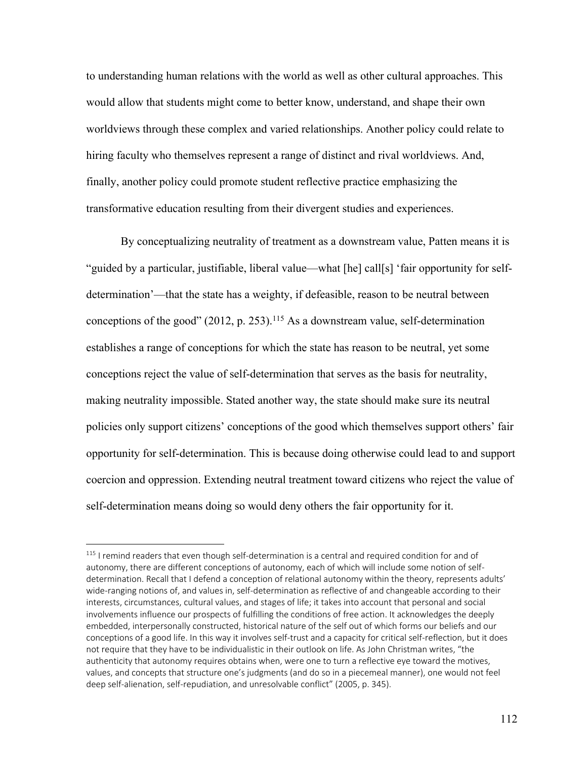to understanding human relations with the world as well as other cultural approaches. This would allow that students might come to better know, understand, and shape their own worldviews through these complex and varied relationships. Another policy could relate to hiring faculty who themselves represent a range of distinct and rival worldviews. And, finally, another policy could promote student reflective practice emphasizing the transformative education resulting from their divergent studies and experiences.

By conceptualizing neutrality of treatment as a downstream value, Patten means it is "guided by a particular, justifiable, liberal value—what [he] call[s] 'fair opportunity for self-determination'—that the state has a weighty, if defeasible, reason to be neutral between conceptions of the good" (2012, p. 253).[115] As a downstream value, self-determination establishes a range of conceptions for which the state has reason to be neutral, yet some conceptions reject the value of self-determination that serves as the basis for neutrality, making neutrality impossible. Stated another way, the state should make sure its neutral policies only support citizens' conceptions of the good which themselves support others' fair opportunity for self-determination. This is because doing otherwise could lead to and support coercion and oppression. Extending neutral treatment toward citizens who reject the value of self-determination means doing so would deny others the fair opportunity for it.

---

[115] I remind readers that even though self-determination is a central and required condition for and of autonomy, there are different conceptions of autonomy, each of which will include some notion of self-determination. Recall that I defend a conception of relational autonomy within the theory, represents adults' wide-ranging notions of, and values in, self-determination as reflective of and changeable according to their interests, circumstances, cultural values, and stages of life; it takes into account that personal and social involvements influence our prospects of fulfilling the conditions of free action. It acknowledges the deeply embedded, interpersonally constructed, historical nature of the self out of which forms our beliefs and our conceptions of a good life. In this way it involves self-trust and a capacity for critical self-reflection, but it does not require that they have to be individualistic in their outlook on life. As John Christman writes, "the authenticity that autonomy requires obtains when, were one to turn a reflective eye toward the motives, values, and concepts that structure one's judgments (and do so in a piecemeal manner), one would not feel deep self-alienation, self-repudiation, and unresolvable conflict" (2005, p. 345).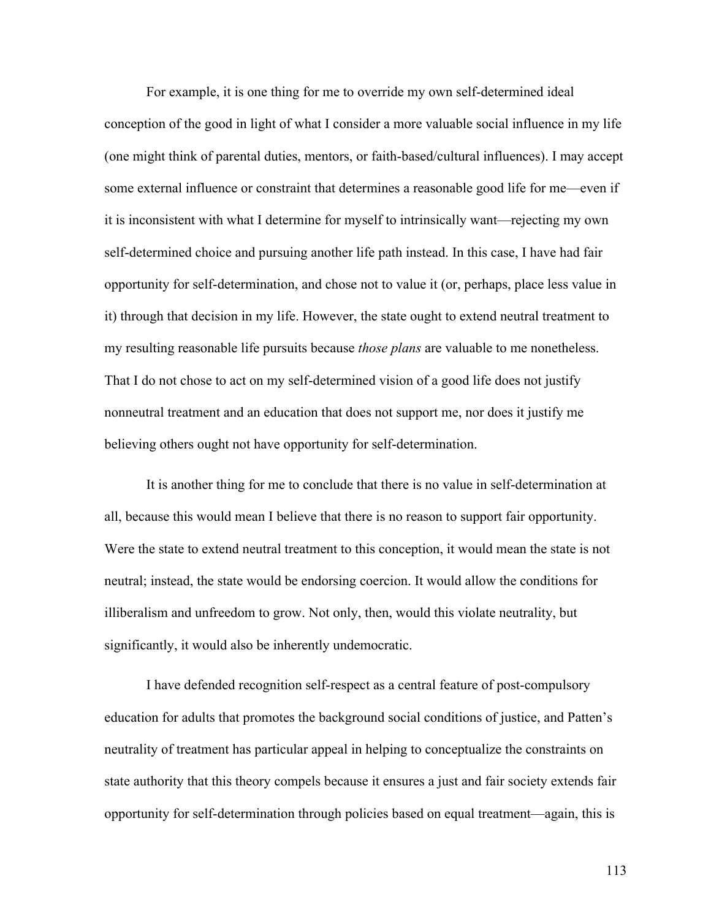For example, it is one thing for me to override my own self-determined ideal conception of the good in light of what I consider a more valuable social influence in my life (one might think of parental duties, mentors, or faith-based/cultural influences). I may accept some external influence or constraint that determines a reasonable good life for me—even if it is inconsistent with what I determine for myself to intrinsically want—rejecting my own self-determined choice and pursuing another life path instead. In this case, I have had fair opportunity for self-determination, and chose not to value it (or, perhaps, place less value in it) through that decision in my life. However, the state ought to extend neutral treatment to my resulting reasonable life pursuits because *those plans* are valuable to me nonetheless. That I do not chose to act on my self-determined vision of a good life does not justify nonneutral treatment and an education that does not support me, nor does it justify me believing others ought not have opportunity for self-determination.

It is another thing for me to conclude that there is no value in self-determination at all, because this would mean I believe that there is no reason to support fair opportunity. Were the state to extend neutral treatment to this conception, it would mean the state is not neutral; instead, the state would be endorsing coercion. It would allow the conditions for illiberalism and unfreedom to grow. Not only, then, would this violate neutrality, but significantly, it would also be inherently undemocratic.

I have defended recognition self-respect as a central feature of post-compulsory education for adults that promotes the background social conditions of justice, and Patten's neutrality of treatment has particular appeal in helping to conceptualize the constraints on state authority that this theory compels because it ensures a just and fair society extends fair opportunity for self-determination through policies based on equal treatment—again, this is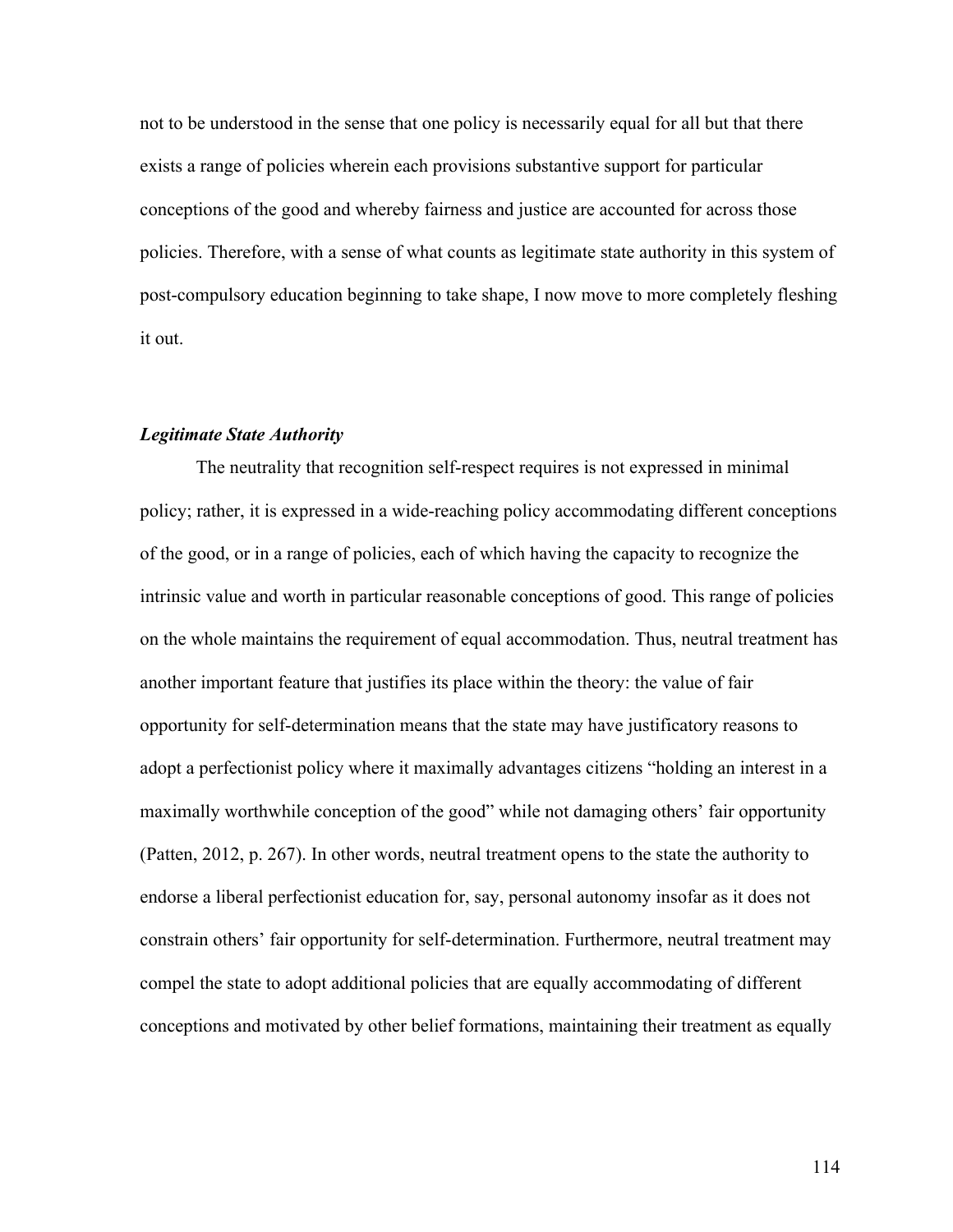not to be understood in the sense that one policy is necessarily equal for all but that there exists a range of policies wherein each provisions substantive support for particular conceptions of the good and whereby fairness and justice are accounted for across those policies. Therefore, with a sense of what counts as legitimate state authority in this system of post-compulsory education beginning to take shape, I now move to more completely fleshing it out.

### *Legitimate State Authority*

The neutrality that recognition self-respect requires is not expressed in minimal policy; rather, it is expressed in a wide-reaching policy accommodating different conceptions of the good, or in a range of policies, each of which having the capacity to recognize the intrinsic value and worth in particular reasonable conceptions of good. This range of policies on the whole maintains the requirement of equal accommodation. Thus, neutral treatment has another important feature that justifies its place within the theory: the value of fair opportunity for self-determination means that the state may have justificatory reasons to adopt a perfectionist policy where it maximally advantages citizens "holding an interest in a maximally worthwhile conception of the good" while not damaging others' fair opportunity (Patten, 2012, p. 267). In other words, neutral treatment opens to the state the authority to endorse a liberal perfectionist education for, say, personal autonomy insofar as it does not constrain others' fair opportunity for self-determination. Furthermore, neutral treatment may compel the state to adopt additional policies that are equally accommodating of different conceptions and motivated by other belief formations, maintaining their treatment as equally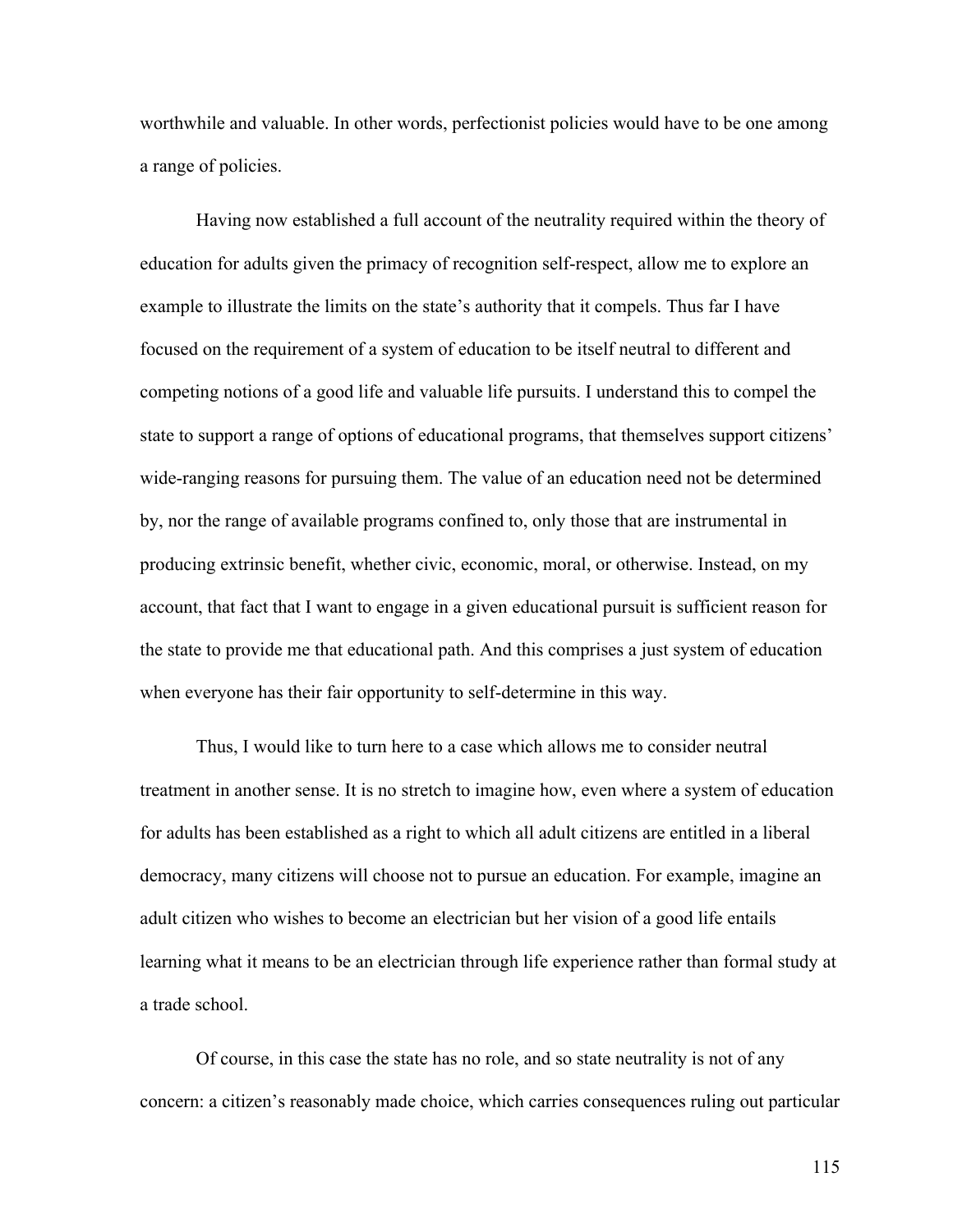worthwhile and valuable. In other words, perfectionist policies would have to be one among a range of policies.

Having now established a full account of the neutrality required within the theory of education for adults given the primacy of recognition self-respect, allow me to explore an example to illustrate the limits on the state's authority that it compels. Thus far I have focused on the requirement of a system of education to be itself neutral to different and competing notions of a good life and valuable life pursuits. I understand this to compel the state to support a range of options of educational programs, that themselves support citizens' wide-ranging reasons for pursuing them. The value of an education need not be determined by, nor the range of available programs confined to, only those that are instrumental in producing extrinsic benefit, whether civic, economic, moral, or otherwise. Instead, on my account, that fact that I want to engage in a given educational pursuit is sufficient reason for the state to provide me that educational path. And this comprises a just system of education when everyone has their fair opportunity to self-determine in this way.

Thus, I would like to turn here to a case which allows me to consider neutral treatment in another sense. It is no stretch to imagine how, even where a system of education for adults has been established as a right to which all adult citizens are entitled in a liberal democracy, many citizens will choose not to pursue an education. For example, imagine an adult citizen who wishes to become an electrician but her vision of a good life entails learning what it means to be an electrician through life experience rather than formal study at a trade school.

Of course, in this case the state has no role, and so state neutrality is not of any concern: a citizen's reasonably made choice, which carries consequences ruling out particular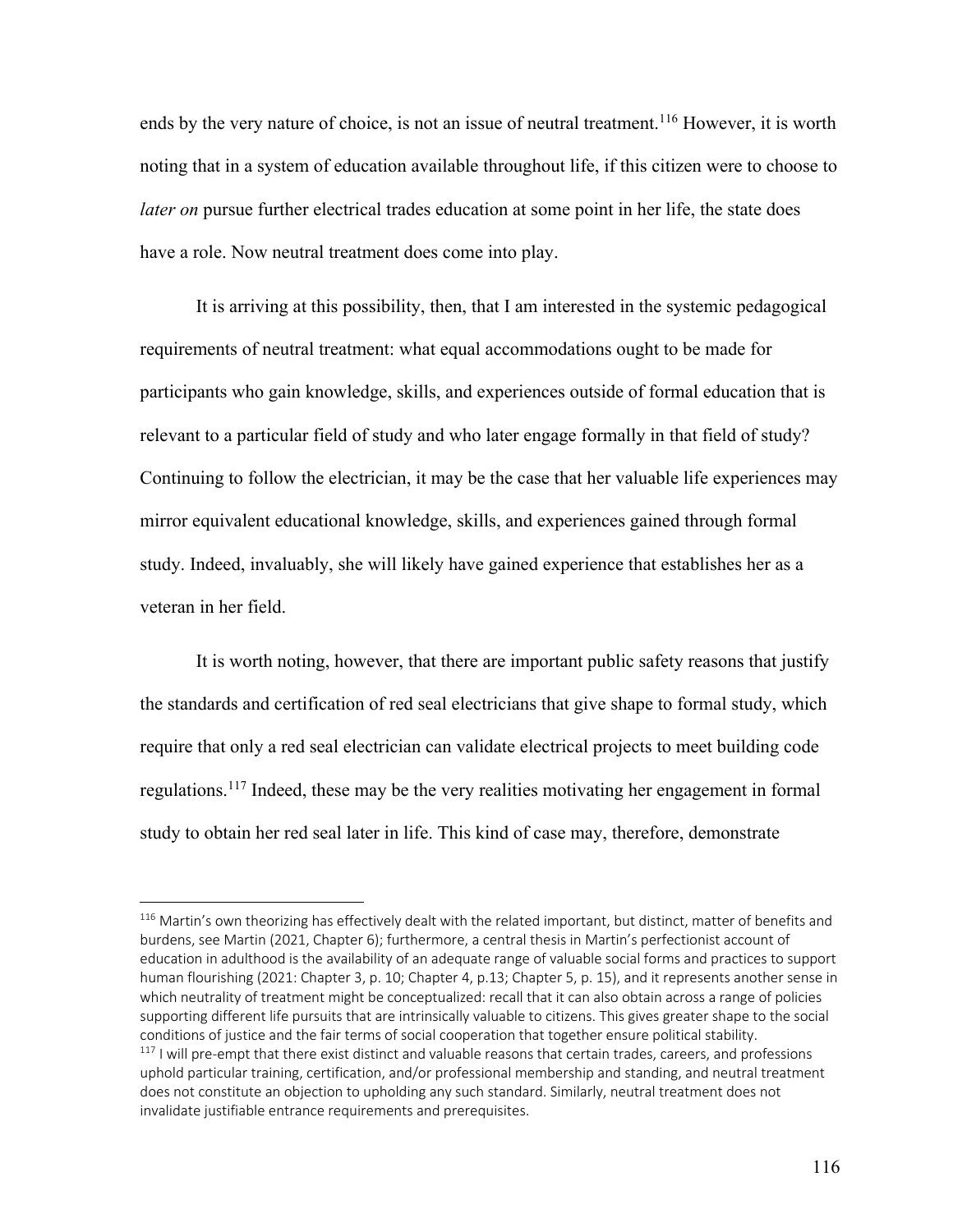ends by the very nature of choice, is not an issue of neutral treatment.[116] However, it is worth noting that in a system of education available throughout life, if this citizen were to choose to *later on* pursue further electrical trades education at some point in her life, the state does have a role. Now neutral treatment does come into play.

It is arriving at this possibility, then, that I am interested in the systemic pedagogical requirements of neutral treatment: what equal accommodations ought to be made for participants who gain knowledge, skills, and experiences outside of formal education that is relevant to a particular field of study and who later engage formally in that field of study? Continuing to follow the electrician, it may be the case that her valuable life experiences may mirror equivalent educational knowledge, skills, and experiences gained through formal study. Indeed, invaluably, she will likely have gained experience that establishes her as a veteran in her field.

It is worth noting, however, that there are important public safety reasons that justify the standards and certification of red seal electricians that give shape to formal study, which require that only a red seal electrician can validate electrical projects to meet building code regulations.[117] Indeed, these may be the very realities motivating her engagement in formal study to obtain her red seal later in life. This kind of case may, therefore, demonstrate

---

[116] Martin's own theorizing has effectively dealt with the related important, but distinct, matter of benefits and burdens, see Martin (2021, Chapter 6); furthermore, a central thesis in Martin's perfectionist account of education in adulthood is the availability of an adequate range of valuable social forms and practices to support human flourishing (2021: Chapter 3, p. 10; Chapter 4, p.13; Chapter 5, p. 15), and it represents another sense in which neutrality of treatment might be conceptualized: recall that it can also obtain across a range of policies supporting different life pursuits that are intrinsically valuable to citizens. This gives greater shape to the social conditions of justice and the fair terms of social cooperation that together ensure political stability.

[117] I will pre-empt that there exist distinct and valuable reasons that certain trades, careers, and professions uphold particular training, certification, and/or professional membership and standing, and neutral treatment does not constitute an objection to upholding any such standard. Similarly, neutral treatment does not invalidate justifiable entrance requirements and prerequisites.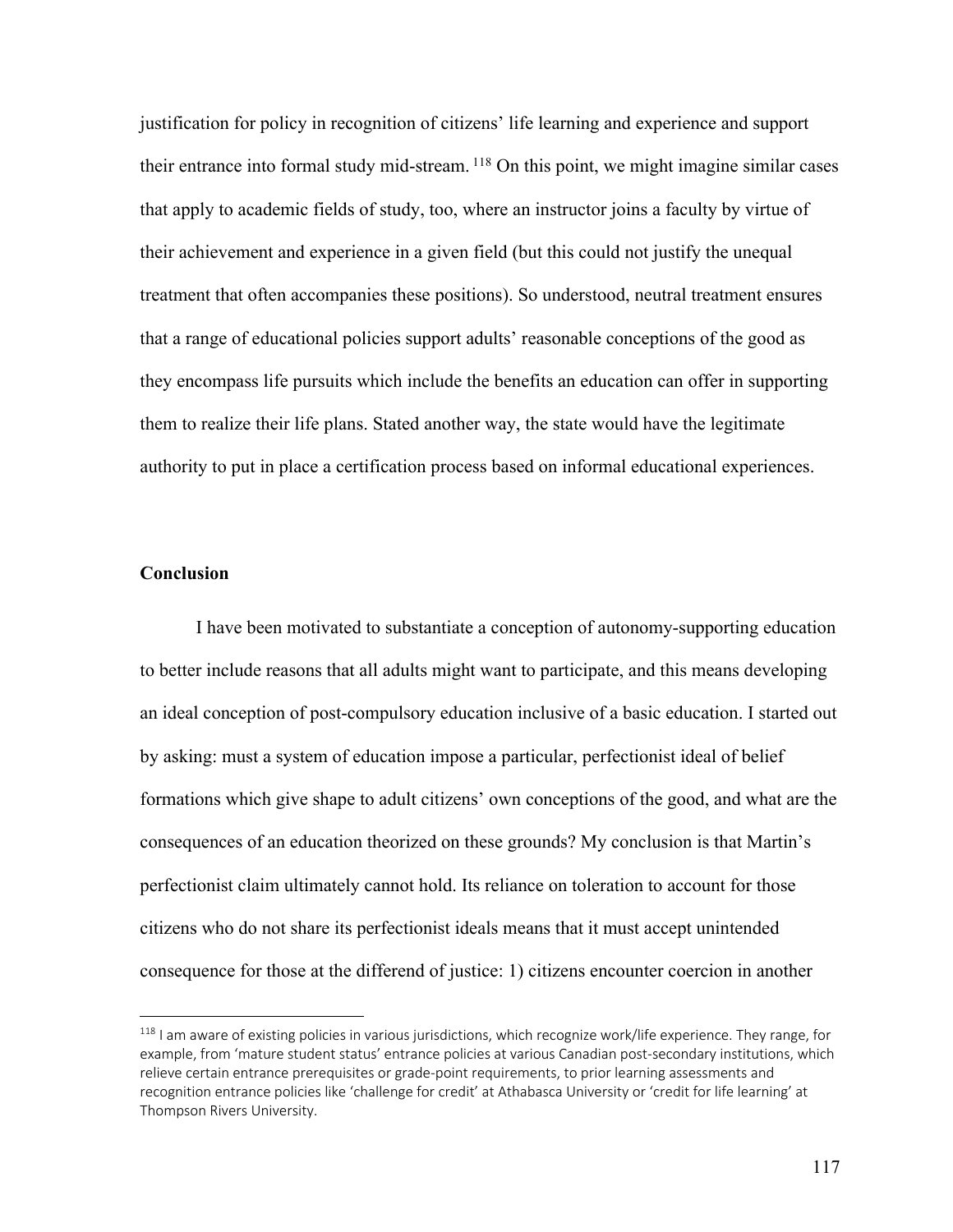justification for policy in recognition of citizens' life learning and experience and support their entrance into formal study mid-stream.[118] On this point, we might imagine similar cases that apply to academic fields of study, too, where an instructor joins a faculty by virtue of their achievement and experience in a given field (but this could not justify the unequal treatment that often accompanies these positions). So understood, neutral treatment ensures that a range of educational policies support adults' reasonable conceptions of the good as they encompass life pursuits which include the benefits an education can offer in supporting them to realize their life plans. Stated another way, the state would have the legitimate authority to put in place a certification process based on informal educational experiences.

**Conclusion**

I have been motivated to substantiate a conception of autonomy-supporting education to better include reasons that all adults might want to participate, and this means developing an ideal conception of post-compulsory education inclusive of a basic education. I started out by asking: must a system of education impose a particular, perfectionist ideal of belief formations which give shape to adult citizens' own conceptions of the good, and what are the consequences of an education theorized on these grounds? My conclusion is that Martin's perfectionist claim ultimately cannot hold. Its reliance on toleration to account for those citizens who do not share its perfectionist ideals means that it must accept unintended consequence for those at the differend of justice: 1) citizens encounter coercion in another

[118] I am aware of existing policies in various jurisdictions, which recognize work/life experience. They range, for example, from 'mature student status' entrance policies at various Canadian post-secondary institutions, which relieve certain entrance prerequisites or grade-point requirements, to prior learning assessments and recognition entrance policies like 'challenge for credit' at Athabasca University or 'credit for life learning' at Thompson Rivers University.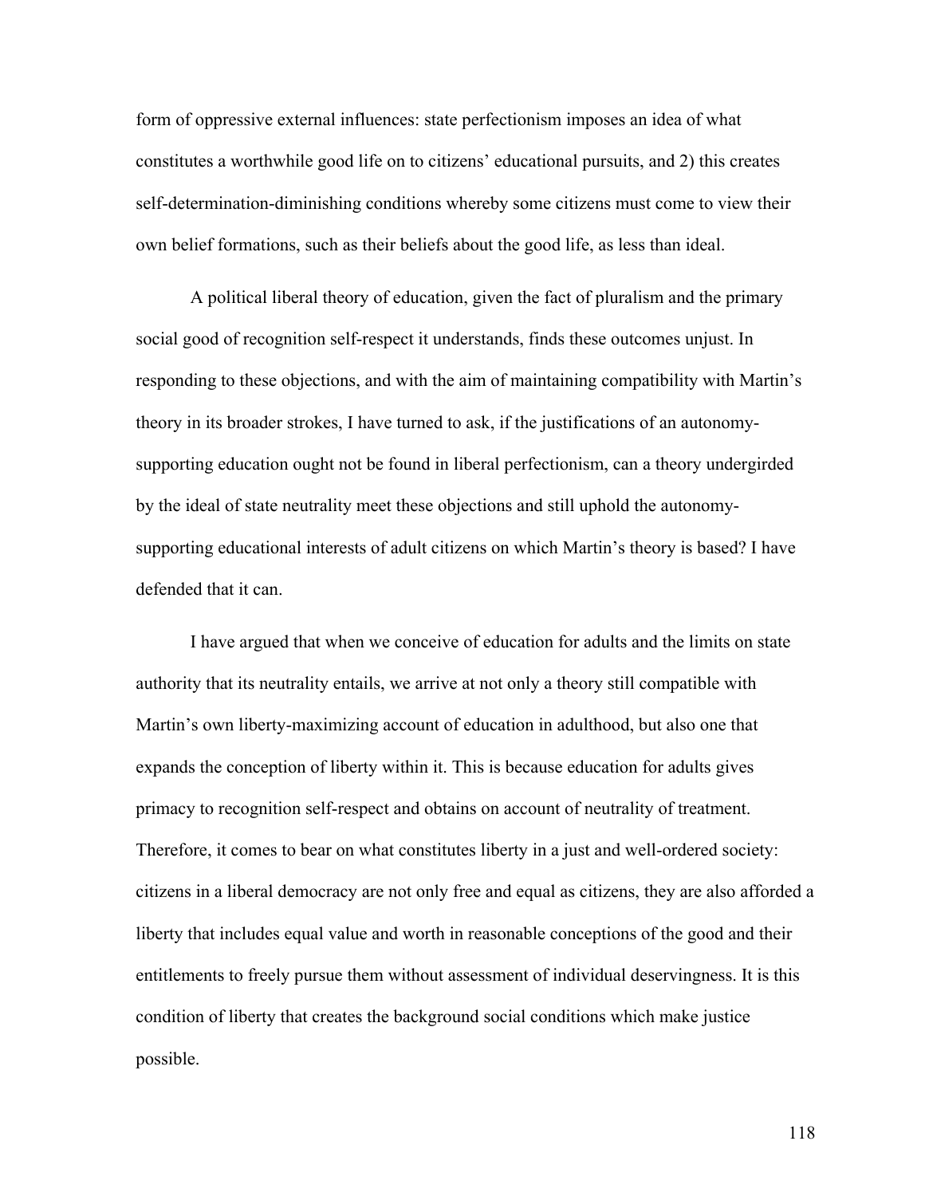form of oppressive external influences: state perfectionism imposes an idea of what constitutes a worthwhile good life on to citizens' educational pursuits, and 2) this creates self-determination-diminishing conditions whereby some citizens must come to view their own belief formations, such as their beliefs about the good life, as less than ideal.

A political liberal theory of education, given the fact of pluralism and the primary social good of recognition self-respect it understands, finds these outcomes unjust. In responding to these objections, and with the aim of maintaining compatibility with Martin's theory in its broader strokes, I have turned to ask, if the justifications of an autonomy-supporting education ought not be found in liberal perfectionism, can a theory undergirded by the ideal of state neutrality meet these objections and still uphold the autonomy-supporting educational interests of adult citizens on which Martin's theory is based? I have defended that it can.

I have argued that when we conceive of education for adults and the limits on state authority that its neutrality entails, we arrive at not only a theory still compatible with Martin's own liberty-maximizing account of education in adulthood, but also one that expands the conception of liberty within it. This is because education for adults gives primacy to recognition self-respect and obtains on account of neutrality of treatment. Therefore, it comes to bear on what constitutes liberty in a just and well-ordered society: citizens in a liberal democracy are not only free and equal as citizens, they are also afforded a liberty that includes equal value and worth in reasonable conceptions of the good and their entitlements to freely pursue them without assessment of individual deservingness. It is this condition of liberty that creates the background social conditions which make justice possible.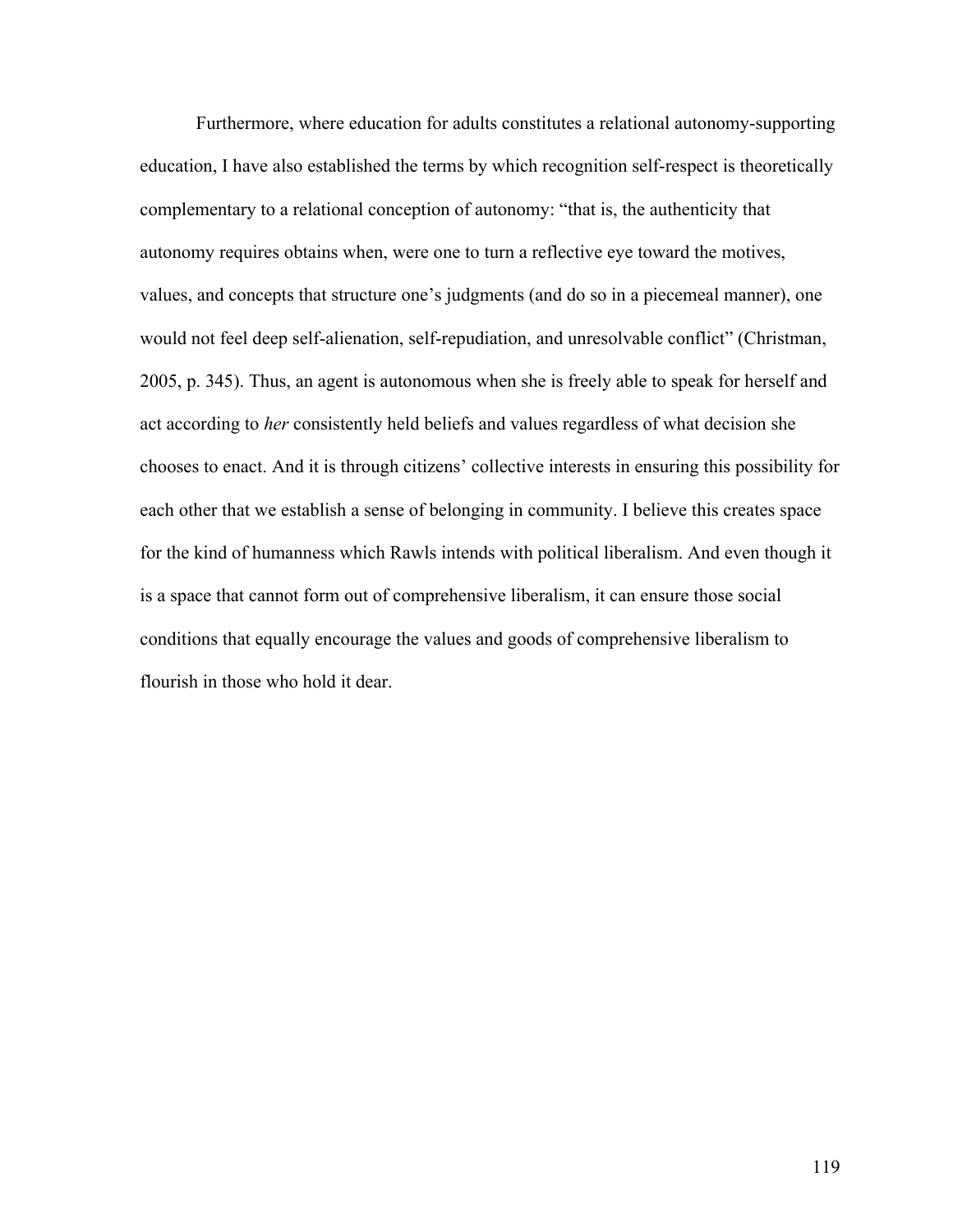Furthermore, where education for adults constitutes a relational autonomy-supporting education, I have also established the terms by which recognition self-respect is theoretically complementary to a relational conception of autonomy: "that is, the authenticity that autonomy requires obtains when, were one to turn a reflective eye toward the motives, values, and concepts that structure one's judgments (and do so in a piecemeal manner), one would not feel deep self-alienation, self-repudiation, and unresolvable conflict" (Christman, 2005, p. 345). Thus, an agent is autonomous when she is freely able to speak for herself and act according to *her* consistently held beliefs and values regardless of what decision she chooses to enact. And it is through citizens' collective interests in ensuring this possibility for each other that we establish a sense of belonging in community. I believe this creates space for the kind of humanness which Rawls intends with political liberalism. And even though it is a space that cannot form out of comprehensive liberalism, it can ensure those social conditions that equally encourage the values and goods of comprehensive liberalism to flourish in those who hold it dear.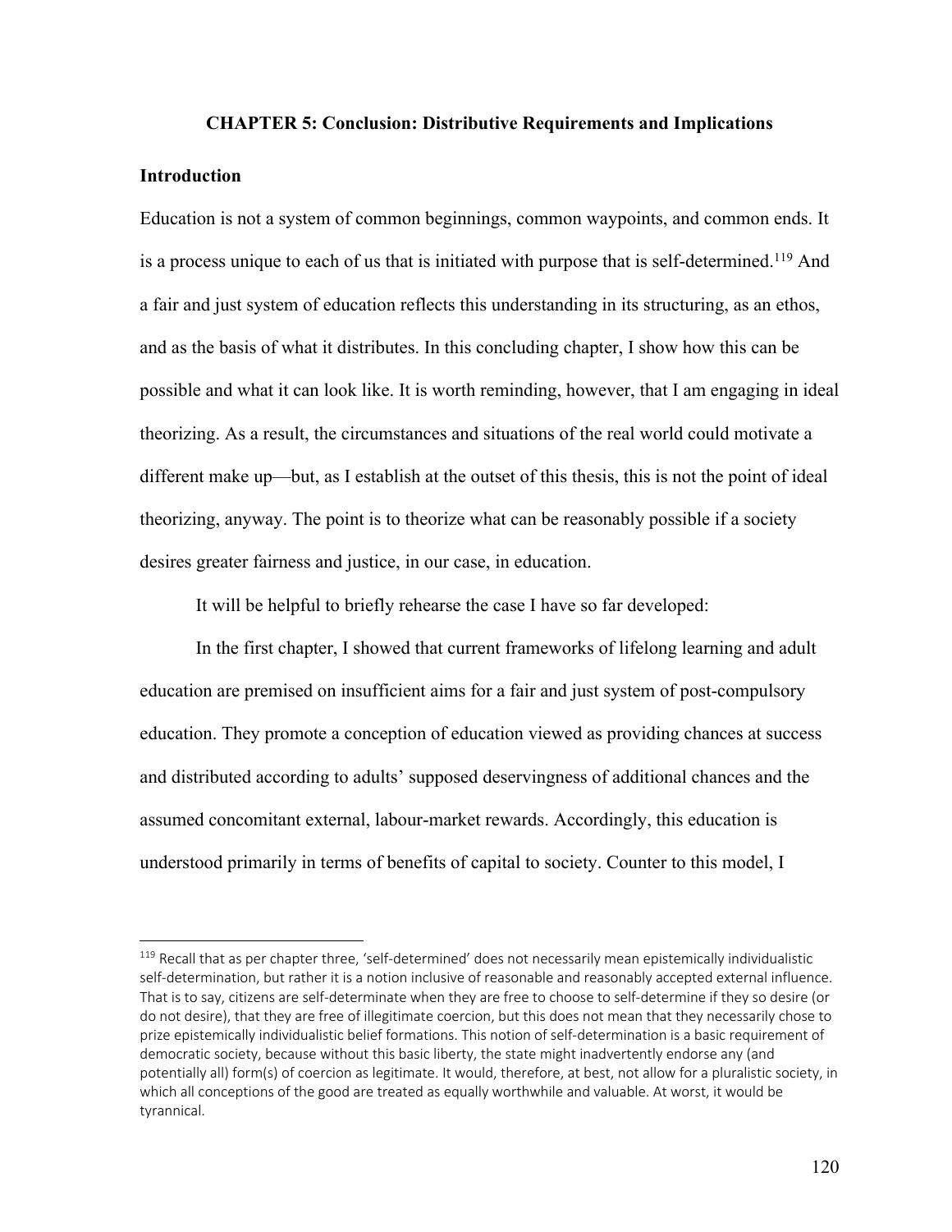## CHAPTER 5: Conclusion: Distributive Requirements and Implications

### Introduction

Education is not a system of common beginnings, common waypoints, and common ends. It is a process unique to each of us that is initiated with purpose that is self-determined.[119] And a fair and just system of education reflects this understanding in its structuring, as an ethos, and as the basis of what it distributes. In this concluding chapter, I show how this can be possible and what it can look like. It is worth reminding, however, that I am engaging in ideal theorizing. As a result, the circumstances and situations of the real world could motivate a different make up—but, as I establish at the outset of this thesis, this is not the point of ideal theorizing, anyway. The point is to theorize what can be reasonably possible if a society desires greater fairness and justice, in our case, in education.

It will be helpful to briefly rehearse the case I have so far developed:

In the first chapter, I showed that current frameworks of lifelong learning and adult education are premised on insufficient aims for a fair and just system of post-compulsory education. They promote a conception of education viewed as providing chances at success and distributed according to adults' supposed deservingness of additional chances and the assumed concomitant external, labour-market rewards. Accordingly, this education is understood primarily in terms of benefits of capital to society. Counter to this model, I

---

[119] Recall that as per chapter three, 'self-determined' does not necessarily mean epistemically individualistic self-determination, but rather it is a notion inclusive of reasonable and reasonably accepted external influence. That is to say, citizens are self-determinate when they are free to choose to self-determine if they so desire (or do not desire), that they are free of illegitimate coercion, but this does not mean that they necessarily chose to prize epistemically individualistic belief formations. This notion of self-determination is a basic requirement of democratic society, because without this basic liberty, the state might inadvertently endorse any (and potentially all) form(s) of coercion as legitimate. It would, therefore, at best, not allow for a pluralistic society, in which all conceptions of the good are treated as equally worthwhile and valuable. At worst, it would be tyrannical.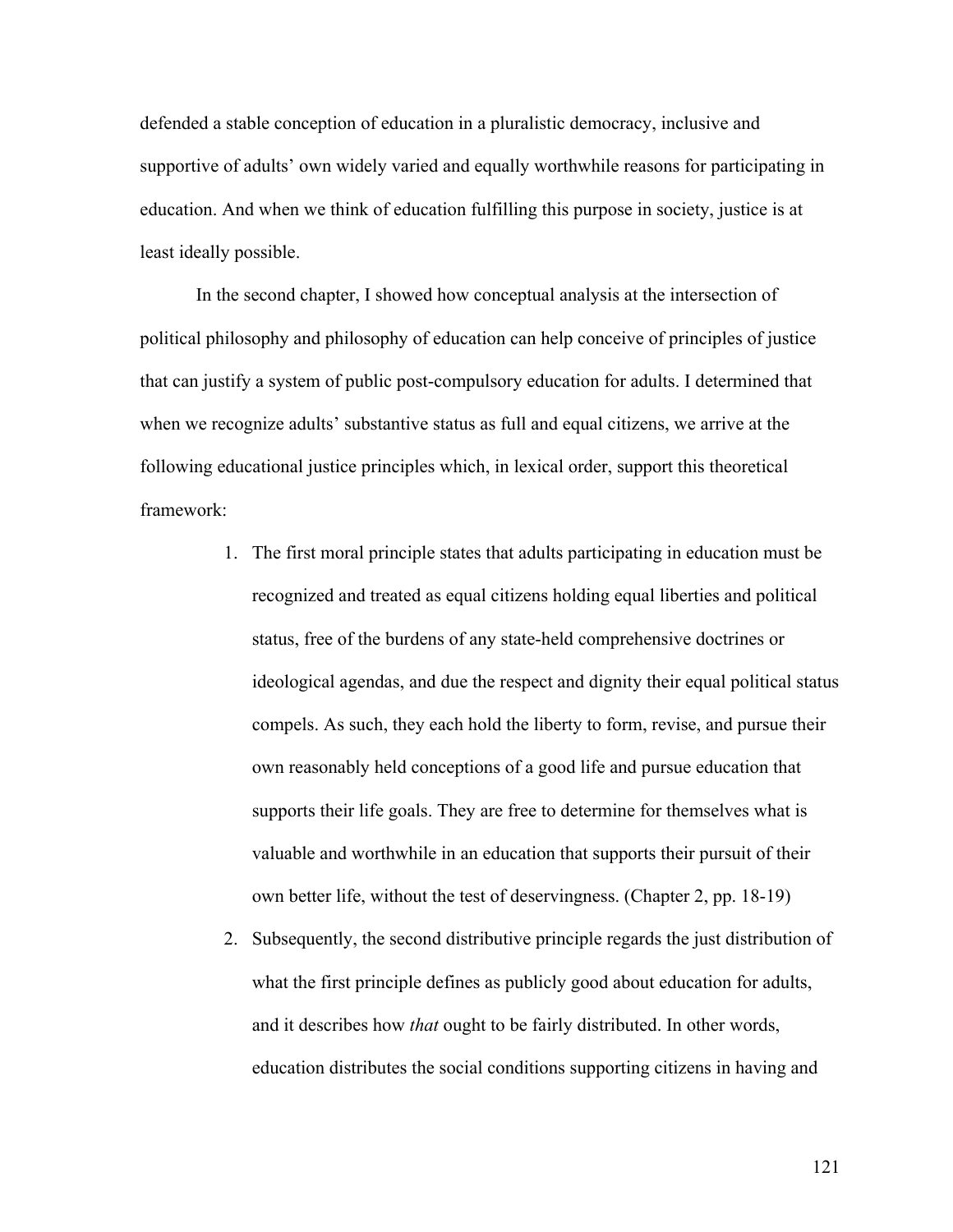defended a stable conception of education in a pluralistic democracy, inclusive and supportive of adults' own widely varied and equally worthwhile reasons for participating in education. And when we think of education fulfilling this purpose in society, justice is at least ideally possible.

In the second chapter, I showed how conceptual analysis at the intersection of political philosophy and philosophy of education can help conceive of principles of justice that can justify a system of public post-compulsory education for adults. I determined that when we recognize adults' substantive status as full and equal citizens, we arrive at the following educational justice principles which, in lexical order, support this theoretical framework:

1. The first moral principle states that adults participating in education must be recognized and treated as equal citizens holding equal liberties and political status, free of the burdens of any state-held comprehensive doctrines or ideological agendas, and due the respect and dignity their equal political status compels. As such, they each hold the liberty to form, revise, and pursue their own reasonably held conceptions of a good life and pursue education that supports their life goals. They are free to determine for themselves what is valuable and worthwhile in an education that supports their pursuit of their own better life, without the test of deservingness. (Chapter 2, pp. 18-19)
2. Subsequently, the second distributive principle regards the just distribution of what the first principle defines as publicly good about education for adults, and it describes how *that* ought to be fairly distributed. In other words, education distributes the social conditions supporting citizens in having and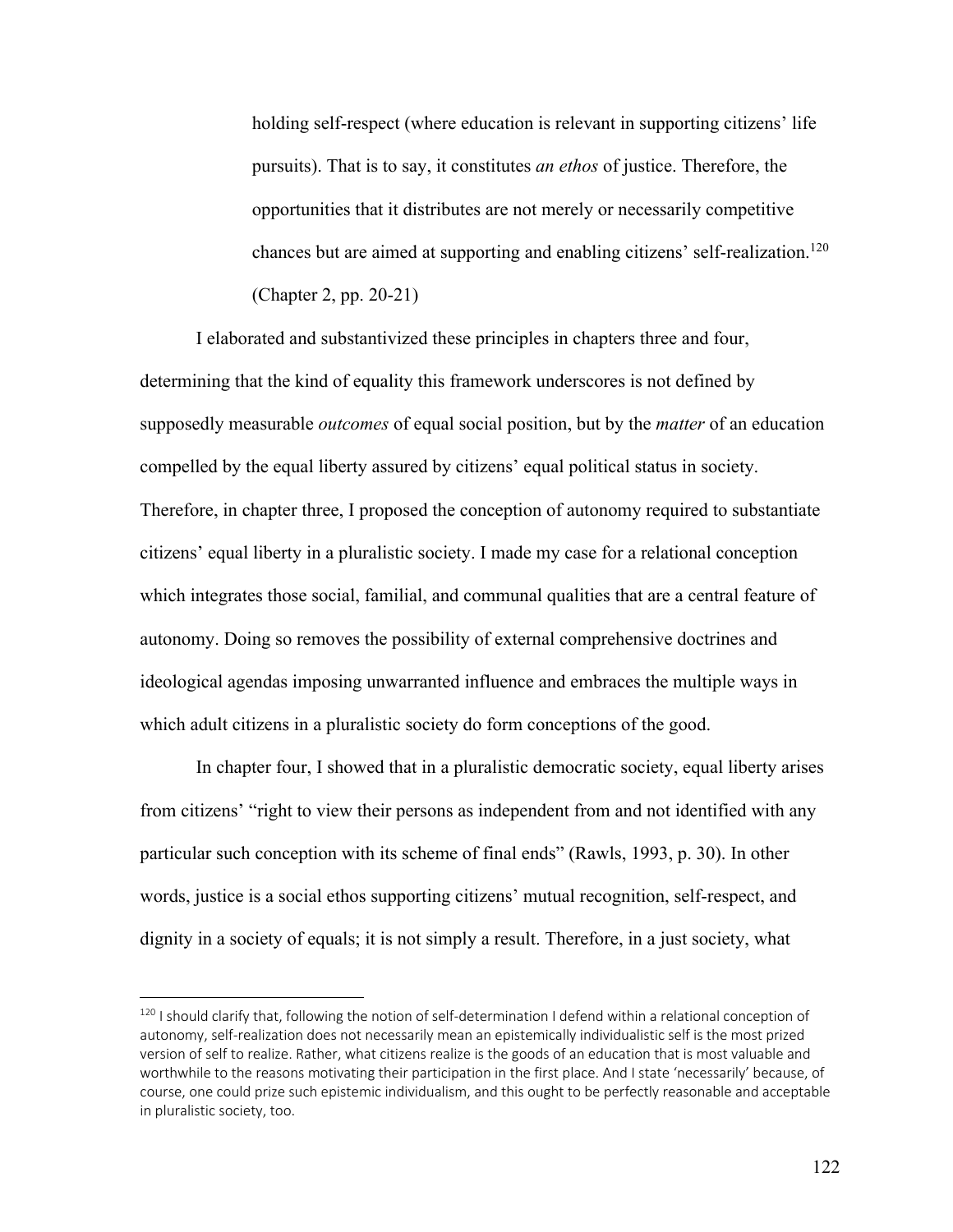> holding self-respect (where education is relevant in supporting citizens' life pursuits). That is to say, it constitutes *an ethos* of justice. Therefore, the opportunities that it distributes are not merely or necessarily competitive chances but are aimed at supporting and enabling citizens' self-realization.[120] (Chapter 2, pp. 20-21)

I elaborated and substantivized these principles in chapters three and four, determining that the kind of equality this framework underscores is not defined by supposedly measurable *outcomes* of equal social position, but by the *matter* of an education compelled by the equal liberty assured by citizens' equal political status in society. Therefore, in chapter three, I proposed the conception of autonomy required to substantiate citizens' equal liberty in a pluralistic society. I made my case for a relational conception which integrates those social, familial, and communal qualities that are a central feature of autonomy. Doing so removes the possibility of external comprehensive doctrines and ideological agendas imposing unwarranted influence and embraces the multiple ways in which adult citizens in a pluralistic society do form conceptions of the good.

In chapter four, I showed that in a pluralistic democratic society, equal liberty arises from citizens' "right to view their persons as independent from and not identified with any particular such conception with its scheme of final ends" (Rawls, 1993, p. 30). In other words, justice is a social ethos supporting citizens' mutual recognition, self-respect, and dignity in a society of equals; it is not simply a result. Therefore, in a just society, what

[120] I should clarify that, following the notion of self-determination I defend within a relational conception of autonomy, self-realization does not necessarily mean an epistemically individualistic self is the most prized version of self to realize. Rather, what citizens realize is the goods of an education that is most valuable and worthwhile to the reasons motivating their participation in the first place. And I state 'necessarily' because, of course, one could prize such epistemic individualism, and this ought to be perfectly reasonable and acceptable in pluralistic society, too.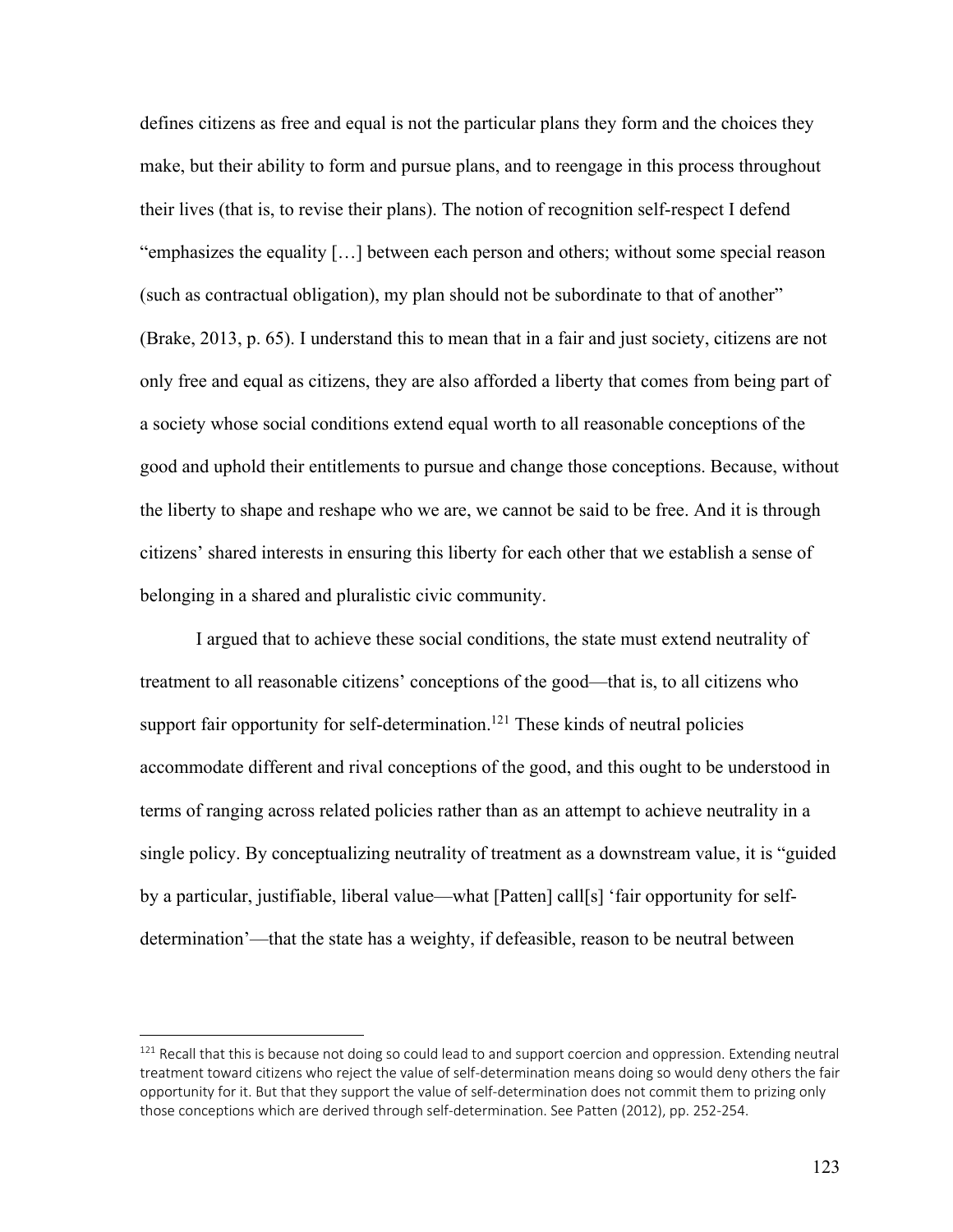defines citizens as free and equal is not the particular plans they form and the choices they make, but their ability to form and pursue plans, and to reengage in this process throughout their lives (that is, to revise their plans). The notion of recognition self-respect I defend "emphasizes the equality […] between each person and others; without some special reason (such as contractual obligation), my plan should not be subordinate to that of another" (Brake, 2013, p. 65). I understand this to mean that in a fair and just society, citizens are not only free and equal as citizens, they are also afforded a liberty that comes from being part of a society whose social conditions extend equal worth to all reasonable conceptions of the good and uphold their entitlements to pursue and change those conceptions. Because, without the liberty to shape and reshape who we are, we cannot be said to be free. And it is through citizens' shared interests in ensuring this liberty for each other that we establish a sense of belonging in a shared and pluralistic civic community.

I argued that to achieve these social conditions, the state must extend neutrality of treatment to all reasonable citizens' conceptions of the good—that is, to all citizens who support fair opportunity for self-determination.[121] These kinds of neutral policies accommodate different and rival conceptions of the good, and this ought to be understood in terms of ranging across related policies rather than as an attempt to achieve neutrality in a single policy. By conceptualizing neutrality of treatment as a downstream value, it is "guided by a particular, justifiable, liberal value—what [Patten] call[s] 'fair opportunity for self-determination'—that the state has a weighty, if defeasible, reason to be neutral between

[121] Recall that this is because not doing so could lead to and support coercion and oppression. Extending neutral treatment toward citizens who reject the value of self-determination means doing so would deny others the fair opportunity for it. But that they support the value of self-determination does not commit them to prizing only those conceptions which are derived through self-determination. See Patten (2012), pp. 252-254.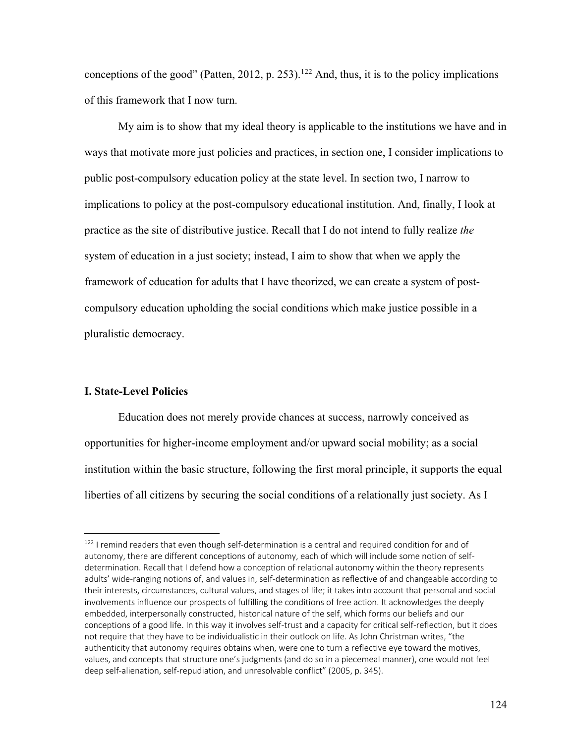conceptions of the good" (Patten, 2012, p. 253).[122] And, thus, it is to the policy implications of this framework that I now turn.

My aim is to show that my ideal theory is applicable to the institutions we have and in ways that motivate more just policies and practices, in section one, I consider implications to public post-compulsory education policy at the state level. In section two, I narrow to implications to policy at the post-compulsory educational institution. And, finally, I look at practice as the site of distributive justice. Recall that I do not intend to fully realize *the* system of education in a just society; instead, I aim to show that when we apply the framework of education for adults that I have theorized, we can create a system of post-compulsory education upholding the social conditions which make justice possible in a pluralistic democracy.

## I. State-Level Policies

Education does not merely provide chances at success, narrowly conceived as opportunities for higher-income employment and/or upward social mobility; as a social institution within the basic structure, following the first moral principle, it supports the equal liberties of all citizens by securing the social conditions of a relationally just society. As I

---

[122] I remind readers that even though self-determination is a central and required condition for and of autonomy, there are different conceptions of autonomy, each of which will include some notion of self-determination. Recall that I defend how a conception of relational autonomy within the theory represents adults' wide-ranging notions of, and values in, self-determination as reflective of and changeable according to their interests, circumstances, cultural values, and stages of life; it takes into account that personal and social involvements influence our prospects of fulfilling the conditions of free action. It acknowledges the deeply embedded, interpersonally constructed, historical nature of the self, which forms our beliefs and our conceptions of a good life. In this way it involves self-trust and a capacity for critical self-reflection, but it does not require that they have to be individualistic in their outlook on life. As John Christman writes, "the authenticity that autonomy requires obtains when, were one to turn a reflective eye toward the motives, values, and concepts that structure one's judgments (and do so in a piecemeal manner), one would not feel deep self-alienation, self-repudiation, and unresolvable conflict" (2005, p. 345).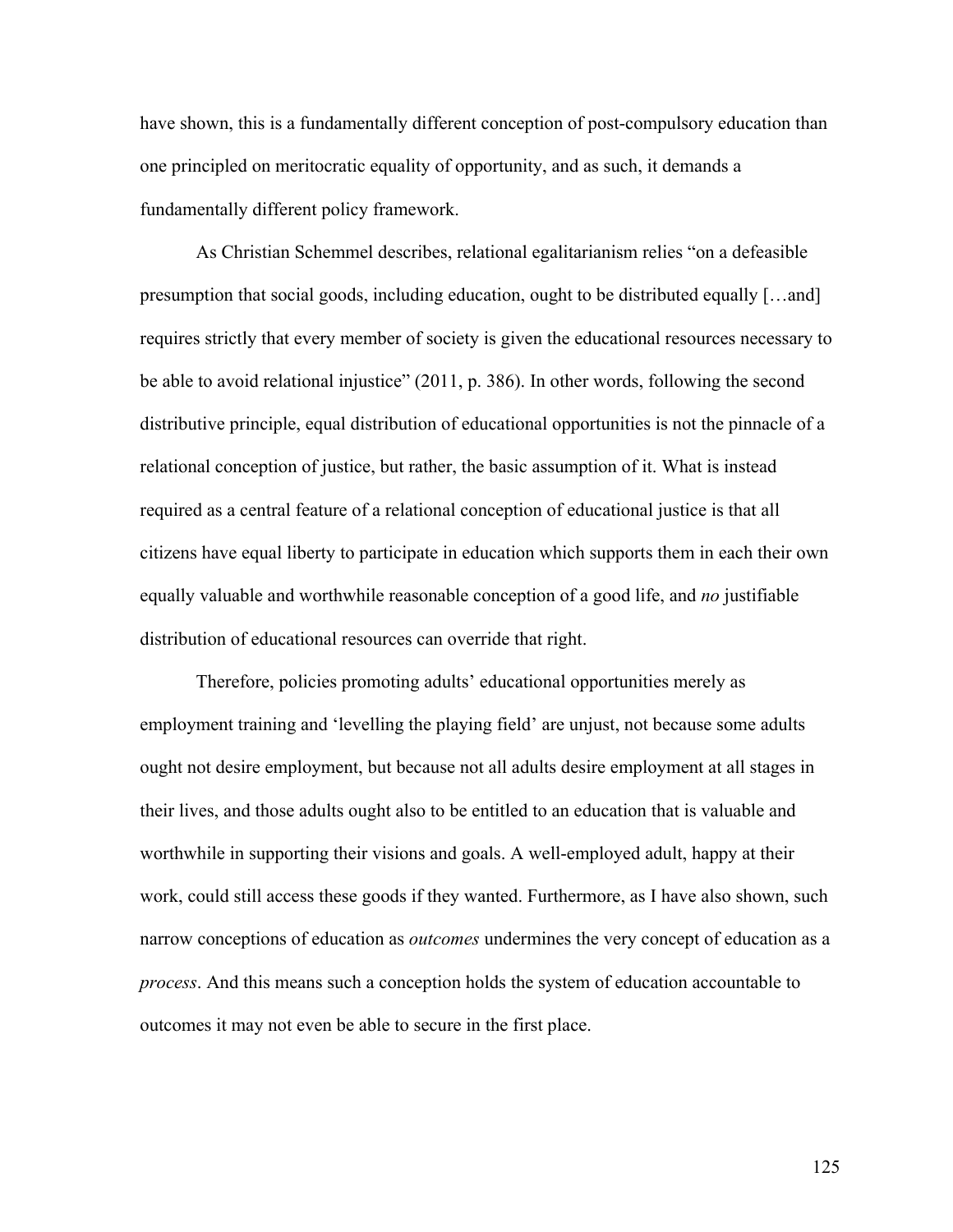have shown, this is a fundamentally different conception of post-compulsory education than one principled on meritocratic equality of opportunity, and as such, it demands a fundamentally different policy framework.

As Christian Schemmel describes, relational egalitarianism relies "on a defeasible presumption that social goods, including education, ought to be distributed equally […and] requires strictly that every member of society is given the educational resources necessary to be able to avoid relational injustice" (2011, p. 386). In other words, following the second distributive principle, equal distribution of educational opportunities is not the pinnacle of a relational conception of justice, but rather, the basic assumption of it. What is instead required as a central feature of a relational conception of educational justice is that all citizens have equal liberty to participate in education which supports them in each their own equally valuable and worthwhile reasonable conception of a good life, and *no* justifiable distribution of educational resources can override that right.

Therefore, policies promoting adults' educational opportunities merely as employment training and 'levelling the playing field' are unjust, not because some adults ought not desire employment, but because not all adults desire employment at all stages in their lives, and those adults ought also to be entitled to an education that is valuable and worthwhile in supporting their visions and goals. A well-employed adult, happy at their work, could still access these goods if they wanted. Furthermore, as I have also shown, such narrow conceptions of education as *outcomes* undermines the very concept of education as a *process*. And this means such a conception holds the system of education accountable to outcomes it may not even be able to secure in the first place.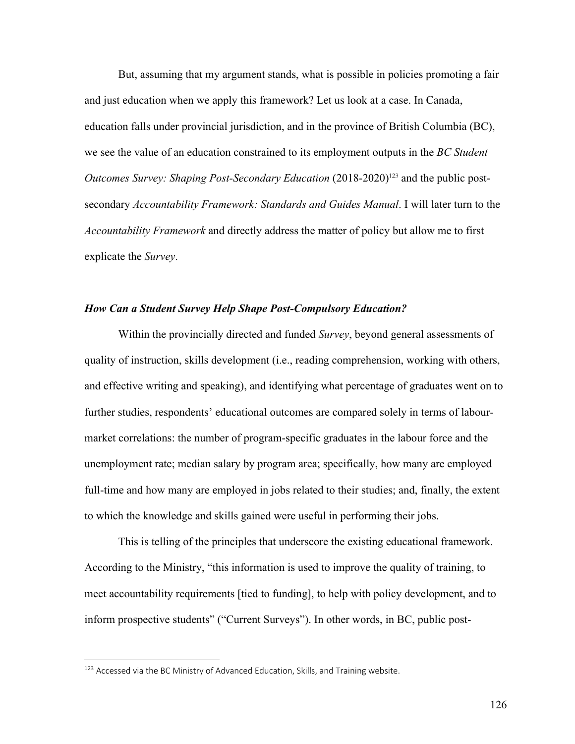But, assuming that my argument stands, what is possible in policies promoting a fair and just education when we apply this framework? Let us look at a case. In Canada, education falls under provincial jurisdiction, and in the province of British Columbia (BC), we see the value of an education constrained to its employment outputs in the *BC Student Outcomes Survey: Shaping Post-Secondary Education* (2018-2020)[123] and the public post-secondary *Accountability Framework: Standards and Guides Manual*. I will later turn to the *Accountability Framework* and directly address the matter of policy but allow me to first explicate the *Survey*.

### *How Can a Student Survey Help Shape Post-Compulsory Education?*

Within the provincially directed and funded *Survey*, beyond general assessments of quality of instruction, skills development (i.e., reading comprehension, working with others, and effective writing and speaking), and identifying what percentage of graduates went on to further studies, respondents' educational outcomes are compared solely in terms of labour-market correlations: the number of program-specific graduates in the labour force and the unemployment rate; median salary by program area; specifically, how many are employed full-time and how many are employed in jobs related to their studies; and, finally, the extent to which the knowledge and skills gained were useful in performing their jobs.

This is telling of the principles that underscore the existing educational framework. According to the Ministry, "this information is used to improve the quality of training, to meet accountability requirements [tied to funding], to help with policy development, and to inform prospective students" ("Current Surveys"). In other words, in BC, public post-

[123] Accessed via the BC Ministry of Advanced Education, Skills, and Training website.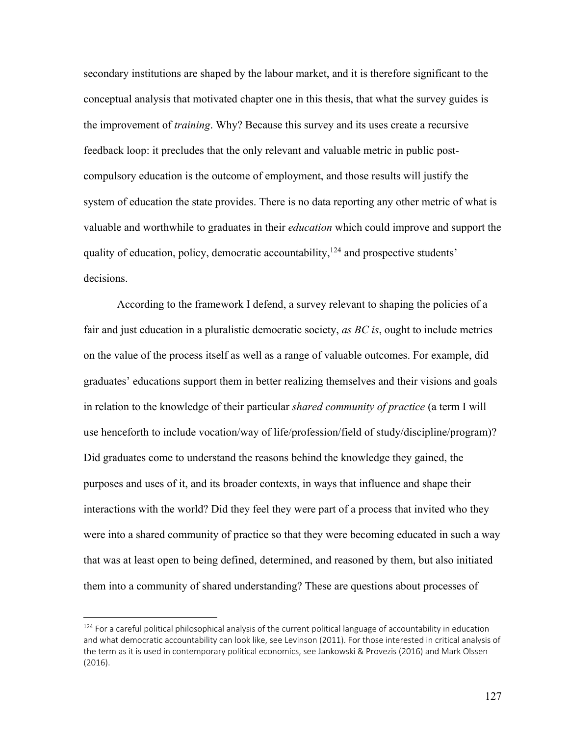secondary institutions are shaped by the labour market, and it is therefore significant to the conceptual analysis that motivated chapter one in this thesis, that what the survey guides is the improvement of *training*. Why? Because this survey and its uses create a recursive feedback loop: it precludes that the only relevant and valuable metric in public post-compulsory education is the outcome of employment, and those results will justify the system of education the state provides. There is no data reporting any other metric of what is valuable and worthwhile to graduates in their *education* which could improve and support the quality of education, policy, democratic accountability,[124] and prospective students' decisions.

According to the framework I defend, a survey relevant to shaping the policies of a fair and just education in a pluralistic democratic society, *as BC is*, ought to include metrics on the value of the process itself as well as a range of valuable outcomes. For example, did graduates' educations support them in better realizing themselves and their visions and goals in relation to the knowledge of their particular *shared community of practice* (a term I will use henceforth to include vocation/way of life/profession/field of study/discipline/program)? Did graduates come to understand the reasons behind the knowledge they gained, the purposes and uses of it, and its broader contexts, in ways that influence and shape their interactions with the world? Did they feel they were part of a process that invited who they were into a shared community of practice so that they were becoming educated in such a way that was at least open to being defined, determined, and reasoned by them, but also initiated them into a community of shared understanding? These are questions about processes of

[124] For a careful political philosophical analysis of the current political language of accountability in education and what democratic accountability can look like, see Levinson (2011). For those interested in critical analysis of the term as it is used in contemporary political economics, see Jankowski & Provezis (2016) and Mark Olssen (2016).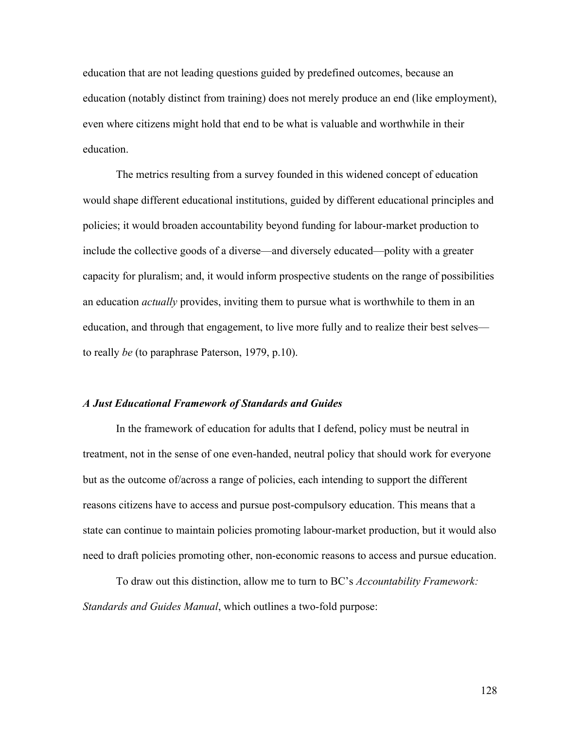education that are not leading questions guided by predefined outcomes, because an education (notably distinct from training) does not merely produce an end (like employment), even where citizens might hold that end to be what is valuable and worthwhile in their education.

The metrics resulting from a survey founded in this widened concept of education would shape different educational institutions, guided by different educational principles and policies; it would broaden accountability beyond funding for labour-market production to include the collective goods of a diverse—and diversely educated—polity with a greater capacity for pluralism; and, it would inform prospective students on the range of possibilities an education *actually* provides, inviting them to pursue what is worthwhile to them in an education, and through that engagement, to live more fully and to realize their best selves—to really *be* (to paraphrase Paterson, 1979, p.10).

### *A Just Educational Framework of Standards and Guides*

In the framework of education for adults that I defend, policy must be neutral in treatment, not in the sense of one even-handed, neutral policy that should work for everyone but as the outcome of/across a range of policies, each intending to support the different reasons citizens have to access and pursue post-compulsory education. This means that a state can continue to maintain policies promoting labour-market production, but it would also need to draft policies promoting other, non-economic reasons to access and pursue education.

To draw out this distinction, allow me to turn to BC's *Accountability Framework: Standards and Guides Manual*, which outlines a two-fold purpose: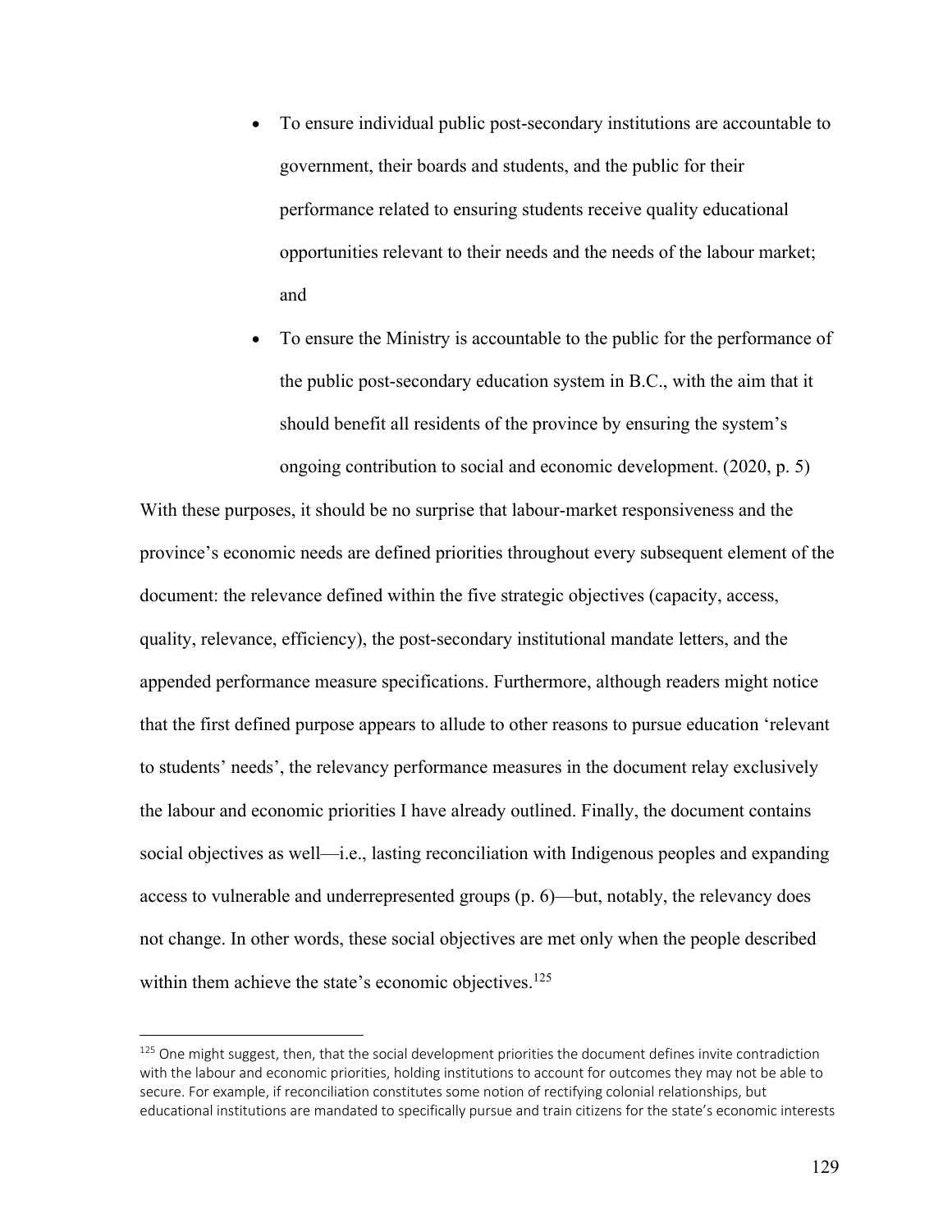- To ensure individual public post-secondary institutions are accountable to government, their boards and students, and the public for their performance related to ensuring students receive quality educational opportunities relevant to their needs and the needs of the labour market; and
- To ensure the Ministry is accountable to the public for the performance of the public post-secondary education system in B.C., with the aim that it should benefit all residents of the province by ensuring the system's ongoing contribution to social and economic development. (2020, p. 5)

With these purposes, it should be no surprise that labour-market responsiveness and the province's economic needs are defined priorities throughout every subsequent element of the document: the relevance defined within the five strategic objectives (capacity, access, quality, relevance, efficiency), the post-secondary institutional mandate letters, and the appended performance measure specifications. Furthermore, although readers might notice that the first defined purpose appears to allude to other reasons to pursue education 'relevant to students' needs', the relevancy performance measures in the document relay exclusively the labour and economic priorities I have already outlined. Finally, the document contains social objectives as well—i.e., lasting reconciliation with Indigenous peoples and expanding access to vulnerable and underrepresented groups (p. 6)—but, notably, the relevancy does not change. In other words, these social objectives are met only when the people described within them achieve the state's economic objectives.[125]

[125] One might suggest, then, that the social development priorities the document defines invite contradiction with the labour and economic priorities, holding institutions to account for outcomes they may not be able to secure. For example, if reconciliation constitutes some notion of rectifying colonial relationships, but educational institutions are mandated to specifically pursue and train citizens for the state's economic interests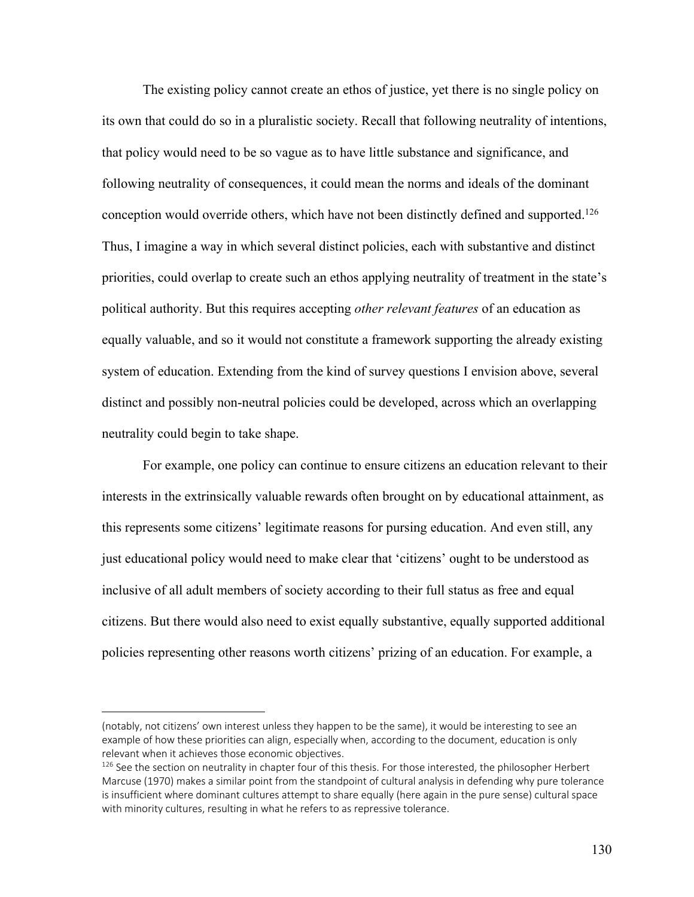The existing policy cannot create an ethos of justice, yet there is no single policy on its own that could do so in a pluralistic society. Recall that following neutrality of intentions, that policy would need to be so vague as to have little substance and significance, and following neutrality of consequences, it could mean the norms and ideals of the dominant conception would override others, which have not been distinctly defined and supported.[126] Thus, I imagine a way in which several distinct policies, each with substantive and distinct priorities, could overlap to create such an ethos applying neutrality of treatment in the state's political authority. But this requires accepting *other relevant features* of an education as equally valuable, and so it would not constitute a framework supporting the already existing system of education. Extending from the kind of survey questions I envision above, several distinct and possibly non-neutral policies could be developed, across which an overlapping neutrality could begin to take shape.

For example, one policy can continue to ensure citizens an education relevant to their interests in the extrinsically valuable rewards often brought on by educational attainment, as this represents some citizens' legitimate reasons for pursing education. And even still, any just educational policy would need to make clear that 'citizens' ought to be understood as inclusive of all adult members of society according to their full status as free and equal citizens. But there would also need to exist equally substantive, equally supported additional policies representing other reasons worth citizens' prizing of an education. For example, a

(notably, not citizens' own interest unless they happen to be the same), it would be interesting to see an example of how these priorities can align, especially when, according to the document, education is only relevant when it achieves those economic objectives.

[126] See the section on neutrality in chapter four of this thesis. For those interested, the philosopher Herbert Marcuse (1970) makes a similar point from the standpoint of cultural analysis in defending why pure tolerance is insufficient where dominant cultures attempt to share equally (here again in the pure sense) cultural space with minority cultures, resulting in what he refers to as repressive tolerance.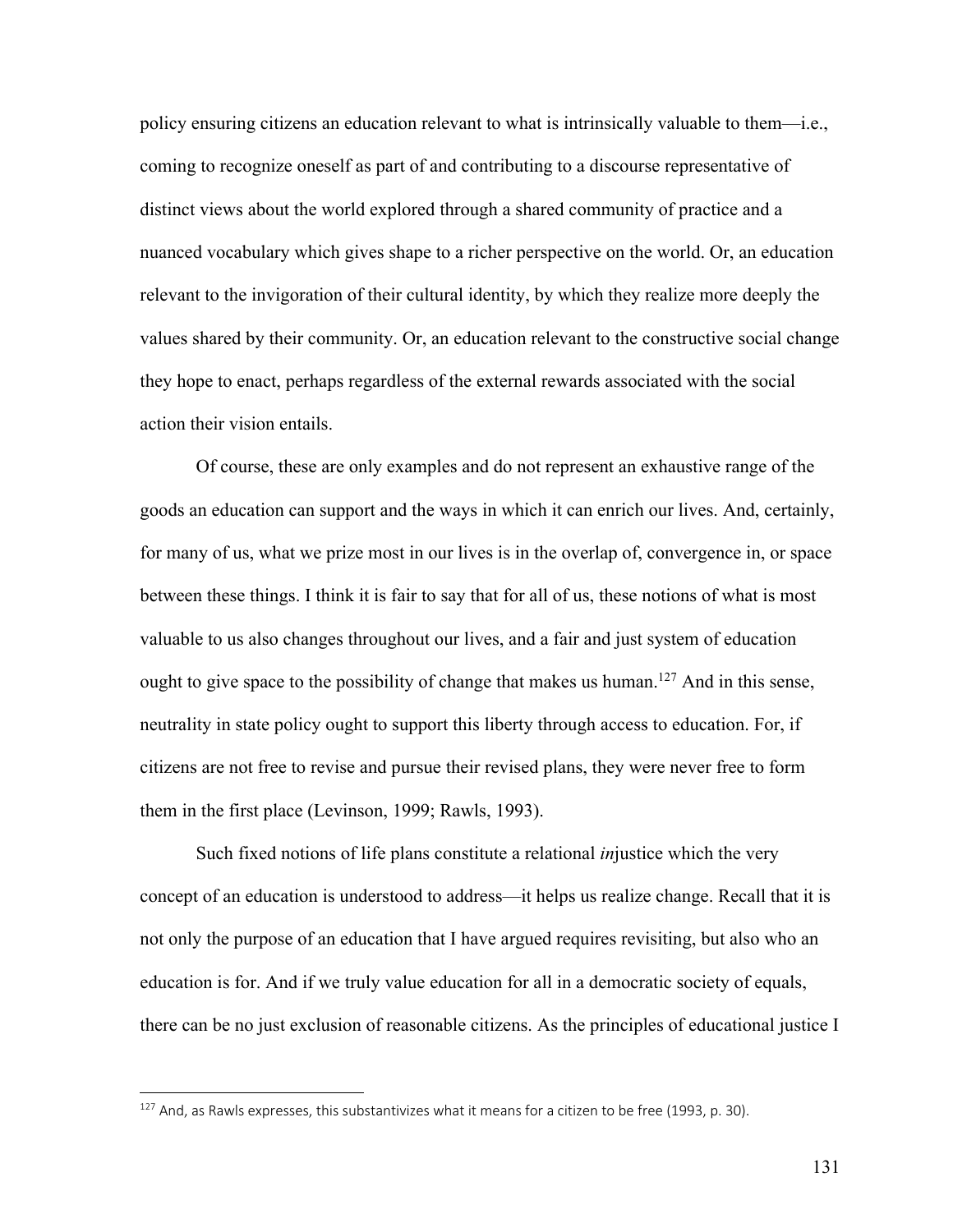policy ensuring citizens an education relevant to what is intrinsically valuable to them—i.e., coming to recognize oneself as part of and contributing to a discourse representative of distinct views about the world explored through a shared community of practice and a nuanced vocabulary which gives shape to a richer perspective on the world. Or, an education relevant to the invigoration of their cultural identity, by which they realize more deeply the values shared by their community. Or, an education relevant to the constructive social change they hope to enact, perhaps regardless of the external rewards associated with the social action their vision entails.

Of course, these are only examples and do not represent an exhaustive range of the goods an education can support and the ways in which it can enrich our lives. And, certainly, for many of us, what we prize most in our lives is in the overlap of, convergence in, or space between these things. I think it is fair to say that for all of us, these notions of what is most valuable to us also changes throughout our lives, and a fair and just system of education ought to give space to the possibility of change that makes us human.[127] And in this sense, neutrality in state policy ought to support this liberty through access to education. For, if citizens are not free to revise and pursue their revised plans, they were never free to form them in the first place (Levinson, 1999; Rawls, 1993).

Such fixed notions of life plans constitute a relational *in*justice which the very concept of an education is understood to address—it helps us realize change. Recall that it is not only the purpose of an education that I have argued requires revisiting, but also who an education is for. And if we truly value education for all in a democratic society of equals, there can be no just exclusion of reasonable citizens. As the principles of educational justice I

[127] And, as Rawls expresses, this substantivizes what it means for a citizen to be free (1993, p. 30).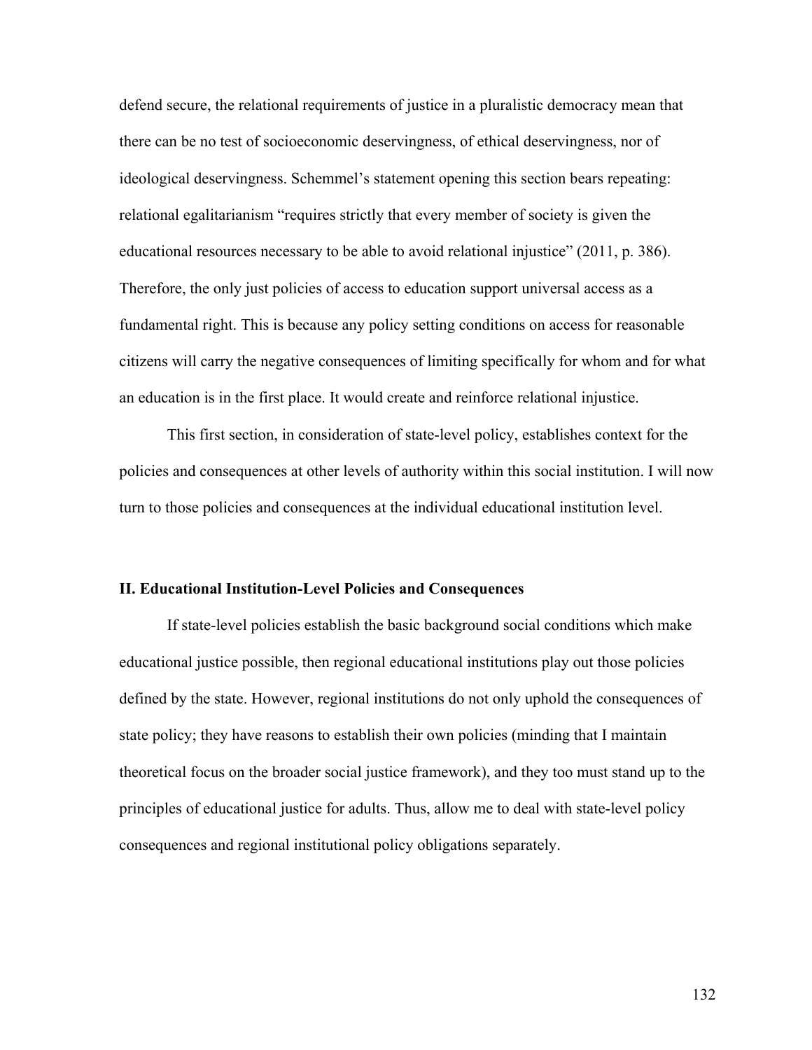defend secure, the relational requirements of justice in a pluralistic democracy mean that there can be no test of socioeconomic deservingness, of ethical deservingness, nor of ideological deservingness. Schemmel's statement opening this section bears repeating: relational egalitarianism "requires strictly that every member of society is given the educational resources necessary to be able to avoid relational injustice" (2011, p. 386). Therefore, the only just policies of access to education support universal access as a fundamental right. This is because any policy setting conditions on access for reasonable citizens will carry the negative consequences of limiting specifically for whom and for what an education is in the first place. It would create and reinforce relational injustice.

This first section, in consideration of state-level policy, establishes context for the policies and consequences at other levels of authority within this social institution. I will now turn to those policies and consequences at the individual educational institution level.

### II. Educational Institution-Level Policies and Consequences

If state-level policies establish the basic background social conditions which make educational justice possible, then regional educational institutions play out those policies defined by the state. However, regional institutions do not only uphold the consequences of state policy; they have reasons to establish their own policies (minding that I maintain theoretical focus on the broader social justice framework), and they too must stand up to the principles of educational justice for adults. Thus, allow me to deal with state-level policy consequences and regional institutional policy obligations separately.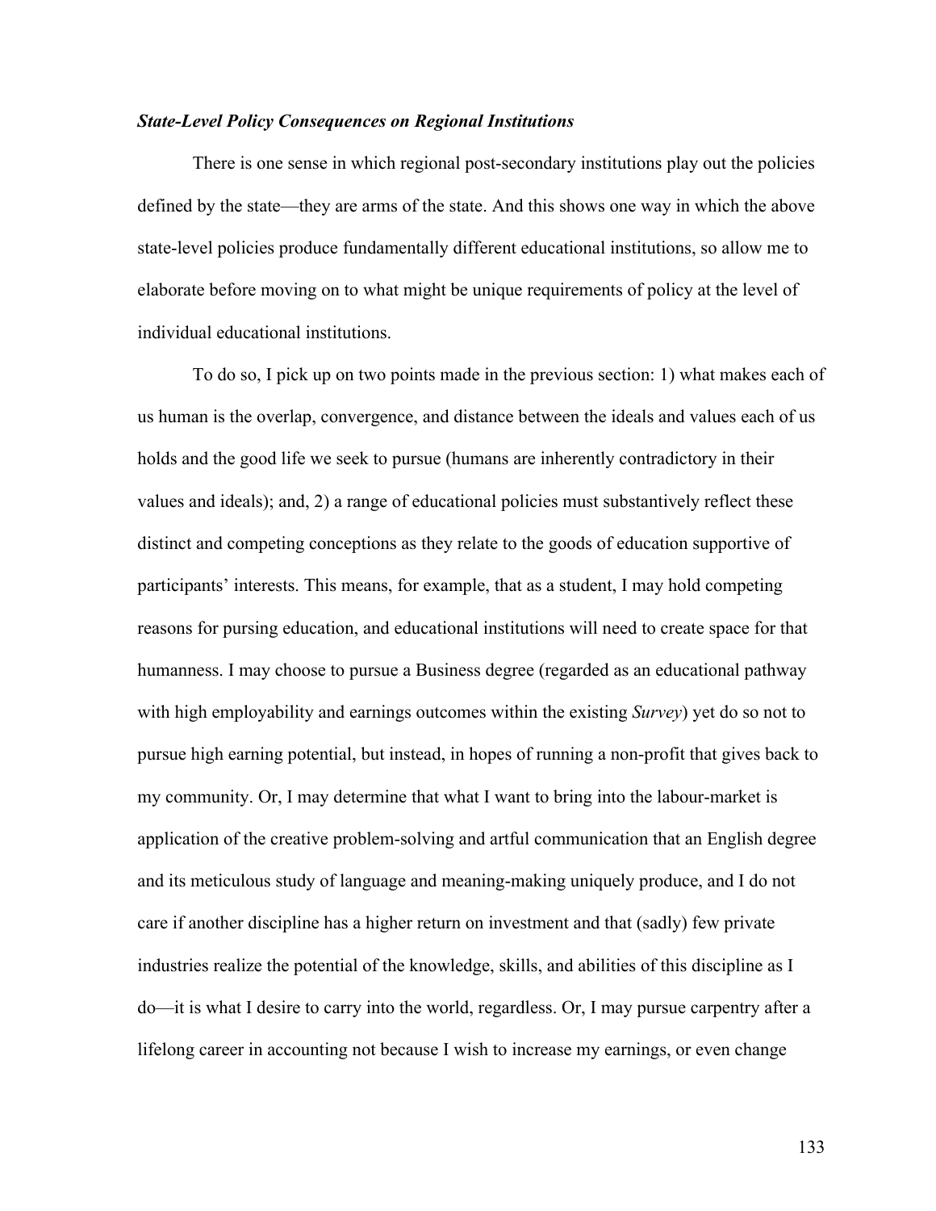***State-Level Policy Consequences on Regional Institutions***

There is one sense in which regional post-secondary institutions play out the policies defined by the state—they are arms of the state. And this shows one way in which the above state-level policies produce fundamentally different educational institutions, so allow me to elaborate before moving on to what might be unique requirements of policy at the level of individual educational institutions.

To do so, I pick up on two points made in the previous section: 1) what makes each of us human is the overlap, convergence, and distance between the ideals and values each of us holds and the good life we seek to pursue (humans are inherently contradictory in their values and ideals); and, 2) a range of educational policies must substantively reflect these distinct and competing conceptions as they relate to the goods of education supportive of participants' interests. This means, for example, that as a student, I may hold competing reasons for pursing education, and educational institutions will need to create space for that humanness. I may choose to pursue a Business degree (regarded as an educational pathway with high employability and earnings outcomes within the existing *Survey*) yet do so not to pursue high earning potential, but instead, in hopes of running a non-profit that gives back to my community. Or, I may determine that what I want to bring into the labour-market is application of the creative problem-solving and artful communication that an English degree and its meticulous study of language and meaning-making uniquely produce, and I do not care if another discipline has a higher return on investment and that (sadly) few private industries realize the potential of the knowledge, skills, and abilities of this discipline as I do—it is what I desire to carry into the world, regardless. Or, I may pursue carpentry after a lifelong career in accounting not because I wish to increase my earnings, or even change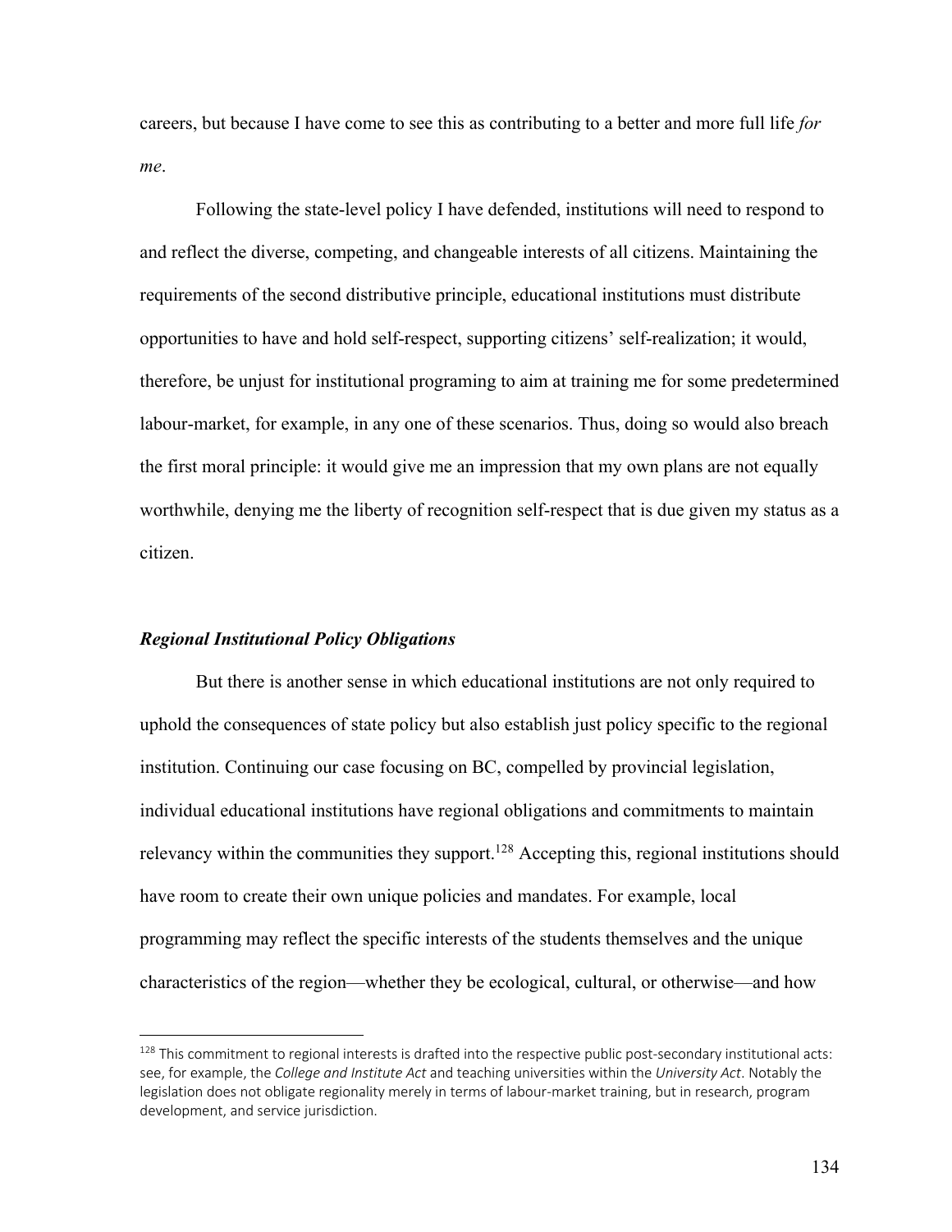careers, but because I have come to see this as contributing to a better and more full life *for me*.

Following the state-level policy I have defended, institutions will need to respond to and reflect the diverse, competing, and changeable interests of all citizens. Maintaining the requirements of the second distributive principle, educational institutions must distribute opportunities to have and hold self-respect, supporting citizens' self-realization; it would, therefore, be unjust for institutional programing to aim at training me for some predetermined labour-market, for example, in any one of these scenarios. Thus, doing so would also breach the first moral principle: it would give me an impression that my own plans are not equally worthwhile, denying me the liberty of recognition self-respect that is due given my status as a citizen.

### *Regional Institutional Policy Obligations*

But there is another sense in which educational institutions are not only required to uphold the consequences of state policy but also establish just policy specific to the regional institution. Continuing our case focusing on BC, compelled by provincial legislation, individual educational institutions have regional obligations and commitments to maintain relevancy within the communities they support.[128] Accepting this, regional institutions should have room to create their own unique policies and mandates. For example, local programming may reflect the specific interests of the students themselves and the unique characteristics of the region—whether they be ecological, cultural, or otherwise—and how

---

[128] This commitment to regional interests is drafted into the respective public post-secondary institutional acts: see, for example, the *College and Institute Act* and teaching universities within the *University Act*. Notably the legislation does not obligate regionality merely in terms of labour-market training, but in research, program development, and service jurisdiction.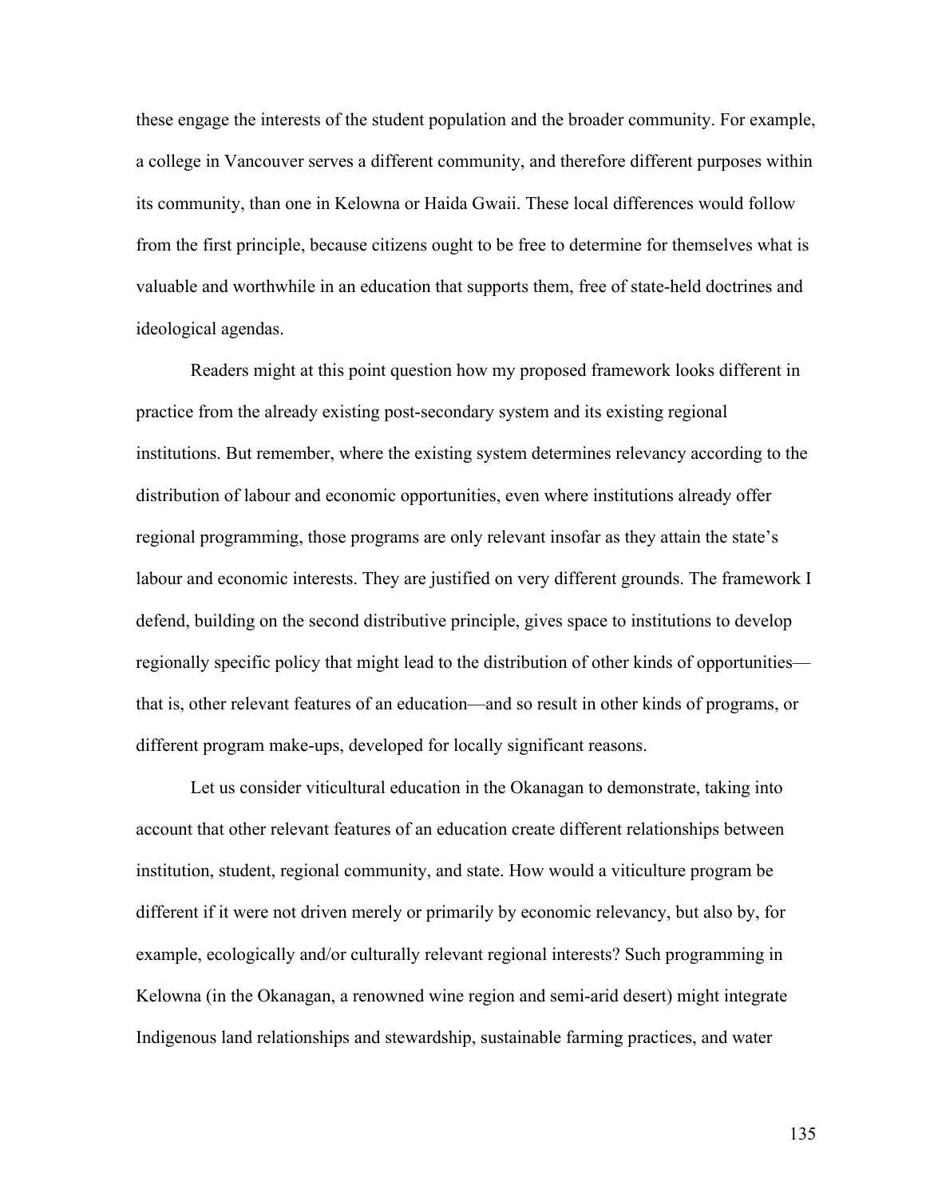these engage the interests of the student population and the broader community. For example, a college in Vancouver serves a different community, and therefore different purposes within its community, than one in Kelowna or Haida Gwaii. These local differences would follow from the first principle, because citizens ought to be free to determine for themselves what is valuable and worthwhile in an education that supports them, free of state-held doctrines and ideological agendas.

Readers might at this point question how my proposed framework looks different in practice from the already existing post-secondary system and its existing regional institutions. But remember, where the existing system determines relevancy according to the distribution of labour and economic opportunities, even where institutions already offer regional programming, those programs are only relevant insofar as they attain the state's labour and economic interests. They are justified on very different grounds. The framework I defend, building on the second distributive principle, gives space to institutions to develop regionally specific policy that might lead to the distribution of other kinds of opportunities—that is, other relevant features of an education—and so result in other kinds of programs, or different program make-ups, developed for locally significant reasons.

Let us consider viticultural education in the Okanagan to demonstrate, taking into account that other relevant features of an education create different relationships between institution, student, regional community, and state. How would a viticulture program be different if it were not driven merely or primarily by economic relevancy, but also by, for example, ecologically and/or culturally relevant regional interests? Such programming in Kelowna (in the Okanagan, a renowned wine region and semi-arid desert) might integrate Indigenous land relationships and stewardship, sustainable farming practices, and water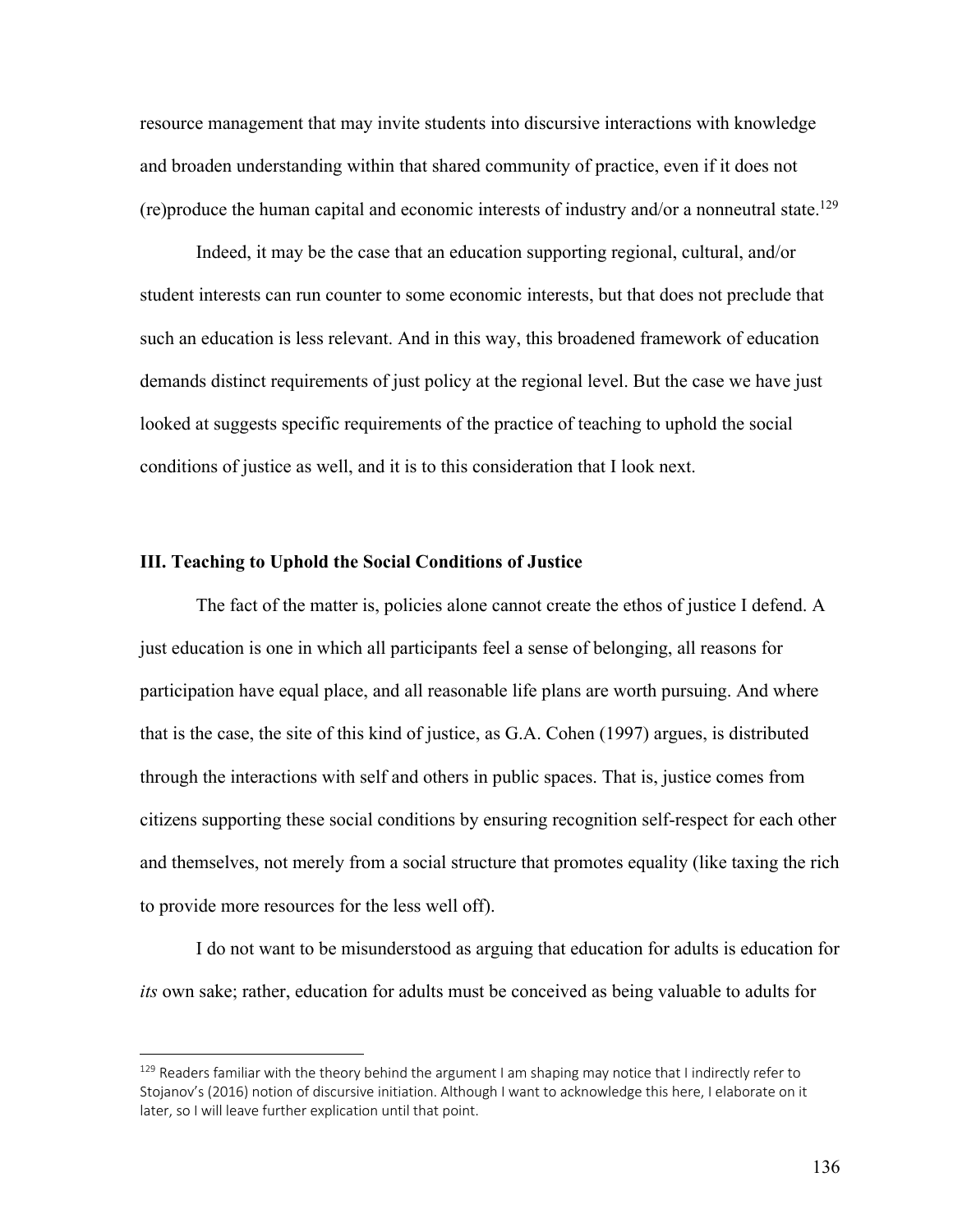resource management that may invite students into discursive interactions with knowledge and broaden understanding within that shared community of practice, even if it does not (re)produce the human capital and economic interests of industry and/or a nonneutral state.[129]

Indeed, it may be the case that an education supporting regional, cultural, and/or student interests can run counter to some economic interests, but that does not preclude that such an education is less relevant. And in this way, this broadened framework of education demands distinct requirements of just policy at the regional level. But the case we have just looked at suggests specific requirements of the practice of teaching to uphold the social conditions of justice as well, and it is to this consideration that I look next.

### III. Teaching to Uphold the Social Conditions of Justice

The fact of the matter is, policies alone cannot create the ethos of justice I defend. A just education is one in which all participants feel a sense of belonging, all reasons for participation have equal place, and all reasonable life plans are worth pursuing. And where that is the case, the site of this kind of justice, as G.A. Cohen (1997) argues, is distributed through the interactions with self and others in public spaces. That is, justice comes from citizens supporting these social conditions by ensuring recognition self-respect for each other and themselves, not merely from a social structure that promotes equality (like taxing the rich to provide more resources for the less well off).

I do not want to be misunderstood as arguing that education for adults is education for *its* own sake; rather, education for adults must be conceived as being valuable to adults for

---

[129] Readers familiar with the theory behind the argument I am shaping may notice that I indirectly refer to Stojanov's (2016) notion of discursive initiation. Although I want to acknowledge this here, I elaborate on it later, so I will leave further explication until that point.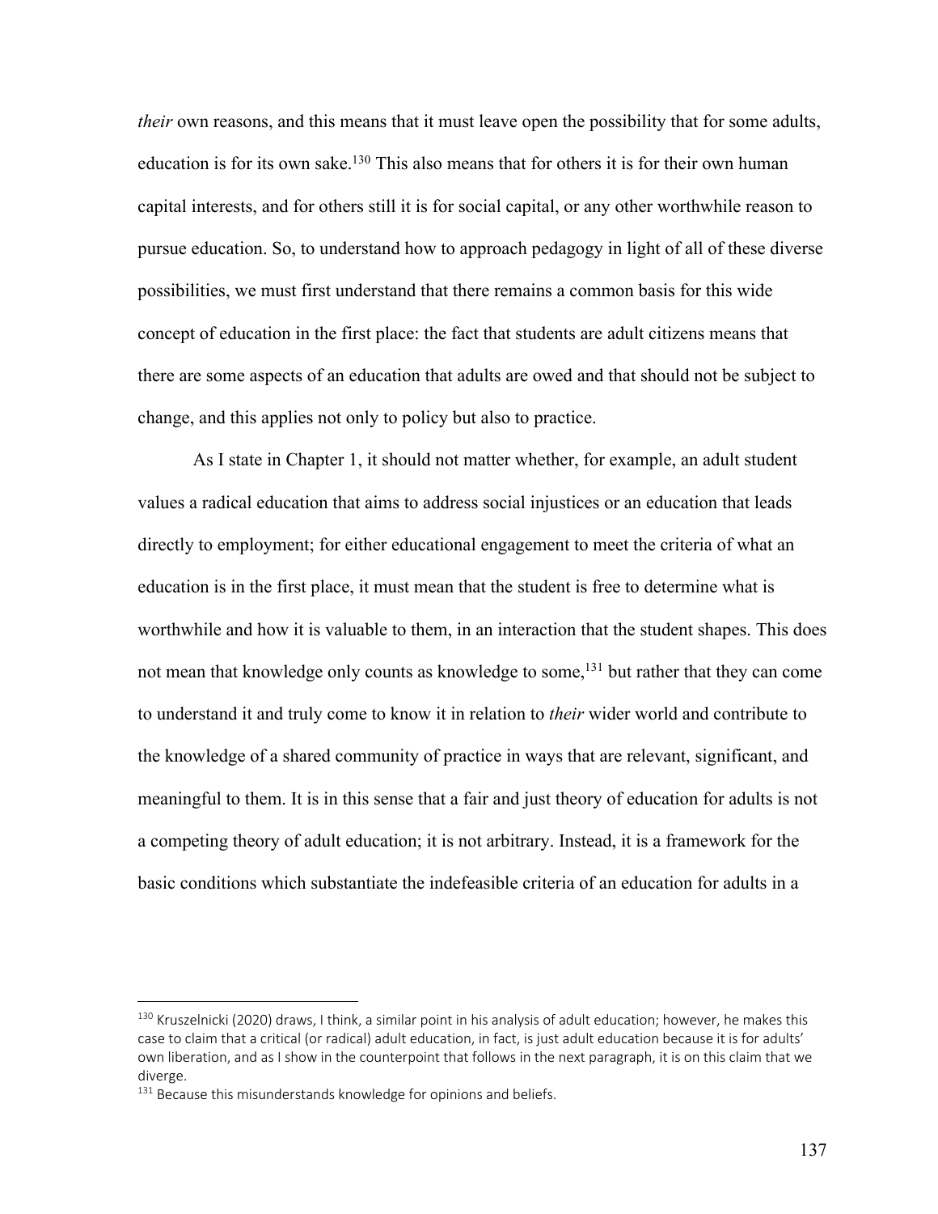*their* own reasons, and this means that it must leave open the possibility that for some adults, education is for its own sake.[130] This also means that for others it is for their own human capital interests, and for others still it is for social capital, or any other worthwhile reason to pursue education. So, to understand how to approach pedagogy in light of all of these diverse possibilities, we must first understand that there remains a common basis for this wide concept of education in the first place: the fact that students are adult citizens means that there are some aspects of an education that adults are owed and that should not be subject to change, and this applies not only to policy but also to practice.

As I state in Chapter 1, it should not matter whether, for example, an adult student values a radical education that aims to address social injustices or an education that leads directly to employment; for either educational engagement to meet the criteria of what an education is in the first place, it must mean that the student is free to determine what is worthwhile and how it is valuable to them, in an interaction that the student shapes. This does not mean that knowledge only counts as knowledge to some,[131] but rather that they can come to understand it and truly come to know it in relation to *their* wider world and contribute to the knowledge of a shared community of practice in ways that are relevant, significant, and meaningful to them. It is in this sense that a fair and just theory of education for adults is not a competing theory of adult education; it is not arbitrary. Instead, it is a framework for the basic conditions which substantiate the indefeasible criteria of an education for adults in a

---

[130] Kruszelnicki (2020) draws, I think, a similar point in his analysis of adult education; however, he makes this case to claim that a critical (or radical) adult education, in fact, is just adult education because it is for adults' own liberation, and as I show in the counterpoint that follows in the next paragraph, it is on this claim that we diverge.

[131] Because this misunderstands knowledge for opinions and beliefs.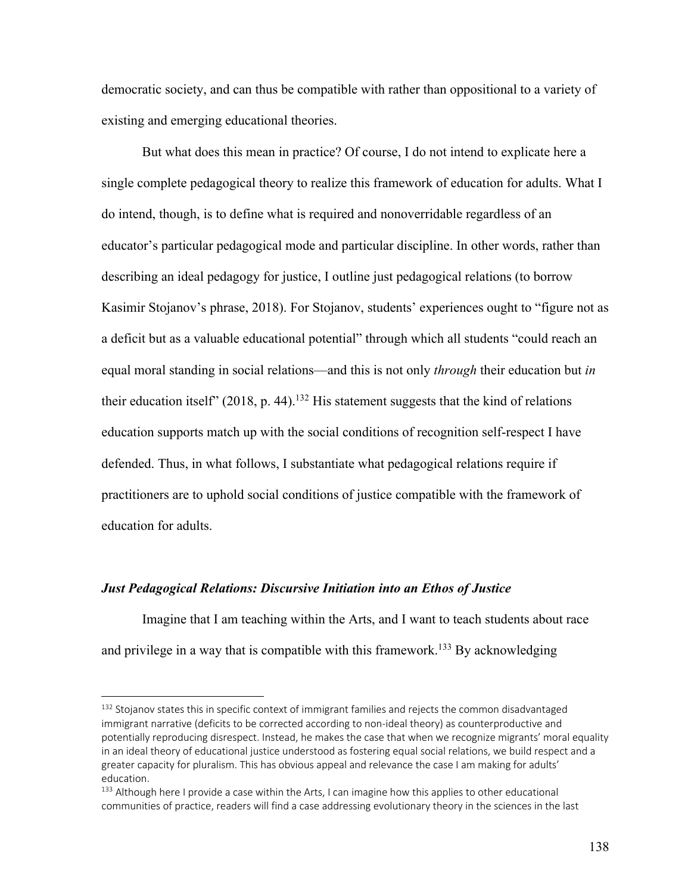democratic society, and can thus be compatible with rather than oppositional to a variety of existing and emerging educational theories.

But what does this mean in practice? Of course, I do not intend to explicate here a single complete pedagogical theory to realize this framework of education for adults. What I do intend, though, is to define what is required and nonoverridable regardless of an educator's particular pedagogical mode and particular discipline. In other words, rather than describing an ideal pedagogy for justice, I outline just pedagogical relations (to borrow Kasimir Stojanov's phrase, 2018). For Stojanov, students' experiences ought to "figure not as a deficit but as a valuable educational potential" through which all students "could reach an equal moral standing in social relations—and this is not only *through* their education but *in* their education itself" (2018, p. 44).[132] His statement suggests that the kind of relations education supports match up with the social conditions of recognition self-respect I have defended. Thus, in what follows, I substantiate what pedagogical relations require if practitioners are to uphold social conditions of justice compatible with the framework of education for adults.

### *Just Pedagogical Relations: Discursive Initiation into an Ethos of Justice*

Imagine that I am teaching within the Arts, and I want to teach students about race and privilege in a way that is compatible with this framework.[133] By acknowledging

---

[132] Stojanov states this in specific context of immigrant families and rejects the common disadvantaged immigrant narrative (deficits to be corrected according to non-ideal theory) as counterproductive and potentially reproducing disrespect. Instead, he makes the case that when we recognize migrants' moral equality in an ideal theory of educational justice understood as fostering equal social relations, we build respect and a greater capacity for pluralism. This has obvious appeal and relevance the case I am making for adults' education.

[133] Although here I provide a case within the Arts, I can imagine how this applies to other educational communities of practice, readers will find a case addressing evolutionary theory in the sciences in the last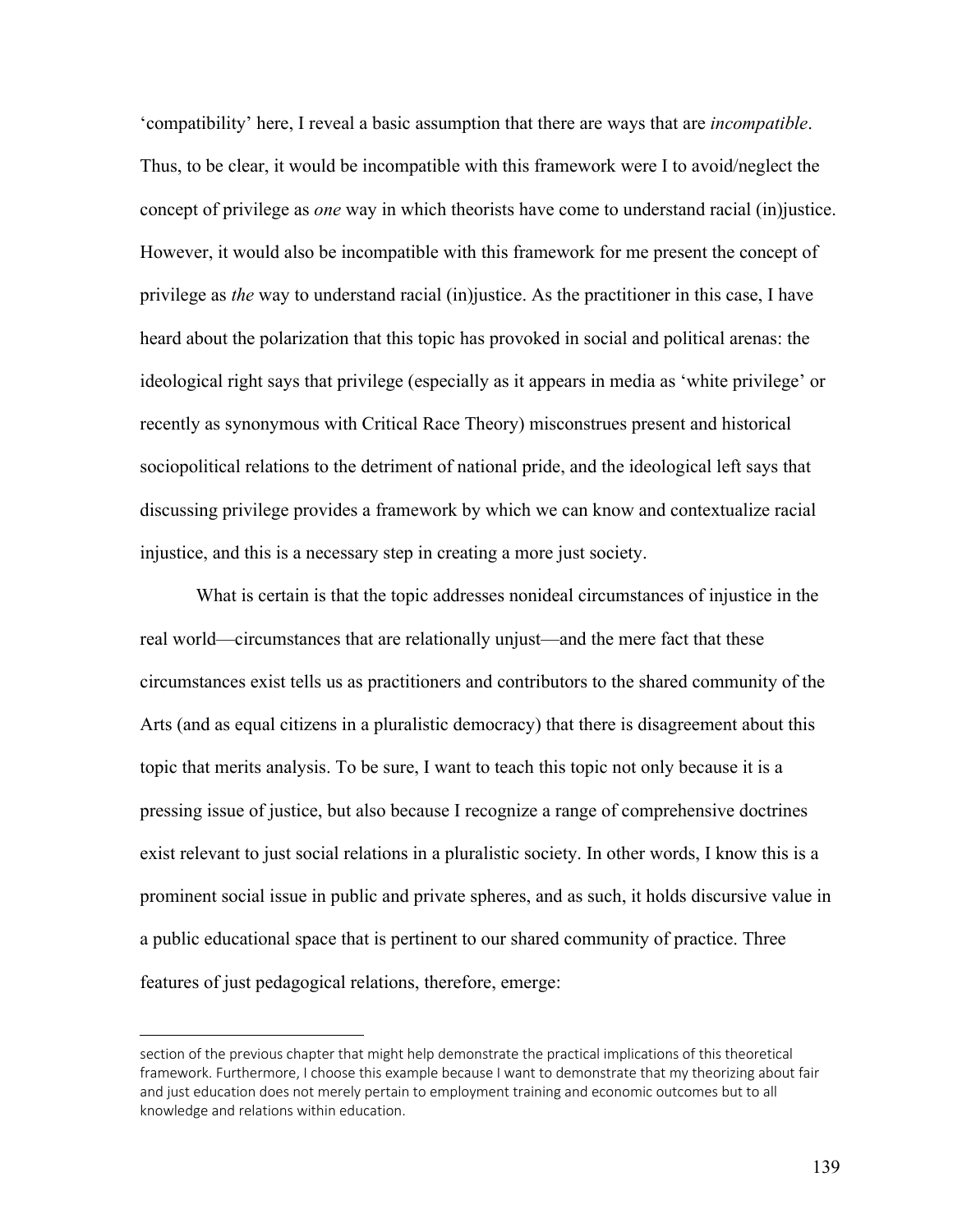'compatibility' here, I reveal a basic assumption that there are ways that are *incompatible*. Thus, to be clear, it would be incompatible with this framework were I to avoid/neglect the concept of privilege as *one* way in which theorists have come to understand racial (in)justice. However, it would also be incompatible with this framework for me present the concept of privilege as *the* way to understand racial (in)justice. As the practitioner in this case, I have heard about the polarization that this topic has provoked in social and political arenas: the ideological right says that privilege (especially as it appears in media as 'white privilege' or recently as synonymous with Critical Race Theory) misconstrues present and historical sociopolitical relations to the detriment of national pride, and the ideological left says that discussing privilege provides a framework by which we can know and contextualize racial injustice, and this is a necessary step in creating a more just society.

What is certain is that the topic addresses nonideal circumstances of injustice in the real world—circumstances that are relationally unjust—and the mere fact that these circumstances exist tells us as practitioners and contributors to the shared community of the Arts (and as equal citizens in a pluralistic democracy) that there is disagreement about this topic that merits analysis. To be sure, I want to teach this topic not only because it is a pressing issue of justice, but also because I recognize a range of comprehensive doctrines exist relevant to just social relations in a pluralistic society. In other words, I know this is a prominent social issue in public and private spheres, and as such, it holds discursive value in a public educational space that is pertinent to our shared community of practice. Three features of just pedagogical relations, therefore, emerge:

---

section of the previous chapter that might help demonstrate the practical implications of this theoretical framework. Furthermore, I choose this example because I want to demonstrate that my theorizing about fair and just education does not merely pertain to employment training and economic outcomes but to all knowledge and relations within education.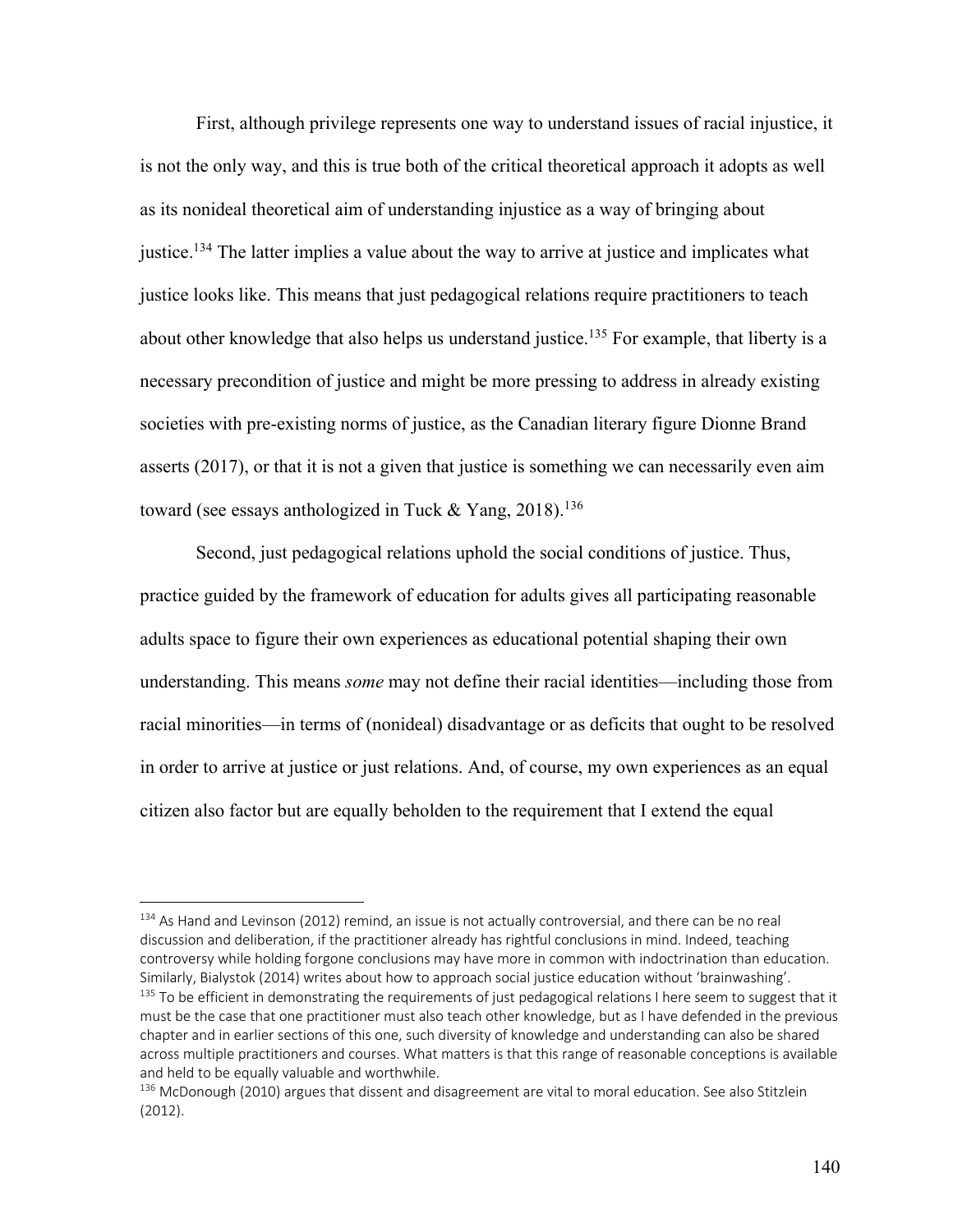First, although privilege represents one way to understand issues of racial injustice, it is not the only way, and this is true both of the critical theoretical approach it adopts as well as its nonideal theoretical aim of understanding injustice as a way of bringing about justice.[134] The latter implies a value about the way to arrive at justice and implicates what justice looks like. This means that just pedagogical relations require practitioners to teach about other knowledge that also helps us understand justice.[135] For example, that liberty is a necessary precondition of justice and might be more pressing to address in already existing societies with pre-existing norms of justice, as the Canadian literary figure Dionne Brand asserts (2017), or that it is not a given that justice is something we can necessarily even aim toward (see essays anthologized in Tuck & Yang, 2018).[136]

Second, just pedagogical relations uphold the social conditions of justice. Thus, practice guided by the framework of education for adults gives all participating reasonable adults space to figure their own experiences as educational potential shaping their own understanding. This means *some* may not define their racial identities—including those from racial minorities—in terms of (nonideal) disadvantage or as deficits that ought to be resolved in order to arrive at justice or just relations. And, of course, my own experiences as an equal citizen also factor but are equally beholden to the requirement that I extend the equal

---

[134] As Hand and Levinson (2012) remind, an issue is not actually controversial, and there can be no real discussion and deliberation, if the practitioner already has rightful conclusions in mind. Indeed, teaching controversy while holding forgone conclusions may have more in common with indoctrination than education. Similarly, Bialystok (2014) writes about how to approach social justice education without 'brainwashing'.

[135] To be efficient in demonstrating the requirements of just pedagogical relations I here seem to suggest that it must be the case that one practitioner must also teach other knowledge, but as I have defended in the previous chapter and in earlier sections of this one, such diversity of knowledge and understanding can also be shared across multiple practitioners and courses. What matters is that this range of reasonable conceptions is available and held to be equally valuable and worthwhile.

[136] McDonough (2010) argues that dissent and disagreement are vital to moral education. See also Stitzlein (2012).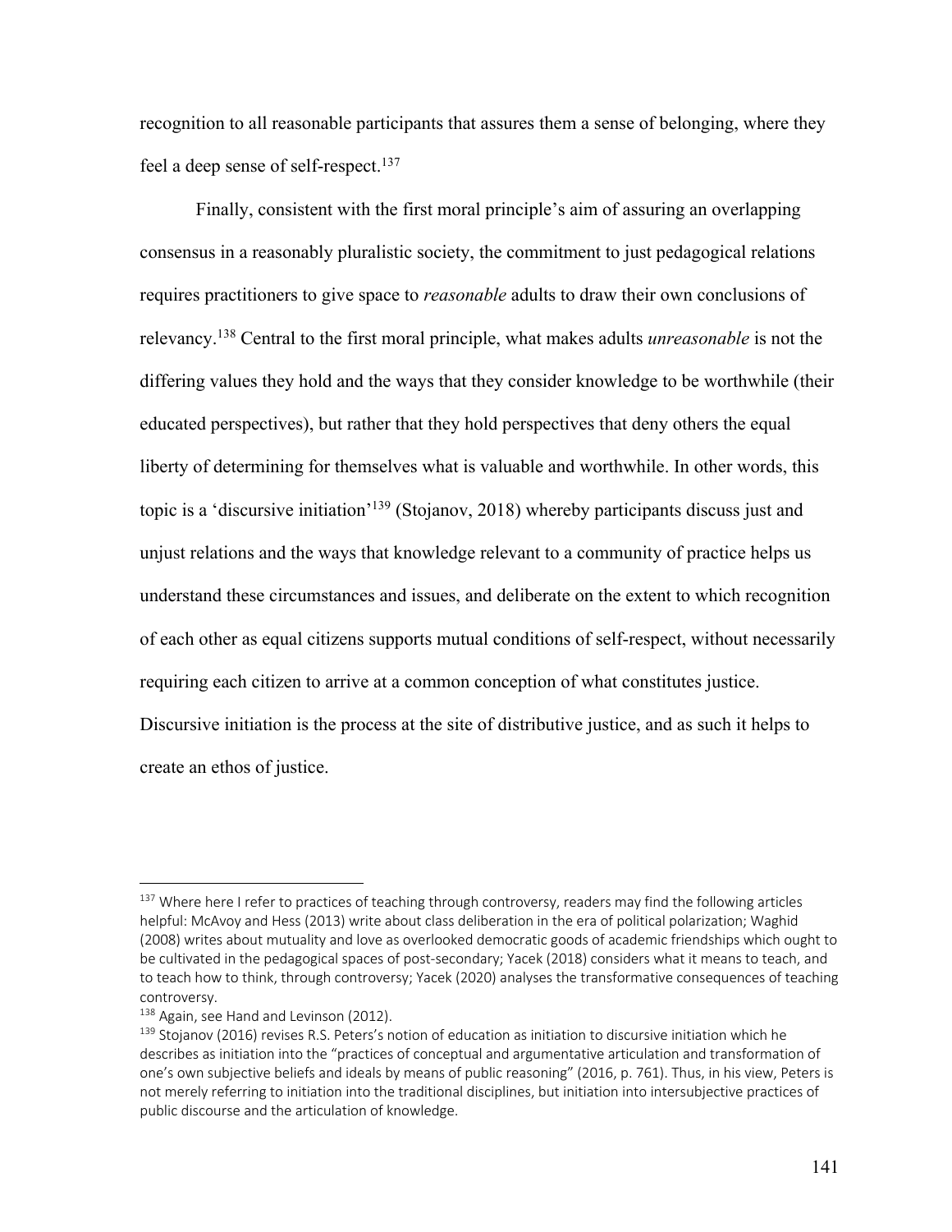recognition to all reasonable participants that assures them a sense of belonging, where they feel a deep sense of self-respect.[137]

Finally, consistent with the first moral principle's aim of assuring an overlapping consensus in a reasonably pluralistic society, the commitment to just pedagogical relations requires practitioners to give space to *reasonable* adults to draw their own conclusions of relevancy.[138] Central to the first moral principle, what makes adults *unreasonable* is not the differing values they hold and the ways that they consider knowledge to be worthwhile (their educated perspectives), but rather that they hold perspectives that deny others the equal liberty of determining for themselves what is valuable and worthwhile. In other words, this topic is a 'discursive initiation'[139] (Stojanov, 2018) whereby participants discuss just and unjust relations and the ways that knowledge relevant to a community of practice helps us understand these circumstances and issues, and deliberate on the extent to which recognition of each other as equal citizens supports mutual conditions of self-respect, without necessarily requiring each citizen to arrive at a common conception of what constitutes justice. Discursive initiation is the process at the site of distributive justice, and as such it helps to create an ethos of justice.

---

[137] Where here I refer to practices of teaching through controversy, readers may find the following articles helpful: McAvoy and Hess (2013) write about class deliberation in the era of political polarization; Waghid (2008) writes about mutuality and love as overlooked democratic goods of academic friendships which ought to be cultivated in the pedagogical spaces of post-secondary; Yacek (2018) considers what it means to teach, and to teach how to think, through controversy; Yacek (2020) analyses the transformative consequences of teaching controversy.

[138] Again, see Hand and Levinson (2012).

[139] Stojanov (2016) revises R.S. Peters's notion of education as initiation to discursive initiation which he describes as initiation into the "practices of conceptual and argumentative articulation and transformation of one's own subjective beliefs and ideals by means of public reasoning" (2016, p. 761). Thus, in his view, Peters is not merely referring to initiation into the traditional disciplines, but initiation into intersubjective practices of public discourse and the articulation of knowledge.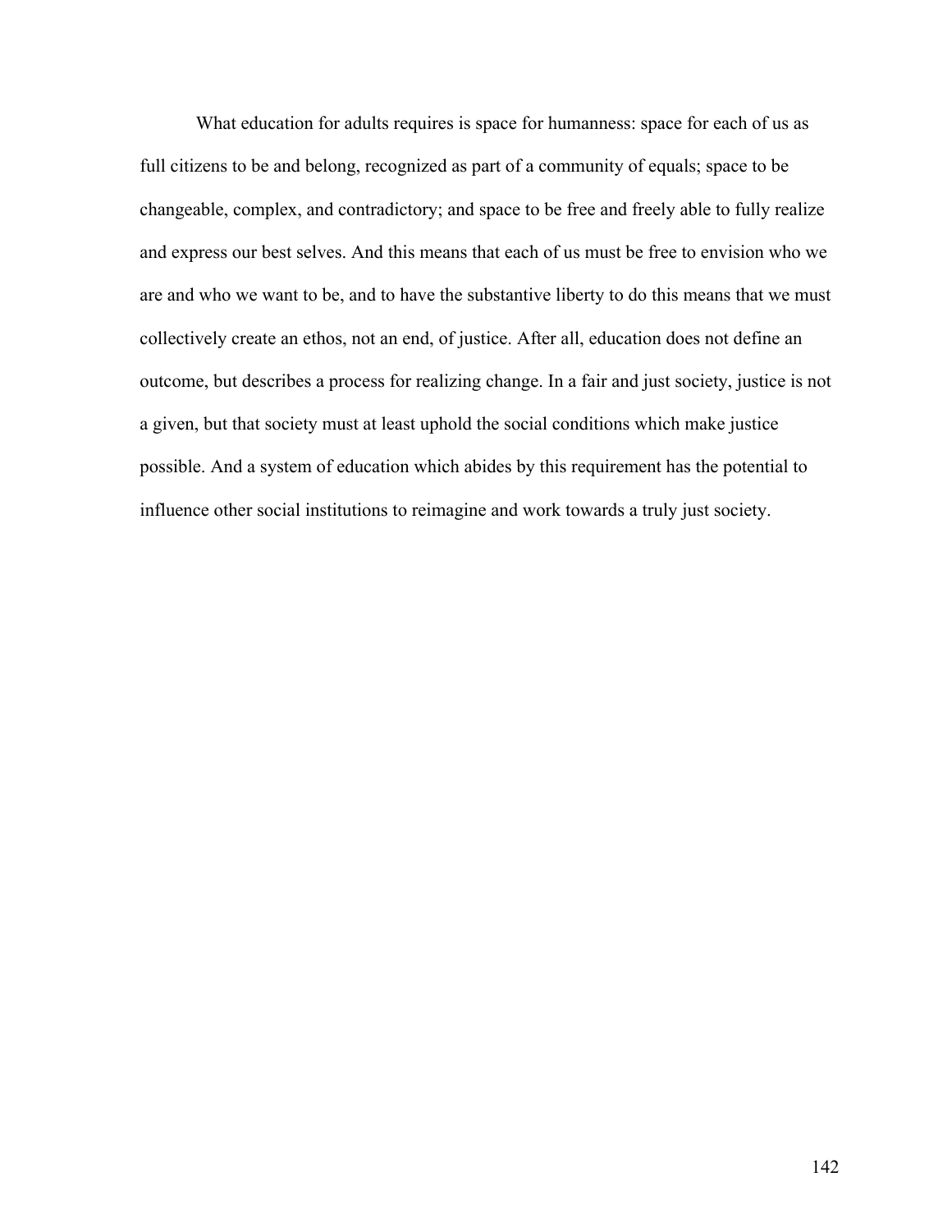What education for adults requires is space for humanness: space for each of us as full citizens to be and belong, recognized as part of a community of equals; space to be changeable, complex, and contradictory; and space to be free and freely able to fully realize and express our best selves. And this means that each of us must be free to envision who we are and who we want to be, and to have the substantive liberty to do this means that we must collectively create an ethos, not an end, of justice. After all, education does not define an outcome, but describes a process for realizing change. In a fair and just society, justice is not a given, but that society must at least uphold the social conditions which make justice possible. And a system of education which abides by this requirement has the potential to influence other social institutions to reimagine and work towards a truly just society.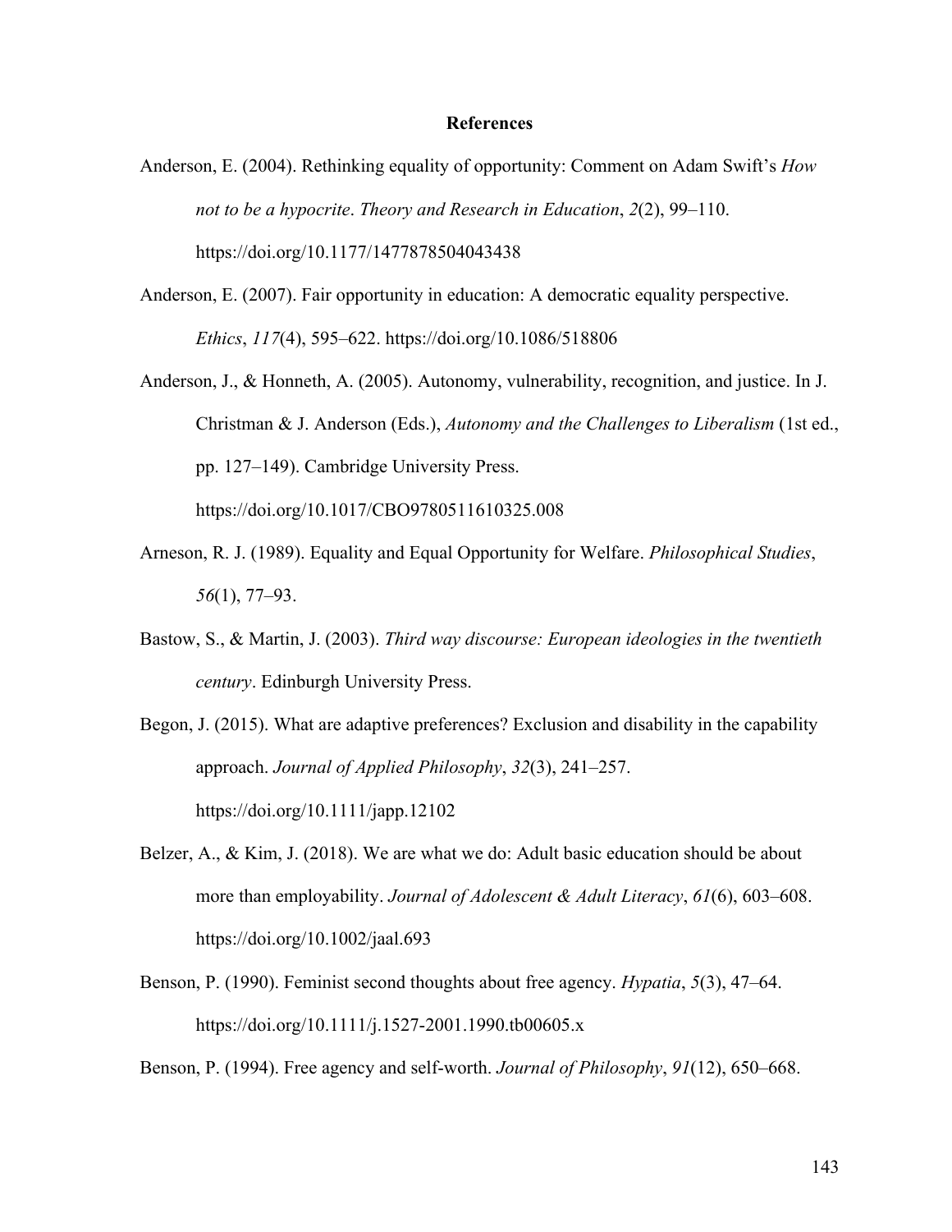# References

Anderson, E. (2004). Rethinking equality of opportunity: Comment on Adam Swift's *How not to be a hypocrite*. *Theory and Research in Education*, *2*(2), 99–110. https://doi.org/10.1177/1477878504043438

Anderson, E. (2007). Fair opportunity in education: A democratic equality perspective. *Ethics*, *117*(4), 595–622. https://doi.org/10.1086/518806

Anderson, J., & Honneth, A. (2005). Autonomy, vulnerability, recognition, and justice. In J. Christman & J. Anderson (Eds.), *Autonomy and the Challenges to Liberalism* (1st ed., pp. 127–149). Cambridge University Press. https://doi.org/10.1017/CBO9780511610325.008

Arneson, R. J. (1989). Equality and Equal Opportunity for Welfare. *Philosophical Studies*, *56*(1), 77–93.

Bastow, S., & Martin, J. (2003). *Third way discourse: European ideologies in the twentieth century*. Edinburgh University Press.

Begon, J. (2015). What are adaptive preferences? Exclusion and disability in the capability approach. *Journal of Applied Philosophy*, *32*(3), 241–257. https://doi.org/10.1111/japp.12102

Belzer, A., & Kim, J. (2018). We are what we do: Adult basic education should be about more than employability. *Journal of Adolescent & Adult Literacy*, *61*(6), 603–608. https://doi.org/10.1002/jaal.693

Benson, P. (1990). Feminist second thoughts about free agency. *Hypatia*, *5*(3), 47–64. https://doi.org/10.1111/j.1527-2001.1990.tb00605.x

Benson, P. (1994). Free agency and self-worth. *Journal of Philosophy*, *91*(12), 650–668.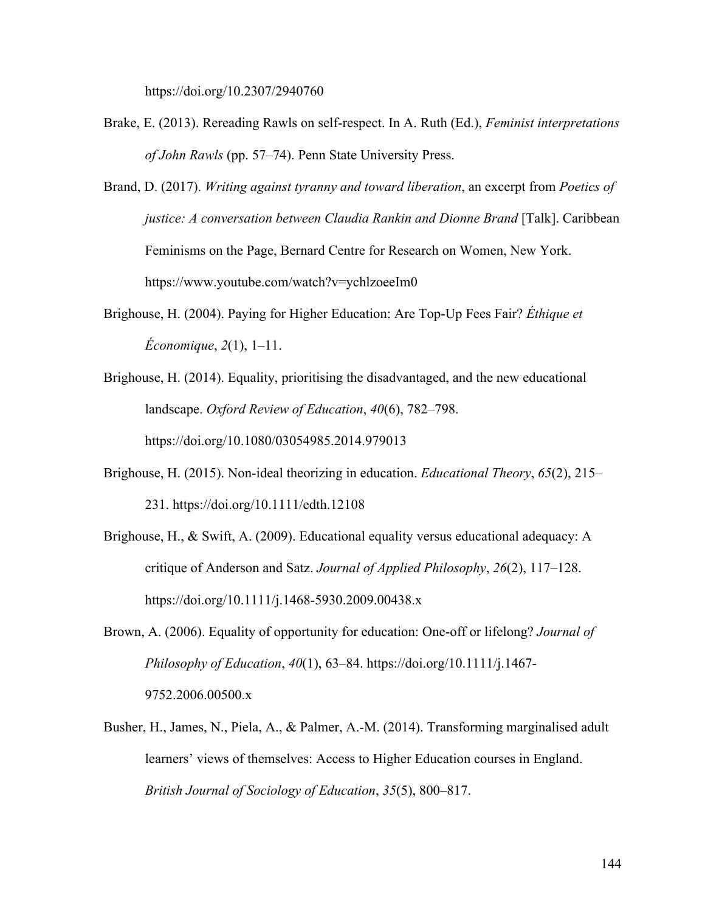https://doi.org/10.2307/2940760

Brake, E. (2013). Rereading Rawls on self-respect. In A. Ruth (Ed.), *Feminist interpretations of John Rawls* (pp. 57–74). Penn State University Press.

Brand, D. (2017). *Writing against tyranny and toward liberation*, an excerpt from *Poetics of justice: A conversation between Claudia Rankin and Dionne Brand* [Talk]. Caribbean Feminisms on the Page, Bernard Centre for Research on Women, New York. https://www.youtube.com/watch?v=ychlzoeeIm0

Brighouse, H. (2004). Paying for Higher Education: Are Top-Up Fees Fair? *Éthique et Économique*, *2*(1), 1–11.

Brighouse, H. (2014). Equality, prioritising the disadvantaged, and the new educational landscape. *Oxford Review of Education*, *40*(6), 782–798. https://doi.org/10.1080/03054985.2014.979013

Brighouse, H. (2015). Non-ideal theorizing in education. *Educational Theory*, *65*(2), 215–231. https://doi.org/10.1111/edth.12108

Brighouse, H., & Swift, A. (2009). Educational equality versus educational adequacy: A critique of Anderson and Satz. *Journal of Applied Philosophy*, *26*(2), 117–128. https://doi.org/10.1111/j.1468-5930.2009.00438.x

Brown, A. (2006). Equality of opportunity for education: One-off or lifelong? *Journal of Philosophy of Education*, *40*(1), 63–84. https://doi.org/10.1111/j.1467-9752.2006.00500.x

Busher, H., James, N., Piela, A., & Palmer, A.-M. (2014). Transforming marginalised adult learners' views of themselves: Access to Higher Education courses in England. *British Journal of Sociology of Education*, *35*(5), 800–817.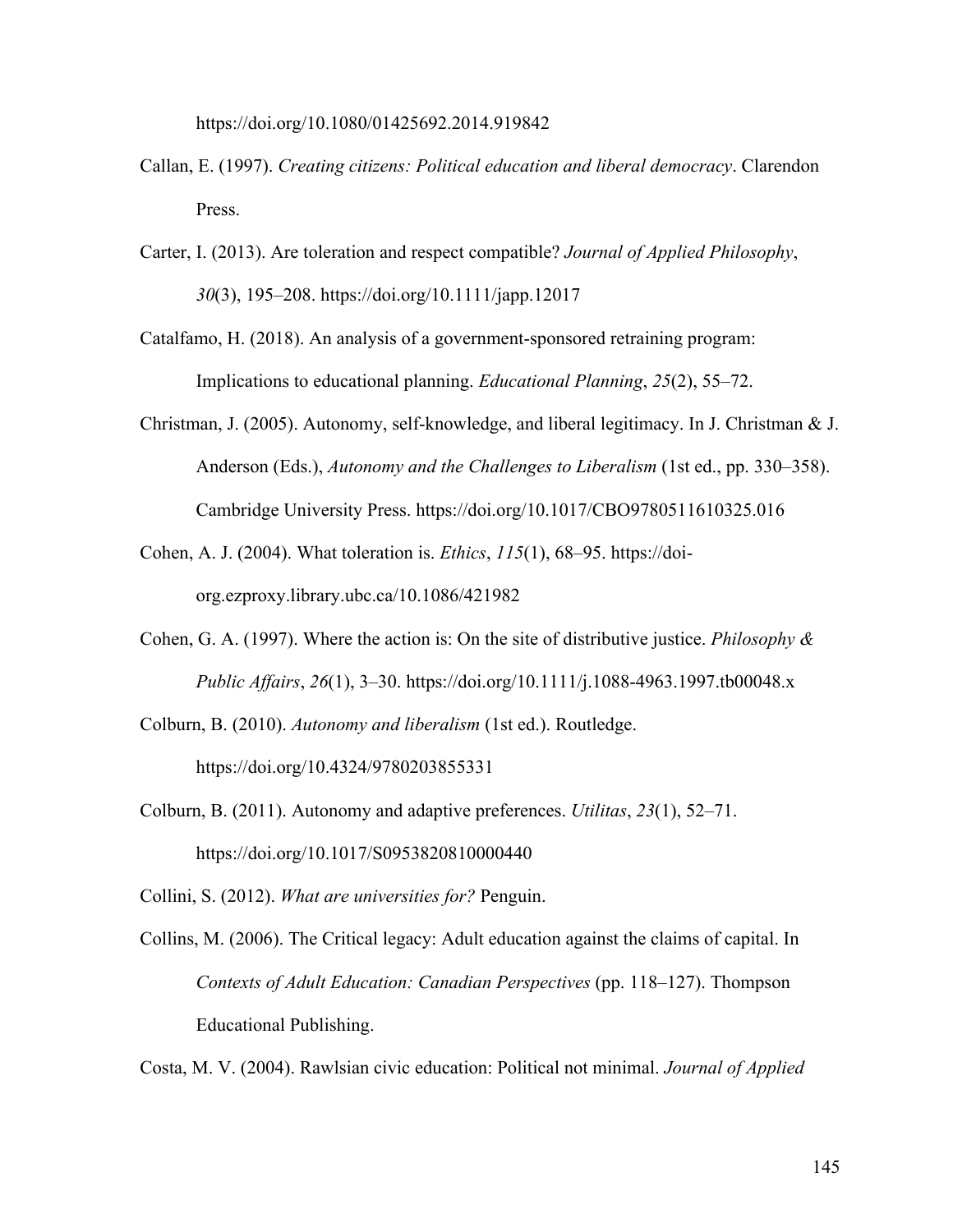https://doi.org/10.1080/01425692.2014.919842

Callan, E. (1997). *Creating citizens: Political education and liberal democracy*. Clarendon Press.

Carter, I. (2013). Are toleration and respect compatible? *Journal of Applied Philosophy*, *30*(3), 195–208. https://doi.org/10.1111/japp.12017

Catalfamo, H. (2018). An analysis of a government-sponsored retraining program: Implications to educational planning. *Educational Planning*, *25*(2), 55–72.

Christman, J. (2005). Autonomy, self-knowledge, and liberal legitimacy. In J. Christman & J. Anderson (Eds.), *Autonomy and the Challenges to Liberalism* (1st ed., pp. 330–358). Cambridge University Press. https://doi.org/10.1017/CBO9780511610325.016

Cohen, A. J. (2004). What toleration is. *Ethics*, *115*(1), 68–95. https://doi-org.ezproxy.library.ubc.ca/10.1086/421982

Cohen, G. A. (1997). Where the action is: On the site of distributive justice. *Philosophy & Public Affairs*, *26*(1), 3–30. https://doi.org/10.1111/j.1088-4963.1997.tb00048.x

Colburn, B. (2010). *Autonomy and liberalism* (1st ed.). Routledge. https://doi.org/10.4324/9780203855331

Colburn, B. (2011). Autonomy and adaptive preferences. *Utilitas*, *23*(1), 52–71. https://doi.org/10.1017/S0953820810000440

Collini, S. (2012). *What are universities for?* Penguin.

Collins, M. (2006). The Critical legacy: Adult education against the claims of capital. In *Contexts of Adult Education: Canadian Perspectives* (pp. 118–127). Thompson Educational Publishing.

Costa, M. V. (2004). Rawlsian civic education: Political not minimal. *Journal of Applied*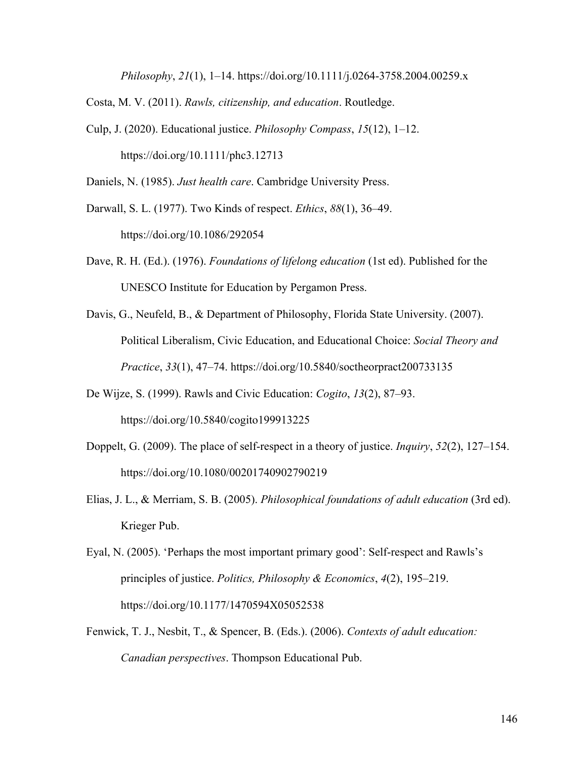*Philosophy*, *21*(1), 1–14. https://doi.org/10.1111/j.0264-3758.2004.00259.x

Costa, M. V. (2011). *Rawls, citizenship, and education*. Routledge.

Culp, J. (2020). Educational justice. *Philosophy Compass*, *15*(12), 1–12. https://doi.org/10.1111/phc3.12713

Daniels, N. (1985). *Just health care*. Cambridge University Press.

Darwall, S. L. (1977). Two Kinds of respect. *Ethics*, *88*(1), 36–49. https://doi.org/10.1086/292054

Dave, R. H. (Ed.). (1976). *Foundations of lifelong education* (1st ed). Published for the UNESCO Institute for Education by Pergamon Press.

Davis, G., Neufeld, B., & Department of Philosophy, Florida State University. (2007). Political Liberalism, Civic Education, and Educational Choice: *Social Theory and Practice*, *33*(1), 47–74. https://doi.org/10.5840/soctheorpract200733135

De Wijze, S. (1999). Rawls and Civic Education: *Cogito*, *13*(2), 87–93. https://doi.org/10.5840/cogito199913225

Doppelt, G. (2009). The place of self-respect in a theory of justice. *Inquiry*, *52*(2), 127–154. https://doi.org/10.1080/00201740902790219

Elias, J. L., & Merriam, S. B. (2005). *Philosophical foundations of adult education* (3rd ed). Krieger Pub.

Eyal, N. (2005). 'Perhaps the most important primary good': Self-respect and Rawls's principles of justice. *Politics, Philosophy & Economics*, *4*(2), 195–219. https://doi.org/10.1177/1470594X05052538

Fenwick, T. J., Nesbit, T., & Spencer, B. (Eds.). (2006). *Contexts of adult education: Canadian perspectives*. Thompson Educational Pub.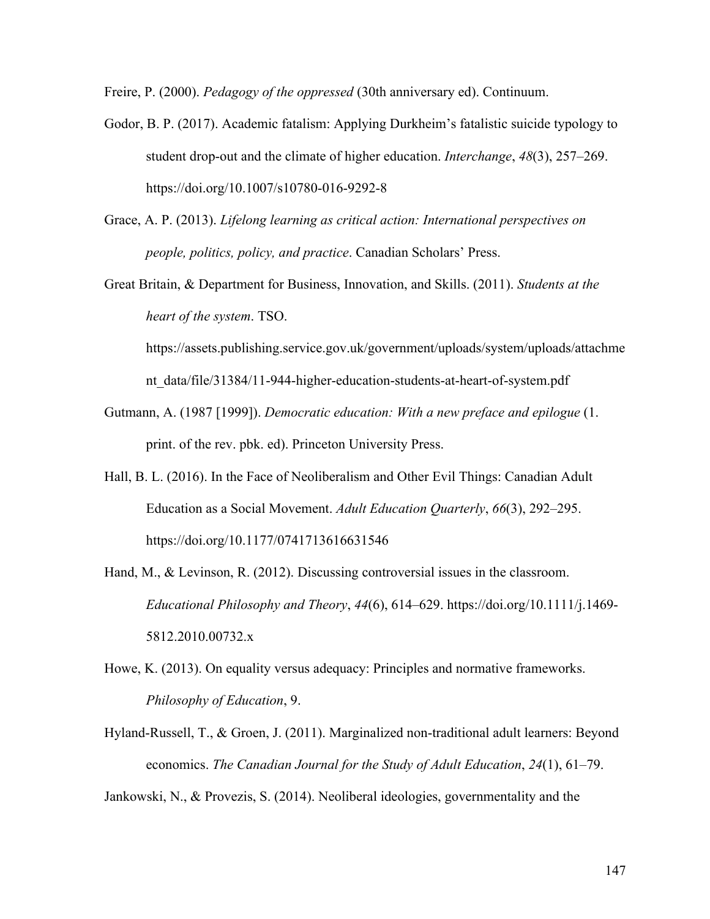Freire, P. (2000). *Pedagogy of the oppressed* (30th anniversary ed). Continuum.

Godor, B. P. (2017). Academic fatalism: Applying Durkheim's fatalistic suicide typology to student drop-out and the climate of higher education. *Interchange*, *48*(3), 257–269. https://doi.org/10.1007/s10780-016-9292-8

Grace, A. P. (2013). *Lifelong learning as critical action: International perspectives on people, politics, policy, and practice*. Canadian Scholars' Press.

Great Britain, & Department for Business, Innovation, and Skills. (2011). *Students at the heart of the system*. TSO. https://assets.publishing.service.gov.uk/government/uploads/system/uploads/attachment_data/file/31384/11-944-higher-education-students-at-heart-of-system.pdf

Gutmann, A. (1987 [1999]). *Democratic education: With a new preface and epilogue* (1. print. of the rev. pbk. ed). Princeton University Press.

Hall, B. L. (2016). In the Face of Neoliberalism and Other Evil Things: Canadian Adult Education as a Social Movement. *Adult Education Quarterly*, *66*(3), 292–295. https://doi.org/10.1177/0741713616631546

Hand, M., & Levinson, R. (2012). Discussing controversial issues in the classroom. *Educational Philosophy and Theory*, *44*(6), 614–629. https://doi.org/10.1111/j.1469-5812.2010.00732.x

Howe, K. (2013). On equality versus adequacy: Principles and normative frameworks. *Philosophy of Education*, 9.

Hyland-Russell, T., & Groen, J. (2011). Marginalized non-traditional adult learners: Beyond economics. *The Canadian Journal for the Study of Adult Education*, *24*(1), 61–79.

Jankowski, N., & Provezis, S. (2014). Neoliberal ideologies, governmentality and the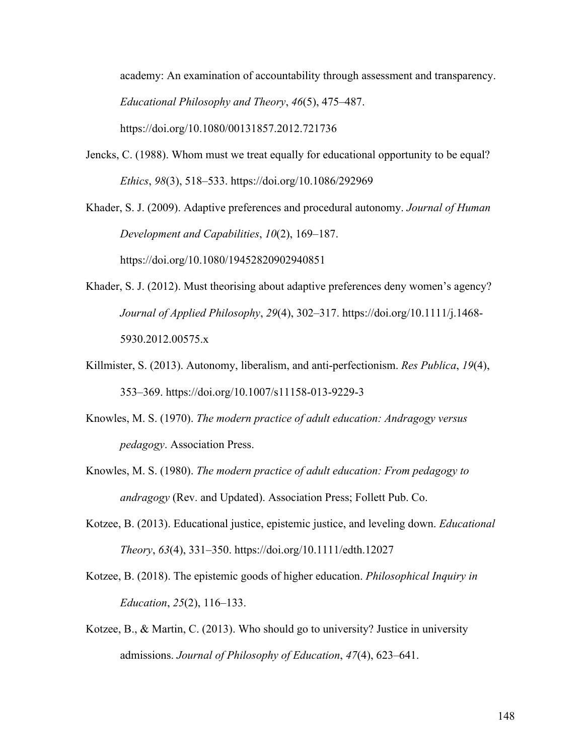academy: An examination of accountability through assessment and transparency. *Educational Philosophy and Theory*, *46*(5), 475–487. https://doi.org/10.1080/00131857.2012.721736

Jencks, C. (1988). Whom must we treat equally for educational opportunity to be equal? *Ethics*, *98*(3), 518–533. https://doi.org/10.1086/292969

Khader, S. J. (2009). Adaptive preferences and procedural autonomy. *Journal of Human Development and Capabilities*, *10*(2), 169–187. https://doi.org/10.1080/19452820902940851

Khader, S. J. (2012). Must theorising about adaptive preferences deny women's agency? *Journal of Applied Philosophy*, *29*(4), 302–317. https://doi.org/10.1111/j.1468-5930.2012.00575.x

Killmister, S. (2013). Autonomy, liberalism, and anti-perfectionism. *Res Publica*, *19*(4), 353–369. https://doi.org/10.1007/s11158-013-9229-3

Knowles, M. S. (1970). *The modern practice of adult education: Andragogy versus pedagogy*. Association Press.

Knowles, M. S. (1980). *The modern practice of adult education: From pedagogy to andragogy* (Rev. and Updated). Association Press; Follett Pub. Co.

Kotzee, B. (2013). Educational justice, epistemic justice, and leveling down. *Educational Theory*, *63*(4), 331–350. https://doi.org/10.1111/edth.12027

Kotzee, B. (2018). The epistemic goods of higher education. *Philosophical Inquiry in Education*, *25*(2), 116–133.

Kotzee, B., & Martin, C. (2013). Who should go to university? Justice in university admissions. *Journal of Philosophy of Education*, *47*(4), 623–641.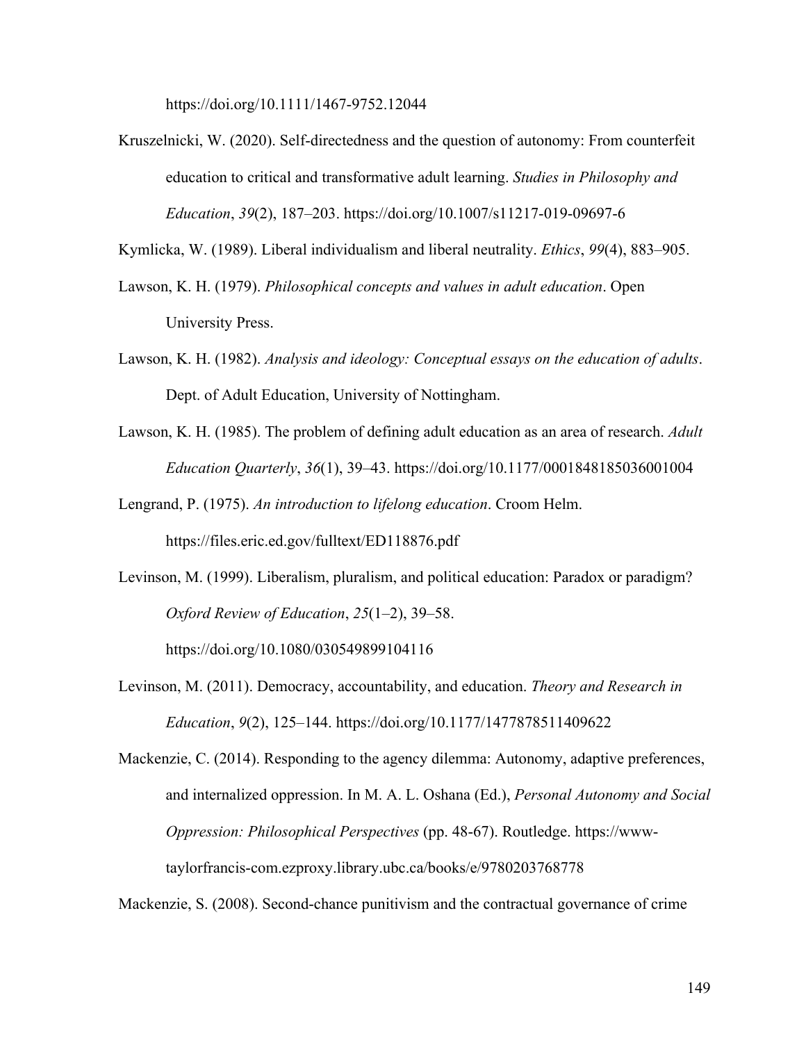https://doi.org/10.1111/1467-9752.12044

Kruszelnicki, W. (2020). Self-directedness and the question of autonomy: From counterfeit education to critical and transformative adult learning. *Studies in Philosophy and Education*, *39*(2), 187–203. https://doi.org/10.1007/s11217-019-09697-6

Kymlicka, W. (1989). Liberal individualism and liberal neutrality. *Ethics*, *99*(4), 883–905.

Lawson, K. H. (1979). *Philosophical concepts and values in adult education*. Open University Press.

Lawson, K. H. (1982). *Analysis and ideology: Conceptual essays on the education of adults*. Dept. of Adult Education, University of Nottingham.

Lawson, K. H. (1985). The problem of defining adult education as an area of research. *Adult Education Quarterly*, *36*(1), 39–43. https://doi.org/10.1177/0001848185036001004

Lengrand, P. (1975). *An introduction to lifelong education*. Croom Helm. https://files.eric.ed.gov/fulltext/ED118876.pdf

Levinson, M. (1999). Liberalism, pluralism, and political education: Paradox or paradigm? *Oxford Review of Education*, *25*(1–2), 39–58. https://doi.org/10.1080/030549899104116

Levinson, M. (2011). Democracy, accountability, and education. *Theory and Research in Education*, *9*(2), 125–144. https://doi.org/10.1177/1477878511409622

Mackenzie, C. (2014). Responding to the agency dilemma: Autonomy, adaptive preferences, and internalized oppression. In M. A. L. Oshana (Ed.), *Personal Autonomy and Social Oppression: Philosophical Perspectives* (pp. 48-67). Routledge. https://www-taylorfrancis-com.ezproxy.library.ubc.ca/books/e/9780203768778

Mackenzie, S. (2008). Second-chance punitivism and the contractual governance of crime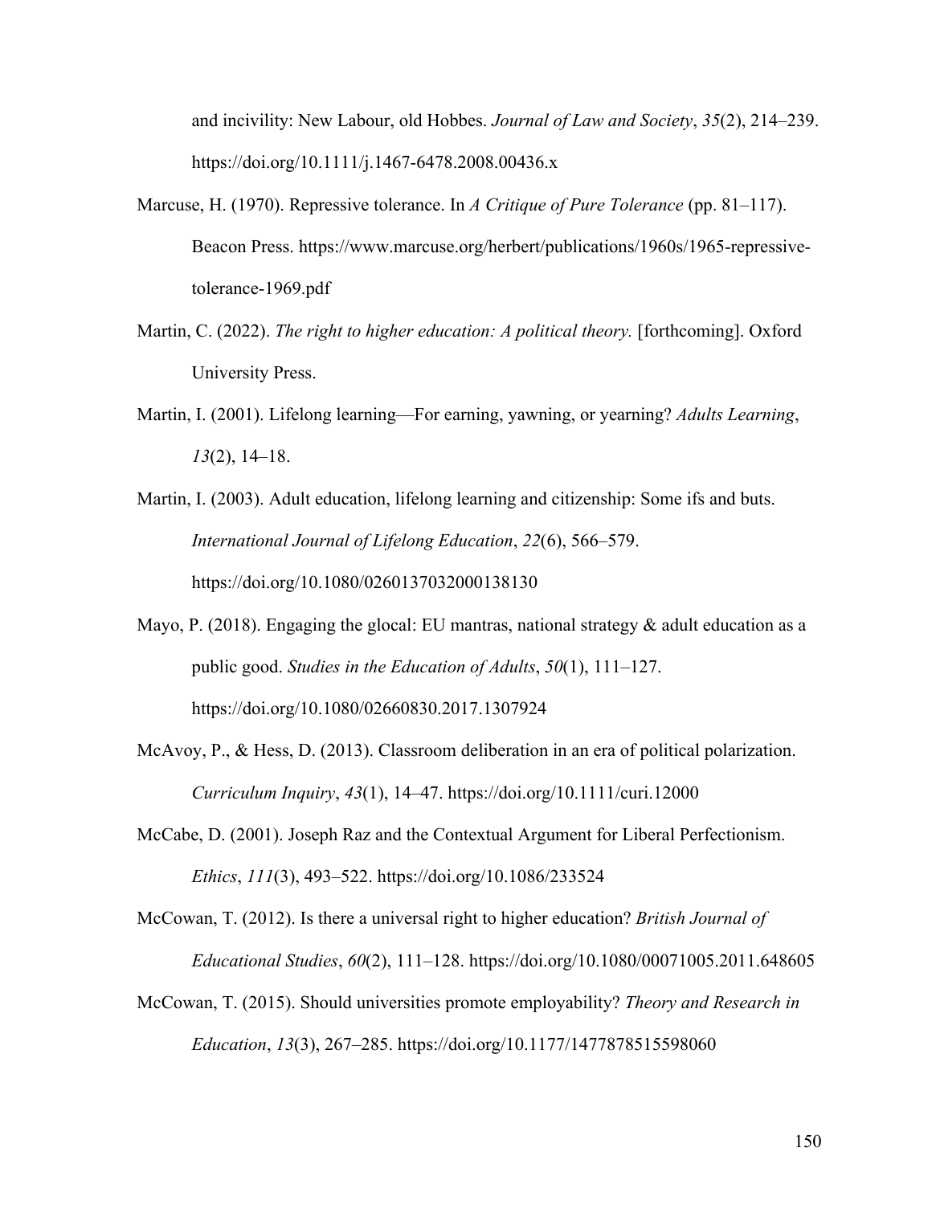and incivility: New Labour, old Hobbes. *Journal of Law and Society*, *35*(2), 214–239. https://doi.org/10.1111/j.1467-6478.2008.00436.x

Marcuse, H. (1970). Repressive tolerance. In *A Critique of Pure Tolerance* (pp. 81–117). Beacon Press. https://www.marcuse.org/herbert/publications/1960s/1965-repressive-tolerance-1969.pdf

Martin, C. (2022). *The right to higher education: A political theory.* [forthcoming]. Oxford University Press.

Martin, I. (2001). Lifelong learning—For earning, yawning, or yearning? *Adults Learning*, *13*(2), 14–18.

Martin, I. (2003). Adult education, lifelong learning and citizenship: Some ifs and buts. *International Journal of Lifelong Education*, *22*(6), 566–579. https://doi.org/10.1080/0260137032000138130

Mayo, P. (2018). Engaging the glocal: EU mantras, national strategy & adult education as a public good. *Studies in the Education of Adults*, *50*(1), 111–127. https://doi.org/10.1080/02660830.2017.1307924

McAvoy, P., & Hess, D. (2013). Classroom deliberation in an era of political polarization. *Curriculum Inquiry*, *43*(1), 14–47. https://doi.org/10.1111/curi.12000

McCabe, D. (2001). Joseph Raz and the Contextual Argument for Liberal Perfectionism. *Ethics*, *111*(3), 493–522. https://doi.org/10.1086/233524

McCowan, T. (2012). Is there a universal right to higher education? *British Journal of Educational Studies*, *60*(2), 111–128. https://doi.org/10.1080/00071005.2011.648605

McCowan, T. (2015). Should universities promote employability? *Theory and Research in Education*, *13*(3), 267–285. https://doi.org/10.1177/1477878515598060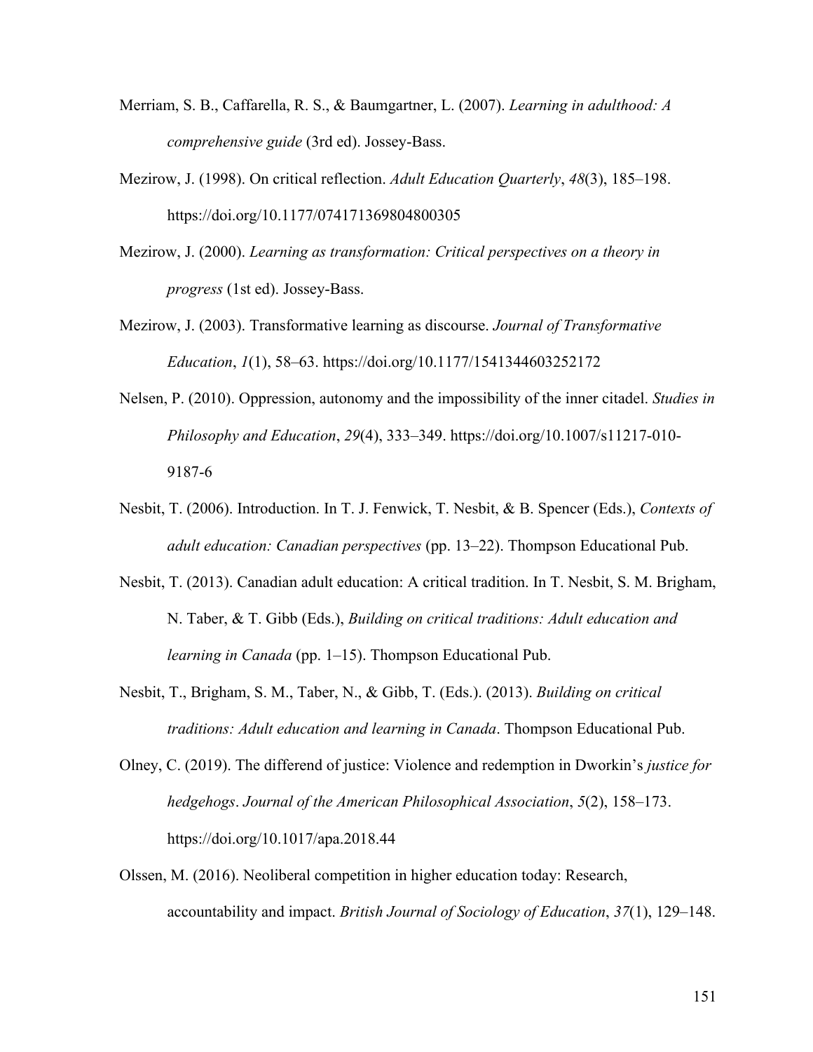Merriam, S. B., Caffarella, R. S., & Baumgartner, L. (2007). *Learning in adulthood: A comprehensive guide* (3rd ed). Jossey-Bass.

Mezirow, J. (1998). On critical reflection. *Adult Education Quarterly*, *48*(3), 185–198. https://doi.org/10.1177/074171369804800305

Mezirow, J. (2000). *Learning as transformation: Critical perspectives on a theory in progress* (1st ed). Jossey-Bass.

Mezirow, J. (2003). Transformative learning as discourse. *Journal of Transformative Education*, *1*(1), 58–63. https://doi.org/10.1177/1541344603252172

Nelsen, P. (2010). Oppression, autonomy and the impossibility of the inner citadel. *Studies in Philosophy and Education*, *29*(4), 333–349. https://doi.org/10.1007/s11217-010-9187-6

Nesbit, T. (2006). Introduction. In T. J. Fenwick, T. Nesbit, & B. Spencer (Eds.), *Contexts of adult education: Canadian perspectives* (pp. 13–22). Thompson Educational Pub.

Nesbit, T. (2013). Canadian adult education: A critical tradition. In T. Nesbit, S. M. Brigham, N. Taber, & T. Gibb (Eds.), *Building on critical traditions: Adult education and learning in Canada* (pp. 1–15). Thompson Educational Pub.

Nesbit, T., Brigham, S. M., Taber, N., & Gibb, T. (Eds.). (2013). *Building on critical traditions: Adult education and learning in Canada*. Thompson Educational Pub.

Olney, C. (2019). The differend of justice: Violence and redemption in Dworkin's *justice for hedgehogs*. *Journal of the American Philosophical Association*, *5*(2), 158–173. https://doi.org/10.1017/apa.2018.44

Olssen, M. (2016). Neoliberal competition in higher education today: Research, accountability and impact. *British Journal of Sociology of Education*, *37*(1), 129–148.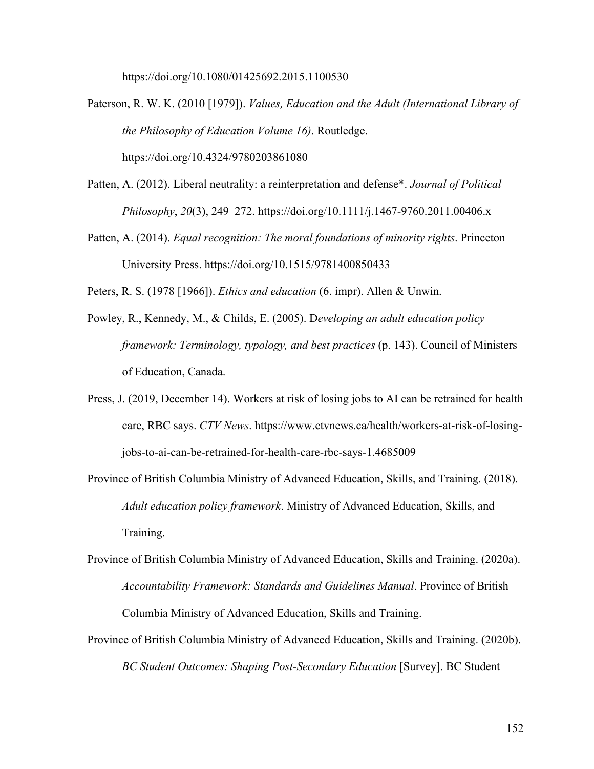https://doi.org/10.1080/01425692.2015.1100530

Paterson, R. W. K. (2010 [1979]). *Values, Education and the Adult (International Library of the Philosophy of Education Volume 16)*. Routledge. https://doi.org/10.4324/9780203861080

Patten, A. (2012). Liberal neutrality: a reinterpretation and defense*. *Journal of Political Philosophy*, *20*(3), 249–272. https://doi.org/10.1111/j.1467-9760.2011.00406.x

Patten, A. (2014). *Equal recognition: The moral foundations of minority rights*. Princeton University Press. https://doi.org/10.1515/9781400850433

Peters, R. S. (1978 [1966]). *Ethics and education* (6. impr). Allen & Unwin.

Powley, R., Kennedy, M., & Childs, E. (2005). D*eveloping an adult education policy framework: Terminology, typology, and best practices* (p. 143). Council of Ministers of Education, Canada.

Press, J. (2019, December 14). Workers at risk of losing jobs to AI can be retrained for health care, RBC says. *CTV News*. https://www.ctvnews.ca/health/workers-at-risk-of-losing-jobs-to-ai-can-be-retrained-for-health-care-rbc-says-1.4685009

Province of British Columbia Ministry of Advanced Education, Skills, and Training. (2018). *Adult education policy framework*. Ministry of Advanced Education, Skills, and Training.

Province of British Columbia Ministry of Advanced Education, Skills and Training. (2020a). *Accountability Framework: Standards and Guidelines Manual*. Province of British Columbia Ministry of Advanced Education, Skills and Training.

Province of British Columbia Ministry of Advanced Education, Skills and Training. (2020b). *BC Student Outcomes: Shaping Post-Secondary Education* [Survey]. BC Student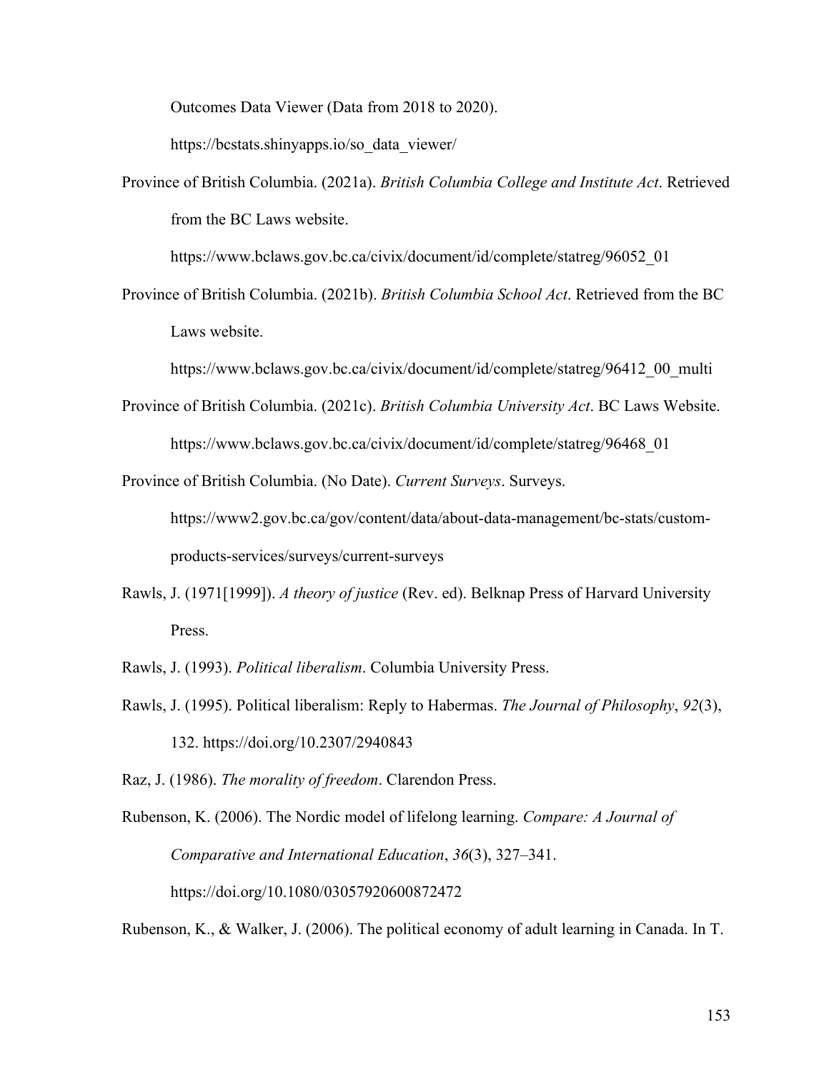Outcomes Data Viewer (Data from 2018 to 2020). https://bcstats.shinyapps.io/so_data_viewer/

Province of British Columbia. (2021a). *British Columbia College and Institute Act*. Retrieved from the BC Laws website. https://www.bclaws.gov.bc.ca/civix/document/id/complete/statreg/96052_01

Province of British Columbia. (2021b). *British Columbia School Act*. Retrieved from the BC Laws website. https://www.bclaws.gov.bc.ca/civix/document/id/complete/statreg/96412_00_multi

Province of British Columbia. (2021c). *British Columbia University Act*. BC Laws Website. https://www.bclaws.gov.bc.ca/civix/document/id/complete/statreg/96468_01

Province of British Columbia. (No Date). *Current Surveys*. Surveys. https://www2.gov.bc.ca/gov/content/data/about-data-management/bc-stats/custom-products-services/surveys/current-surveys

Rawls, J. (1971[1999]). *A theory of justice* (Rev. ed). Belknap Press of Harvard University Press.

Rawls, J. (1993). *Political liberalism*. Columbia University Press.

Rawls, J. (1995). Political liberalism: Reply to Habermas. *The Journal of Philosophy*, *92*(3), 132. https://doi.org/10.2307/2940843

Raz, J. (1986). *The morality of freedom*. Clarendon Press.

Rubenson, K. (2006). The Nordic model of lifelong learning. *Compare: A Journal of Comparative and International Education*, *36*(3), 327–341. https://doi.org/10.1080/03057920600872472

Rubenson, K., & Walker, J. (2006). The political economy of adult learning in Canada. In T.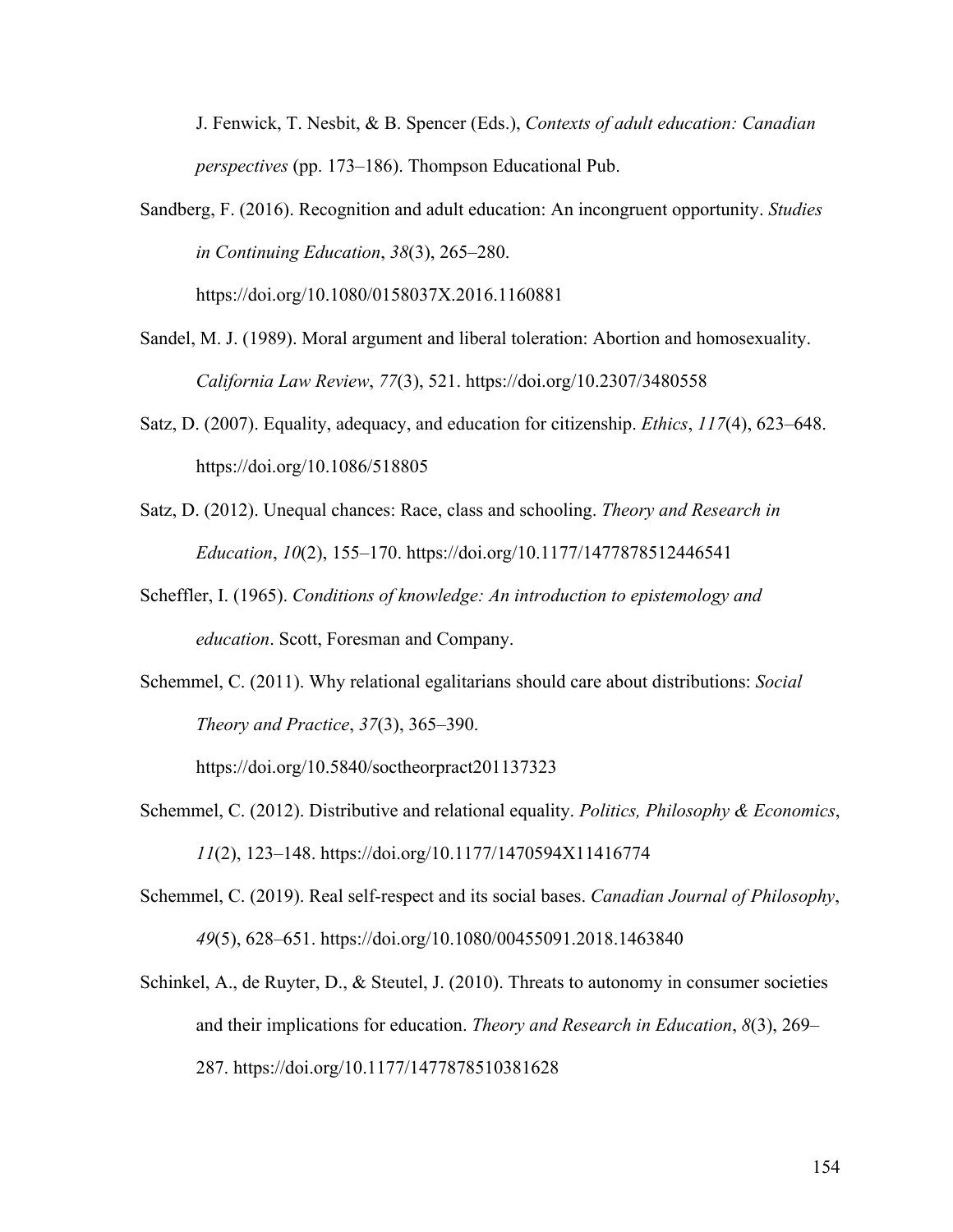J. Fenwick, T. Nesbit, & B. Spencer (Eds.), *Contexts of adult education: Canadian perspectives* (pp. 173–186). Thompson Educational Pub.

Sandberg, F. (2016). Recognition and adult education: An incongruent opportunity. *Studies in Continuing Education*, *38*(3), 265–280. https://doi.org/10.1080/0158037X.2016.1160881

Sandel, M. J. (1989). Moral argument and liberal toleration: Abortion and homosexuality. *California Law Review*, *77*(3), 521. https://doi.org/10.2307/3480558

Satz, D. (2007). Equality, adequacy, and education for citizenship. *Ethics*, *117*(4), 623–648. https://doi.org/10.1086/518805

Satz, D. (2012). Unequal chances: Race, class and schooling. *Theory and Research in Education*, *10*(2), 155–170. https://doi.org/10.1177/1477878512446541

Scheffler, I. (1965). *Conditions of knowledge: An introduction to epistemology and education*. Scott, Foresman and Company.

Schemmel, C. (2011). Why relational egalitarians should care about distributions: *Social Theory and Practice*, *37*(3), 365–390. https://doi.org/10.5840/soctheorpract201137323

Schemmel, C. (2012). Distributive and relational equality. *Politics, Philosophy & Economics*, *11*(2), 123–148. https://doi.org/10.1177/1470594X11416774

Schemmel, C. (2019). Real self-respect and its social bases. *Canadian Journal of Philosophy*, *49*(5), 628–651. https://doi.org/10.1080/00455091.2018.1463840

Schinkel, A., de Ruyter, D., & Steutel, J. (2010). Threats to autonomy in consumer societies and their implications for education. *Theory and Research in Education*, *8*(3), 269–287. https://doi.org/10.1177/1477878510381628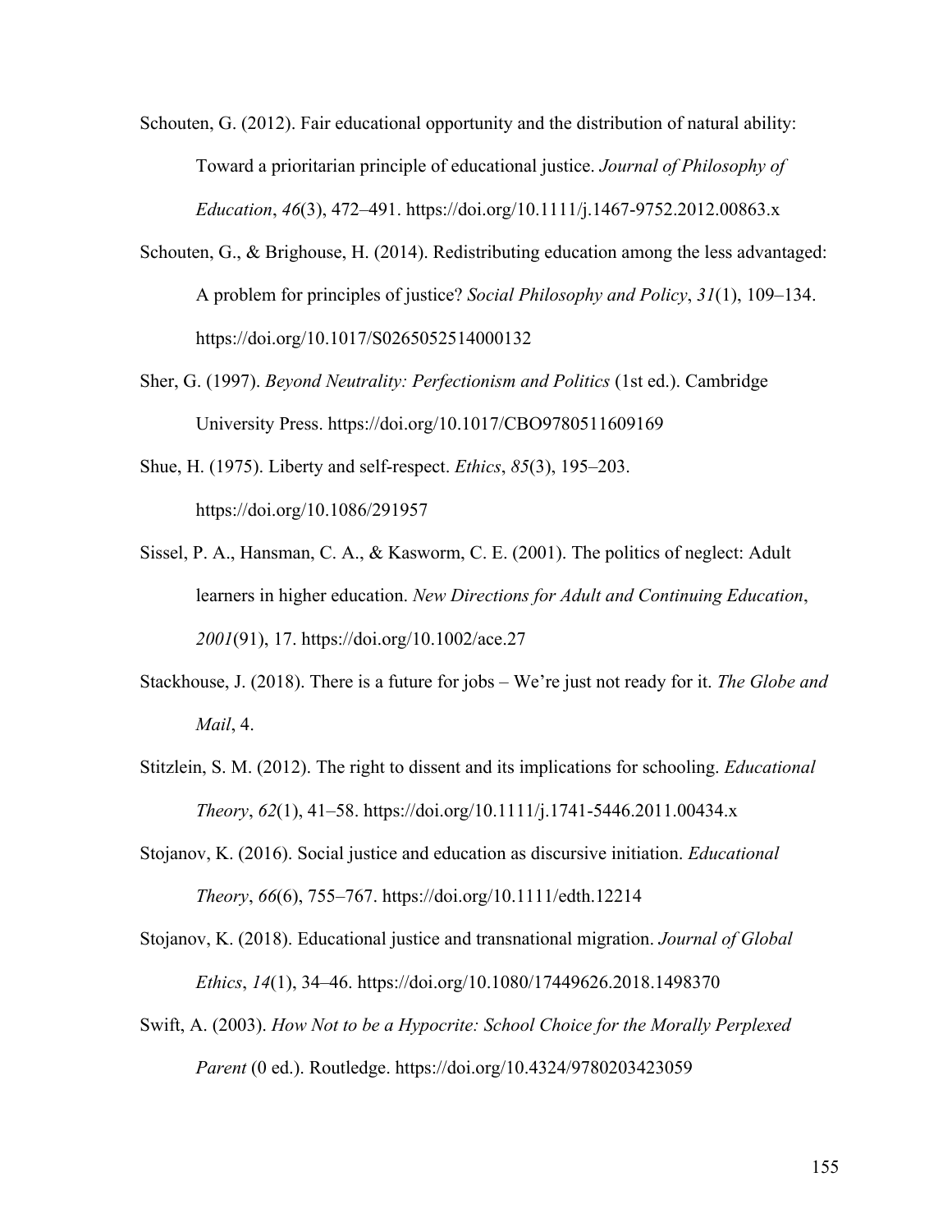Schouten, G. (2012). Fair educational opportunity and the distribution of natural ability: Toward a prioritarian principle of educational justice. *Journal of Philosophy of Education*, *46*(3), 472–491. https://doi.org/10.1111/j.1467-9752.2012.00863.x

Schouten, G., & Brighouse, H. (2014). Redistributing education among the less advantaged: A problem for principles of justice? *Social Philosophy and Policy*, *31*(1), 109–134. https://doi.org/10.1017/S0265052514000132

Sher, G. (1997). *Beyond Neutrality: Perfectionism and Politics* (1st ed.). Cambridge University Press. https://doi.org/10.1017/CBO9780511609169

Shue, H. (1975). Liberty and self-respect. *Ethics*, *85*(3), 195–203. https://doi.org/10.1086/291957

Sissel, P. A., Hansman, C. A., & Kasworm, C. E. (2001). The politics of neglect: Adult learners in higher education. *New Directions for Adult and Continuing Education*, *2001*(91), 17. https://doi.org/10.1002/ace.27

Stackhouse, J. (2018). There is a future for jobs – We're just not ready for it. *The Globe and Mail*, 4.

Stitzlein, S. M. (2012). The right to dissent and its implications for schooling. *Educational Theory*, *62*(1), 41–58. https://doi.org/10.1111/j.1741-5446.2011.00434.x

Stojanov, K. (2016). Social justice and education as discursive initiation. *Educational Theory*, *66*(6), 755–767. https://doi.org/10.1111/edth.12214

Stojanov, K. (2018). Educational justice and transnational migration. *Journal of Global Ethics*, *14*(1), 34–46. https://doi.org/10.1080/17449626.2018.1498370

Swift, A. (2003). *How Not to be a Hypocrite: School Choice for the Morally Perplexed Parent* (0 ed.). Routledge. https://doi.org/10.4324/9780203423059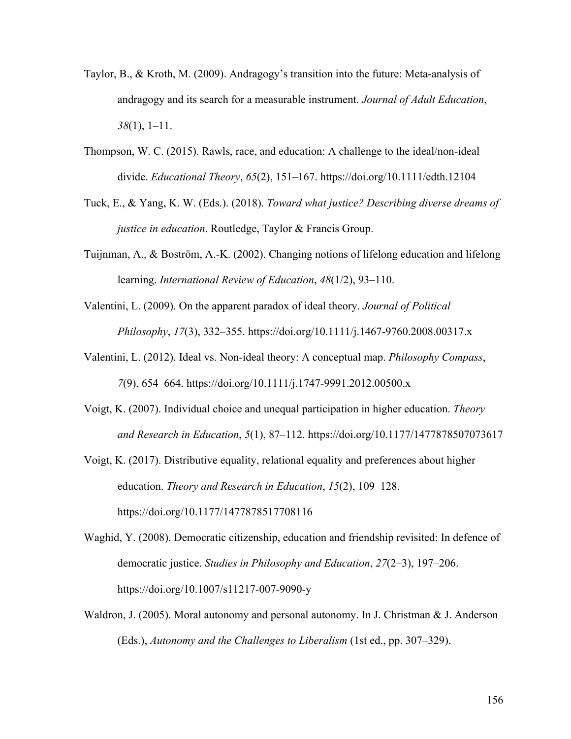Taylor, B., & Kroth, M. (2009). Andragogy's transition into the future: Meta-analysis of andragogy and its search for a measurable instrument. *Journal of Adult Education*, *38*(1), 1–11.

Thompson, W. C. (2015). Rawls, race, and education: A challenge to the ideal/non-ideal divide. *Educational Theory*, *65*(2), 151–167. https://doi.org/10.1111/edth.12104

Tuck, E., & Yang, K. W. (Eds.). (2018). *Toward what justice? Describing diverse dreams of justice in education*. Routledge, Taylor & Francis Group.

Tuijnman, A., & Boström, A.-K. (2002). Changing notions of lifelong education and lifelong learning. *International Review of Education*, *48*(1/2), 93–110.

Valentini, L. (2009). On the apparent paradox of ideal theory. *Journal of Political Philosophy*, *17*(3), 332–355. https://doi.org/10.1111/j.1467-9760.2008.00317.x

Valentini, L. (2012). Ideal vs. Non-ideal theory: A conceptual map. *Philosophy Compass*, *7*(9), 654–664. https://doi.org/10.1111/j.1747-9991.2012.00500.x

Voigt, K. (2007). Individual choice and unequal participation in higher education. *Theory and Research in Education*, *5*(1), 87–112. https://doi.org/10.1177/1477878507073617

Voigt, K. (2017). Distributive equality, relational equality and preferences about higher education. *Theory and Research in Education*, *15*(2), 109–128. https://doi.org/10.1177/1477878517708116

Waghid, Y. (2008). Democratic citizenship, education and friendship revisited: In defence of democratic justice. *Studies in Philosophy and Education*, *27*(2–3), 197–206. https://doi.org/10.1007/s11217-007-9090-y

Waldron, J. (2005). Moral autonomy and personal autonomy. In J. Christman & J. Anderson (Eds.), *Autonomy and the Challenges to Liberalism* (1st ed., pp. 307–329).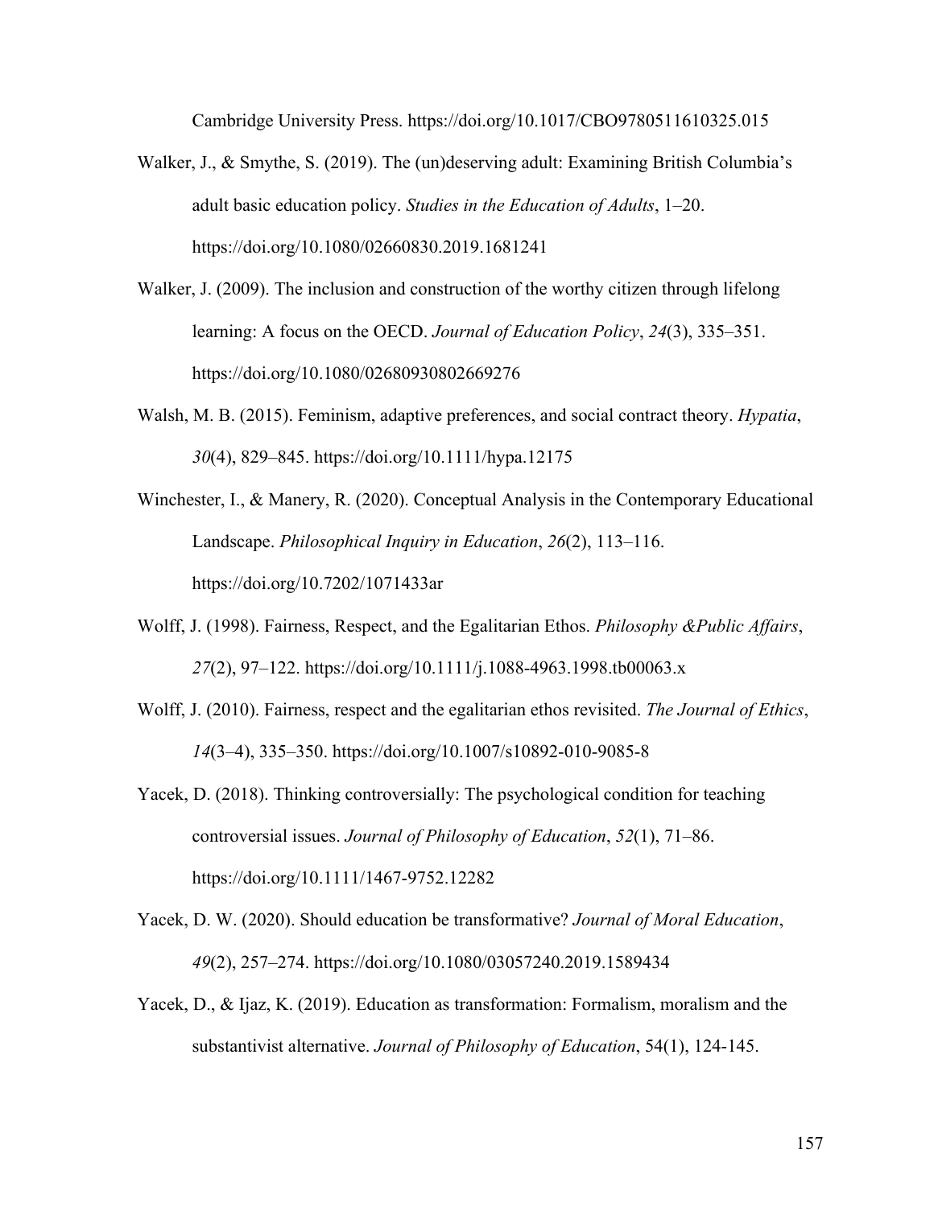Cambridge University Press. https://doi.org/10.1017/CBO9780511610325.015

Walker, J., & Smythe, S. (2019). The (un)deserving adult: Examining British Columbia's adult basic education policy. *Studies in the Education of Adults*, 1–20. https://doi.org/10.1080/02660830.2019.1681241

Walker, J. (2009). The inclusion and construction of the worthy citizen through lifelong learning: A focus on the OECD. *Journal of Education Policy*, *24*(3), 335–351. https://doi.org/10.1080/02680930802669276

Walsh, M. B. (2015). Feminism, adaptive preferences, and social contract theory. *Hypatia*, *30*(4), 829–845. https://doi.org/10.1111/hypa.12175

Winchester, I., & Manery, R. (2020). Conceptual Analysis in the Contemporary Educational Landscape. *Philosophical Inquiry in Education*, *26*(2), 113–116. https://doi.org/10.7202/1071433ar

Wolff, J. (1998). Fairness, Respect, and the Egalitarian Ethos. *Philosophy &Public Affairs*, *27*(2), 97–122. https://doi.org/10.1111/j.1088-4963.1998.tb00063.x

Wolff, J. (2010). Fairness, respect and the egalitarian ethos revisited. *The Journal of Ethics*, *14*(3–4), 335–350. https://doi.org/10.1007/s10892-010-9085-8

Yacek, D. (2018). Thinking controversially: The psychological condition for teaching controversial issues. *Journal of Philosophy of Education*, *52*(1), 71–86. https://doi.org/10.1111/1467-9752.12282

Yacek, D. W. (2020). Should education be transformative? *Journal of Moral Education*, *49*(2), 257–274. https://doi.org/10.1080/03057240.2019.1589434

Yacek, D., & Ijaz, K. (2019). Education as transformation: Formalism, moralism and the substantivist alternative. *Journal of Philosophy of Education*, 54(1), 124-145.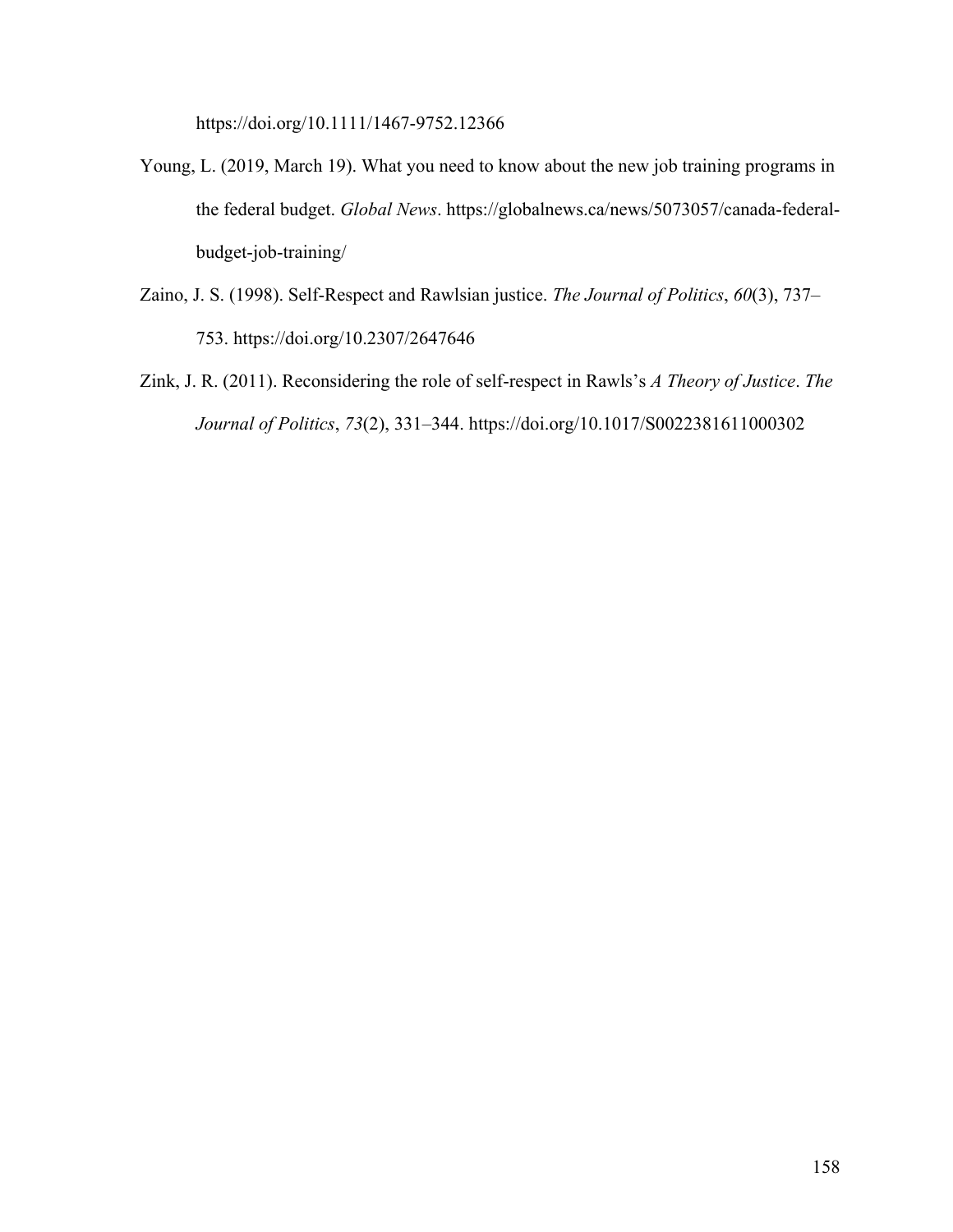https://doi.org/10.1111/1467-9752.12366

Young, L. (2019, March 19). What you need to know about the new job training programs in the federal budget. *Global News*. https://globalnews.ca/news/5073057/canada-federal-budget-job-training/

Zaino, J. S. (1998). Self-Respect and Rawlsian justice. *The Journal of Politics*, *60*(3), 737–753. https://doi.org/10.2307/2647646

Zink, J. R. (2011). Reconsidering the role of self-respect in Rawls's *A Theory of Justice*. *The Journal of Politics*, *73*(2), 331–344. https://doi.org/10.1017/S0022381611000302